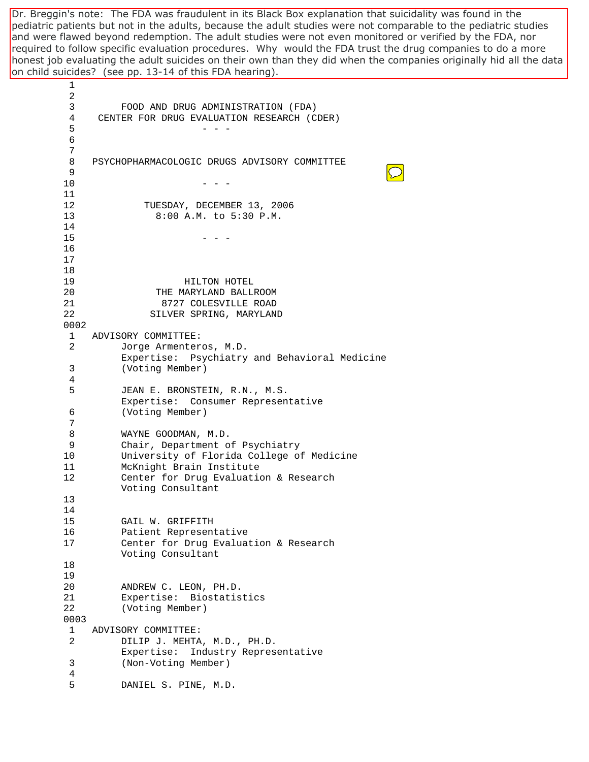Dr. Breggin's note: The FDA was fraudulent in its Black Box explanation that suicidality was found in the pediatric patients but not in the adults, because the adult studies were not comparable to the pediatric studies and were flawed beyond redemption. The adult studies were not even monitored or verified by the FDA, nor required to follow specific evaluation procedures. Why would the FDA trust the drug companies to do a more honest job evaluating the adult suicides on their own than they did when the companies originally hid all the data on child suicides? (see pp. 13-14 of this FDA hearing).

```
          1
          2
          3        FOOD AND DRUG ADMINISTRATION (FDA)
          4     CENTER FOR DRUG EVALUATION RESEARCH (CDER)
          5                       - - -
          6
          7
          8   PSYCHOPHARMACOLOGIC DRUGS ADVISORY COMMITTEE
          9
         10                       - - -
         11
         12            TUESDAY, DECEMBER 13, 2006
         13              8:00 A.M. to 5:30 P.M.
         14
         15                       - - -
         16
         17
         18
         19                    HILTON HOTEL
         20              THE MARYLAND BALLROOM
         21               8727 COLESVILLE ROAD
         22             SILVER SPRING, MARYLAND
        0002
          1   ADVISORY COMMITTEE:
          2        Jorge Armenteros, M.D.
                   Expertise:  Psychiatry and Behavioral Medicine
          3        (Voting Member)
          4
          5        JEAN E. BRONSTEIN, R.N., M.S.
                   Expertise:  Consumer Representative
          6        (Voting Member)
          7
          8        WAYNE GOODMAN, M.D.
          9        Chair, Department of Psychiatry
         10        University of Florida College of Medicine
         11        McKnight Brain Institute
         12        Center for Drug Evaluation & Research
                   Voting Consultant
         13
         14
         15        GAIL W. GRIFFITH
         16        Patient Representative
         17        Center for Drug Evaluation & Research
                   Voting Consultant
         18
         19
         20        ANDREW C. LEON, PH.D.
         21        Expertise:  Biostatistics
         22        (Voting Member)
        0003
          1   ADVISORY COMMITTEE:
          2        DILIP J. MEHTA, M.D., PH.D.
                   Expertise:  Industry Representative
          3        (Non-Voting Member)
          4
          5        DANIEL S. PINE, M.D.
```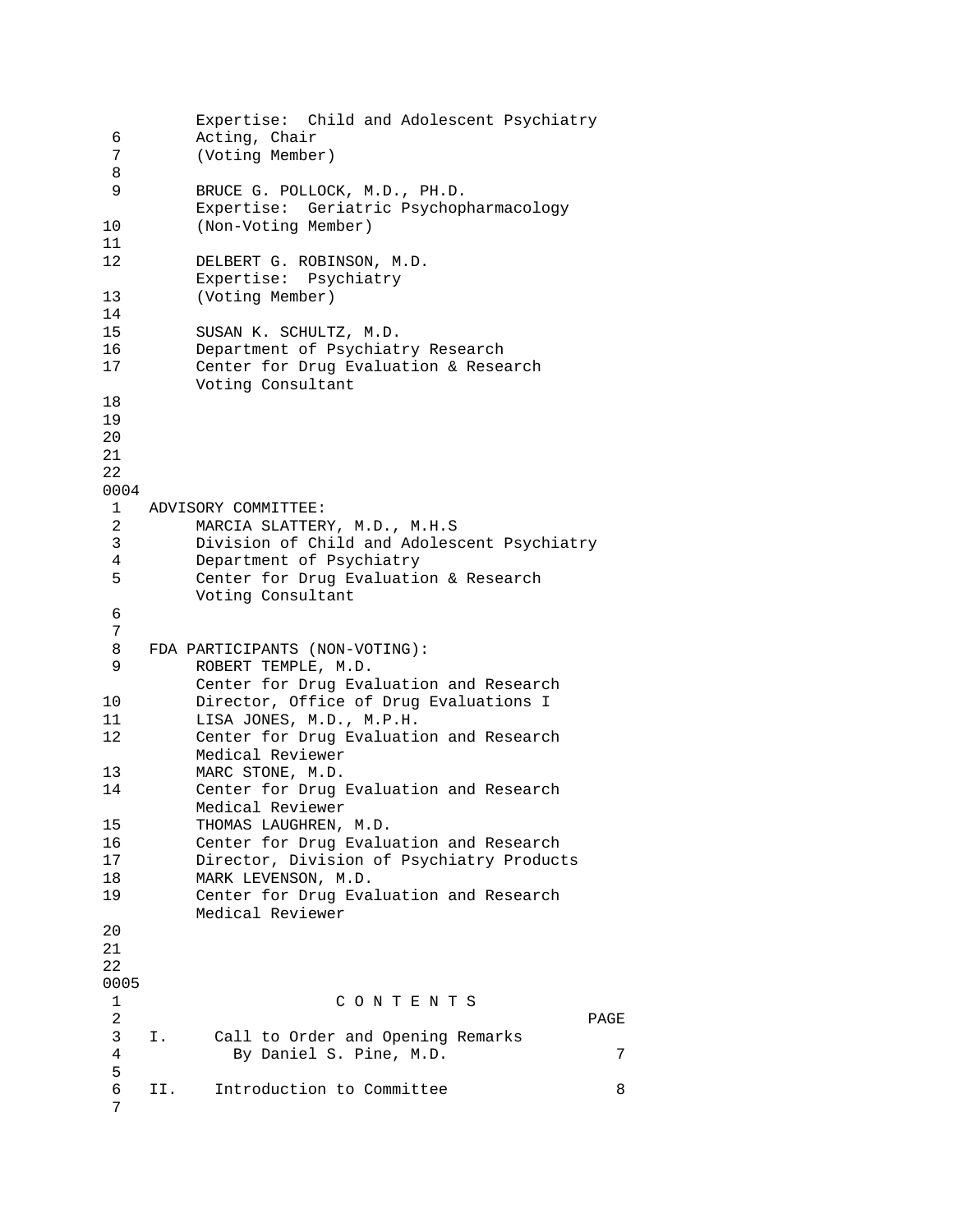Expertise: Child and Adolescent Psychiatry
Acting, Chair
(Voting Member)

BRUCE G. POLLOCK, M.D., PH.D.
Expertise: Geriatric Psychopharmacology
(Non-Voting Member)

DELBERT G. ROBINSON, M.D.
Expertise: Psychiatry
(Voting Member)

SUSAN K. SCHULTZ, M.D.
Department of Psychiatry Research
Center for Drug Evaluation & Research
Voting Consultant

ADVISORY COMMITTEE:

MARCIA SLATTERY, M.D., M.H.S
Division of Child and Adolescent Psychiatry
Department of Psychiatry
Center for Drug Evaluation & Research
Voting Consultant

FDA PARTICIPANTS (NON-VOTING):

ROBERT TEMPLE, M.D.
Center for Drug Evaluation and Research
Director, Office of Drug Evaluations I

LISA JONES, M.D., M.P.H.
Center for Drug Evaluation and Research
Medical Reviewer

MARC STONE, M.D.
Center for Drug Evaluation and Research
Medical Reviewer

THOMAS LAUGHREN, M.D.
Center for Drug Evaluation and Research
Director, Division of Psychiatry Products

MARK LEVENSON, M.D.
Center for Drug Evaluation and Research
Medical Reviewer

## C O N T E N T S

| | | PAGE |
|---|---|---|
| I. | Call to Order and Opening Remarks By Daniel S. Pine, M.D. | 7 |
| II. | Introduction to Committee | 8 |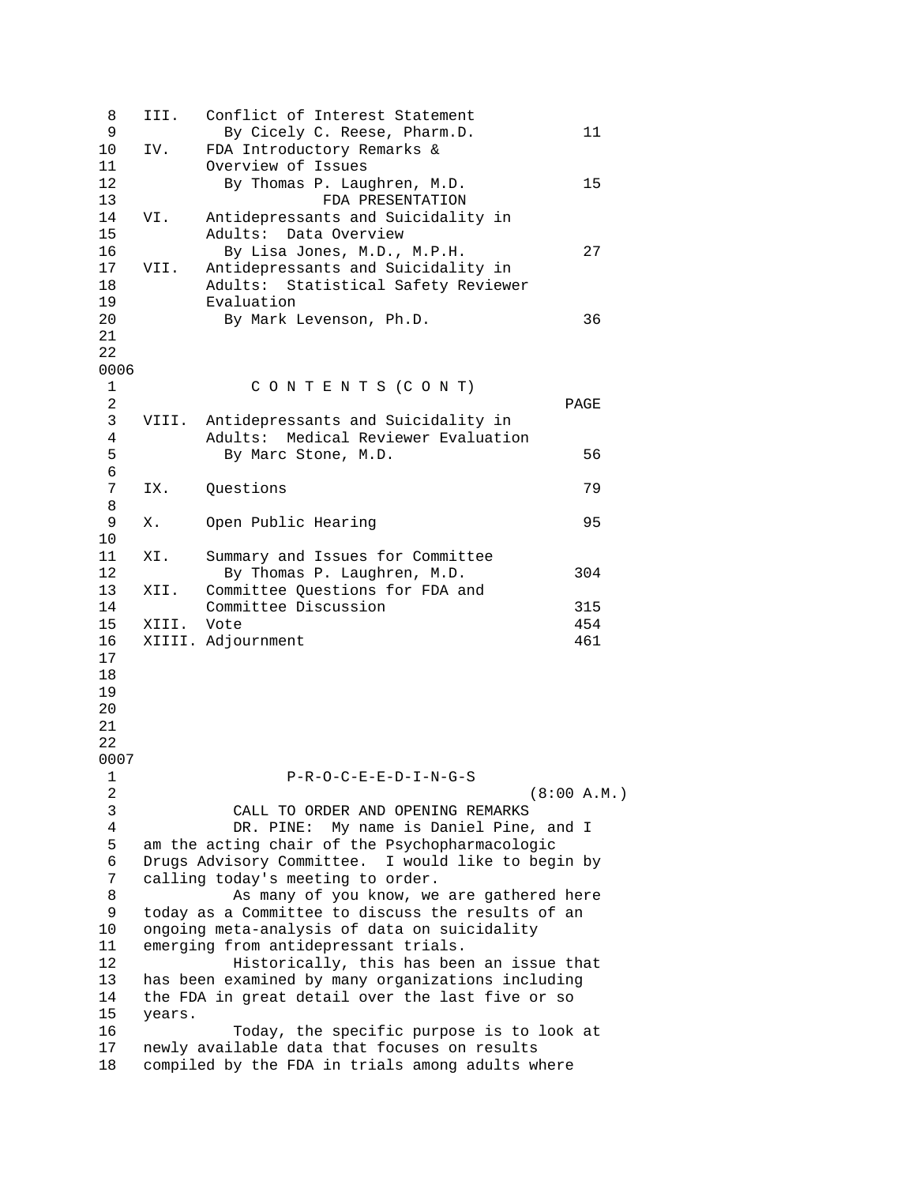| | | |
|---|---|---|
| III. | Conflict of Interest Statement<br>By Cicely C. Reese, Pharm.D. | 11 |
| IV. | FDA Introductory Remarks &<br>Overview of Issues<br>By Thomas P. Laughren, M.D. | 15 |
| | FDA PRESENTATION | |
| VI. | Antidepressants and Suicidality in<br>Adults: Data Overview<br>By Lisa Jones, M.D., M.P.H. | 27 |
| VII. | Antidepressants and Suicidality in<br>Adults: Statistical Safety Reviewer<br>Evaluation<br>By Mark Levenson, Ph.D. | 36 |

## C O N T E N T S (C O N T)

| | | PAGE |
|---|---|---|
| VIII. | Antidepressants and Suicidality in<br>Adults: Medical Reviewer Evaluation<br>By Marc Stone, M.D. | 56 |
| IX. | Questions | 79 |
| X. | Open Public Hearing | 95 |
| XI. | Summary and Issues for Committee<br>By Thomas P. Laughren, M.D. | 304 |
| XII. | Committee Questions for FDA and<br>Committee Discussion | 315 |
| XIII. | Vote | 454 |
| XIIII. | Adjournment | 461 |

## P-R-O-C-E-E-D-I-N-G-S

(8:00 A.M.)

### CALL TO ORDER AND OPENING REMARKS

DR. PINE: My name is Daniel Pine, and I am the acting chair of the Psychopharmacologic Drugs Advisory Committee. I would like to begin by calling today's meeting to order.

As many of you know, we are gathered here today as a Committee to discuss the results of an ongoing meta-analysis of data on suicidality emerging from antidepressant trials.

Historically, this has been an issue that has been examined by many organizations including the FDA in great detail over the last five or so years.

Today, the specific purpose is to look at newly available data that focuses on results compiled by the FDA in trials among adults where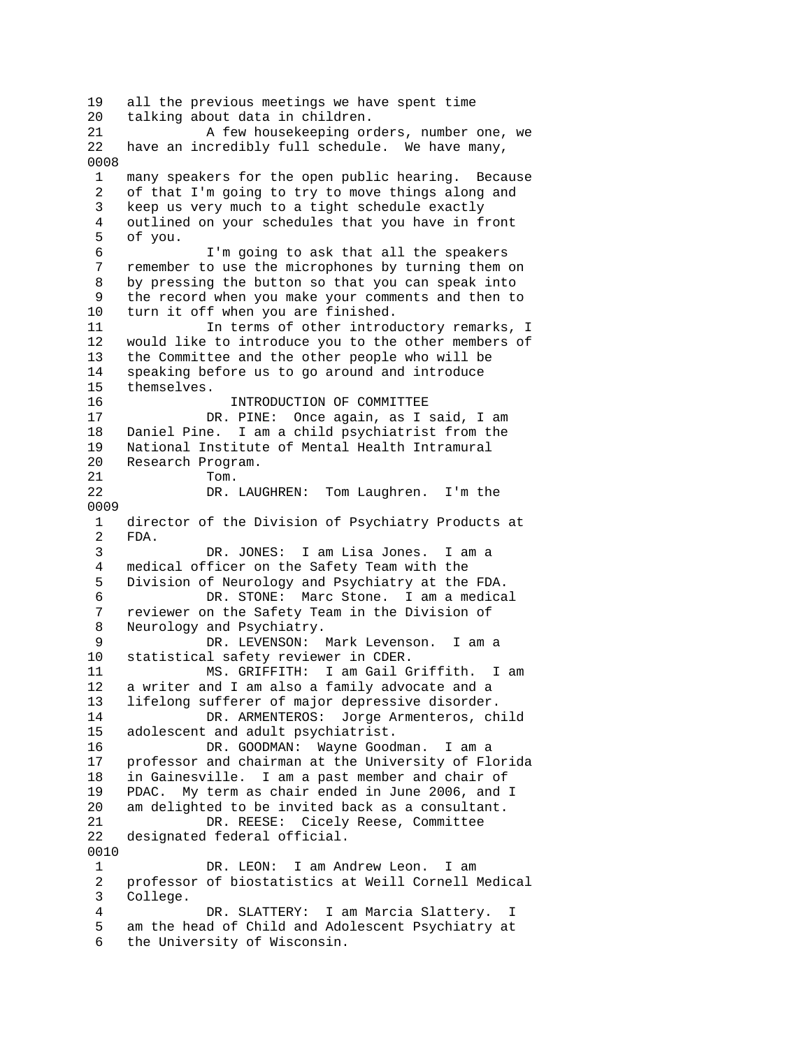all the previous meetings we have spent time talking about data in children.

A few housekeeping orders, number one, we have an incredibly full schedule. We have many, many speakers for the open public hearing. Because of that I'm going to try to move things along and keep us very much to a tight schedule exactly outlined on your schedules that you have in front of you.

I'm going to ask that all the speakers remember to use the microphones by turning them on by pressing the button so that you can speak into the record when you make your comments and then to turn it off when you are finished.

In terms of other introductory remarks, I would like to introduce you to the other members of the Committee and the other people who will be speaking before us to go around and introduce themselves.

## INTRODUCTION OF COMMITTEE

DR. PINE: Once again, as I said, I am Daniel Pine. I am a child psychiatrist from the National Institute of Mental Health Intramural Research Program.

Tom.

DR. LAUGHREN: Tom Laughren. I'm the director of the Division of Psychiatry Products at FDA.

DR. JONES: I am Lisa Jones. I am a medical officer on the Safety Team with the Division of Neurology and Psychiatry at the FDA.

DR. STONE: Marc Stone. I am a medical reviewer on the Safety Team in the Division of Neurology and Psychiatry.

DR. LEVENSON: Mark Levenson. I am a statistical safety reviewer in CDER.

MS. GRIFFITH: I am Gail Griffith. I am a writer and I am also a family advocate and a lifelong sufferer of major depressive disorder.

DR. ARMENTEROS: Jorge Armenteros, child adolescent and adult psychiatrist.

DR. GOODMAN: Wayne Goodman. I am a professor and chairman at the University of Florida in Gainesville. I am a past member and chair of PDAC. My term as chair ended in June 2006, and I am delighted to be invited back as a consultant.

DR. REESE: Cicely Reese, Committee designated federal official.

DR. LEON: I am Andrew Leon. I am professor of biostatistics at Weill Cornell Medical College.

DR. SLATTERY: I am Marcia Slattery. I am the head of Child and Adolescent Psychiatry at the University of Wisconsin.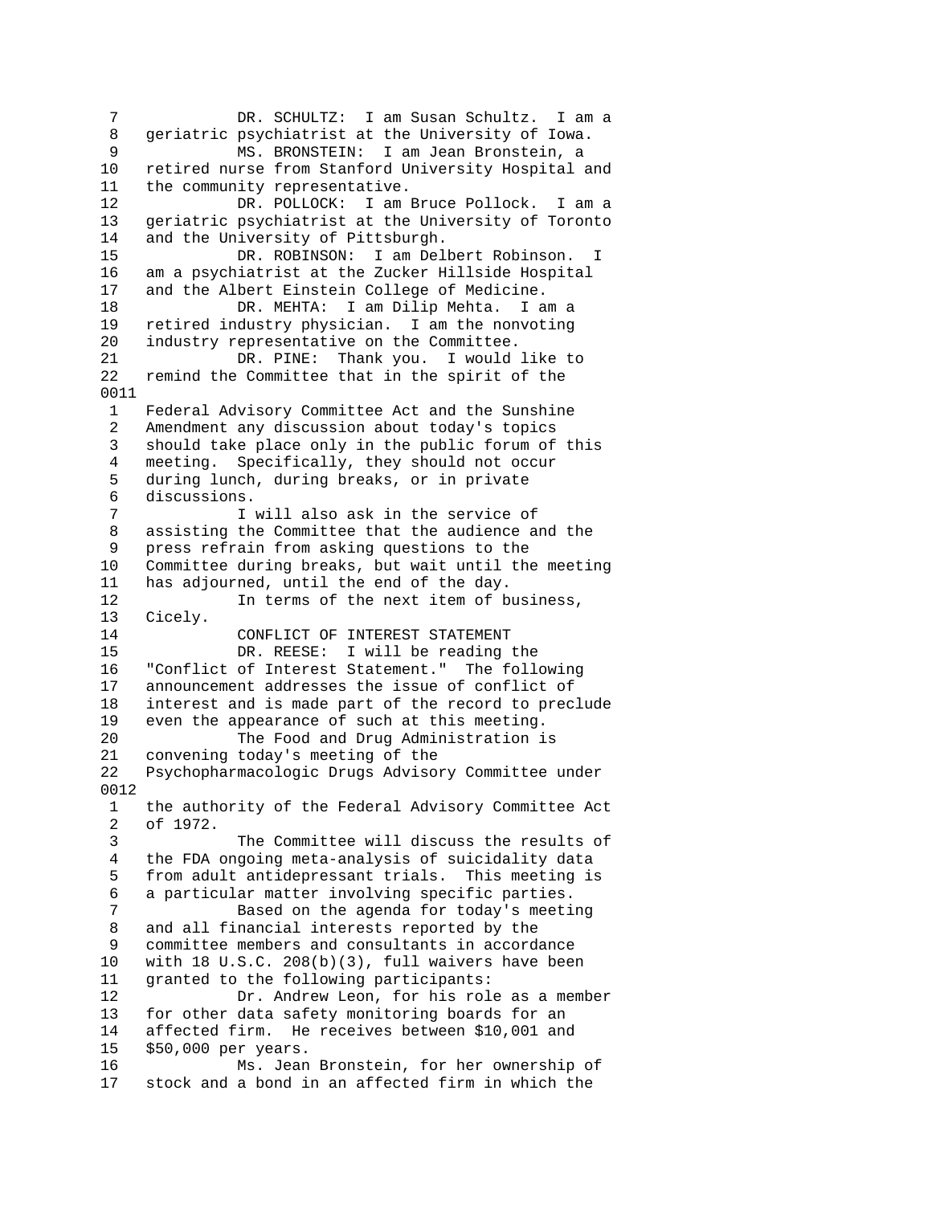DR. SCHULTZ: I am Susan Schultz. I am a geriatric psychiatrist at the University of Iowa.

MS. BRONSTEIN: I am Jean Bronstein, a retired nurse from Stanford University Hospital and the community representative.

DR. POLLOCK: I am Bruce Pollock. I am a geriatric psychiatrist at the University of Toronto and the University of Pittsburgh.

DR. ROBINSON: I am Delbert Robinson. I am a psychiatrist at the Zucker Hillside Hospital and the Albert Einstein College of Medicine.

DR. MEHTA: I am Dilip Mehta. I am a retired industry physician. I am the nonvoting industry representative on the Committee.

DR. PINE: Thank you. I would like to remind the Committee that in the spirit of the Federal Advisory Committee Act and the Sunshine Amendment any discussion about today's topics should take place only in the public forum of this meeting. Specifically, they should not occur during lunch, during breaks, or in private discussions.

I will also ask in the service of assisting the Committee that the audience and the press refrain from asking questions to the Committee during breaks, but wait until the meeting has adjourned, until the end of the day.

In terms of the next item of business, Cicely.

CONFLICT OF INTEREST STATEMENT

DR. REESE: I will be reading the "Conflict of Interest Statement." The following announcement addresses the issue of conflict of interest and is made part of the record to preclude even the appearance of such at this meeting.

The Food and Drug Administration is convening today's meeting of the Psychopharmacologic Drugs Advisory Committee under the authority of the Federal Advisory Committee Act of 1972.

The Committee will discuss the results of the FDA ongoing meta-analysis of suicidality data from adult antidepressant trials. This meeting is a particular matter involving specific parties.

Based on the agenda for today's meeting and all financial interests reported by the committee members and consultants in accordance with 18 U.S.C. 208(b)(3), full waivers have been granted to the following participants:

Dr. Andrew Leon, for his role as a member for other data safety monitoring boards for an affected firm. He receives between $10,001 and $50,000 per years.

Ms. Jean Bronstein, for her ownership of stock and a bond in an affected firm in which the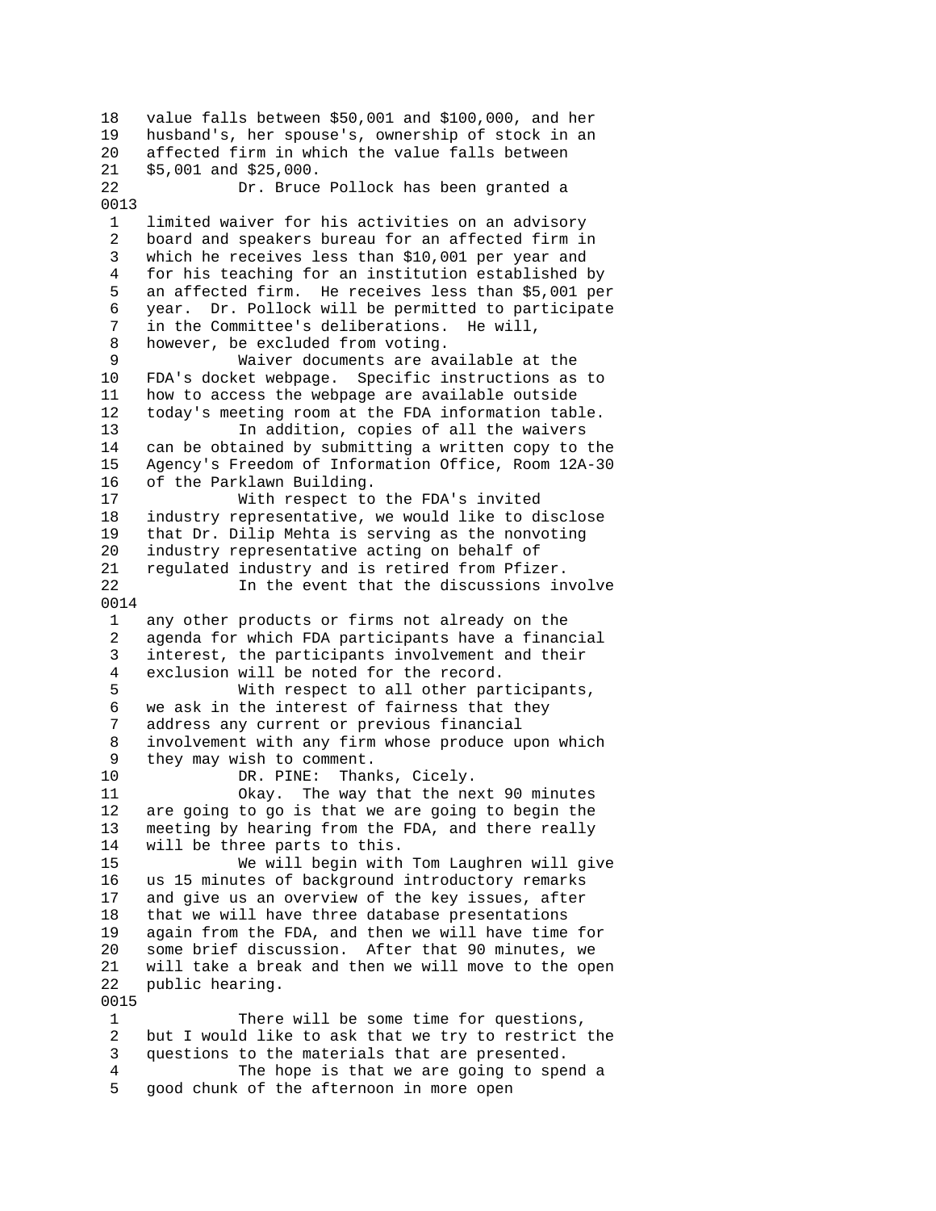18 value falls between $50,001 and $100,000, and her
19 husband's, her spouse's, ownership of stock in an
20 affected firm in which the value falls between
21 $5,001 and $25,000.
22 Dr. Bruce Pollock has been granted a
0013
1 limited waiver for his activities on an advisory
2 board and speakers bureau for an affected firm in
3 which he receives less than $10,001 per year and
4 for his teaching for an institution established by
5 an affected firm. He receives less than $5,001 per
6 year. Dr. Pollock will be permitted to participate
7 in the Committee's deliberations. He will,
8 however, be excluded from voting.
9 Waiver documents are available at the
10 FDA's docket webpage. Specific instructions as to
11 how to access the webpage are available outside
12 today's meeting room at the FDA information table.
13 In addition, copies of all the waivers
14 can be obtained by submitting a written copy to the
15 Agency's Freedom of Information Office, Room 12A-30
16 of the Parklawn Building.
17 With respect to the FDA's invited
18 industry representative, we would like to disclose
19 that Dr. Dilip Mehta is serving as the nonvoting
20 industry representative acting on behalf of
21 regulated industry and is retired from Pfizer.
22 In the event that the discussions involve
0014
1 any other products or firms not already on the
2 agenda for which FDA participants have a financial
3 interest, the participants involvement and their
4 exclusion will be noted for the record.
5 With respect to all other participants,
6 we ask in the interest of fairness that they
7 address any current or previous financial
8 involvement with any firm whose produce upon which
9 they may wish to comment.
10 DR. PINE: Thanks, Cicely.
11 Okay. The way that the next 90 minutes
12 are going to go is that we are going to begin the
13 meeting by hearing from the FDA, and there really
14 will be three parts to this.
15 We will begin with Tom Laughren will give
16 us 15 minutes of background introductory remarks
17 and give us an overview of the key issues, after
18 that we will have three database presentations
19 again from the FDA, and then we will have time for
20 some brief discussion. After that 90 minutes, we
21 will take a break and then we will move to the open
22 public hearing.
0015
1 There will be some time for questions,
2 but I would like to ask that we try to restrict the
3 questions to the materials that are presented.
4 The hope is that we are going to spend a
5 good chunk of the afternoon in more open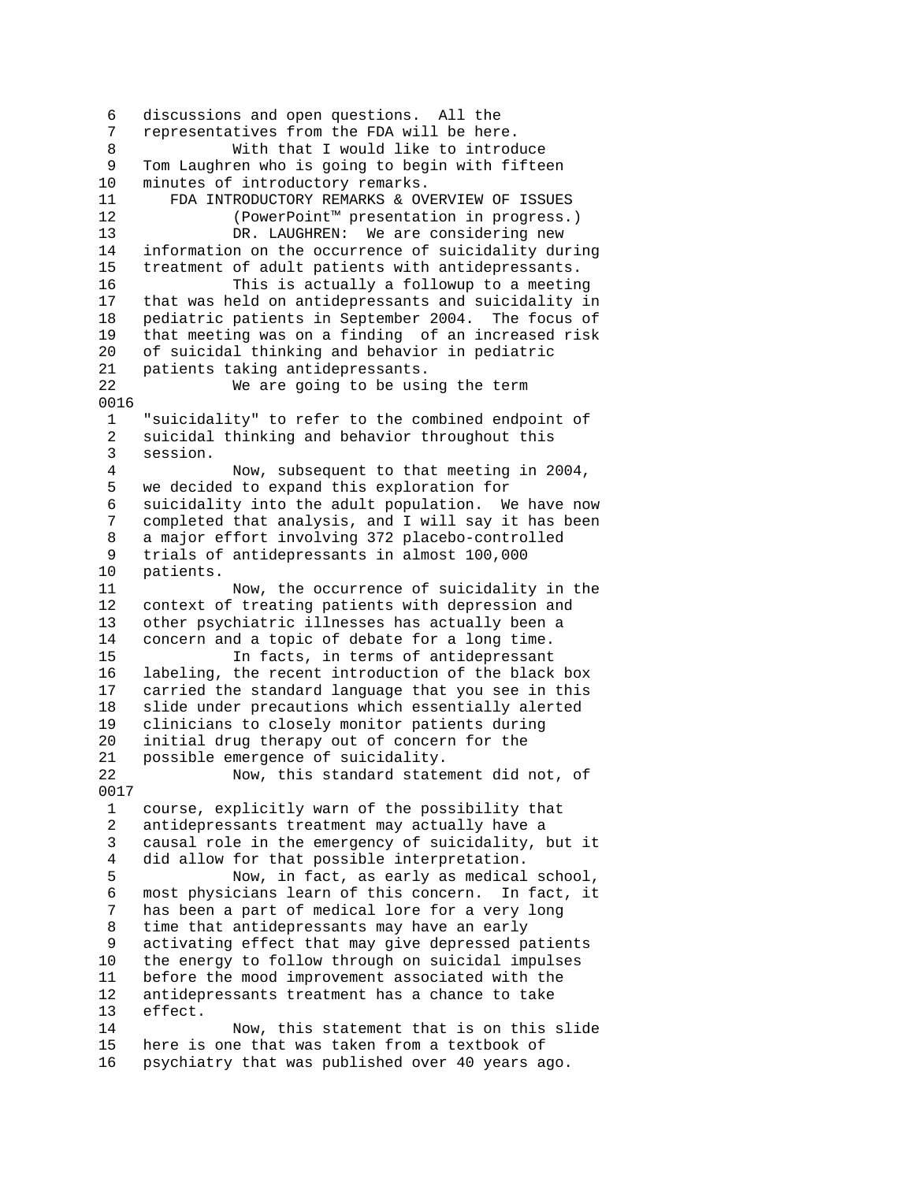discussions and open questions. All the representatives from the FDA will be here.

With that I would like to introduce Tom Laughren who is going to begin with fifteen minutes of introductory remarks.

## FDA INTRODUCTORY REMARKS & OVERVIEW OF ISSUES

(PowerPoint™ presentation in progress.)

DR. LAUGHREN: We are considering new information on the occurrence of suicidality during treatment of adult patients with antidepressants.

This is actually a followup to a meeting that was held on antidepressants and suicidality in pediatric patients in September 2004. The focus of that meeting was on a finding of an increased risk of suicidal thinking and behavior in pediatric patients taking antidepressants.

We are going to be using the term "suicidality" to refer to the combined endpoint of suicidal thinking and behavior throughout this session.

Now, subsequent to that meeting in 2004, we decided to expand this exploration for suicidality into the adult population. We have now completed that analysis, and I will say it has been a major effort involving 372 placebo-controlled trials of antidepressants in almost 100,000 patients.

Now, the occurrence of suicidality in the context of treating patients with depression and other psychiatric illnesses has actually been a concern and a topic of debate for a long time.

In facts, in terms of antidepressant labeling, the recent introduction of the black box carried the standard language that you see in this slide under precautions which essentially alerted clinicians to closely monitor patients during initial drug therapy out of concern for the possible emergence of suicidality.

Now, this standard statement did not, of course, explicitly warn of the possibility that antidepressants treatment may actually have a causal role in the emergency of suicidality, but it did allow for that possible interpretation.

Now, in fact, as early as medical school, most physicians learn of this concern. In fact, it has been a part of medical lore for a very long time that antidepressants may have an early activating effect that may give depressed patients the energy to follow through on suicidal impulses before the mood improvement associated with the antidepressants treatment has a chance to take effect.

Now, this statement that is on this slide here is one that was taken from a textbook of psychiatry that was published over 40 years ago.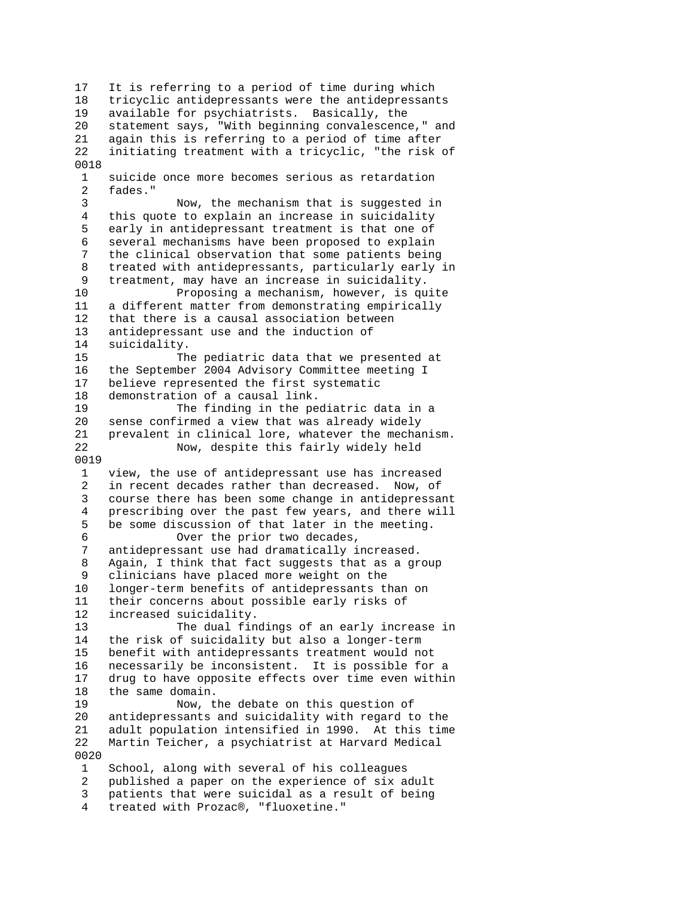17 It is referring to a period of time during which
18 tricyclic antidepressants were the antidepressants
19 available for psychiatrists. Basically, the
20 statement says, "With beginning convalescence," and
21 again this is referring to a period of time after
22 initiating treatment with a tricyclic, "the risk of

0018

1 suicide once more becomes serious as retardation
2 fades."
3 Now, the mechanism that is suggested in
4 this quote to explain an increase in suicidality
5 early in antidepressant treatment is that one of
6 several mechanisms have been proposed to explain
7 the clinical observation that some patients being
8 treated with antidepressants, particularly early in
9 treatment, may have an increase in suicidality.
10 Proposing a mechanism, however, is quite
11 a different matter from demonstrating empirically
12 that there is a causal association between
13 antidepressant use and the induction of
14 suicidality.
15 The pediatric data that we presented at
16 the September 2004 Advisory Committee meeting I
17 believe represented the first systematic
18 demonstration of a causal link.
19 The finding in the pediatric data in a
20 sense confirmed a view that was already widely
21 prevalent in clinical lore, whatever the mechanism.
22 Now, despite this fairly widely held

0019

1 view, the use of antidepressant use has increased
2 in recent decades rather than decreased. Now, of
3 course there has been some change in antidepressant
4 prescribing over the past few years, and there will
5 be some discussion of that later in the meeting.
6 Over the prior two decades,
7 antidepressant use had dramatically increased.
8 Again, I think that fact suggests that as a group
9 clinicians have placed more weight on the
10 longer-term benefits of antidepressants than on
11 their concerns about possible early risks of
12 increased suicidality.
13 The dual findings of an early increase in
14 the risk of suicidality but also a longer-term
15 benefit with antidepressants treatment would not
16 necessarily be inconsistent. It is possible for a
17 drug to have opposite effects over time even within
18 the same domain.
19 Now, the debate on this question of
20 antidepressants and suicidality with regard to the
21 adult population intensified in 1990. At this time
22 Martin Teicher, a psychiatrist at Harvard Medical

0020

1 School, along with several of his colleagues
2 published a paper on the experience of six adult
3 patients that were suicidal as a result of being
4 treated with Prozac®, "fluoxetine."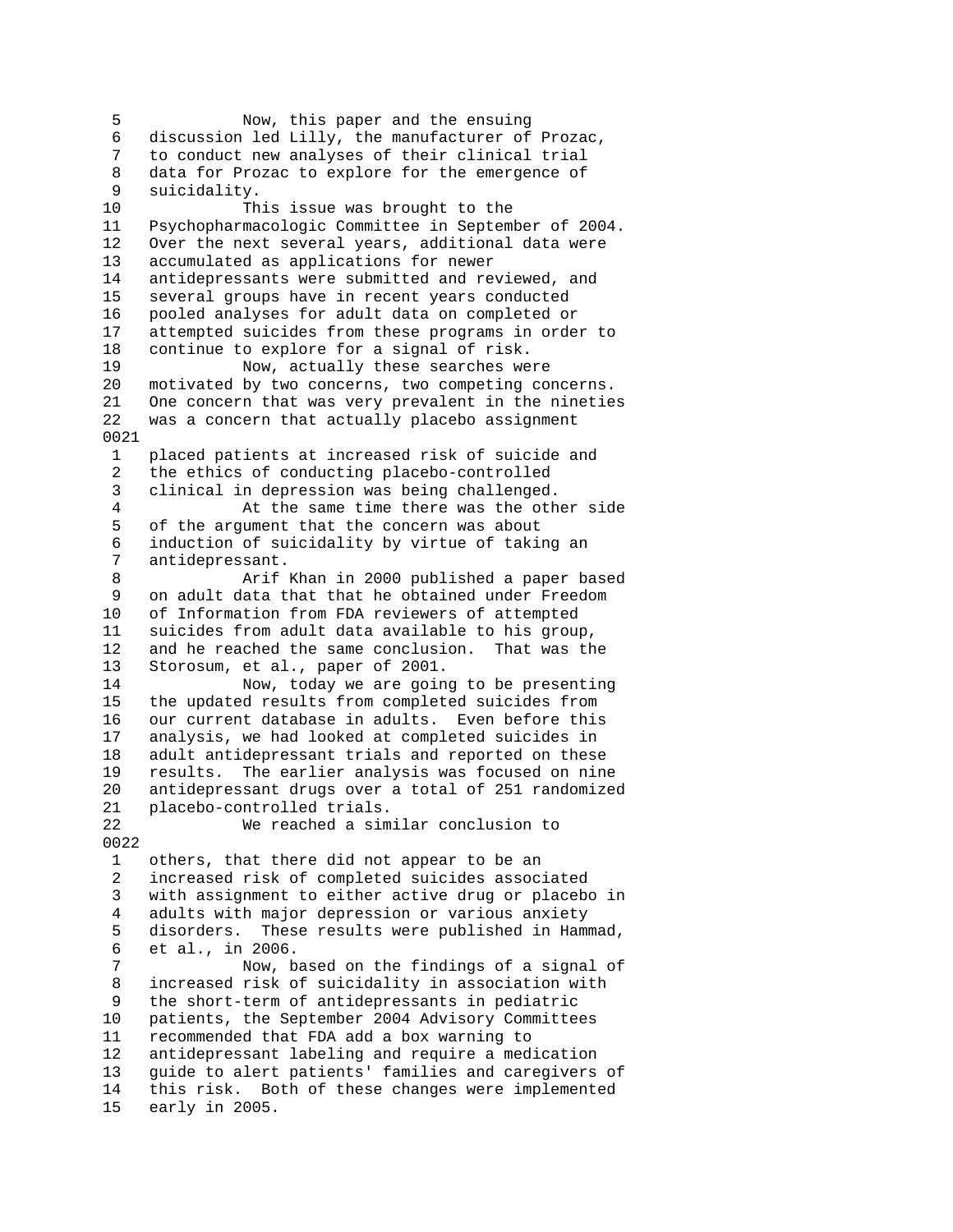5 Now, this paper and the ensuing
6 discussion led Lilly, the manufacturer of Prozac,
7 to conduct new analyses of their clinical trial
8 data for Prozac to explore for the emergence of
9 suicidality.
10 This issue was brought to the
11 Psychopharmacologic Committee in September of 2004.
12 Over the next several years, additional data were
13 accumulated as applications for newer
14 antidepressants were submitted and reviewed, and
15 several groups have in recent years conducted
16 pooled analyses for adult data on completed or
17 attempted suicides from these programs in order to
18 continue to explore for a signal of risk.
19 Now, actually these searches were
20 motivated by two concerns, two competing concerns.
21 One concern that was very prevalent in the nineties
22 was a concern that actually placebo assignment
0021
1 placed patients at increased risk of suicide and
2 the ethics of conducting placebo-controlled
3 clinical in depression was being challenged.
4 At the same time there was the other side
5 of the argument that the concern was about
6 induction of suicidality by virtue of taking an
7 antidepressant.
8 Arif Khan in 2000 published a paper based
9 on adult data that that he obtained under Freedom
10 of Information from FDA reviewers of attempted
11 suicides from adult data available to his group,
12 and he reached the same conclusion. That was the
13 Storosum, et al., paper of 2001.
14 Now, today we are going to be presenting
15 the updated results from completed suicides from
16 our current database in adults. Even before this
17 analysis, we had looked at completed suicides in
18 adult antidepressant trials and reported on these
19 results. The earlier analysis was focused on nine
20 antidepressant drugs over a total of 251 randomized
21 placebo-controlled trials.
22 We reached a similar conclusion to
0022
1 others, that there did not appear to be an
2 increased risk of completed suicides associated
3 with assignment to either active drug or placebo in
4 adults with major depression or various anxiety
5 disorders. These results were published in Hammad,
6 et al., in 2006.
7 Now, based on the findings of a signal of
8 increased risk of suicidality in association with
9 the short-term of antidepressants in pediatric
10 patients, the September 2004 Advisory Committees
11 recommended that FDA add a box warning to
12 antidepressant labeling and require a medication
13 guide to alert patients' families and caregivers of
14 this risk. Both of these changes were implemented
15 early in 2005.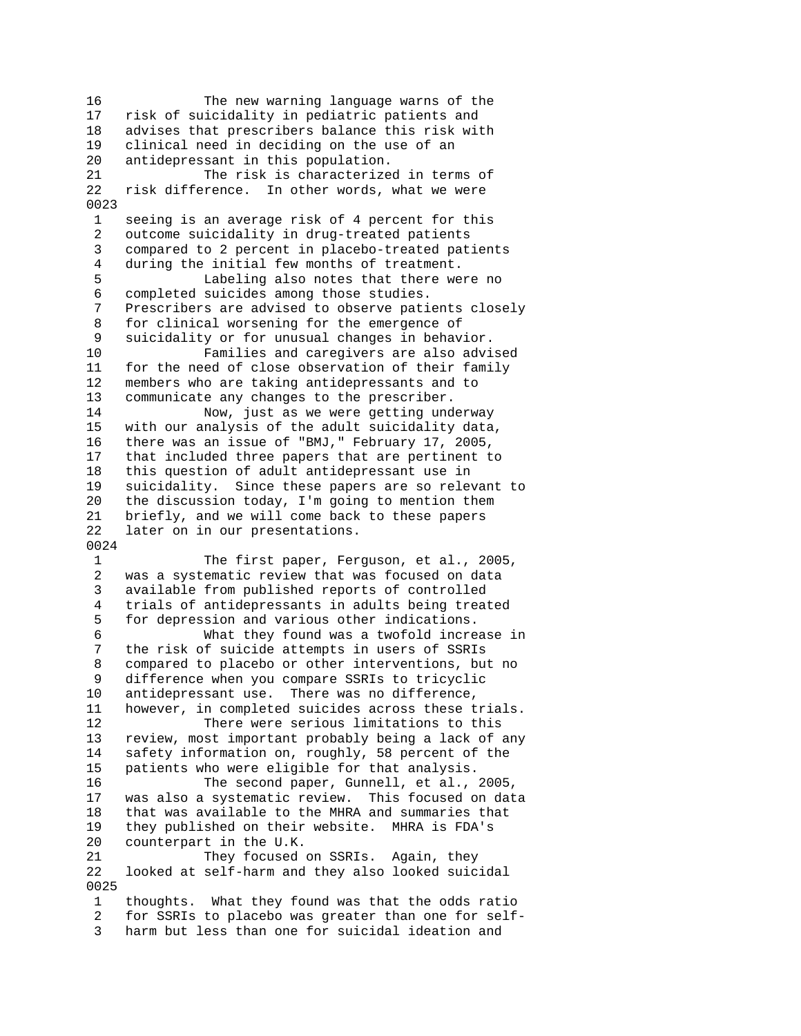16 The new warning language warns of the
17 risk of suicidality in pediatric patients and
18 advises that prescribers balance this risk with
19 clinical need in deciding on the use of an
20 antidepressant in this population.
21 The risk is characterized in terms of
22 risk difference. In other words, what we were

0023

1 seeing is an average risk of 4 percent for this
2 outcome suicidality in drug-treated patients
3 compared to 2 percent in placebo-treated patients
4 during the initial few months of treatment.
5 Labeling also notes that there were no
6 completed suicides among those studies.
7 Prescribers are advised to observe patients closely
8 for clinical worsening for the emergence of
9 suicidality or for unusual changes in behavior.
10 Families and caregivers are also advised
11 for the need of close observation of their family
12 members who are taking antidepressants and to
13 communicate any changes to the prescriber.
14 Now, just as we were getting underway
15 with our analysis of the adult suicidality data,
16 there was an issue of "BMJ," February 17, 2005,
17 that included three papers that are pertinent to
18 this question of adult antidepressant use in
19 suicidality. Since these papers are so relevant to
20 the discussion today, I'm going to mention them
21 briefly, and we will come back to these papers
22 later on in our presentations.

0024

1 The first paper, Ferguson, et al., 2005,
2 was a systematic review that was focused on data
3 available from published reports of controlled
4 trials of antidepressants in adults being treated
5 for depression and various other indications.
6 What they found was a twofold increase in
7 the risk of suicide attempts in users of SSRIs
8 compared to placebo or other interventions, but no
9 difference when you compare SSRIs to tricyclic
10 antidepressant use. There was no difference,
11 however, in completed suicides across these trials.
12 There were serious limitations to this
13 review, most important probably being a lack of any
14 safety information on, roughly, 58 percent of the
15 patients who were eligible for that analysis.
16 The second paper, Gunnell, et al., 2005,
17 was also a systematic review. This focused on data
18 that was available to the MHRA and summaries that
19 they published on their website. MHRA is FDA's
20 counterpart in the U.K.
21 They focused on SSRIs. Again, they
22 looked at self-harm and they also looked suicidal

0025

1 thoughts. What they found was that the odds ratio
2 for SSRIs to placebo was greater than one for self-
3 harm but less than one for suicidal ideation and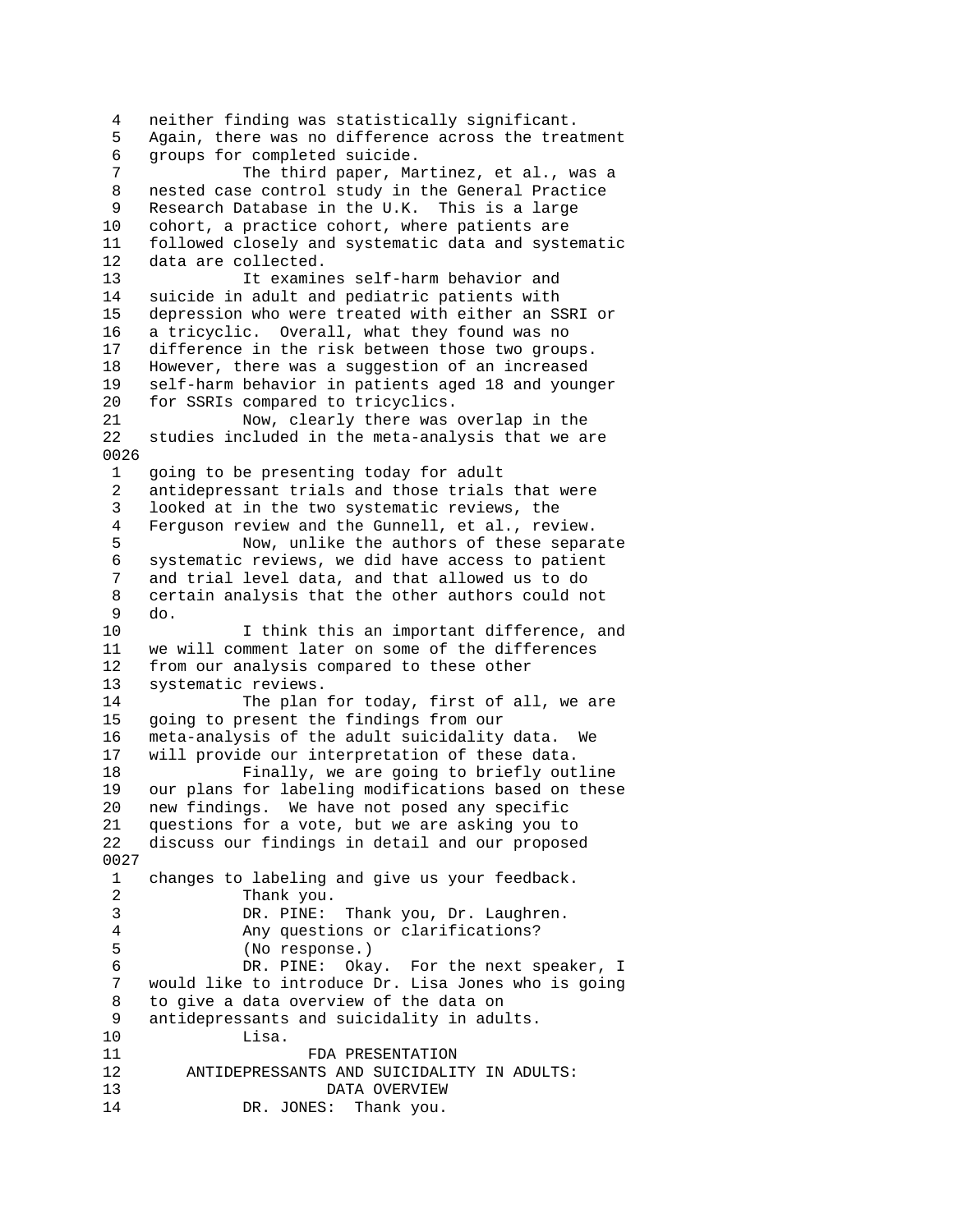4 neither finding was statistically significant.
5 Again, there was no difference across the treatment
6 groups for completed suicide.
7 The third paper, Martinez, et al., was a
8 nested case control study in the General Practice
9 Research Database in the U.K. This is a large
10 cohort, a practice cohort, where patients are
11 followed closely and systematic data and systematic
12 data are collected.
13 It examines self-harm behavior and
14 suicide in adult and pediatric patients with
15 depression who were treated with either an SSRI or
16 a tricyclic. Overall, what they found was no
17 difference in the risk between those two groups.
18 However, there was a suggestion of an increased
19 self-harm behavior in patients aged 18 and younger
20 for SSRIs compared to tricyclics.
21 Now, clearly there was overlap in the
22 studies included in the meta-analysis that we are
0026
1 going to be presenting today for adult
2 antidepressant trials and those trials that were
3 looked at in the two systematic reviews, the
4 Ferguson review and the Gunnell, et al., review.
5 Now, unlike the authors of these separate
6 systematic reviews, we did have access to patient
7 and trial level data, and that allowed us to do
8 certain analysis that the other authors could not
9 do.
10 I think this an important difference, and
11 we will comment later on some of the differences
12 from our analysis compared to these other
13 systematic reviews.
14 The plan for today, first of all, we are
15 going to present the findings from our
16 meta-analysis of the adult suicidality data. We
17 will provide our interpretation of these data.
18 Finally, we are going to briefly outline
19 our plans for labeling modifications based on these
20 new findings. We have not posed any specific
21 questions for a vote, but we are asking you to
22 discuss our findings in detail and our proposed
0027
1 changes to labeling and give us your feedback.
2 Thank you.
3 DR. PINE: Thank you, Dr. Laughren.
4 Any questions or clarifications?
5 (No response.)
6 DR. PINE: Okay. For the next speaker, I
7 would like to introduce Dr. Lisa Jones who is going
8 to give a data overview of the data on
9 antidepressants and suicidality in adults.
10 Lisa.
11 FDA PRESENTATION
12 ANTIDEPRESSANTS AND SUICIDALITY IN ADULTS:
13 DATA OVERVIEW
14 DR. JONES: Thank you.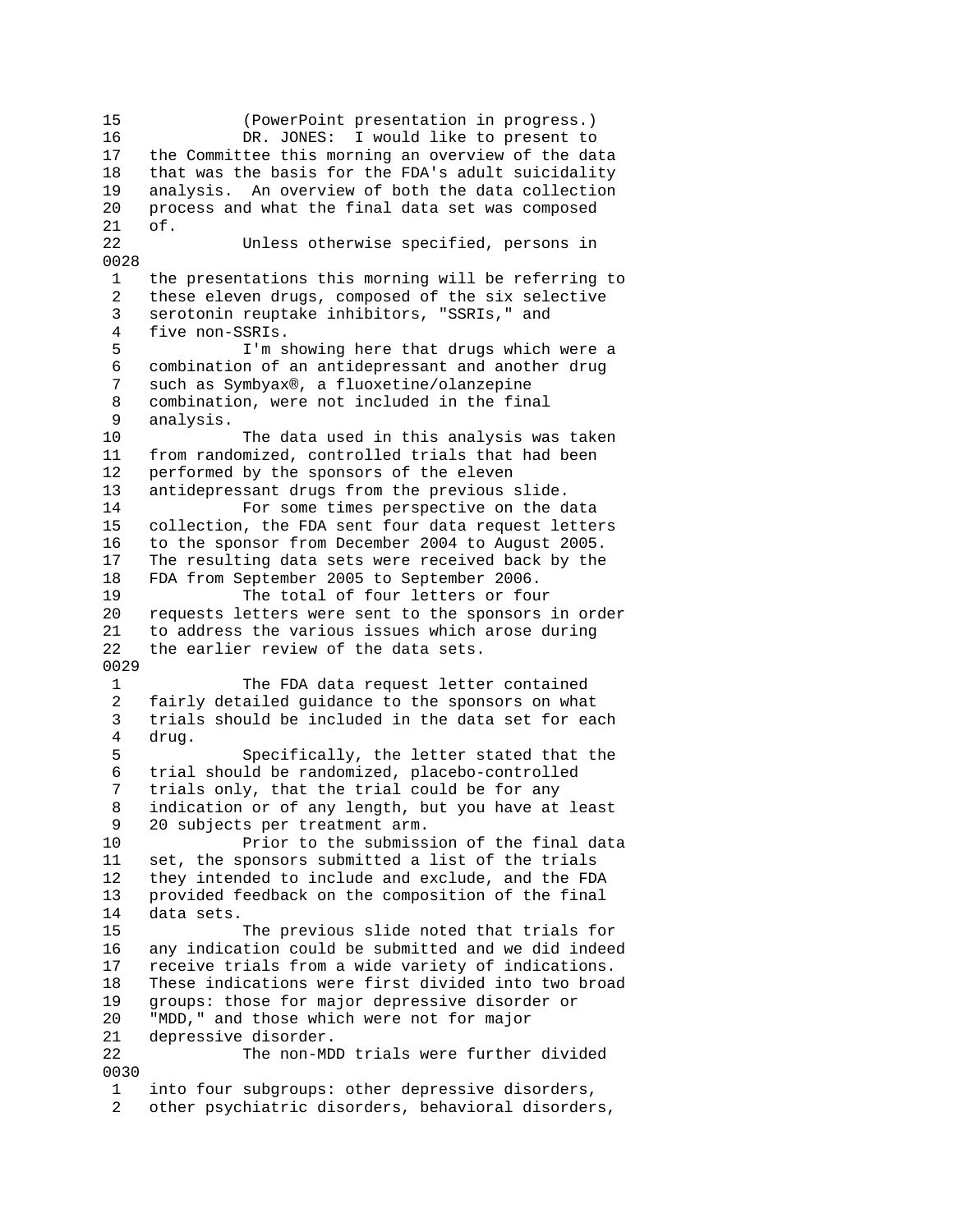15 (PowerPoint presentation in progress.)
16 DR. JONES: I would like to present to
17 the Committee this morning an overview of the data
18 that was the basis for the FDA's adult suicidality
19 analysis. An overview of both the data collection
20 process and what the final data set was composed
21 of.
22 Unless otherwise specified, persons in
0028
1 the presentations this morning will be referring to
2 these eleven drugs, composed of the six selective
3 serotonin reuptake inhibitors, "SSRIs," and
4 five non-SSRIs.
5 I'm showing here that drugs which were a
6 combination of an antidepressant and another drug
7 such as Symbyax®, a fluoxetine/olanzepine
8 combination, were not included in the final
9 analysis.
10 The data used in this analysis was taken
11 from randomized, controlled trials that had been
12 performed by the sponsors of the eleven
13 antidepressant drugs from the previous slide.
14 For some times perspective on the data
15 collection, the FDA sent four data request letters
16 to the sponsor from December 2004 to August 2005.
17 The resulting data sets were received back by the
18 FDA from September 2005 to September 2006.
19 The total of four letters or four
20 requests letters were sent to the sponsors in order
21 to address the various issues which arose during
22 the earlier review of the data sets.
0029
1 The FDA data request letter contained
2 fairly detailed guidance to the sponsors on what
3 trials should be included in the data set for each
4 drug.
5 Specifically, the letter stated that the
6 trial should be randomized, placebo-controlled
7 trials only, that the trial could be for any
8 indication or of any length, but you have at least
9 20 subjects per treatment arm.
10 Prior to the submission of the final data
11 set, the sponsors submitted a list of the trials
12 they intended to include and exclude, and the FDA
13 provided feedback on the composition of the final
14 data sets.
15 The previous slide noted that trials for
16 any indication could be submitted and we did indeed
17 receive trials from a wide variety of indications.
18 These indications were first divided into two broad
19 groups: those for major depressive disorder or
20 "MDD," and those which were not for major
21 depressive disorder.
22 The non-MDD trials were further divided
0030
1 into four subgroups: other depressive disorders,
2 other psychiatric disorders, behavioral disorders,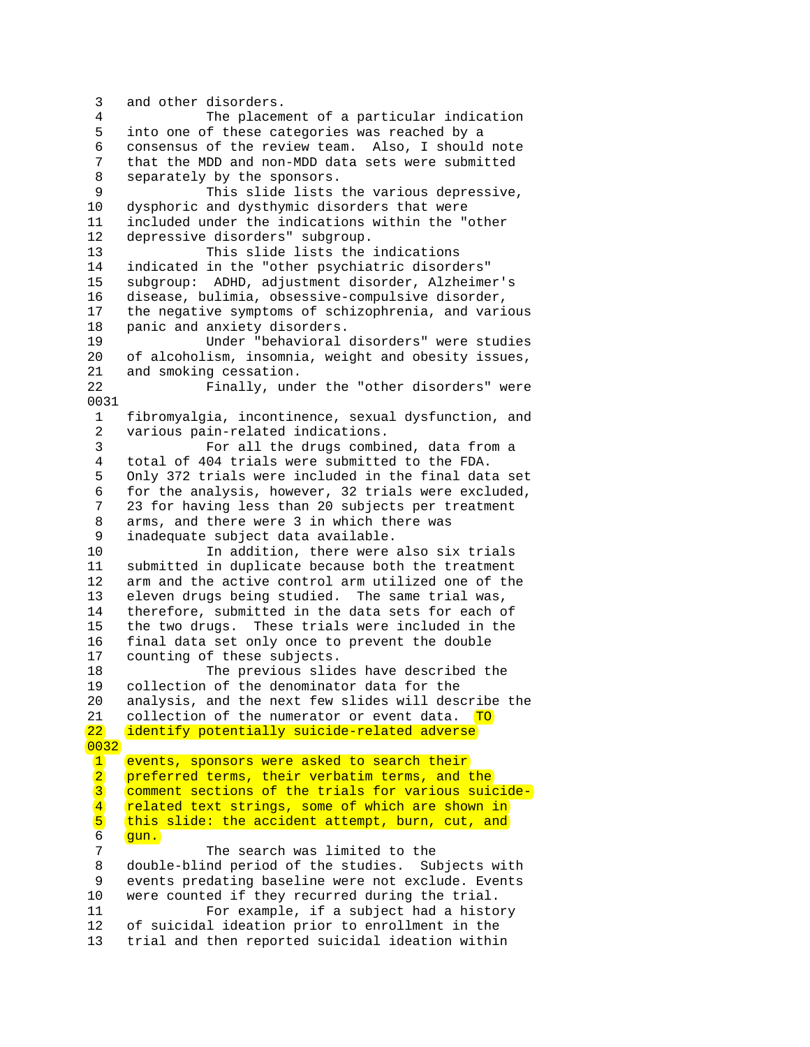3 and other disorders.
4 The placement of a particular indication
5 into one of these categories was reached by a
6 consensus of the review team. Also, I should note
7 that the MDD and non-MDD data sets were submitted
8 separately by the sponsors.
9 This slide lists the various depressive,
10 dysphoric and dysthymic disorders that were
11 included under the indications within the "other
12 depressive disorders" subgroup.
13 This slide lists the indications
14 indicated in the "other psychiatric disorders"
15 subgroup: ADHD, adjustment disorder, Alzheimer's
16 disease, bulimia, obsessive-compulsive disorder,
17 the negative symptoms of schizophrenia, and various
18 panic and anxiety disorders.
19 Under "behavioral disorders" were studies
20 of alcoholism, insomnia, weight and obesity issues,
21 and smoking cessation.
22 Finally, under the "other disorders" were

0031

1 fibromyalgia, incontinence, sexual dysfunction, and
2 various pain-related indications.
3 For all the drugs combined, data from a
4 total of 404 trials were submitted to the FDA.
5 Only 372 trials were included in the final data set
6 for the analysis, however, 32 trials were excluded,
7 23 for having less than 20 subjects per treatment
8 arms, and there were 3 in which there was
9 inadequate subject data available.
10 In addition, there were also six trials
11 submitted in duplicate because both the treatment
12 arm and the active control arm utilized one of the
13 eleven drugs being studied. The same trial was,
14 therefore, submitted in the data sets for each of
15 the two drugs. These trials were included in the
16 final data set only once to prevent the double
17 counting of these subjects.
18 The previous slides have described the
19 collection of the denominator data for the
20 analysis, and the next few slides will describe the
21 collection of the numerator or event data. TO
22 identify potentially suicide-related adverse

0032

1 events, sponsors were asked to search their
2 preferred terms, their verbatim terms, and the
3 comment sections of the trials for various suicide-
4 related text strings, some of which are shown in
5 this slide: the accident attempt, burn, cut, and
6 gun.
7 The search was limited to the
8 double-blind period of the studies. Subjects with
9 events predating baseline were not exclude. Events
10 were counted if they recurred during the trial.
11 For example, if a subject had a history
12 of suicidal ideation prior to enrollment in the
13 trial and then reported suicidal ideation within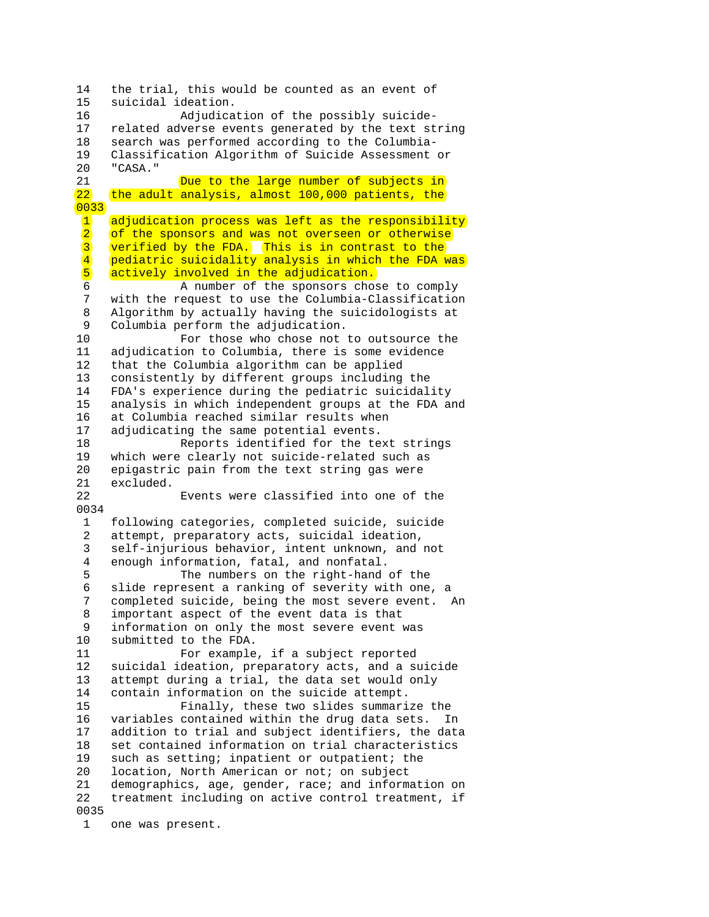14 the trial, this would be counted as an event of
15 suicidal ideation.
16 Adjudication of the possibly suicide-
17 related adverse events generated by the text string
18 search was performed according to the Columbia-
19 Classification Algorithm of Suicide Assessment or
20 "CASA."
21 Due to the large number of subjects in
22 the adult analysis, almost 100,000 patients, the

0033

1 adjudication process was left as the responsibility
2 of the sponsors and was not overseen or otherwise
3 verified by the FDA. This is in contrast to the
4 pediatric suicidality analysis in which the FDA was
5 actively involved in the adjudication.
6 A number of the sponsors chose to comply
7 with the request to use the Columbia-Classification
8 Algorithm by actually having the suicidologists at
9 Columbia perform the adjudication.
10 For those who chose not to outsource the
11 adjudication to Columbia, there is some evidence
12 that the Columbia algorithm can be applied
13 consistently by different groups including the
14 FDA's experience during the pediatric suicidality
15 analysis in which independent groups at the FDA and
16 at Columbia reached similar results when
17 adjudicating the same potential events.
18 Reports identified for the text strings
19 which were clearly not suicide-related such as
20 epigastric pain from the text string gas were
21 excluded.
22 Events were classified into one of the

0034

1 following categories, completed suicide, suicide
2 attempt, preparatory acts, suicidal ideation,
3 self-injurious behavior, intent unknown, and not
4 enough information, fatal, and nonfatal.
5 The numbers on the right-hand of the
6 slide represent a ranking of severity with one, a
7 completed suicide, being the most severe event. An
8 important aspect of the event data is that
9 information on only the most severe event was
10 submitted to the FDA.
11 For example, if a subject reported
12 suicidal ideation, preparatory acts, and a suicide
13 attempt during a trial, the data set would only
14 contain information on the suicide attempt.
15 Finally, these two slides summarize the
16 variables contained within the drug data sets. In
17 addition to trial and subject identifiers, the data
18 set contained information on trial characteristics
19 such as setting; inpatient or outpatient; the
20 location, North American or not; on subject
21 demographics, age, gender, race; and information on
22 treatment including on active control treatment, if

0035

1 one was present.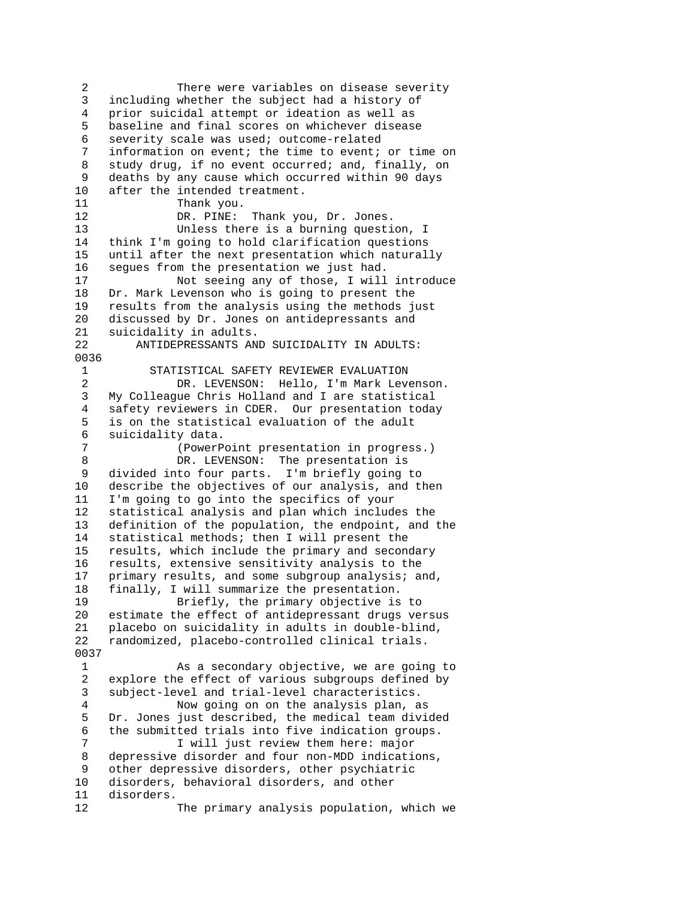There were variables on disease severity including whether the subject had a history of prior suicidal attempt or ideation as well as baseline and final scores on whichever disease severity scale was used; outcome-related information on event; the time to event; or time on study drug, if no event occurred; and, finally, on deaths by any cause which occurred within 90 days after the intended treatment.

Thank you.

DR. PINE: Thank you, Dr. Jones.

Unless there is a burning question, I think I'm going to hold clarification questions until after the next presentation which naturally segues from the presentation we just had.

Not seeing any of those, I will introduce Dr. Mark Levenson who is going to present the results from the analysis using the methods just discussed by Dr. Jones on antidepressants and suicidality in adults.

## ANTIDEPRESSANTS AND SUICIDALITY IN ADULTS: STATISTICAL SAFETY REVIEWER EVALUATION

DR. LEVENSON: Hello, I'm Mark Levenson. My Colleague Chris Holland and I are statistical safety reviewers in CDER. Our presentation today is on the statistical evaluation of the adult suicidality data.

(PowerPoint presentation in progress.)

DR. LEVENSON: The presentation is divided into four parts. I'm briefly going to describe the objectives of our analysis, and then I'm going to go into the specifics of your statistical analysis and plan which includes the definition of the population, the endpoint, and the statistical methods; then I will present the results, which include the primary and secondary results, extensive sensitivity analysis to the primary results, and some subgroup analysis; and, finally, I will summarize the presentation.

Briefly, the primary objective is to estimate the effect of antidepressant drugs versus placebo on suicidality in adults in double-blind, randomized, placebo-controlled clinical trials.

As a secondary objective, we are going to explore the effect of various subgroups defined by subject-level and trial-level characteristics.

Now going on on the analysis plan, as Dr. Jones just described, the medical team divided the submitted trials into five indication groups.

I will just review them here: major depressive disorder and four non-MDD indications, other depressive disorders, other psychiatric disorders, behavioral disorders, and other disorders.

The primary analysis population, which we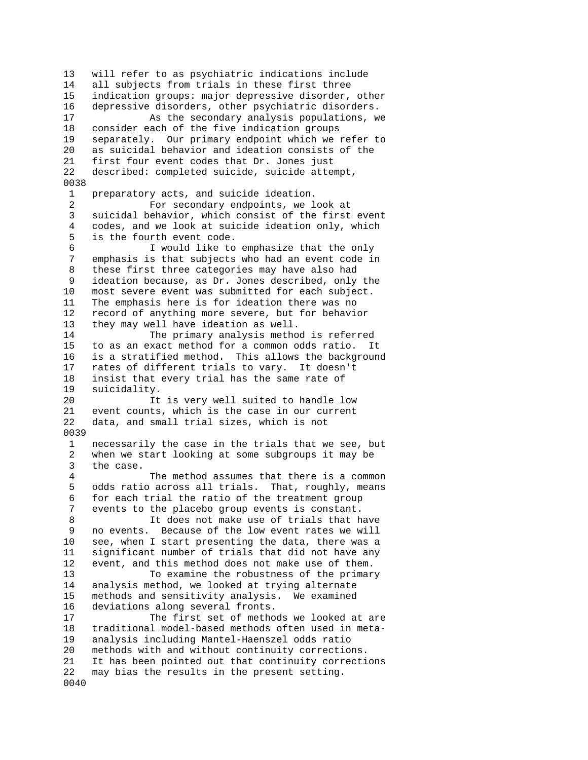13 will refer to as psychiatric indications include
14 all subjects from trials in these first three
15 indication groups: major depressive disorder, other
16 depressive disorders, other psychiatric disorders.
17 As the secondary analysis populations, we
18 consider each of the five indication groups
19 separately. Our primary endpoint which we refer to
20 as suicidal behavior and ideation consists of the
21 first four event codes that Dr. Jones just
22 described: completed suicide, suicide attempt,
0038
1 preparatory acts, and suicide ideation.
2 For secondary endpoints, we look at
3 suicidal behavior, which consist of the first event
4 codes, and we look at suicide ideation only, which
5 is the fourth event code.
6 I would like to emphasize that the only
7 emphasis is that subjects who had an event code in
8 these first three categories may have also had
9 ideation because, as Dr. Jones described, only the
10 most severe event was submitted for each subject.
11 The emphasis here is for ideation there was no
12 record of anything more severe, but for behavior
13 they may well have ideation as well.
14 The primary analysis method is referred
15 to as an exact method for a common odds ratio. It
16 is a stratified method. This allows the background
17 rates of different trials to vary. It doesn't
18 insist that every trial has the same rate of
19 suicidality.
20 It is very well suited to handle low
21 event counts, which is the case in our current
22 data, and small trial sizes, which is not
0039
1 necessarily the case in the trials that we see, but
2 when we start looking at some subgroups it may be
3 the case.
4 The method assumes that there is a common
5 odds ratio across all trials. That, roughly, means
6 for each trial the ratio of the treatment group
7 events to the placebo group events is constant.
8 It does not make use of trials that have
9 no events. Because of the low event rates we will
10 see, when I start presenting the data, there was a
11 significant number of trials that did not have any
12 event, and this method does not make use of them.
13 To examine the robustness of the primary
14 analysis method, we looked at trying alternate
15 methods and sensitivity analysis. We examined
16 deviations along several fronts.
17 The first set of methods we looked at are
18 traditional model-based methods often used in meta-
19 analysis including Mantel-Haenszel odds ratio
20 methods with and without continuity corrections.
21 It has been pointed out that continuity corrections
22 may bias the results in the present setting.
0040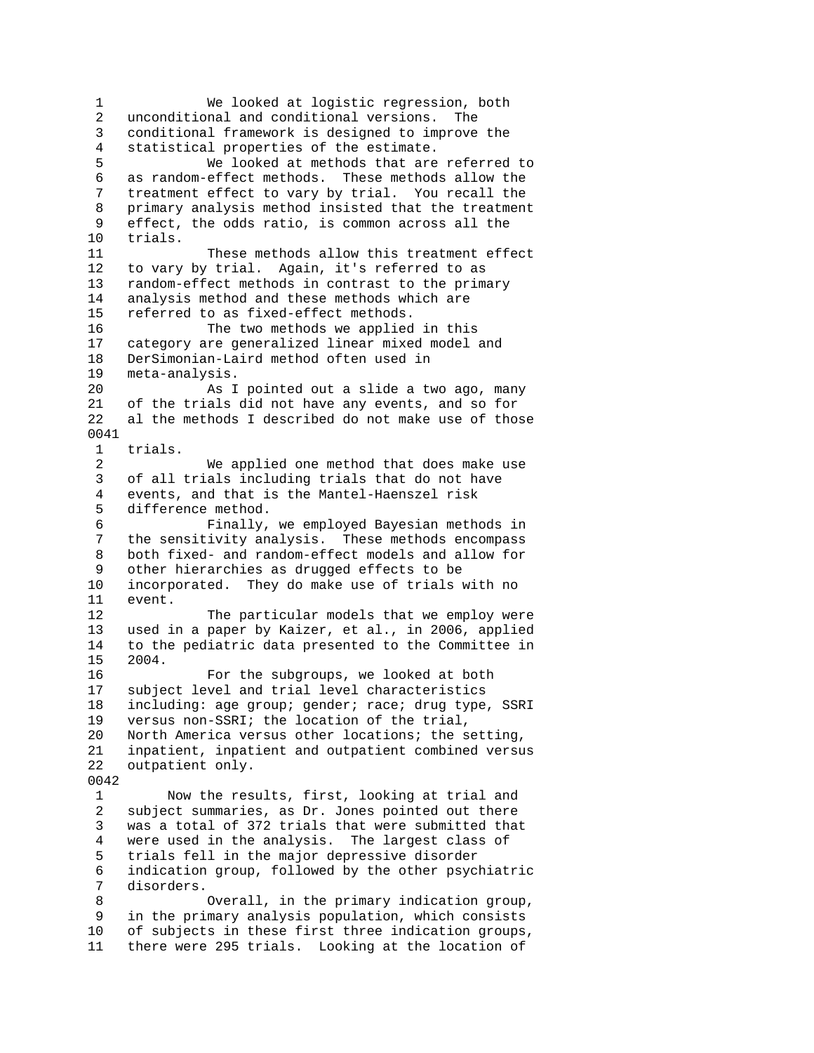1 We looked at logistic regression, both
2 unconditional and conditional versions. The
3 conditional framework is designed to improve the
4 statistical properties of the estimate.
5 We looked at methods that are referred to
6 as random-effect methods. These methods allow the
7 treatment effect to vary by trial. You recall the
8 primary analysis method insisted that the treatment
9 effect, the odds ratio, is common across all the
10 trials.
11 These methods allow this treatment effect
12 to vary by trial. Again, it's referred to as
13 random-effect methods in contrast to the primary
14 analysis method and these methods which are
15 referred to as fixed-effect methods.
16 The two methods we applied in this
17 category are generalized linear mixed model and
18 DerSimonian-Laird method often used in
19 meta-analysis.
20 As I pointed out a slide a two ago, many
21 of the trials did not have any events, and so for
22 al the methods I described do not make use of those

0041

1 trials.
2 We applied one method that does make use
3 of all trials including trials that do not have
4 events, and that is the Mantel-Haenszel risk
5 difference method.
6 Finally, we employed Bayesian methods in
7 the sensitivity analysis. These methods encompass
8 both fixed- and random-effect models and allow for
9 other hierarchies as drugged effects to be
10 incorporated. They do make use of trials with no
11 event.
12 The particular models that we employ were
13 used in a paper by Kaizer, et al., in 2006, applied
14 to the pediatric data presented to the Committee in
15 2004.
16 For the subgroups, we looked at both
17 subject level and trial level characteristics
18 including: age group; gender; race; drug type, SSRI
19 versus non-SSRI; the location of the trial,
20 North America versus other locations; the setting,
21 inpatient, inpatient and outpatient combined versus
22 outpatient only.

0042

1 Now the results, first, looking at trial and
2 subject summaries, as Dr. Jones pointed out there
3 was a total of 372 trials that were submitted that
4 were used in the analysis. The largest class of
5 trials fell in the major depressive disorder
6 indication group, followed by the other psychiatric
7 disorders.
8 Overall, in the primary indication group,
9 in the primary analysis population, which consists
10 of subjects in these first three indication groups,
11 there were 295 trials. Looking at the location of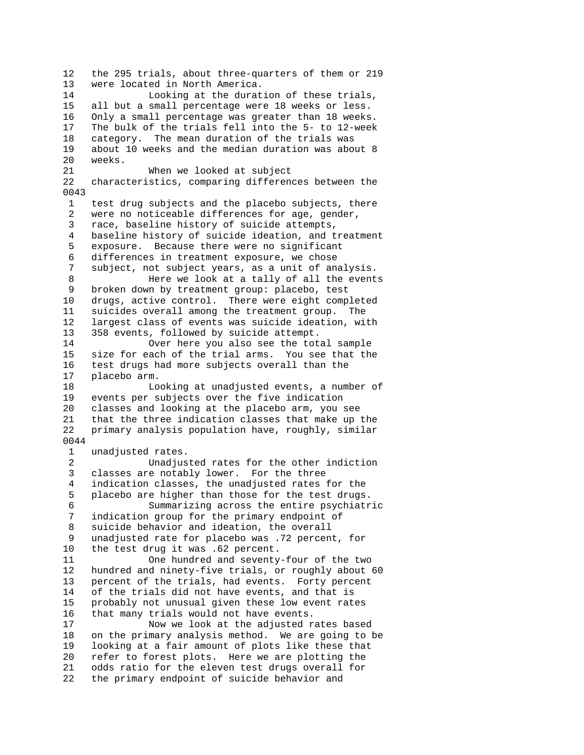12 the 295 trials, about three-quarters of them or 219
13 were located in North America.
14 Looking at the duration of these trials,
15 all but a small percentage were 18 weeks or less.
16 Only a small percentage was greater than 18 weeks.
17 The bulk of the trials fell into the 5- to 12-week
18 category. The mean duration of the trials was
19 about 10 weeks and the median duration was about 8
20 weeks.
21 When we looked at subject
22 characteristics, comparing differences between the
0043
1 test drug subjects and the placebo subjects, there
2 were no noticeable differences for age, gender,
3 race, baseline history of suicide attempts,
4 baseline history of suicide ideation, and treatment
5 exposure. Because there were no significant
6 differences in treatment exposure, we chose
7 subject, not subject years, as a unit of analysis.
8 Here we look at a tally of all the events
9 broken down by treatment group: placebo, test
10 drugs, active control. There were eight completed
11 suicides overall among the treatment group. The
12 largest class of events was suicide ideation, with
13 358 events, followed by suicide attempt.
14 Over here you also see the total sample
15 size for each of the trial arms. You see that the
16 test drugs had more subjects overall than the
17 placebo arm.
18 Looking at unadjusted events, a number of
19 events per subjects over the five indication
20 classes and looking at the placebo arm, you see
21 that the three indication classes that make up the
22 primary analysis population have, roughly, similar
0044
1 unadjusted rates.
2 Unadjusted rates for the other indiction
3 classes are notably lower. For the three
4 indication classes, the unadjusted rates for the
5 placebo are higher than those for the test drugs.
6 Summarizing across the entire psychiatric
7 indication group for the primary endpoint of
8 suicide behavior and ideation, the overall
9 unadjusted rate for placebo was .72 percent, for
10 the test drug it was .62 percent.
11 One hundred and seventy-four of the two
12 hundred and ninety-five trials, or roughly about 60
13 percent of the trials, had events. Forty percent
14 of the trials did not have events, and that is
15 probably not unusual given these low event rates
16 that many trials would not have events.
17 Now we look at the adjusted rates based
18 on the primary analysis method. We are going to be
19 looking at a fair amount of plots like these that
20 refer to forest plots. Here we are plotting the
21 odds ratio for the eleven test drugs overall for
22 the primary endpoint of suicide behavior and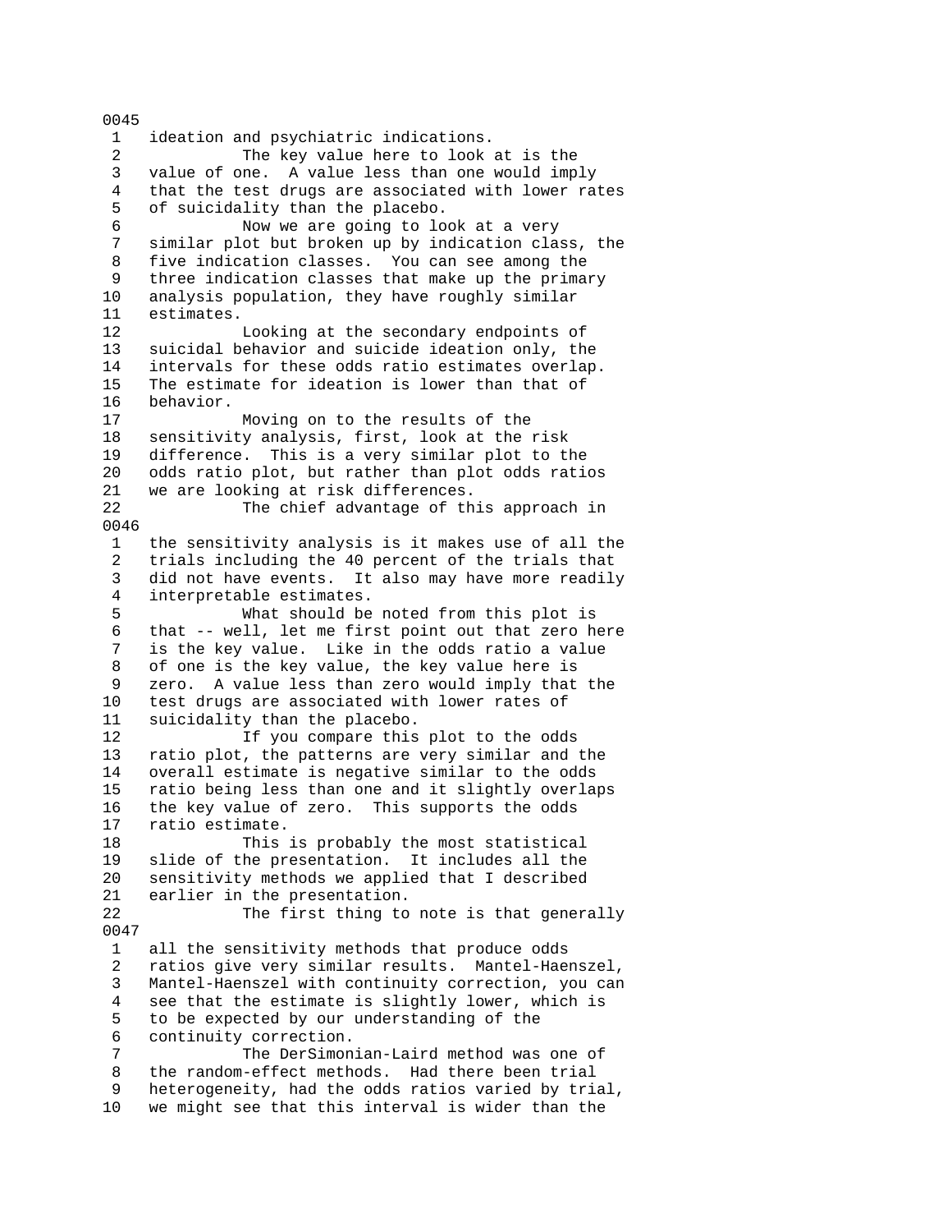0045

1 ideation and psychiatric indications.

2 The key value here to look at is the
3 value of one. A value less than one would imply
4 that the test drugs are associated with lower rates
5 of suicidality than the placebo.

6 Now we are going to look at a very
7 similar plot but broken up by indication class, the
8 five indication classes. You can see among the
9 three indication classes that make up the primary
10 analysis population, they have roughly similar
11 estimates.

12 Looking at the secondary endpoints of
13 suicidal behavior and suicide ideation only, the
14 intervals for these odds ratio estimates overlap.
15 The estimate for ideation is lower than that of
16 behavior.

17 Moving on to the results of the
18 sensitivity analysis, first, look at the risk
19 difference. This is a very similar plot to the
20 odds ratio plot, but rather than plot odds ratios
21 we are looking at risk differences.

22 The chief advantage of this approach in

0046

1 the sensitivity analysis is it makes use of all the
2 trials including the 40 percent of the trials that
3 did not have events. It also may have more readily
4 interpretable estimates.

5 What should be noted from this plot is
6 that -- well, let me first point out that zero here
7 is the key value. Like in the odds ratio a value
8 of one is the key value, the key value here is
9 zero. A value less than zero would imply that the
10 test drugs are associated with lower rates of
11 suicidality than the placebo.

12 If you compare this plot to the odds
13 ratio plot, the patterns are very similar and the
14 overall estimate is negative similar to the odds
15 ratio being less than one and it slightly overlaps
16 the key value of zero. This supports the odds
17 ratio estimate.

18 This is probably the most statistical
19 slide of the presentation. It includes all the
20 sensitivity methods we applied that I described
21 earlier in the presentation.

22 The first thing to note is that generally

0047

1 all the sensitivity methods that produce odds
2 ratios give very similar results. Mantel-Haenszel,
3 Mantel-Haenszel with continuity correction, you can
4 see that the estimate is slightly lower, which is
5 to be expected by our understanding of the
6 continuity correction.

7 The DerSimonian-Laird method was one of
8 the random-effect methods. Had there been trial
9 heterogeneity, had the odds ratios varied by trial,
10 we might see that this interval is wider than the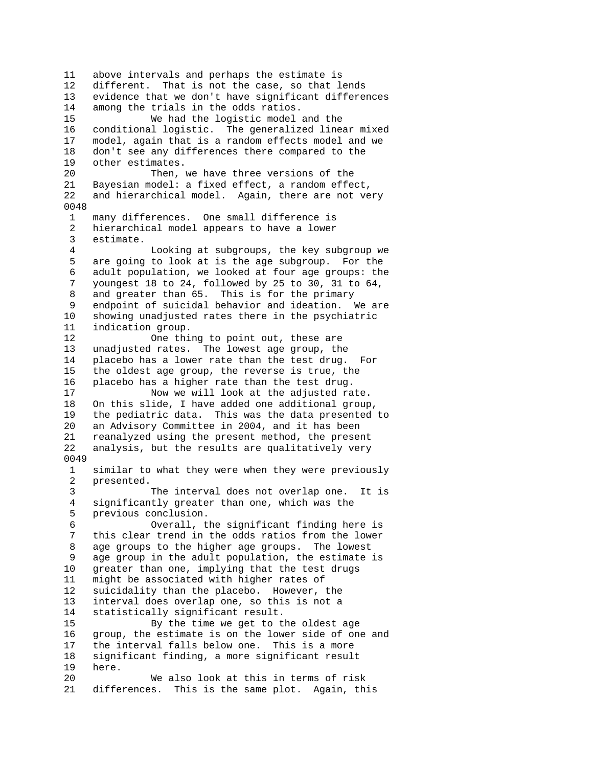11 above intervals and perhaps the estimate is
12 different. That is not the case, so that lends
13 evidence that we don't have significant differences
14 among the trials in the odds ratios.
15 We had the logistic model and the
16 conditional logistic. The generalized linear mixed
17 model, again that is a random effects model and we
18 don't see any differences there compared to the
19 other estimates.
20 Then, we have three versions of the
21 Bayesian model: a fixed effect, a random effect,
22 and hierarchical model. Again, there are not very
0048
1 many differences. One small difference is
2 hierarchical model appears to have a lower
3 estimate.
4 Looking at subgroups, the key subgroup we
5 are going to look at is the age subgroup. For the
6 adult population, we looked at four age groups: the
7 youngest 18 to 24, followed by 25 to 30, 31 to 64,
8 and greater than 65. This is for the primary
9 endpoint of suicidal behavior and ideation. We are
10 showing unadjusted rates there in the psychiatric
11 indication group.
12 One thing to point out, these are
13 unadjusted rates. The lowest age group, the
14 placebo has a lower rate than the test drug. For
15 the oldest age group, the reverse is true, the
16 placebo has a higher rate than the test drug.
17 Now we will look at the adjusted rate.
18 On this slide, I have added one additional group,
19 the pediatric data. This was the data presented to
20 an Advisory Committee in 2004, and it has been
21 reanalyzed using the present method, the present
22 analysis, but the results are qualitatively very
0049
1 similar to what they were when they were previously
2 presented.
3 The interval does not overlap one. It is
4 significantly greater than one, which was the
5 previous conclusion.
6 Overall, the significant finding here is
7 this clear trend in the odds ratios from the lower
8 age groups to the higher age groups. The lowest
9 age group in the adult population, the estimate is
10 greater than one, implying that the test drugs
11 might be associated with higher rates of
12 suicidality than the placebo. However, the
13 interval does overlap one, so this is not a
14 statistically significant result.
15 By the time we get to the oldest age
16 group, the estimate is on the lower side of one and
17 the interval falls below one. This is a more
18 significant finding, a more significant result
19 here.
20 We also look at this in terms of risk
21 differences. This is the same plot. Again, this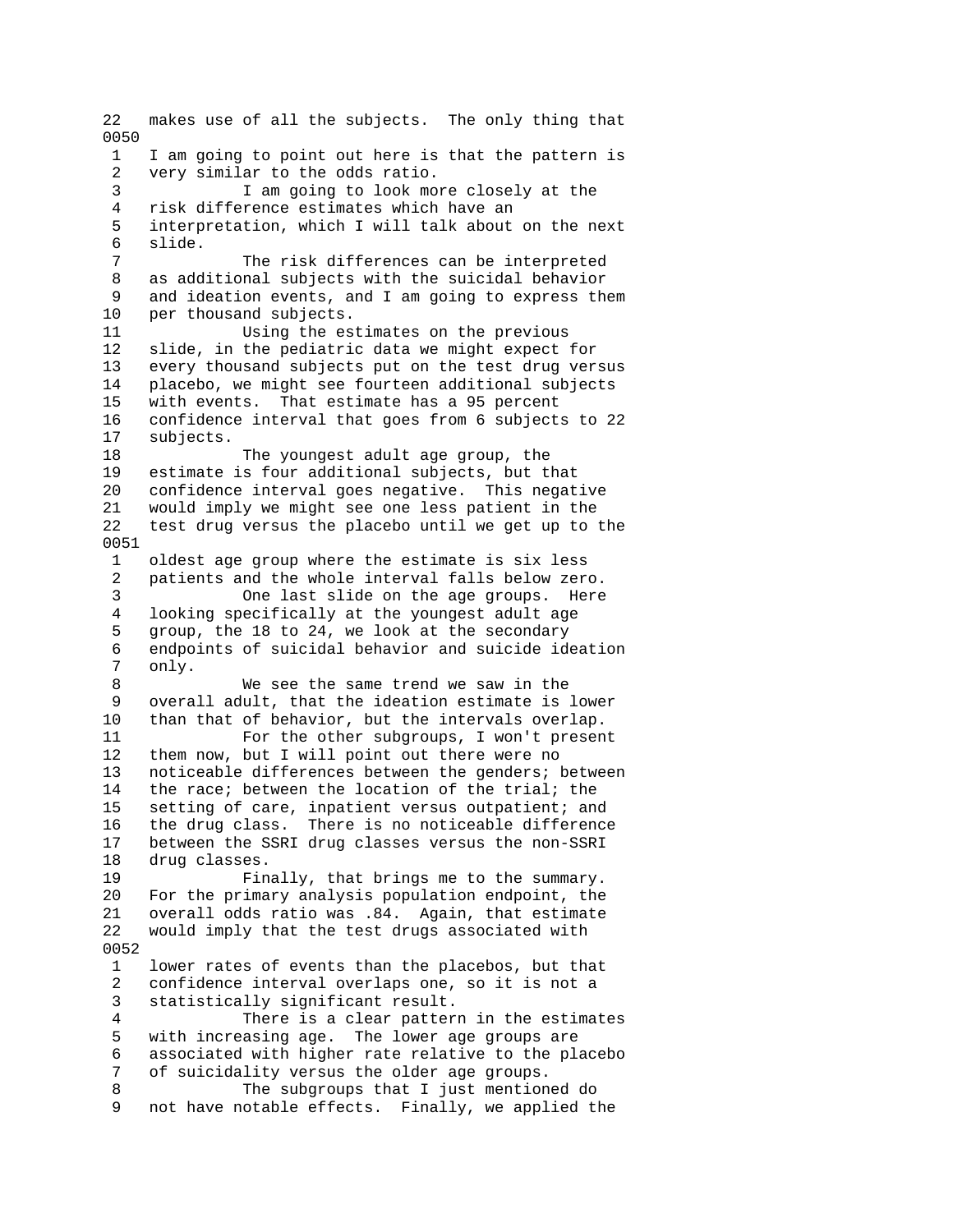22 makes use of all the subjects. The only thing that
0050
1 I am going to point out here is that the pattern is
2 very similar to the odds ratio.
3 I am going to look more closely at the
4 risk difference estimates which have an
5 interpretation, which I will talk about on the next
6 slide.
7 The risk differences can be interpreted
8 as additional subjects with the suicidal behavior
9 and ideation events, and I am going to express them
10 per thousand subjects.
11 Using the estimates on the previous
12 slide, in the pediatric data we might expect for
13 every thousand subjects put on the test drug versus
14 placebo, we might see fourteen additional subjects
15 with events. That estimate has a 95 percent
16 confidence interval that goes from 6 subjects to 22
17 subjects.
18 The youngest adult age group, the
19 estimate is four additional subjects, but that
20 confidence interval goes negative. This negative
21 would imply we might see one less patient in the
22 test drug versus the placebo until we get up to the
0051
1 oldest age group where the estimate is six less
2 patients and the whole interval falls below zero.
3 One last slide on the age groups. Here
4 looking specifically at the youngest adult age
5 group, the 18 to 24, we look at the secondary
6 endpoints of suicidal behavior and suicide ideation
7 only.
8 We see the same trend we saw in the
9 overall adult, that the ideation estimate is lower
10 than that of behavior, but the intervals overlap.
11 For the other subgroups, I won't present
12 them now, but I will point out there were no
13 noticeable differences between the genders; between
14 the race; between the location of the trial; the
15 setting of care, inpatient versus outpatient; and
16 the drug class. There is no noticeable difference
17 between the SSRI drug classes versus the non-SSRI
18 drug classes.
19 Finally, that brings me to the summary.
20 For the primary analysis population endpoint, the
21 overall odds ratio was .84. Again, that estimate
22 would imply that the test drugs associated with
0052
1 lower rates of events than the placebos, but that
2 confidence interval overlaps one, so it is not a
3 statistically significant result.
4 There is a clear pattern in the estimates
5 with increasing age. The lower age groups are
6 associated with higher rate relative to the placebo
7 of suicidality versus the older age groups.
8 The subgroups that I just mentioned do
9 not have notable effects. Finally, we applied the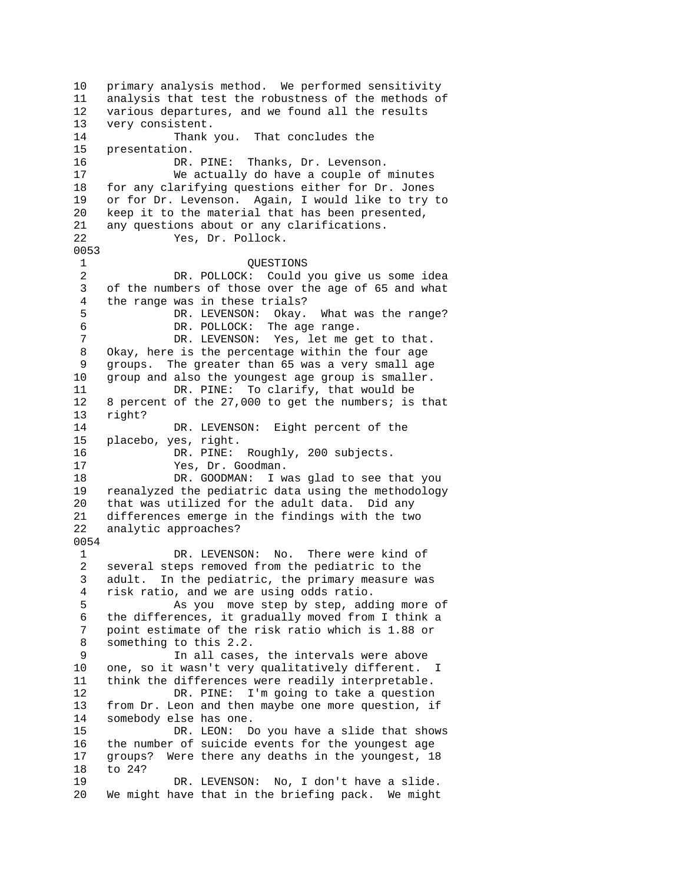10   primary analysis method.  We performed sensitivity
11   analysis that test the robustness of the methods of
12   various departures, and we found all the results
13   very consistent.
14             Thank you.  That concludes the
15   presentation.
16             DR. PINE:  Thanks, Dr. Levenson.
17             We actually do have a couple of minutes
18   for any clarifying questions either for Dr. Jones
19   or for Dr. Levenson.  Again, I would like to try to
20   keep it to the material that has been presented,
21   any questions about or any clarifications.
22             Yes, Dr. Pollock.

0053

1                         QUESTIONS
2             DR. POLLOCK:  Could you give us some idea
3    of the numbers of those over the age of 65 and what
4    the range was in these trials?
5             DR. LEVENSON:  Okay.  What was the range?
6             DR. POLLOCK:  The age range.
7             DR. LEVENSON:  Yes, let me get to that.
8    Okay, here is the percentage within the four age
9    groups.  The greater than 65 was a very small age
10   group and also the youngest age group is smaller.
11            DR. PINE:  To clarify, that would be
12   8 percent of the 27,000 to get the numbers; is that
13   right?
14            DR. LEVENSON:  Eight percent of the
15   placebo, yes, right.
16            DR. PINE:  Roughly, 200 subjects.
17            Yes, Dr. Goodman.
18            DR. GOODMAN:  I was glad to see that you
19   reanalyzed the pediatric data using the methodology
20   that was utilized for the adult data.  Did any
21   differences emerge in the findings with the two
22   analytic approaches?

0054

1             DR. LEVENSON:  No.  There were kind of
2    several steps removed from the pediatric to the
3    adult.  In the pediatric, the primary measure was
4    risk ratio, and we are using odds ratio.
5             As you  move step by step, adding more of
6    the differences, it gradually moved from I think a
7    point estimate of the risk ratio which is 1.88 or
8    something to this 2.2.
9             In all cases, the intervals were above
10   one, so it wasn't very qualitatively different.  I
11   think the differences were readily interpretable.
12            DR. PINE:  I'm going to take a question
13   from Dr. Leon and then maybe one more question, if
14   somebody else has one.
15            DR. LEON:  Do you have a slide that shows
16   the number of suicide events for the youngest age
17   groups?  Were there any deaths in the youngest, 18
18   to 24?
19            DR. LEVENSON:  No, I don't have a slide.
20   We might have that in the briefing pack.  We might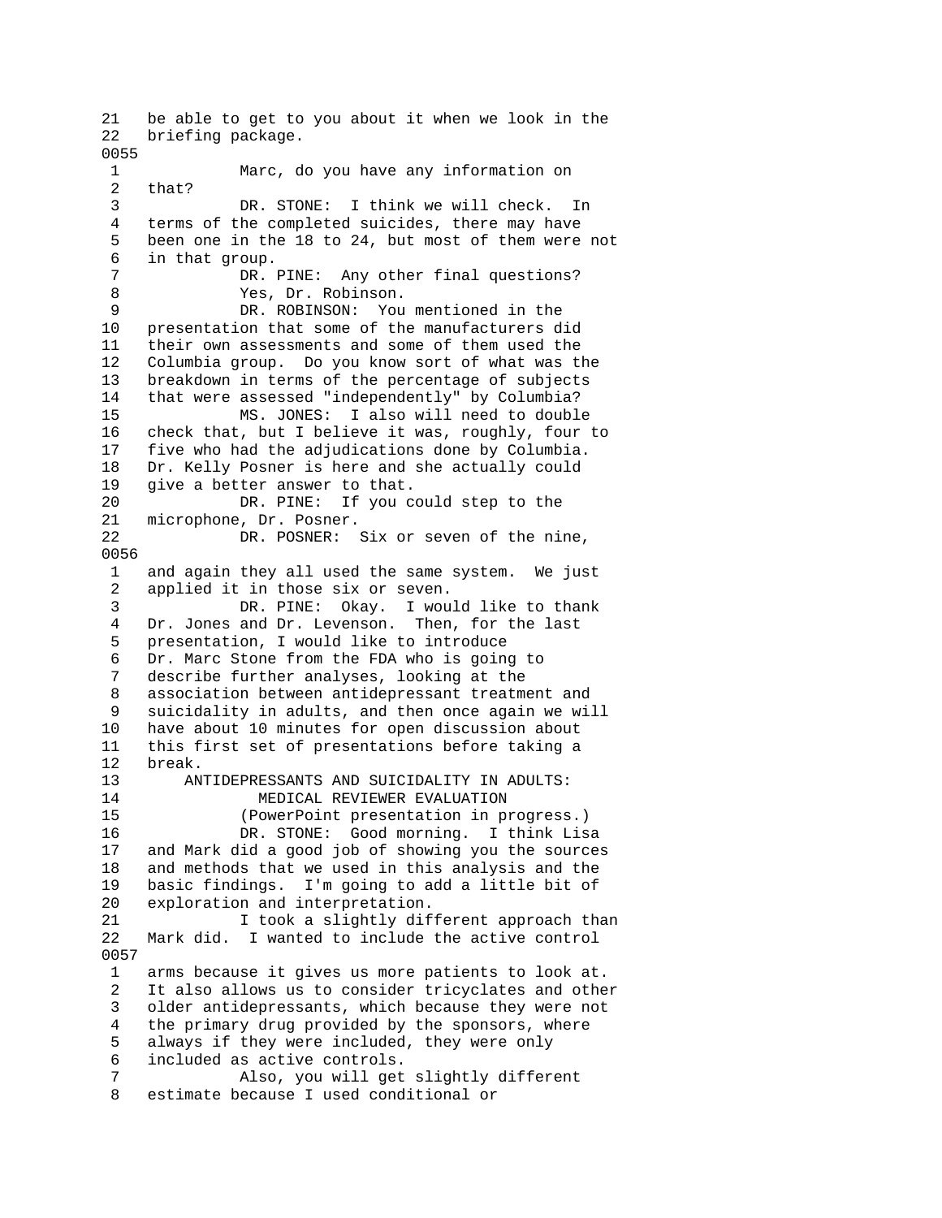21 be able to get to you about it when we look in the
22 briefing package.

0055

1 Marc, do you have any information on
2 that?
3 DR. STONE: I think we will check. In
4 terms of the completed suicides, there may have
5 been one in the 18 to 24, but most of them were not
6 in that group.
7 DR. PINE: Any other final questions?
8 Yes, Dr. Robinson.
9 DR. ROBINSON: You mentioned in the
10 presentation that some of the manufacturers did
11 their own assessments and some of them used the
12 Columbia group. Do you know sort of what was the
13 breakdown in terms of the percentage of subjects
14 that were assessed "independently" by Columbia?
15 MS. JONES: I also will need to double
16 check that, but I believe it was, roughly, four to
17 five who had the adjudications done by Columbia.
18 Dr. Kelly Posner is here and she actually could
19 give a better answer to that.
20 DR. PINE: If you could step to the
21 microphone, Dr. Posner.
22 DR. POSNER: Six or seven of the nine,

0056

1 and again they all used the same system. We just
2 applied it in those six or seven.
3 DR. PINE: Okay. I would like to thank
4 Dr. Jones and Dr. Levenson. Then, for the last
5 presentation, I would like to introduce
6 Dr. Marc Stone from the FDA who is going to
7 describe further analyses, looking at the
8 association between antidepressant treatment and
9 suicidality in adults, and then once again we will
10 have about 10 minutes for open discussion about
11 this first set of presentations before taking a
12 break.
13 ANTIDEPRESSANTS AND SUICIDALITY IN ADULTS:
14 MEDICAL REVIEWER EVALUATION
15 (PowerPoint presentation in progress.)
16 DR. STONE: Good morning. I think Lisa
17 and Mark did a good job of showing you the sources
18 and methods that we used in this analysis and the
19 basic findings. I'm going to add a little bit of
20 exploration and interpretation.
21 I took a slightly different approach than
22 Mark did. I wanted to include the active control

0057

1 arms because it gives us more patients to look at.
2 It also allows us to consider tricyclates and other
3 older antidepressants, which because they were not
4 the primary drug provided by the sponsors, where
5 always if they were included, they were only
6 included as active controls.
7 Also, you will get slightly different
8 estimate because I used conditional or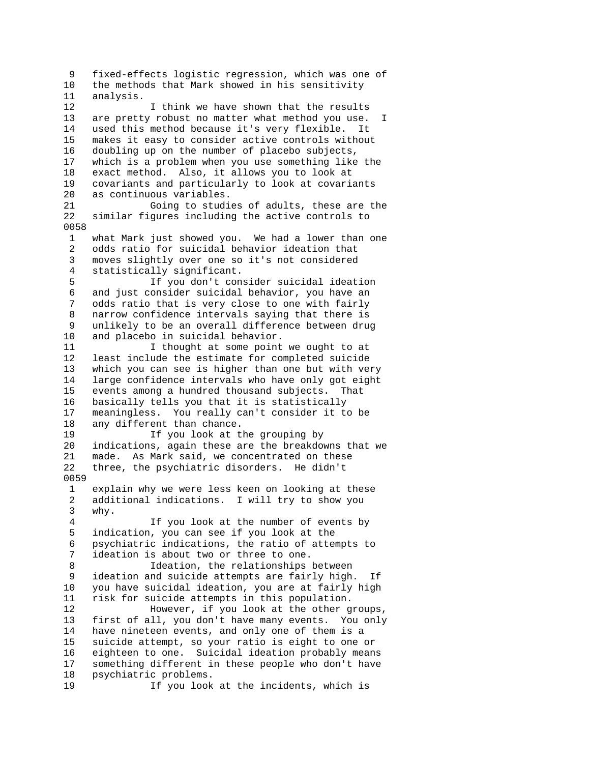9 fixed-effects logistic regression, which was one of
10 the methods that Mark showed in his sensitivity
11 analysis.
12 I think we have shown that the results
13 are pretty robust no matter what method you use. I
14 used this method because it's very flexible. It
15 makes it easy to consider active controls without
16 doubling up on the number of placebo subjects,
17 which is a problem when you use something like the
18 exact method. Also, it allows you to look at
19 covariants and particularly to look at covariants
20 as continuous variables.
21 Going to studies of adults, these are the
22 similar figures including the active controls to

0058

1 what Mark just showed you. We had a lower than one
2 odds ratio for suicidal behavior ideation that
3 moves slightly over one so it's not considered
4 statistically significant.
5 If you don't consider suicidal ideation
6 and just consider suicidal behavior, you have an
7 odds ratio that is very close to one with fairly
8 narrow confidence intervals saying that there is
9 unlikely to be an overall difference between drug
10 and placebo in suicidal behavior.
11 I thought at some point we ought to at
12 least include the estimate for completed suicide
13 which you can see is higher than one but with very
14 large confidence intervals who have only got eight
15 events among a hundred thousand subjects. That
16 basically tells you that it is statistically
17 meaningless. You really can't consider it to be
18 any different than chance.
19 If you look at the grouping by
20 indications, again these are the breakdowns that we
21 made. As Mark said, we concentrated on these
22 three, the psychiatric disorders. He didn't

0059

1 explain why we were less keen on looking at these
2 additional indications. I will try to show you
3 why.
4 If you look at the number of events by
5 indication, you can see if you look at the
6 psychiatric indications, the ratio of attempts to
7 ideation is about two or three to one.
8 Ideation, the relationships between
9 ideation and suicide attempts are fairly high. If
10 you have suicidal ideation, you are at fairly high
11 risk for suicide attempts in this population.
12 However, if you look at the other groups,
13 first of all, you don't have many events. You only
14 have nineteen events, and only one of them is a
15 suicide attempt, so your ratio is eight to one or
16 eighteen to one. Suicidal ideation probably means
17 something different in these people who don't have
18 psychiatric problems.
19 If you look at the incidents, which is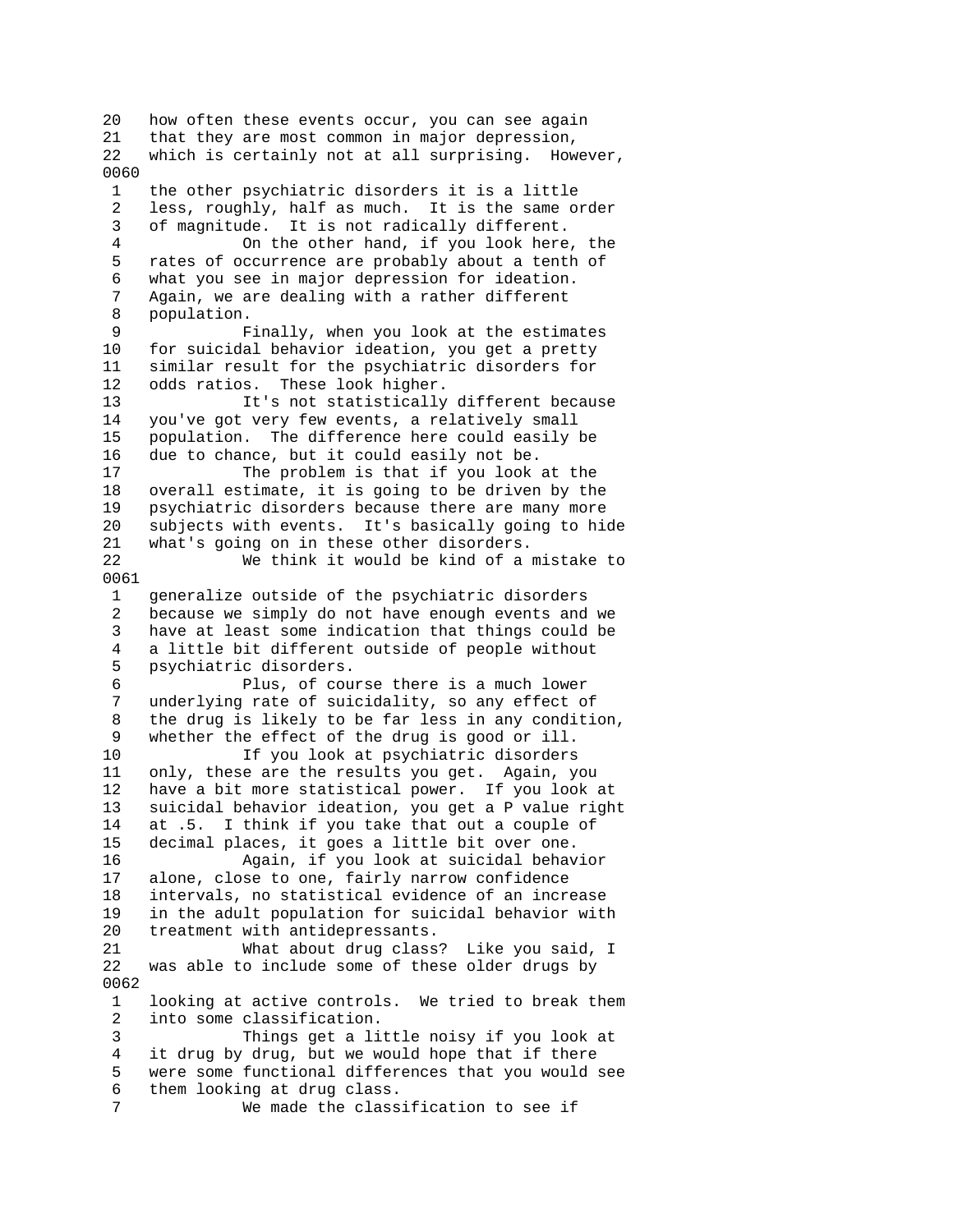20   how often these events occur, you can see again
21   that they are most common in major depression,
22   which is certainly not at all surprising.  However,
0060
 1   the other psychiatric disorders it is a little
 2   less, roughly, half as much.  It is the same order
 3   of magnitude.  It is not radically different.
 4             On the other hand, if you look here, the
 5   rates of occurrence are probably about a tenth of
 6   what you see in major depression for ideation.
 7   Again, we are dealing with a rather different
 8   population.
 9             Finally, when you look at the estimates
10   for suicidal behavior ideation, you get a pretty
11   similar result for the psychiatric disorders for
12   odds ratios.  These look higher.
13             It's not statistically different because
14   you've got very few events, a relatively small
15   population.  The difference here could easily be
16   due to chance, but it could easily not be.
17             The problem is that if you look at the
18   overall estimate, it is going to be driven by the
19   psychiatric disorders because there are many more
20   subjects with events.  It's basically going to hide
21   what's going on in these other disorders.
22             We think it would be kind of a mistake to
0061
 1   generalize outside of the psychiatric disorders
 2   because we simply do not have enough events and we
 3   have at least some indication that things could be
 4   a little bit different outside of people without
 5   psychiatric disorders.
 6             Plus, of course there is a much lower
 7   underlying rate of suicidality, so any effect of
 8   the drug is likely to be far less in any condition,
 9   whether the effect of the drug is good or ill.
10             If you look at psychiatric disorders
11   only, these are the results you get.  Again, you
12   have a bit more statistical power.  If you look at
13   suicidal behavior ideation, you get a P value right
14   at .5.  I think if you take that out a couple of
15   decimal places, it goes a little bit over one.
16             Again, if you look at suicidal behavior
17   alone, close to one, fairly narrow confidence
18   intervals, no statistical evidence of an increase
19   in the adult population for suicidal behavior with
20   treatment with antidepressants.
21             What about drug class?  Like you said, I
22   was able to include some of these older drugs by
0062
 1   looking at active controls.  We tried to break them
 2   into some classification.
 3             Things get a little noisy if you look at
 4   it drug by drug, but we would hope that if there
 5   were some functional differences that you would see
 6   them looking at drug class.
 7             We made the classification to see if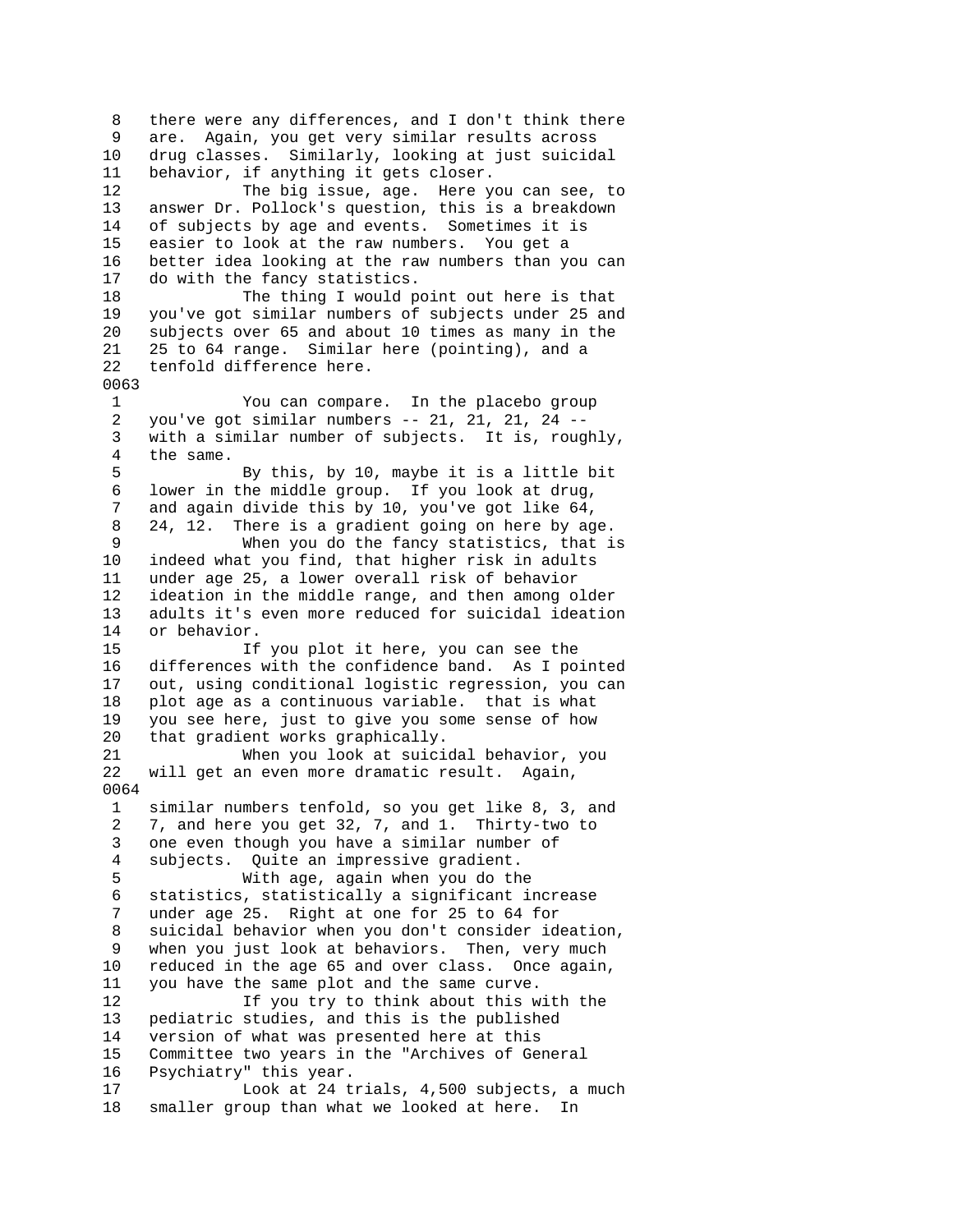8 there were any differences, and I don't think there
9 are. Again, you get very similar results across
10 drug classes. Similarly, looking at just suicidal
11 behavior, if anything it gets closer.
12 The big issue, age. Here you can see, to
13 answer Dr. Pollock's question, this is a breakdown
14 of subjects by age and events. Sometimes it is
15 easier to look at the raw numbers. You get a
16 better idea looking at the raw numbers than you can
17 do with the fancy statistics.
18 The thing I would point out here is that
19 you've got similar numbers of subjects under 25 and
20 subjects over 65 and about 10 times as many in the
21 25 to 64 range. Similar here (pointing), and a
22 tenfold difference here.
0063
1 You can compare. In the placebo group
2 you've got similar numbers -- 21, 21, 21, 24 --
3 with a similar number of subjects. It is, roughly,
4 the same.
5 By this, by 10, maybe it is a little bit
6 lower in the middle group. If you look at drug,
7 and again divide this by 10, you've got like 64,
8 24, 12. There is a gradient going on here by age.
9 When you do the fancy statistics, that is
10 indeed what you find, that higher risk in adults
11 under age 25, a lower overall risk of behavior
12 ideation in the middle range, and then among older
13 adults it's even more reduced for suicidal ideation
14 or behavior.
15 If you plot it here, you can see the
16 differences with the confidence band. As I pointed
17 out, using conditional logistic regression, you can
18 plot age as a continuous variable. that is what
19 you see here, just to give you some sense of how
20 that gradient works graphically.
21 When you look at suicidal behavior, you
22 will get an even more dramatic result. Again,
0064
1 similar numbers tenfold, so you get like 8, 3, and
2 7, and here you get 32, 7, and 1. Thirty-two to
3 one even though you have a similar number of
4 subjects. Quite an impressive gradient.
5 With age, again when you do the
6 statistics, statistically a significant increase
7 under age 25. Right at one for 25 to 64 for
8 suicidal behavior when you don't consider ideation,
9 when you just look at behaviors. Then, very much
10 reduced in the age 65 and over class. Once again,
11 you have the same plot and the same curve.
12 If you try to think about this with the
13 pediatric studies, and this is the published
14 version of what was presented here at this
15 Committee two years in the "Archives of General
16 Psychiatry" this year.
17 Look at 24 trials, 4,500 subjects, a much
18 smaller group than what we looked at here. In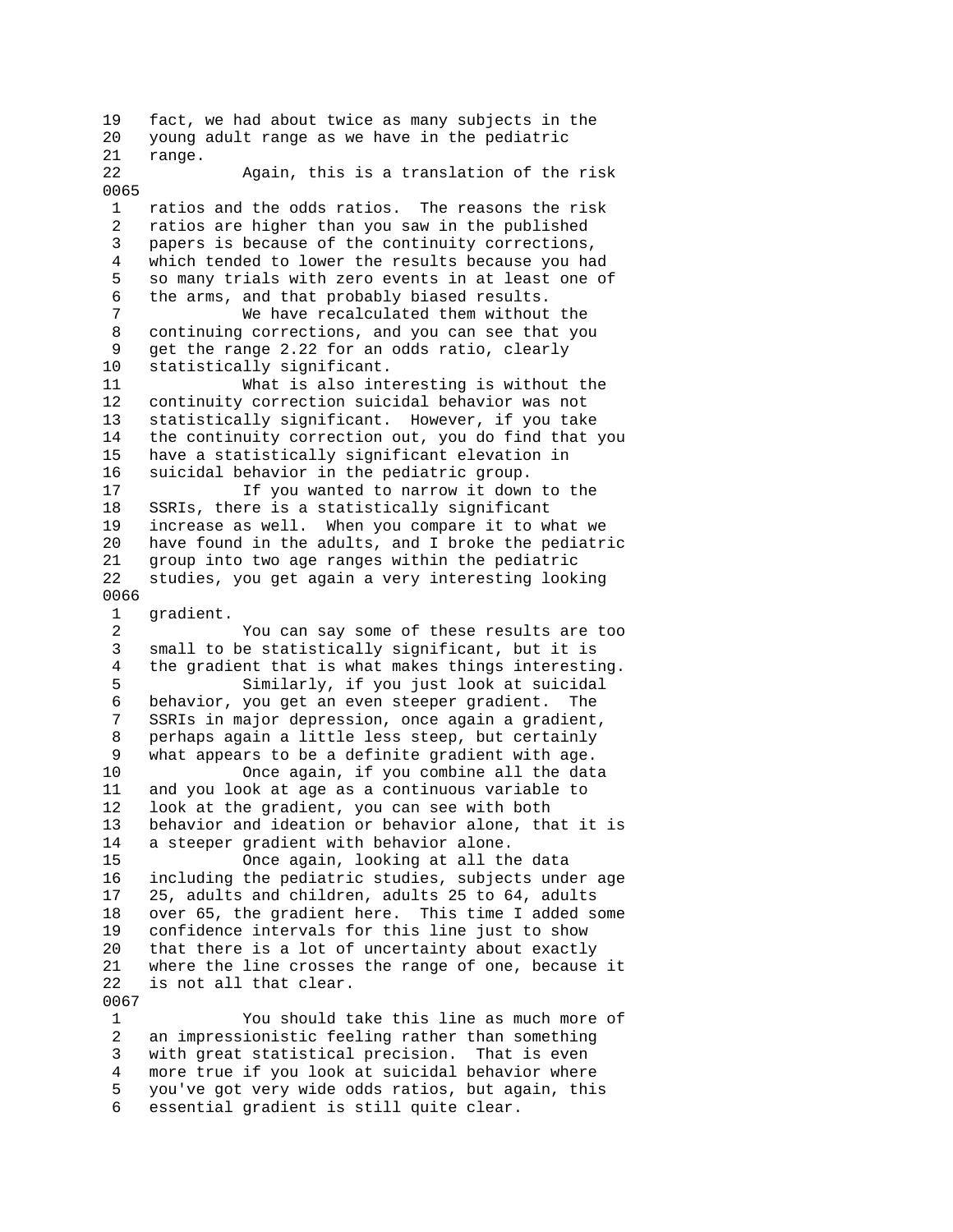19 fact, we had about twice as many subjects in the
20 young adult range as we have in the pediatric
21 range.
22 Again, this is a translation of the risk
0065
1 ratios and the odds ratios. The reasons the risk
2 ratios are higher than you saw in the published
3 papers is because of the continuity corrections,
4 which tended to lower the results because you had
5 so many trials with zero events in at least one of
6 the arms, and that probably biased results.
7 We have recalculated them without the
8 continuing corrections, and you can see that you
9 get the range 2.22 for an odds ratio, clearly
10 statistically significant.
11 What is also interesting is without the
12 continuity correction suicidal behavior was not
13 statistically significant. However, if you take
14 the continuity correction out, you do find that you
15 have a statistically significant elevation in
16 suicidal behavior in the pediatric group.
17 If you wanted to narrow it down to the
18 SSRIs, there is a statistically significant
19 increase as well. When you compare it to what we
20 have found in the adults, and I broke the pediatric
21 group into two age ranges within the pediatric
22 studies, you get again a very interesting looking
0066
1 gradient.
2 You can say some of these results are too
3 small to be statistically significant, but it is
4 the gradient that is what makes things interesting.
5 Similarly, if you just look at suicidal
6 behavior, you get an even steeper gradient. The
7 SSRIs in major depression, once again a gradient,
8 perhaps again a little less steep, but certainly
9 what appears to be a definite gradient with age.
10 Once again, if you combine all the data
11 and you look at age as a continuous variable to
12 look at the gradient, you can see with both
13 behavior and ideation or behavior alone, that it is
14 a steeper gradient with behavior alone.
15 Once again, looking at all the data
16 including the pediatric studies, subjects under age
17 25, adults and children, adults 25 to 64, adults
18 over 65, the gradient here. This time I added some
19 confidence intervals for this line just to show
20 that there is a lot of uncertainty about exactly
21 where the line crosses the range of one, because it
22 is not all that clear.
0067
1 You should take this line as much more of
2 an impressionistic feeling rather than something
3 with great statistical precision. That is even
4 more true if you look at suicidal behavior where
5 you've got very wide odds ratios, but again, this
6 essential gradient is still quite clear.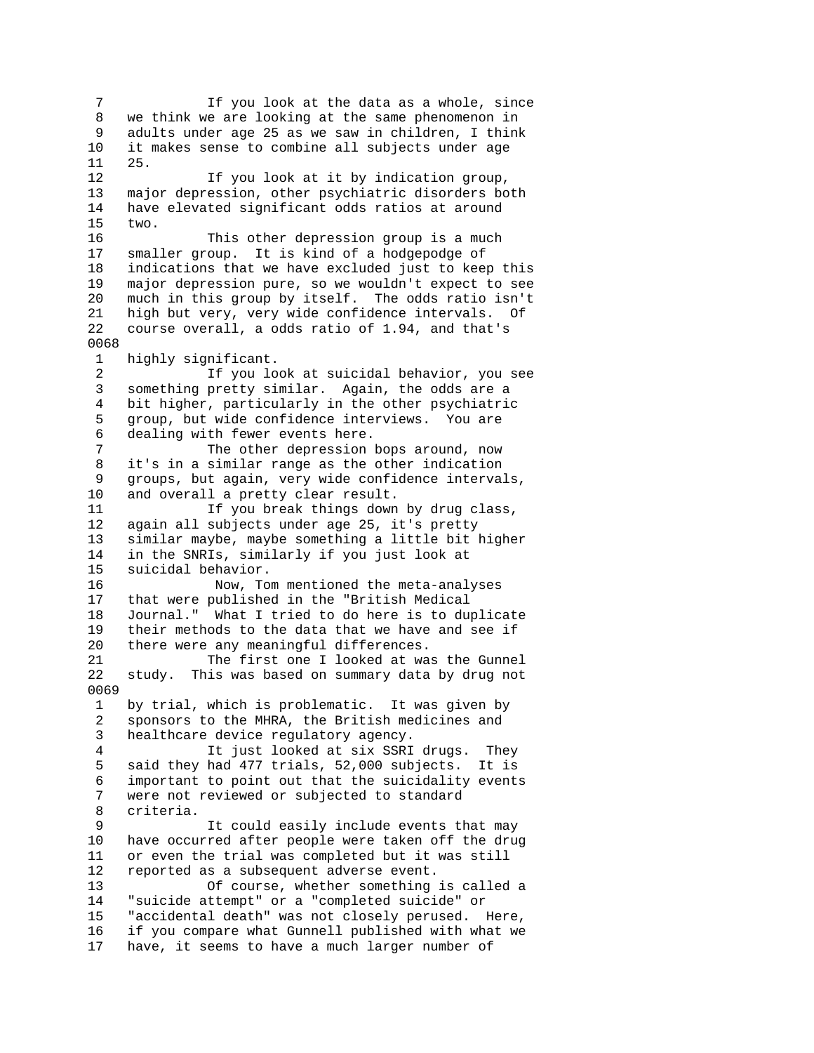7 If you look at the data as a whole, since
8 we think we are looking at the same phenomenon in
9 adults under age 25 as we saw in children, I think
10 it makes sense to combine all subjects under age
11 25.
12 If you look at it by indication group,
13 major depression, other psychiatric disorders both
14 have elevated significant odds ratios at around
15 two.
16 This other depression group is a much
17 smaller group. It is kind of a hodgepodge of
18 indications that we have excluded just to keep this
19 major depression pure, so we wouldn't expect to see
20 much in this group by itself. The odds ratio isn't
21 high but very, very wide confidence intervals. Of
22 course overall, a odds ratio of 1.94, and that's

0068

1 highly significant.
2 If you look at suicidal behavior, you see
3 something pretty similar. Again, the odds are a
4 bit higher, particularly in the other psychiatric
5 group, but wide confidence interviews. You are
6 dealing with fewer events here.
7 The other depression bops around, now
8 it's in a similar range as the other indication
9 groups, but again, very wide confidence intervals,
10 and overall a pretty clear result.
11 If you break things down by drug class,
12 again all subjects under age 25, it's pretty
13 similar maybe, maybe something a little bit higher
14 in the SNRIs, similarly if you just look at
15 suicidal behavior.
16 Now, Tom mentioned the meta-analyses
17 that were published in the "British Medical
18 Journal." What I tried to do here is to duplicate
19 their methods to the data that we have and see if
20 there were any meaningful differences.
21 The first one I looked at was the Gunnel
22 study. This was based on summary data by drug not

0069

1 by trial, which is problematic. It was given by
2 sponsors to the MHRA, the British medicines and
3 healthcare device regulatory agency.
4 It just looked at six SSRI drugs. They
5 said they had 477 trials, 52,000 subjects. It is
6 important to point out that the suicidality events
7 were not reviewed or subjected to standard
8 criteria.
9 It could easily include events that may
10 have occurred after people were taken off the drug
11 or even the trial was completed but it was still
12 reported as a subsequent adverse event.
13 Of course, whether something is called a
14 "suicide attempt" or a "completed suicide" or
15 "accidental death" was not closely perused. Here,
16 if you compare what Gunnell published with what we
17 have, it seems to have a much larger number of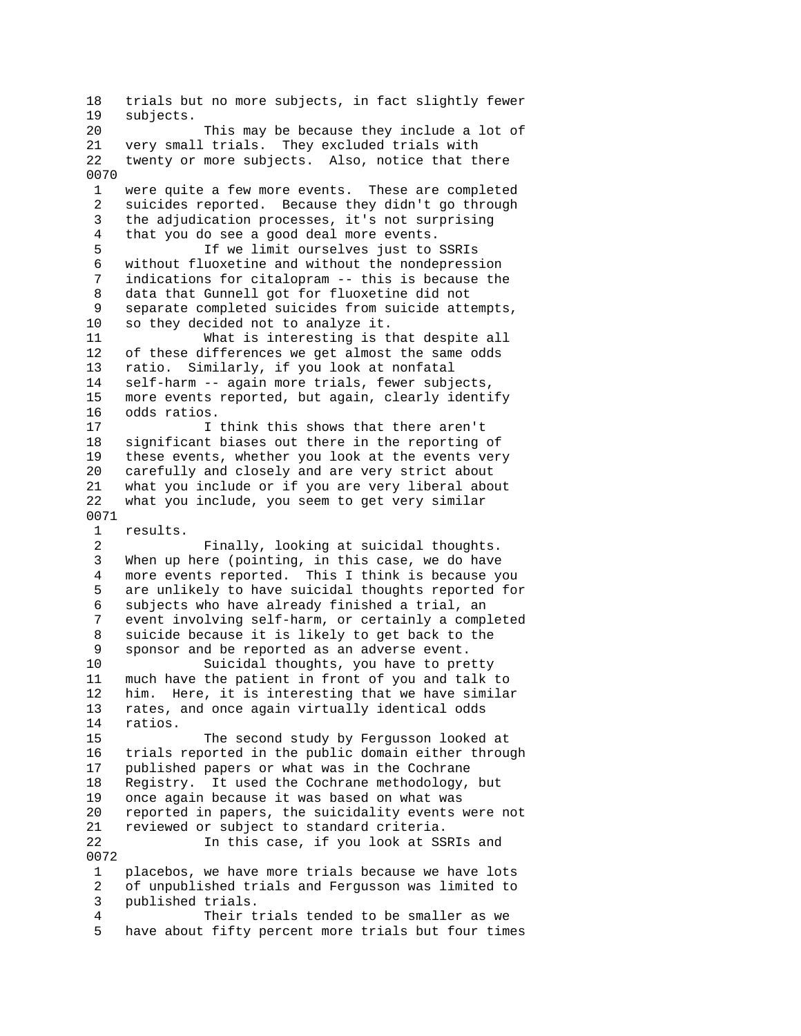18   trials but no more subjects, in fact slightly fewer
19   subjects.
20             This may be because they include a lot of
21   very small trials.  They excluded trials with
22   twenty or more subjects.  Also, notice that there
0070
 1   were quite a few more events.  These are completed
 2   suicides reported.  Because they didn't go through
 3   the adjudication processes, it's not surprising
 4   that you do see a good deal more events.
 5             If we limit ourselves just to SSRIs
 6   without fluoxetine and without the nondepression
 7   indications for citalopram -- this is because the
 8   data that Gunnell got for fluoxetine did not
 9   separate completed suicides from suicide attempts,
10   so they decided not to analyze it.
11             What is interesting is that despite all
12   of these differences we get almost the same odds
13   ratio.  Similarly, if you look at nonfatal
14   self-harm -- again more trials, fewer subjects,
15   more events reported, but again, clearly identify
16   odds ratios.
17             I think this shows that there aren't
18   significant biases out there in the reporting of
19   these events, whether you look at the events very
20   carefully and closely and are very strict about
21   what you include or if you are very liberal about
22   what you include, you seem to get very similar
0071
 1   results.
 2             Finally, looking at suicidal thoughts.
 3   When up here (pointing, in this case, we do have
 4   more events reported.  This I think is because you
 5   are unlikely to have suicidal thoughts reported for
 6   subjects who have already finished a trial, an
 7   event involving self-harm, or certainly a completed
 8   suicide because it is likely to get back to the
 9   sponsor and be reported as an adverse event.
10             Suicidal thoughts, you have to pretty
11   much have the patient in front of you and talk to
12   him.  Here, it is interesting that we have similar
13   rates, and once again virtually identical odds
14   ratios.
15             The second study by Fergusson looked at
16   trials reported in the public domain either through
17   published papers or what was in the Cochrane
18   Registry.  It used the Cochrane methodology, but
19   once again because it was based on what was
20   reported in papers, the suicidality events were not
21   reviewed or subject to standard criteria.
22             In this case, if you look at SSRIs and
0072
 1   placebos, we have more trials because we have lots
 2   of unpublished trials and Fergusson was limited to
 3   published trials.
 4             Their trials tended to be smaller as we
 5   have about fifty percent more trials but four times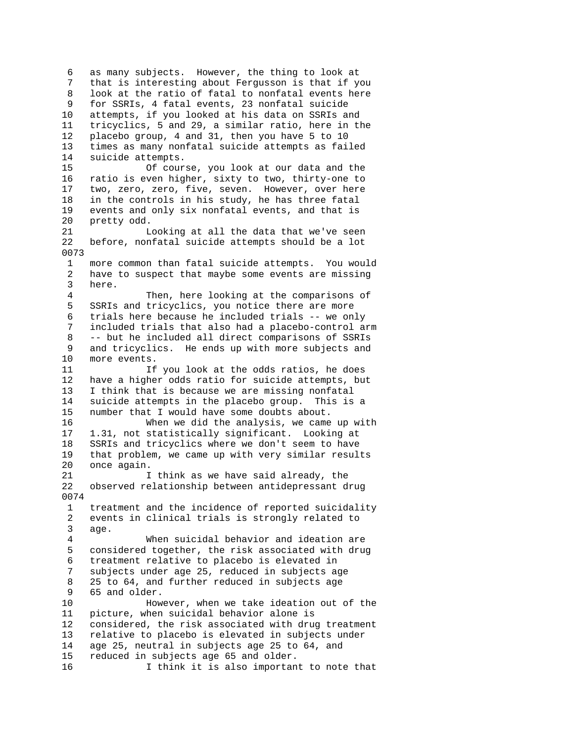6 as many subjects. However, the thing to look at
7 that is interesting about Fergusson is that if you
8 look at the ratio of fatal to nonfatal events here
9 for SSRIs, 4 fatal events, 23 nonfatal suicide
10 attempts, if you looked at his data on SSRIs and
11 tricyclics, 5 and 29, a similar ratio, here in the
12 placebo group, 4 and 31, then you have 5 to 10
13 times as many nonfatal suicide attempts as failed
14 suicide attempts.
15 Of course, you look at our data and the
16 ratio is even higher, sixty to two, thirty-one to
17 two, zero, zero, five, seven. However, over here
18 in the controls in his study, he has three fatal
19 events and only six nonfatal events, and that is
20 pretty odd.
21 Looking at all the data that we've seen
22 before, nonfatal suicide attempts should be a lot

0073

1 more common than fatal suicide attempts. You would
2 have to suspect that maybe some events are missing
3 here.
4 Then, here looking at the comparisons of
5 SSRIs and tricyclics, you notice there are more
6 trials here because he included trials -- we only
7 included trials that also had a placebo-control arm
8 -- but he included all direct comparisons of SSRIs
9 and tricyclics. He ends up with more subjects and
10 more events.
11 If you look at the odds ratios, he does
12 have a higher odds ratio for suicide attempts, but
13 I think that is because we are missing nonfatal
14 suicide attempts in the placebo group. This is a
15 number that I would have some doubts about.
16 When we did the analysis, we came up with
17 1.31, not statistically significant. Looking at
18 SSRIs and tricyclics where we don't seem to have
19 that problem, we came up with very similar results
20 once again.
21 I think as we have said already, the
22 observed relationship between antidepressant drug

0074

1 treatment and the incidence of reported suicidality
2 events in clinical trials is strongly related to
3 age.
4 When suicidal behavior and ideation are
5 considered together, the risk associated with drug
6 treatment relative to placebo is elevated in
7 subjects under age 25, reduced in subjects age
8 25 to 64, and further reduced in subjects age
9 65 and older.
10 However, when we take ideation out of the
11 picture, when suicidal behavior alone is
12 considered, the risk associated with drug treatment
13 relative to placebo is elevated in subjects under
14 age 25, neutral in subjects age 25 to 64, and
15 reduced in subjects age 65 and older.
16 I think it is also important to note that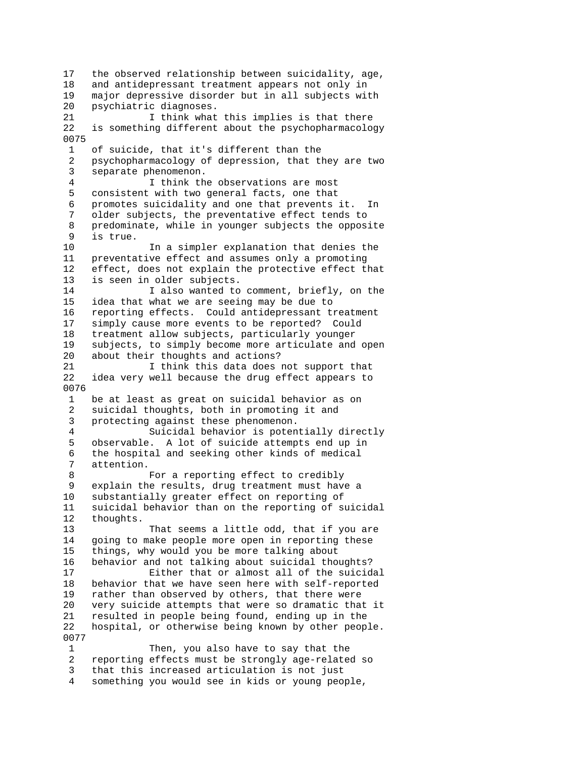17 the observed relationship between suicidality, age,
18 and antidepressant treatment appears not only in
19 major depressive disorder but in all subjects with
20 psychiatric diagnoses.
21 I think what this implies is that there
22 is something different about the psychopharmacology
0075
1 of suicide, that it's different than the
2 psychopharmacology of depression, that they are two
3 separate phenomenon.
4 I think the observations are most
5 consistent with two general facts, one that
6 promotes suicidality and one that prevents it. In
7 older subjects, the preventative effect tends to
8 predominate, while in younger subjects the opposite
9 is true.
10 In a simpler explanation that denies the
11 preventative effect and assumes only a promoting
12 effect, does not explain the protective effect that
13 is seen in older subjects.
14 I also wanted to comment, briefly, on the
15 idea that what we are seeing may be due to
16 reporting effects. Could antidepressant treatment
17 simply cause more events to be reported? Could
18 treatment allow subjects, particularly younger
19 subjects, to simply become more articulate and open
20 about their thoughts and actions?
21 I think this data does not support that
22 idea very well because the drug effect appears to
0076
1 be at least as great on suicidal behavior as on
2 suicidal thoughts, both in promoting it and
3 protecting against these phenomenon.
4 Suicidal behavior is potentially directly
5 observable. A lot of suicide attempts end up in
6 the hospital and seeking other kinds of medical
7 attention.
8 For a reporting effect to credibly
9 explain the results, drug treatment must have a
10 substantially greater effect on reporting of
11 suicidal behavior than on the reporting of suicidal
12 thoughts.
13 That seems a little odd, that if you are
14 going to make people more open in reporting these
15 things, why would you be more talking about
16 behavior and not talking about suicidal thoughts?
17 Either that or almost all of the suicidal
18 behavior that we have seen here with self-reported
19 rather than observed by others, that there were
20 very suicide attempts that were so dramatic that it
21 resulted in people being found, ending up in the
22 hospital, or otherwise being known by other people.
0077
1 Then, you also have to say that the
2 reporting effects must be strongly age-related so
3 that this increased articulation is not just
4 something you would see in kids or young people,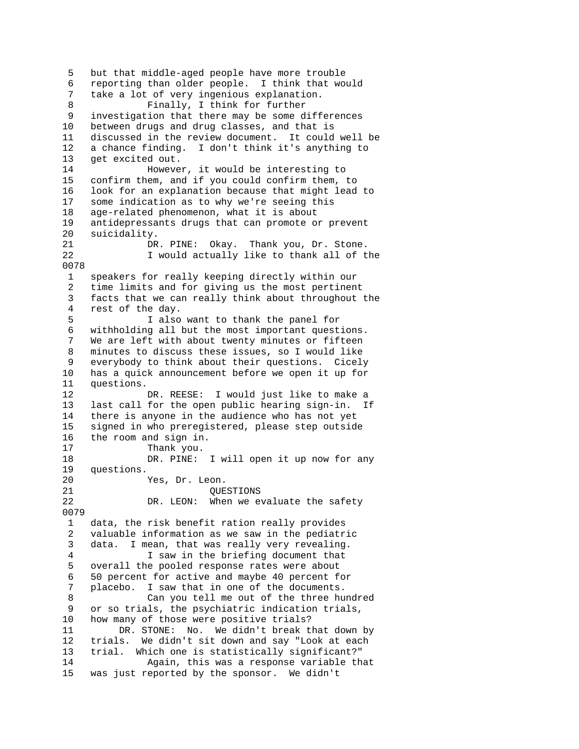5 but that middle-aged people have more trouble
6 reporting than older people. I think that would
7 take a lot of very ingenious explanation.
8 Finally, I think for further
9 investigation that there may be some differences
10 between drugs and drug classes, and that is
11 discussed in the review document. It could well be
12 a chance finding. I don't think it's anything to
13 get excited out.
14 However, it would be interesting to
15 confirm them, and if you could confirm them, to
16 look for an explanation because that might lead to
17 some indication as to why we're seeing this
18 age-related phenomenon, what it is about
19 antidepressants drugs that can promote or prevent
20 suicidality.
21 DR. PINE: Okay. Thank you, Dr. Stone.
22 I would actually like to thank all of the

0078

1 speakers for really keeping directly within our
2 time limits and for giving us the most pertinent
3 facts that we can really think about throughout the
4 rest of the day.
5 I also want to thank the panel for
6 withholding all but the most important questions.
7 We are left with about twenty minutes or fifteen
8 minutes to discuss these issues, so I would like
9 everybody to think about their questions. Cicely
10 has a quick announcement before we open it up for
11 questions.
12 DR. REESE: I would just like to make a
13 last call for the open public hearing sign-in. If
14 there is anyone in the audience who has not yet
15 signed in who preregistered, please step outside
16 the room and sign in.
17 Thank you.
18 DR. PINE: I will open it up now for any
19 questions.
20 Yes, Dr. Leon.
21 QUESTIONS
22 DR. LEON: When we evaluate the safety

0079

1 data, the risk benefit ration really provides
2 valuable information as we saw in the pediatric
3 data. I mean, that was really very revealing.
4 I saw in the briefing document that
5 overall the pooled response rates were about
6 50 percent for active and maybe 40 percent for
7 placebo. I saw that in one of the documents.
8 Can you tell me out of the three hundred
9 or so trials, the psychiatric indication trials,
10 how many of those were positive trials?
11 DR. STONE: No. We didn't break that down by
12 trials. We didn't sit down and say "Look at each
13 trial. Which one is statistically significant?"
14 Again, this was a response variable that
15 was just reported by the sponsor. We didn't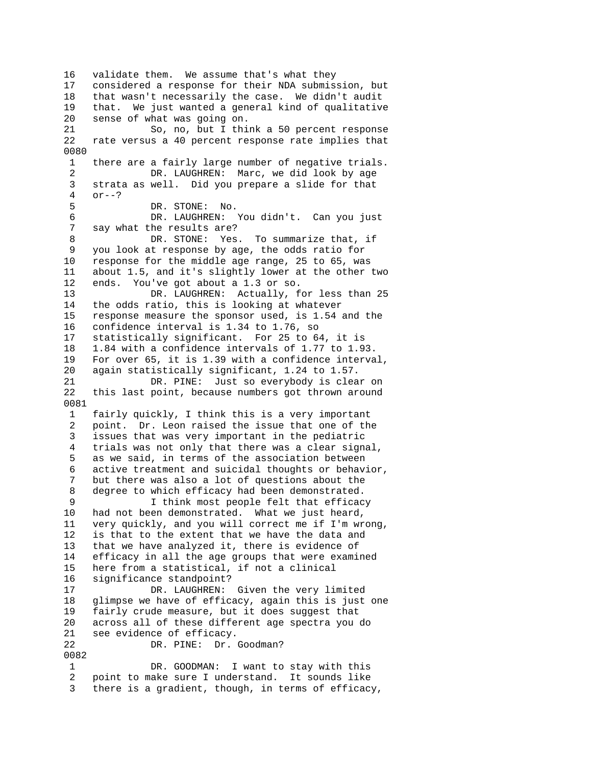16 validate them. We assume that's what they
17 considered a response for their NDA submission, but
18 that wasn't necessarily the case. We didn't audit
19 that. We just wanted a general kind of qualitative
20 sense of what was going on.
21 So, no, but I think a 50 percent response
22 rate versus a 40 percent response rate implies that
0080
1 there are a fairly large number of negative trials.
2 DR. LAUGHREN: Marc, we did look by age
3 strata as well. Did you prepare a slide for that
4 or--?
5 DR. STONE: No.
6 DR. LAUGHREN: You didn't. Can you just
7 say what the results are?
8 DR. STONE: Yes. To summarize that, if
9 you look at response by age, the odds ratio for
10 response for the middle age range, 25 to 65, was
11 about 1.5, and it's slightly lower at the other two
12 ends. You've got about a 1.3 or so.
13 DR. LAUGHREN: Actually, for less than 25
14 the odds ratio, this is looking at whatever
15 response measure the sponsor used, is 1.54 and the
16 confidence interval is 1.34 to 1.76, so
17 statistically significant. For 25 to 64, it is
18 1.84 with a confidence intervals of 1.77 to 1.93.
19 For over 65, it is 1.39 with a confidence interval,
20 again statistically significant, 1.24 to 1.57.
21 DR. PINE: Just so everybody is clear on
22 this last point, because numbers got thrown around
0081
1 fairly quickly, I think this is a very important
2 point. Dr. Leon raised the issue that one of the
3 issues that was very important in the pediatric
4 trials was not only that there was a clear signal,
5 as we said, in terms of the association between
6 active treatment and suicidal thoughts or behavior,
7 but there was also a lot of questions about the
8 degree to which efficacy had been demonstrated.
9 I think most people felt that efficacy
10 had not been demonstrated. What we just heard,
11 very quickly, and you will correct me if I'm wrong,
12 is that to the extent that we have the data and
13 that we have analyzed it, there is evidence of
14 efficacy in all the age groups that were examined
15 here from a statistical, if not a clinical
16 significance standpoint?
17 DR. LAUGHREN: Given the very limited
18 glimpse we have of efficacy, again this is just one
19 fairly crude measure, but it does suggest that
20 across all of these different age spectra you do
21 see evidence of efficacy.
22 DR. PINE: Dr. Goodman?
0082
1 DR. GOODMAN: I want to stay with this
2 point to make sure I understand. It sounds like
3 there is a gradient, though, in terms of efficacy,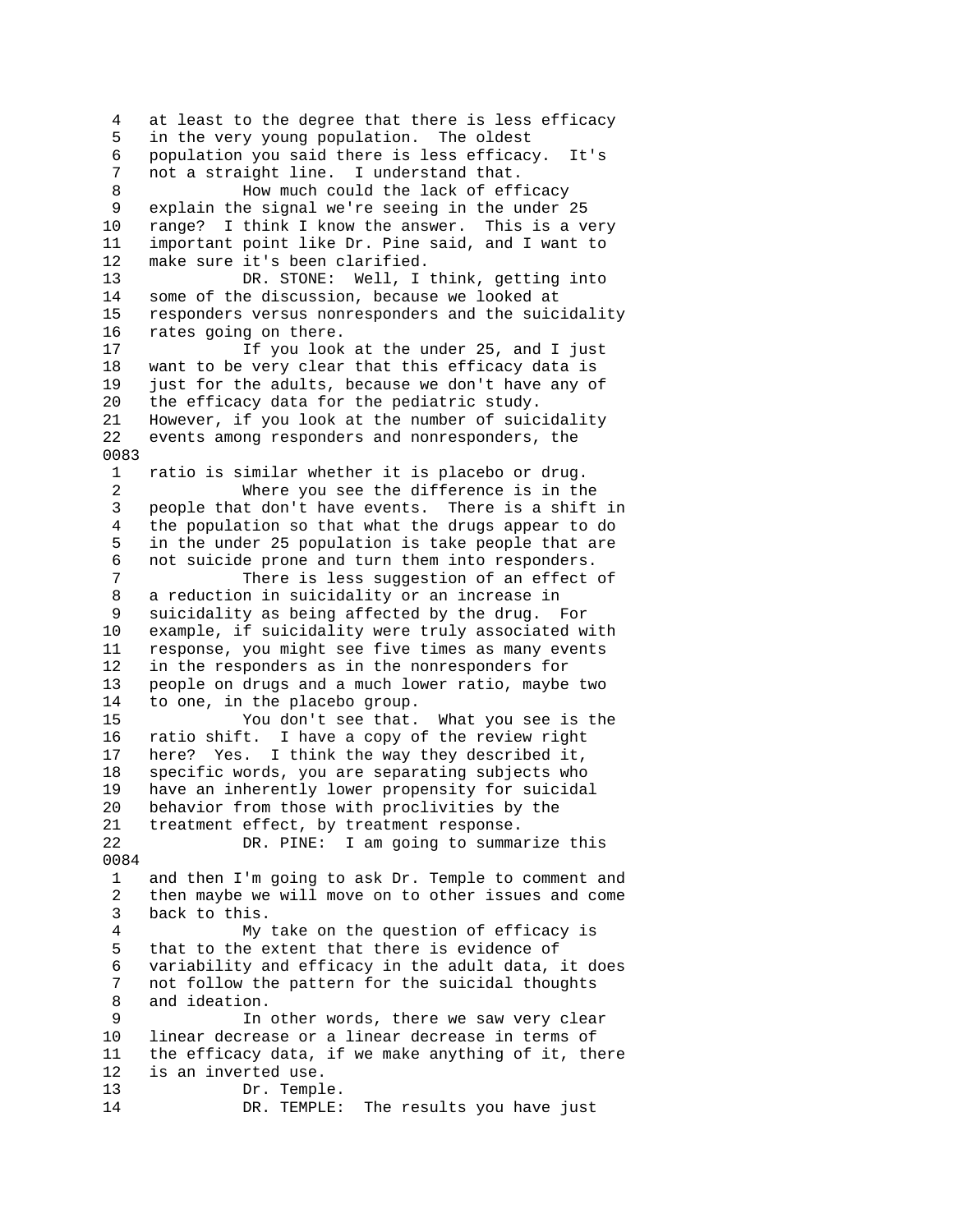4 at least to the degree that there is less efficacy
5 in the very young population. The oldest
6 population you said there is less efficacy. It's
7 not a straight line. I understand that.
8 How much could the lack of efficacy
9 explain the signal we're seeing in the under 25
10 range? I think I know the answer. This is a very
11 important point like Dr. Pine said, and I want to
12 make sure it's been clarified.
13 DR. STONE: Well, I think, getting into
14 some of the discussion, because we looked at
15 responders versus nonresponders and the suicidality
16 rates going on there.
17 If you look at the under 25, and I just
18 want to be very clear that this efficacy data is
19 just for the adults, because we don't have any of
20 the efficacy data for the pediatric study.
21 However, if you look at the number of suicidality
22 events among responders and nonresponders, the

0083

1 ratio is similar whether it is placebo or drug.
2 Where you see the difference is in the
3 people that don't have events. There is a shift in
4 the population so that what the drugs appear to do
5 in the under 25 population is take people that are
6 not suicide prone and turn them into responders.
7 There is less suggestion of an effect of
8 a reduction in suicidality or an increase in
9 suicidality as being affected by the drug. For
10 example, if suicidality were truly associated with
11 response, you might see five times as many events
12 in the responders as in the nonresponders for
13 people on drugs and a much lower ratio, maybe two
14 to one, in the placebo group.
15 You don't see that. What you see is the
16 ratio shift. I have a copy of the review right
17 here? Yes. I think the way they described it,
18 specific words, you are separating subjects who
19 have an inherently lower propensity for suicidal
20 behavior from those with proclivities by the
21 treatment effect, by treatment response.
22 DR. PINE: I am going to summarize this

0084

1 and then I'm going to ask Dr. Temple to comment and
2 then maybe we will move on to other issues and come
3 back to this.
4 My take on the question of efficacy is
5 that to the extent that there is evidence of
6 variability and efficacy in the adult data, it does
7 not follow the pattern for the suicidal thoughts
8 and ideation.
9 In other words, there we saw very clear
10 linear decrease or a linear decrease in terms of
11 the efficacy data, if we make anything of it, there
12 is an inverted use.
13 Dr. Temple.
14 DR. TEMPLE: The results you have just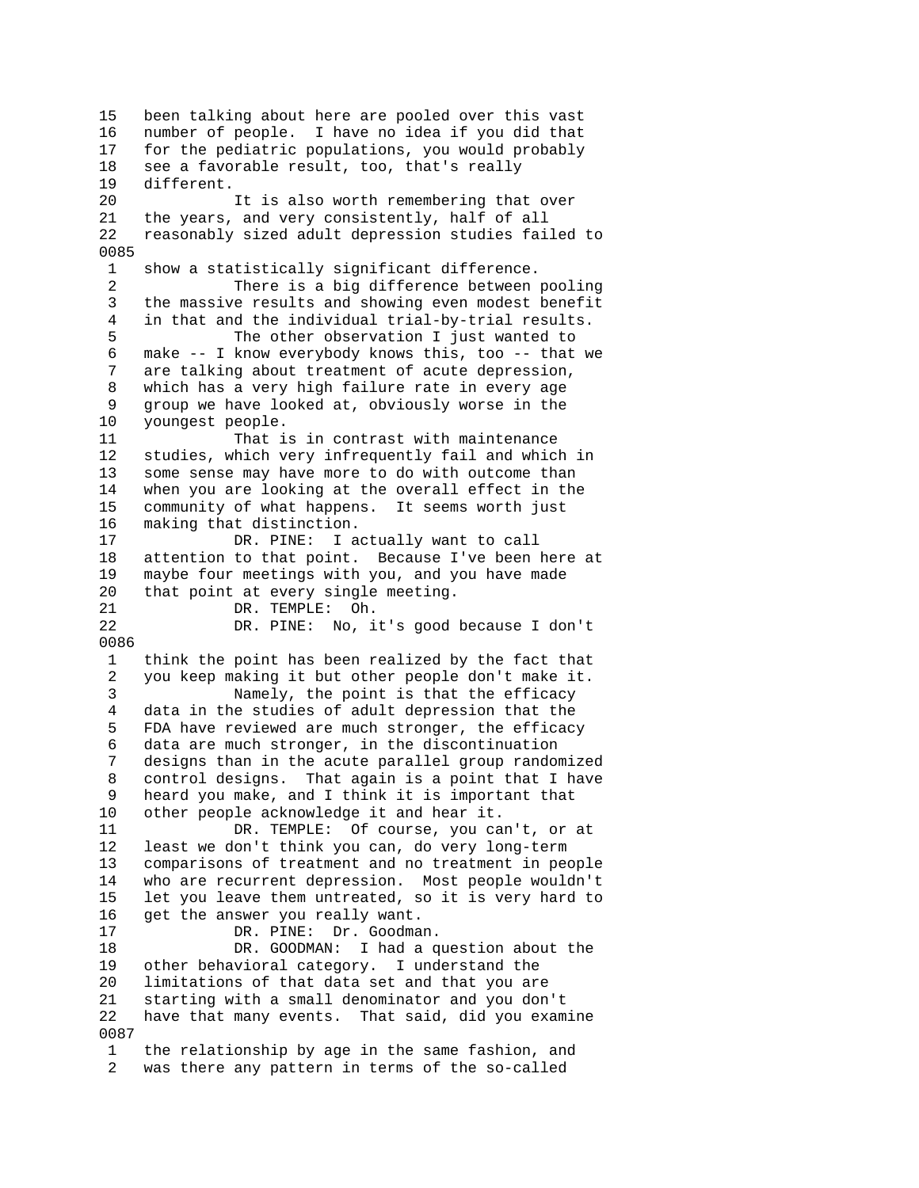15 been talking about here are pooled over this vast
16 number of people. I have no idea if you did that
17 for the pediatric populations, you would probably
18 see a favorable result, too, that's really
19 different.
20 It is also worth remembering that over
21 the years, and very consistently, half of all
22 reasonably sized adult depression studies failed to
0085
1 show a statistically significant difference.
2 There is a big difference between pooling
3 the massive results and showing even modest benefit
4 in that and the individual trial-by-trial results.
5 The other observation I just wanted to
6 make -- I know everybody knows this, too -- that we
7 are talking about treatment of acute depression,
8 which has a very high failure rate in every age
9 group we have looked at, obviously worse in the
10 youngest people.
11 That is in contrast with maintenance
12 studies, which very infrequently fail and which in
13 some sense may have more to do with outcome than
14 when you are looking at the overall effect in the
15 community of what happens. It seems worth just
16 making that distinction.
17 DR. PINE: I actually want to call
18 attention to that point. Because I've been here at
19 maybe four meetings with you, and you have made
20 that point at every single meeting.
21 DR. TEMPLE: Oh.
22 DR. PINE: No, it's good because I don't
0086
1 think the point has been realized by the fact that
2 you keep making it but other people don't make it.
3 Namely, the point is that the efficacy
4 data in the studies of adult depression that the
5 FDA have reviewed are much stronger, the efficacy
6 data are much stronger, in the discontinuation
7 designs than in the acute parallel group randomized
8 control designs. That again is a point that I have
9 heard you make, and I think it is important that
10 other people acknowledge it and hear it.
11 DR. TEMPLE: Of course, you can't, or at
12 least we don't think you can, do very long-term
13 comparisons of treatment and no treatment in people
14 who are recurrent depression. Most people wouldn't
15 let you leave them untreated, so it is very hard to
16 get the answer you really want.
17 DR. PINE: Dr. Goodman.
18 DR. GOODMAN: I had a question about the
19 other behavioral category. I understand the
20 limitations of that data set and that you are
21 starting with a small denominator and you don't
22 have that many events. That said, did you examine
0087
1 the relationship by age in the same fashion, and
2 was there any pattern in terms of the so-called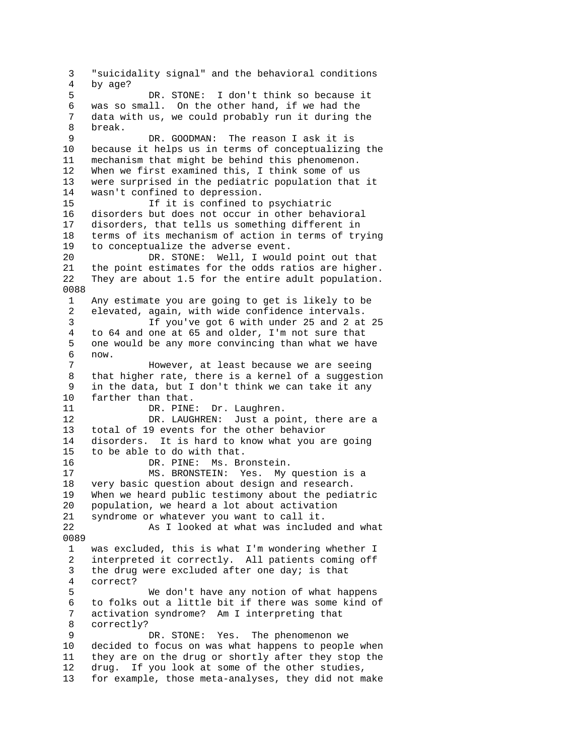3 "suicidality signal" and the behavioral conditions
4 by age?
5 DR. STONE: I don't think so because it
6 was so small. On the other hand, if we had the
7 data with us, we could probably run it during the
8 break.
9 DR. GOODMAN: The reason I ask it is
10 because it helps us in terms of conceptualizing the
11 mechanism that might be behind this phenomenon.
12 When we first examined this, I think some of us
13 were surprised in the pediatric population that it
14 wasn't confined to depression.
15 If it is confined to psychiatric
16 disorders but does not occur in other behavioral
17 disorders, that tells us something different in
18 terms of its mechanism of action in terms of trying
19 to conceptualize the adverse event.
20 DR. STONE: Well, I would point out that
21 the point estimates for the odds ratios are higher.
22 They are about 1.5 for the entire adult population.

0088

1 Any estimate you are going to get is likely to be
2 elevated, again, with wide confidence intervals.
3 If you've got 6 with under 25 and 2 at 25
4 to 64 and one at 65 and older, I'm not sure that
5 one would be any more convincing than what we have
6 now.
7 However, at least because we are seeing
8 that higher rate, there is a kernel of a suggestion
9 in the data, but I don't think we can take it any
10 farther than that.
11 DR. PINE: Dr. Laughren.
12 DR. LAUGHREN: Just a point, there are a
13 total of 19 events for the other behavior
14 disorders. It is hard to know what you are going
15 to be able to do with that.
16 DR. PINE: Ms. Bronstein.
17 MS. BRONSTEIN: Yes. My question is a
18 very basic question about design and research.
19 When we heard public testimony about the pediatric
20 population, we heard a lot about activation
21 syndrome or whatever you want to call it.
22 As I looked at what was included and what

0089

1 was excluded, this is what I'm wondering whether I
2 interpreted it correctly. All patients coming off
3 the drug were excluded after one day; is that
4 correct?
5 We don't have any notion of what happens
6 to folks out a little bit if there was some kind of
7 activation syndrome? Am I interpreting that
8 correctly?
9 DR. STONE: Yes. The phenomenon we
10 decided to focus on was what happens to people when
11 they are on the drug or shortly after they stop the
12 drug. If you look at some of the other studies,
13 for example, those meta-analyses, they did not make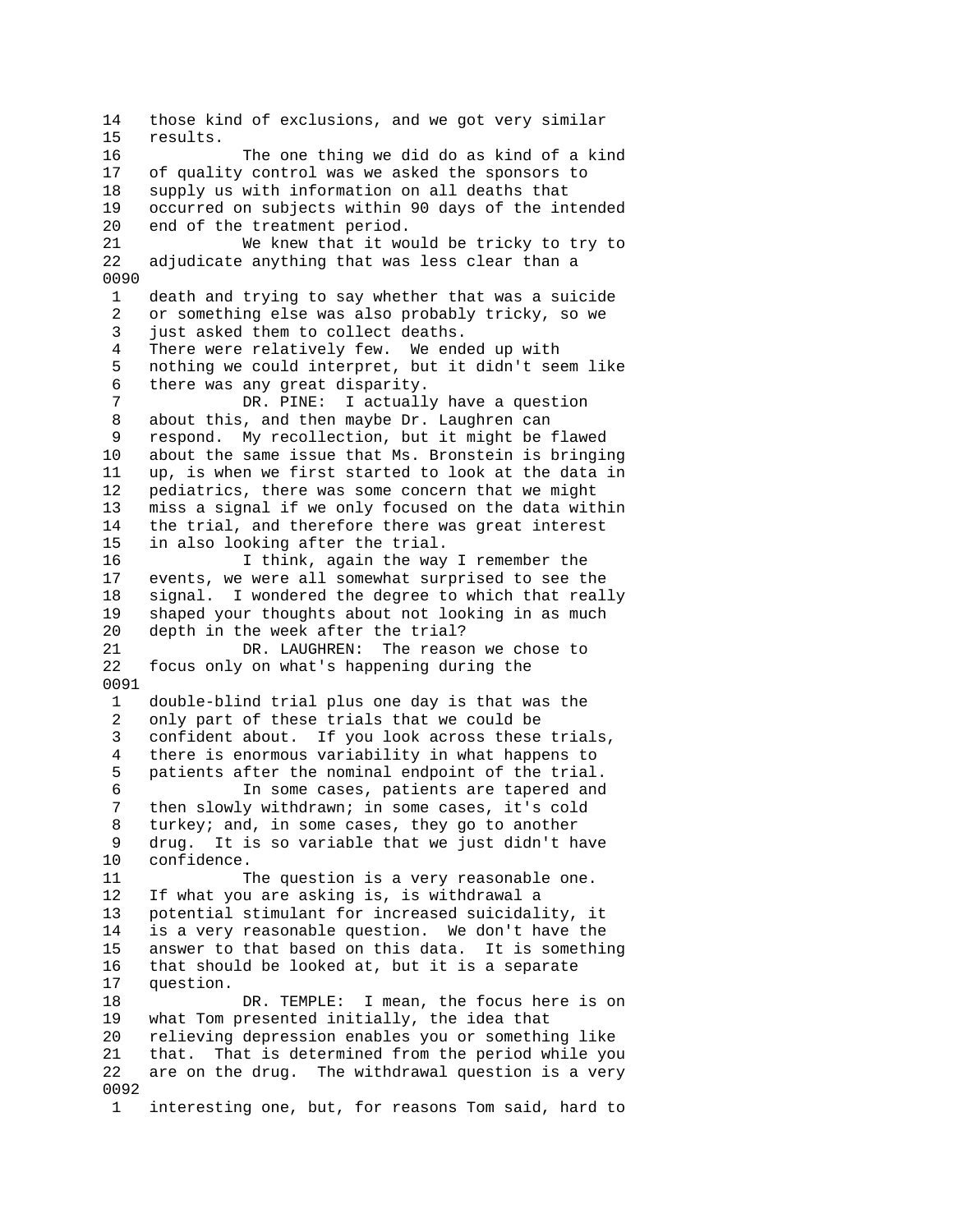14 those kind of exclusions, and we got very similar
15 results.
16 The one thing we did do as kind of a kind
17 of quality control was we asked the sponsors to
18 supply us with information on all deaths that
19 occurred on subjects within 90 days of the intended
20 end of the treatment period.
21 We knew that it would be tricky to try to
22 adjudicate anything that was less clear than a
0090
1 death and trying to say whether that was a suicide
2 or something else was also probably tricky, so we
3 just asked them to collect deaths.
4 There were relatively few. We ended up with
5 nothing we could interpret, but it didn't seem like
6 there was any great disparity.
7 DR. PINE: I actually have a question
8 about this, and then maybe Dr. Laughren can
9 respond. My recollection, but it might be flawed
10 about the same issue that Ms. Bronstein is bringing
11 up, is when we first started to look at the data in
12 pediatrics, there was some concern that we might
13 miss a signal if we only focused on the data within
14 the trial, and therefore there was great interest
15 in also looking after the trial.
16 I think, again the way I remember the
17 events, we were all somewhat surprised to see the
18 signal. I wondered the degree to which that really
19 shaped your thoughts about not looking in as much
20 depth in the week after the trial?
21 DR. LAUGHREN: The reason we chose to
22 focus only on what's happening during the
0091
1 double-blind trial plus one day is that was the
2 only part of these trials that we could be
3 confident about. If you look across these trials,
4 there is enormous variability in what happens to
5 patients after the nominal endpoint of the trial.
6 In some cases, patients are tapered and
7 then slowly withdrawn; in some cases, it's cold
8 turkey; and, in some cases, they go to another
9 drug. It is so variable that we just didn't have
10 confidence.
11 The question is a very reasonable one.
12 If what you are asking is, is withdrawal a
13 potential stimulant for increased suicidality, it
14 is a very reasonable question. We don't have the
15 answer to that based on this data. It is something
16 that should be looked at, but it is a separate
17 question.
18 DR. TEMPLE: I mean, the focus here is on
19 what Tom presented initially, the idea that
20 relieving depression enables you or something like
21 that. That is determined from the period while you
22 are on the drug. The withdrawal question is a very
0092
1 interesting one, but, for reasons Tom said, hard to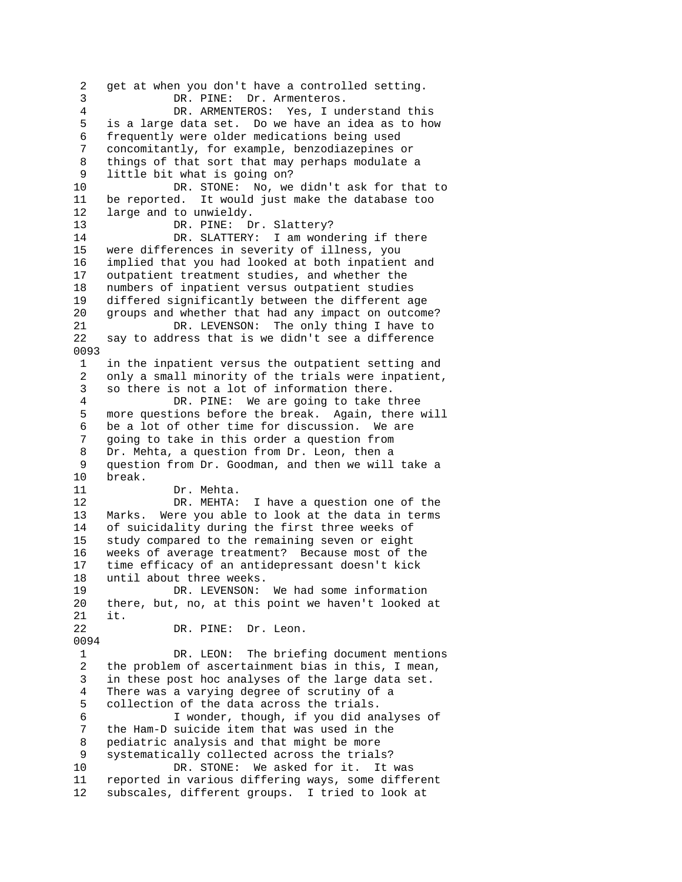2 get at when you don't have a controlled setting.
3 DR. PINE: Dr. Armenteros.
4 DR. ARMENTEROS: Yes, I understand this
5 is a large data set. Do we have an idea as to how
6 frequently were older medications being used
7 concomitantly, for example, benzodiazepines or
8 things of that sort that may perhaps modulate a
9 little bit what is going on?
10 DR. STONE: No, we didn't ask for that to
11 be reported. It would just make the database too
12 large and to unwieldy.
13 DR. PINE: Dr. Slattery?
14 DR. SLATTERY: I am wondering if there
15 were differences in severity of illness, you
16 implied that you had looked at both inpatient and
17 outpatient treatment studies, and whether the
18 numbers of inpatient versus outpatient studies
19 differed significantly between the different age
20 groups and whether that had any impact on outcome?
21 DR. LEVENSON: The only thing I have to
22 say to address that is we didn't see a difference
0093
1 in the inpatient versus the outpatient setting and
2 only a small minority of the trials were inpatient,
3 so there is not a lot of information there.
4 DR. PINE: We are going to take three
5 more questions before the break. Again, there will
6 be a lot of other time for discussion. We are
7 going to take in this order a question from
8 Dr. Mehta, a question from Dr. Leon, then a
9 question from Dr. Goodman, and then we will take a
10 break.
11 Dr. Mehta.
12 DR. MEHTA: I have a question one of the
13 Marks. Were you able to look at the data in terms
14 of suicidality during the first three weeks of
15 study compared to the remaining seven or eight
16 weeks of average treatment? Because most of the
17 time efficacy of an antidepressant doesn't kick
18 until about three weeks.
19 DR. LEVENSON: We had some information
20 there, but, no, at this point we haven't looked at
21 it.
22 DR. PINE: Dr. Leon.
0094
1 DR. LEON: The briefing document mentions
2 the problem of ascertainment bias in this, I mean,
3 in these post hoc analyses of the large data set.
4 There was a varying degree of scrutiny of a
5 collection of the data across the trials.
6 I wonder, though, if you did analyses of
7 the Ham-D suicide item that was used in the
8 pediatric analysis and that might be more
9 systematically collected across the trials?
10 DR. STONE: We asked for it. It was
11 reported in various differing ways, some different
12 subscales, different groups. I tried to look at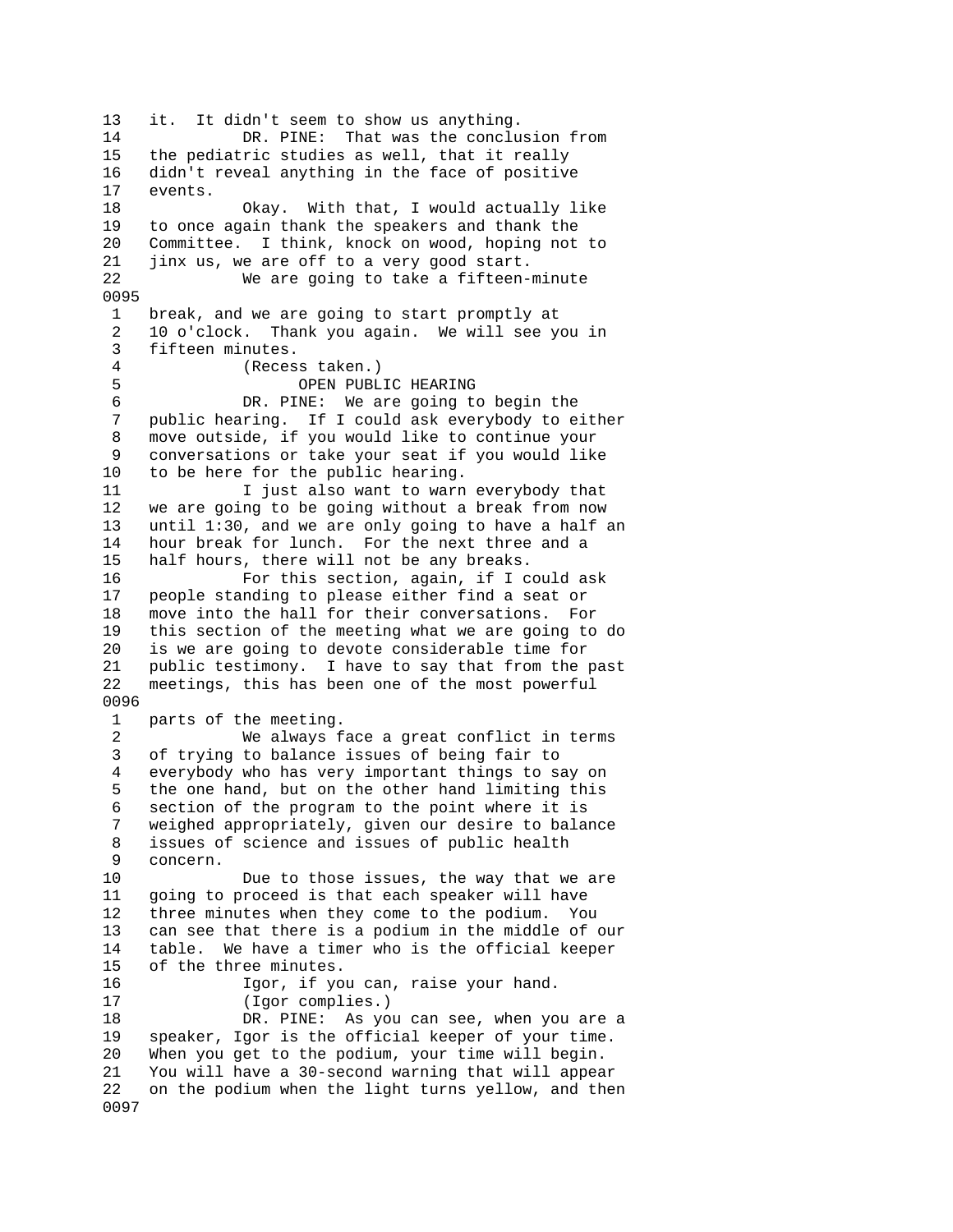13 it. It didn't seem to show us anything.
14 DR. PINE: That was the conclusion from
15 the pediatric studies as well, that it really
16 didn't reveal anything in the face of positive
17 events.
18 Okay. With that, I would actually like
19 to once again thank the speakers and thank the
20 Committee. I think, knock on wood, hoping not to
21 jinx us, we are off to a very good start.
22 We are going to take a fifteen-minute
0095
1 break, and we are going to start promptly at
2 10 o'clock. Thank you again. We will see you in
3 fifteen minutes.
4 (Recess taken.)
5 OPEN PUBLIC HEARING
6 DR. PINE: We are going to begin the
7 public hearing. If I could ask everybody to either
8 move outside, if you would like to continue your
9 conversations or take your seat if you would like
10 to be here for the public hearing.
11 I just also want to warn everybody that
12 we are going to be going without a break from now
13 until 1:30, and we are only going to have a half an
14 hour break for lunch. For the next three and a
15 half hours, there will not be any breaks.
16 For this section, again, if I could ask
17 people standing to please either find a seat or
18 move into the hall for their conversations. For
19 this section of the meeting what we are going to do
20 is we are going to devote considerable time for
21 public testimony. I have to say that from the past
22 meetings, this has been one of the most powerful
0096
1 parts of the meeting.
2 We always face a great conflict in terms
3 of trying to balance issues of being fair to
4 everybody who has very important things to say on
5 the one hand, but on the other hand limiting this
6 section of the program to the point where it is
7 weighed appropriately, given our desire to balance
8 issues of science and issues of public health
9 concern.
10 Due to those issues, the way that we are
11 going to proceed is that each speaker will have
12 three minutes when they come to the podium. You
13 can see that there is a podium in the middle of our
14 table. We have a timer who is the official keeper
15 of the three minutes.
16 Igor, if you can, raise your hand.
17 (Igor complies.)
18 DR. PINE: As you can see, when you are a
19 speaker, Igor is the official keeper of your time.
20 When you get to the podium, your time will begin.
21 You will have a 30-second warning that will appear
22 on the podium when the light turns yellow, and then
0097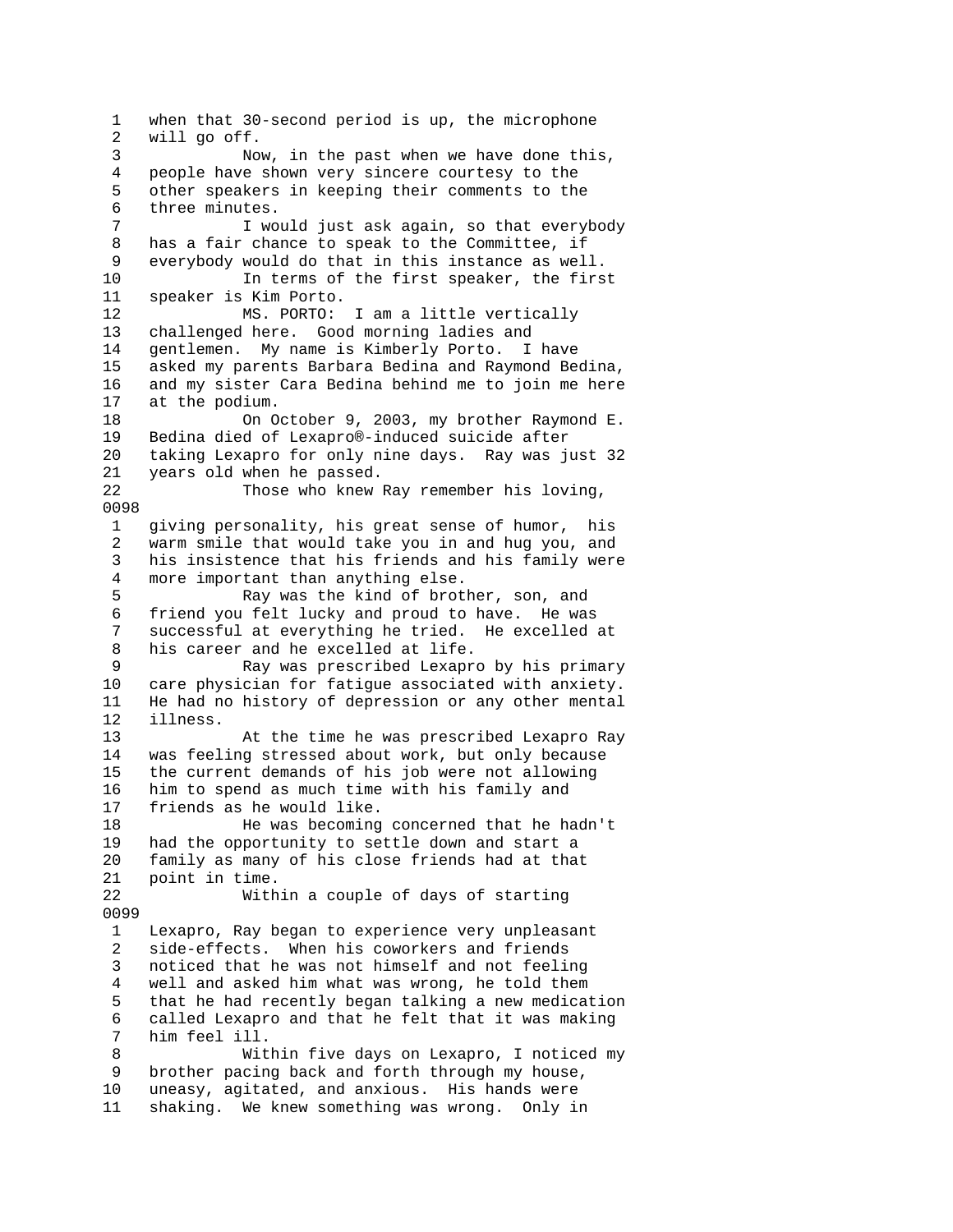1 when that 30-second period is up, the microphone
2 will go off.
3 Now, in the past when we have done this,
4 people have shown very sincere courtesy to the
5 other speakers in keeping their comments to the
6 three minutes.
7 I would just ask again, so that everybody
8 has a fair chance to speak to the Committee, if
9 everybody would do that in this instance as well.
10 In terms of the first speaker, the first
11 speaker is Kim Porto.
12 MS. PORTO: I am a little vertically
13 challenged here. Good morning ladies and
14 gentlemen. My name is Kimberly Porto. I have
15 asked my parents Barbara Bedina and Raymond Bedina,
16 and my sister Cara Bedina behind me to join me here
17 at the podium.
18 On October 9, 2003, my brother Raymond E.
19 Bedina died of Lexapro®-induced suicide after
20 taking Lexapro for only nine days. Ray was just 32
21 years old when he passed.
22 Those who knew Ray remember his loving,
0098
1 giving personality, his great sense of humor, his
2 warm smile that would take you in and hug you, and
3 his insistence that his friends and his family were
4 more important than anything else.
5 Ray was the kind of brother, son, and
6 friend you felt lucky and proud to have. He was
7 successful at everything he tried. He excelled at
8 his career and he excelled at life.
9 Ray was prescribed Lexapro by his primary
10 care physician for fatigue associated with anxiety.
11 He had no history of depression or any other mental
12 illness.
13 At the time he was prescribed Lexapro Ray
14 was feeling stressed about work, but only because
15 the current demands of his job were not allowing
16 him to spend as much time with his family and
17 friends as he would like.
18 He was becoming concerned that he hadn't
19 had the opportunity to settle down and start a
20 family as many of his close friends had at that
21 point in time.
22 Within a couple of days of starting
0099
1 Lexapro, Ray began to experience very unpleasant
2 side-effects. When his coworkers and friends
3 noticed that he was not himself and not feeling
4 well and asked him what was wrong, he told them
5 that he had recently began talking a new medication
6 called Lexapro and that he felt that it was making
7 him feel ill.
8 Within five days on Lexapro, I noticed my
9 brother pacing back and forth through my house,
10 uneasy, agitated, and anxious. His hands were
11 shaking. We knew something was wrong. Only in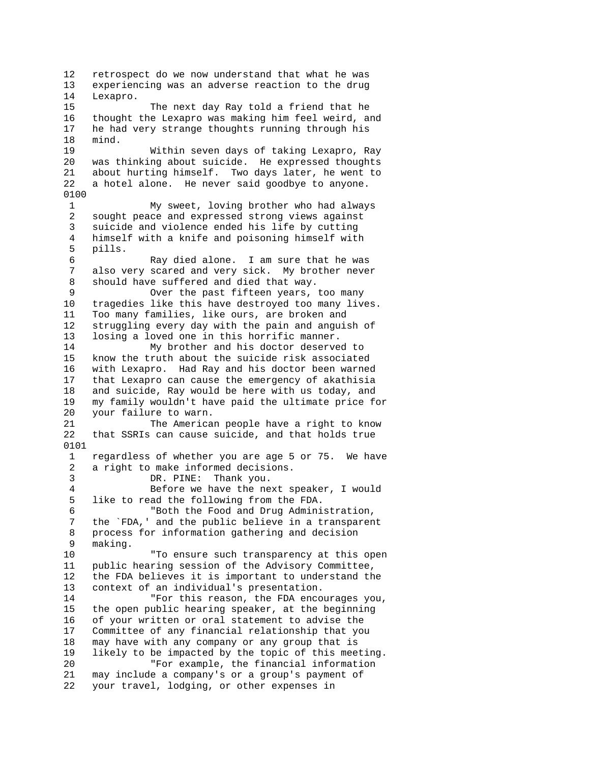12 retrospect do we now understand that what he was
13 experiencing was an adverse reaction to the drug
14 Lexapro.
15 The next day Ray told a friend that he
16 thought the Lexapro was making him feel weird, and
17 he had very strange thoughts running through his
18 mind.
19 Within seven days of taking Lexapro, Ray
20 was thinking about suicide. He expressed thoughts
21 about hurting himself. Two days later, he went to
22 a hotel alone. He never said goodbye to anyone.

0100

1 My sweet, loving brother who had always
2 sought peace and expressed strong views against
3 suicide and violence ended his life by cutting
4 himself with a knife and poisoning himself with
5 pills.
6 Ray died alone. I am sure that he was
7 also very scared and very sick. My brother never
8 should have suffered and died that way.
9 Over the past fifteen years, too many
10 tragedies like this have destroyed too many lives.
11 Too many families, like ours, are broken and
12 struggling every day with the pain and anguish of
13 losing a loved one in this horrific manner.
14 My brother and his doctor deserved to
15 know the truth about the suicide risk associated
16 with Lexapro. Had Ray and his doctor been warned
17 that Lexapro can cause the emergency of akathisia
18 and suicide, Ray would be here with us today, and
19 my family wouldn't have paid the ultimate price for
20 your failure to warn.
21 The American people have a right to know
22 that SSRIs can cause suicide, and that holds true

0101

1 regardless of whether you are age 5 or 75. We have
2 a right to make informed decisions.
3 DR. PINE: Thank you.
4 Before we have the next speaker, I would
5 like to read the following from the FDA.
6 "Both the Food and Drug Administration,
7 the `FDA,' and the public believe in a transparent
8 process for information gathering and decision
9 making.
10 "To ensure such transparency at this open
11 public hearing session of the Advisory Committee,
12 the FDA believes it is important to understand the
13 context of an individual's presentation.
14 "For this reason, the FDA encourages you,
15 the open public hearing speaker, at the beginning
16 of your written or oral statement to advise the
17 Committee of any financial relationship that you
18 may have with any company or any group that is
19 likely to be impacted by the topic of this meeting.
20 "For example, the financial information
21 may include a company's or a group's payment of
22 your travel, lodging, or other expenses in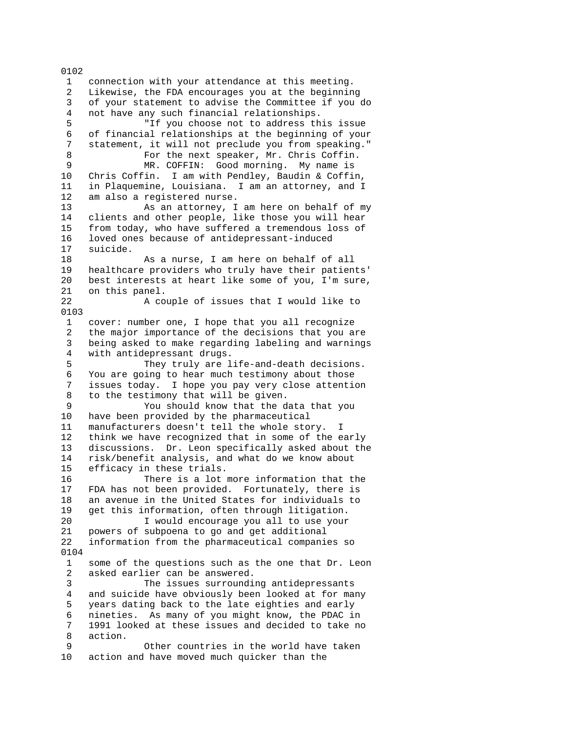0102

1 connection with your attendance at this meeting.
2 Likewise, the FDA encourages you at the beginning
3 of your statement to advise the Committee if you do
4 not have any such financial relationships.
5 "If you choose not to address this issue
6 of financial relationships at the beginning of your
7 statement, it will not preclude you from speaking."
8 For the next speaker, Mr. Chris Coffin.
9 MR. COFFIN: Good morning. My name is
10 Chris Coffin. I am with Pendley, Baudin & Coffin,
11 in Plaquemine, Louisiana. I am an attorney, and I
12 am also a registered nurse.
13 As an attorney, I am here on behalf of my
14 clients and other people, like those you will hear
15 from today, who have suffered a tremendous loss of
16 loved ones because of antidepressant-induced
17 suicide.
18 As a nurse, I am here on behalf of all
19 healthcare providers who truly have their patients'
20 best interests at heart like some of you, I'm sure,
21 on this panel.
22 A couple of issues that I would like to

0103

1 cover: number one, I hope that you all recognize
2 the major importance of the decisions that you are
3 being asked to make regarding labeling and warnings
4 with antidepressant drugs.
5 They truly are life-and-death decisions.
6 You are going to hear much testimony about those
7 issues today. I hope you pay very close attention
8 to the testimony that will be given.
9 You should know that the data that you
10 have been provided by the pharmaceutical
11 manufacturers doesn't tell the whole story. I
12 think we have recognized that in some of the early
13 discussions. Dr. Leon specifically asked about the
14 risk/benefit analysis, and what do we know about
15 efficacy in these trials.
16 There is a lot more information that the
17 FDA has not been provided. Fortunately, there is
18 an avenue in the United States for individuals to
19 get this information, often through litigation.
20 I would encourage you all to use your
21 powers of subpoena to go and get additional
22 information from the pharmaceutical companies so

0104

1 some of the questions such as the one that Dr. Leon
2 asked earlier can be answered.
3 The issues surrounding antidepressants
4 and suicide have obviously been looked at for many
5 years dating back to the late eighties and early
6 nineties. As many of you might know, the PDAC in
7 1991 looked at these issues and decided to take no
8 action.
9 Other countries in the world have taken
10 action and have moved much quicker than the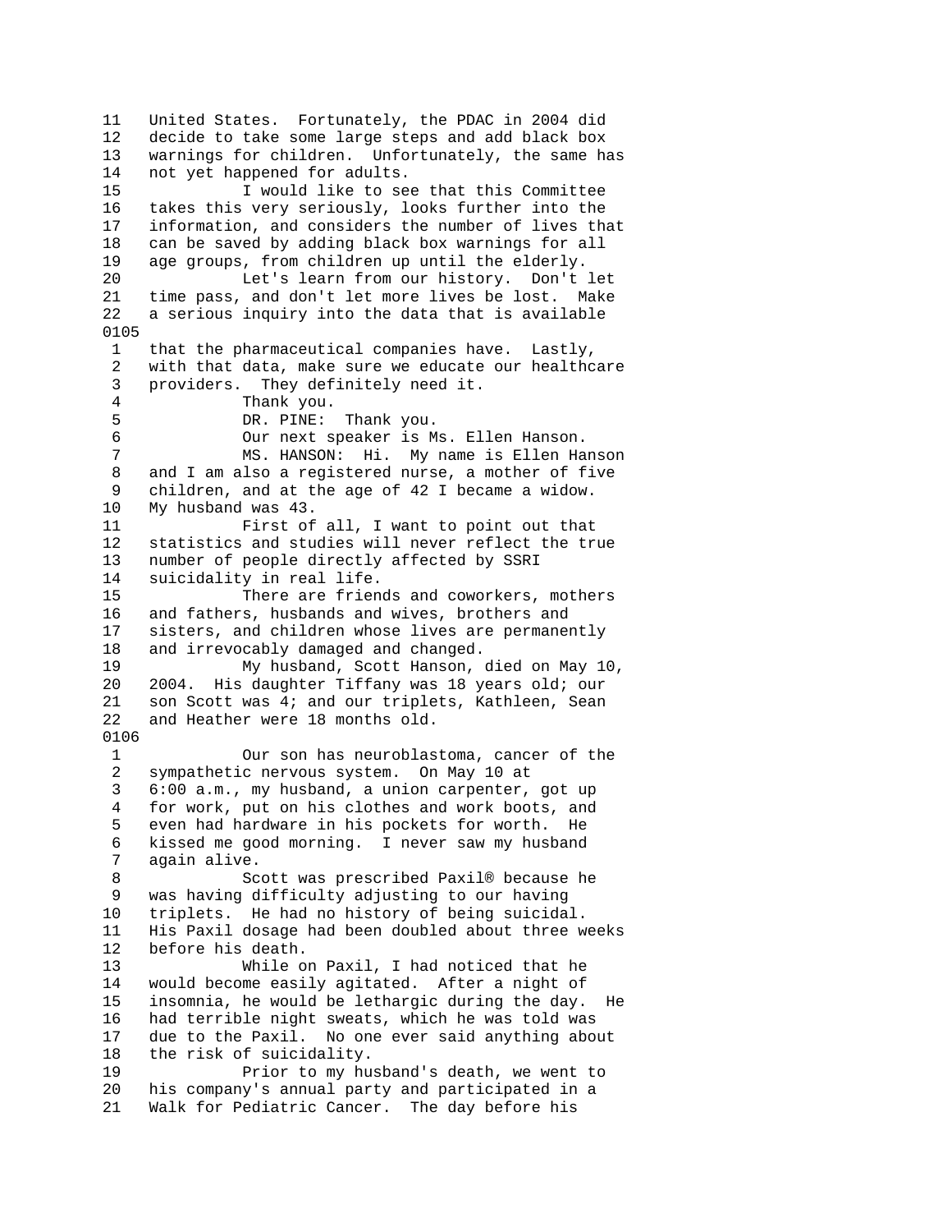United States. Fortunately, the PDAC in 2004 did decide to take some large steps and add black box warnings for children. Unfortunately, the same has not yet happened for adults.

I would like to see that this Committee takes this very seriously, looks further into the information, and considers the number of lives that can be saved by adding black box warnings for all age groups, from children up until the elderly.

Let's learn from our history. Don't let time pass, and don't let more lives be lost. Make a serious inquiry into the data that is available that the pharmaceutical companies have. Lastly, with that data, make sure we educate our healthcare providers. They definitely need it.

Thank you.

DR. PINE: Thank you.

Our next speaker is Ms. Ellen Hanson.

MS. HANSON: Hi. My name is Ellen Hanson and I am also a registered nurse, a mother of five children, and at the age of 42 I became a widow. My husband was 43.

First of all, I want to point out that statistics and studies will never reflect the true number of people directly affected by SSRI suicidality in real life.

There are friends and coworkers, mothers and fathers, husbands and wives, brothers and sisters, and children whose lives are permanently and irrevocably damaged and changed.

My husband, Scott Hanson, died on May 10, 2004. His daughter Tiffany was 18 years old; our son Scott was 4; and our triplets, Kathleen, Sean and Heather were 18 months old.

Our son has neuroblastoma, cancer of the sympathetic nervous system. On May 10 at 6:00 a.m., my husband, a union carpenter, got up for work, put on his clothes and work boots, and even had hardware in his pockets for worth. He kissed me good morning. I never saw my husband again alive.

Scott was prescribed Paxil® because he was having difficulty adjusting to our having triplets. He had no history of being suicidal. His Paxil dosage had been doubled about three weeks before his death.

While on Paxil, I had noticed that he would become easily agitated. After a night of insomnia, he would be lethargic during the day. He had terrible night sweats, which he was told was due to the Paxil. No one ever said anything about the risk of suicidality.

Prior to my husband's death, we went to his company's annual party and participated in a Walk for Pediatric Cancer. The day before his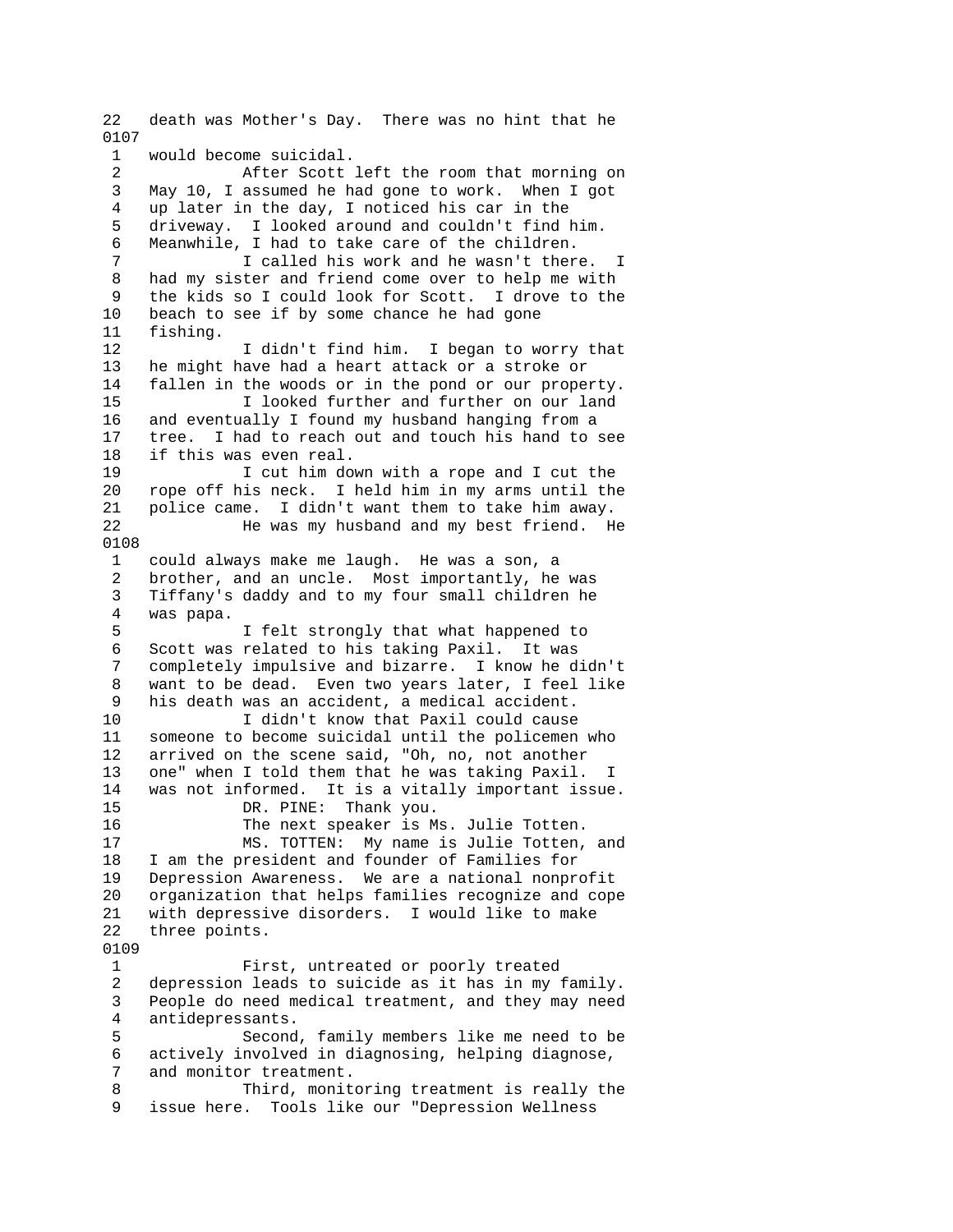22 death was Mother's Day. There was no hint that he
0107
1 would become suicidal.
2 After Scott left the room that morning on
3 May 10, I assumed he had gone to work. When I got
4 up later in the day, I noticed his car in the
5 driveway. I looked around and couldn't find him.
6 Meanwhile, I had to take care of the children.
7 I called his work and he wasn't there. I
8 had my sister and friend come over to help me with
9 the kids so I could look for Scott. I drove to the
10 beach to see if by some chance he had gone
11 fishing.
12 I didn't find him. I began to worry that
13 he might have had a heart attack or a stroke or
14 fallen in the woods or in the pond or our property.
15 I looked further and further on our land
16 and eventually I found my husband hanging from a
17 tree. I had to reach out and touch his hand to see
18 if this was even real.
19 I cut him down with a rope and I cut the
20 rope off his neck. I held him in my arms until the
21 police came. I didn't want them to take him away.
22 He was my husband and my best friend. He
0108
1 could always make me laugh. He was a son, a
2 brother, and an uncle. Most importantly, he was
3 Tiffany's daddy and to my four small children he
4 was papa.
5 I felt strongly that what happened to
6 Scott was related to his taking Paxil. It was
7 completely impulsive and bizarre. I know he didn't
8 want to be dead. Even two years later, I feel like
9 his death was an accident, a medical accident.
10 I didn't know that Paxil could cause
11 someone to become suicidal until the policemen who
12 arrived on the scene said, "Oh, no, not another
13 one" when I told them that he was taking Paxil. I
14 was not informed. It is a vitally important issue.
15 DR. PINE: Thank you.
16 The next speaker is Ms. Julie Totten.
17 MS. TOTTEN: My name is Julie Totten, and
18 I am the president and founder of Families for
19 Depression Awareness. We are a national nonprofit
20 organization that helps families recognize and cope
21 with depressive disorders. I would like to make
22 three points.
0109
1 First, untreated or poorly treated
2 depression leads to suicide as it has in my family.
3 People do need medical treatment, and they may need
4 antidepressants.
5 Second, family members like me need to be
6 actively involved in diagnosing, helping diagnose,
7 and monitor treatment.
8 Third, monitoring treatment is really the
9 issue here. Tools like our "Depression Wellness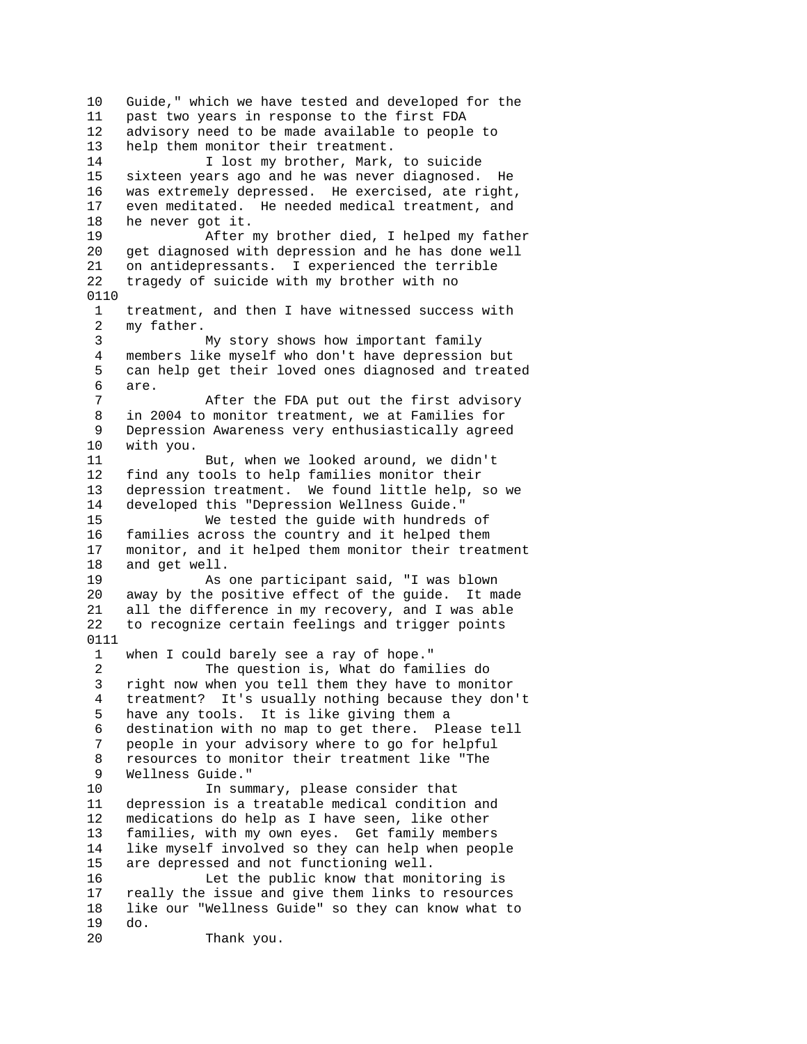Guide," which we have tested and developed for the past two years in response to the first FDA advisory need to be made available to people to help them monitor their treatment.

I lost my brother, Mark, to suicide sixteen years ago and he was never diagnosed. He was extremely depressed. He exercised, ate right, even meditated. He needed medical treatment, and he never got it.

After my brother died, I helped my father get diagnosed with depression and he has done well on antidepressants. I experienced the terrible tragedy of suicide with my brother with no treatment, and then I have witnessed success with my father.

My story shows how important family members like myself who don't have depression but can help get their loved ones diagnosed and treated are.

After the FDA put out the first advisory in 2004 to monitor treatment, we at Families for Depression Awareness very enthusiastically agreed with you.

But, when we looked around, we didn't find any tools to help families monitor their depression treatment. We found little help, so we developed this "Depression Wellness Guide."

We tested the guide with hundreds of families across the country and it helped them monitor, and it helped them monitor their treatment and get well.

As one participant said, "I was blown away by the positive effect of the guide. It made all the difference in my recovery, and I was able to recognize certain feelings and trigger points when I could barely see a ray of hope."

The question is, What do families do right now when you tell them they have to monitor treatment? It's usually nothing because they don't have any tools. It is like giving them a destination with no map to get there. Please tell people in your advisory where to go for helpful resources to monitor their treatment like "The Wellness Guide."

In summary, please consider that depression is a treatable medical condition and medications do help as I have seen, like other families, with my own eyes. Get family members like myself involved so they can help when people are depressed and not functioning well.

Let the public know that monitoring is really the issue and give them links to resources like our "Wellness Guide" so they can know what to do.

Thank you.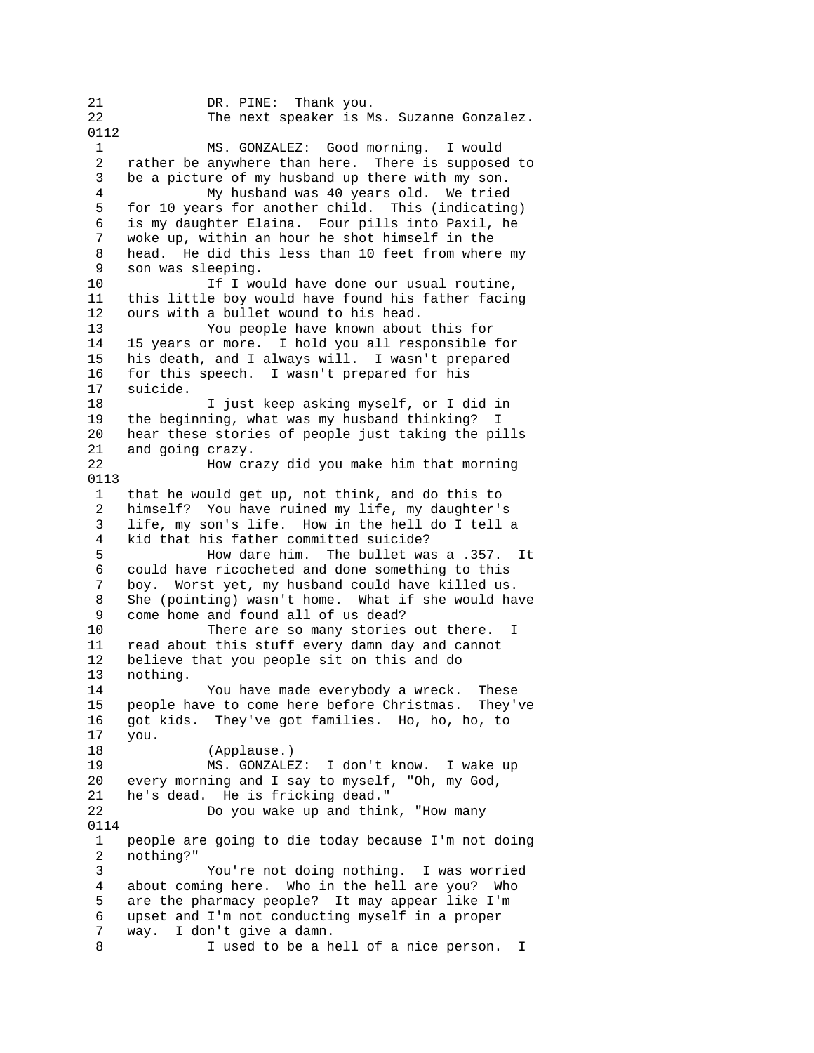21            DR. PINE:  Thank you.
22            The next speaker is Ms. Suzanne Gonzalez.
0112
 1            MS. GONZALEZ:  Good morning.  I would
 2   rather be anywhere than here.  There is supposed to
 3   be a picture of my husband up there with my son.
 4            My husband was 40 years old.  We tried
 5   for 10 years for another child.  This (indicating)
 6   is my daughter Elaina.  Four pills into Paxil, he
 7   woke up, within an hour he shot himself in the
 8   head.  He did this less than 10 feet from where my
 9   son was sleeping.
10            If I would have done our usual routine,
11   this little boy would have found his father facing
12   ours with a bullet wound to his head.
13            You people have known about this for
14   15 years or more.  I hold you all responsible for
15   his death, and I always will.  I wasn't prepared
16   for this speech.  I wasn't prepared for his
17   suicide.
18            I just keep asking myself, or I did in
19   the beginning, what was my husband thinking?  I
20   hear these stories of people just taking the pills
21   and going crazy.
22            How crazy did you make him that morning
0113
 1   that he would get up, not think, and do this to
 2   himself?  You have ruined my life, my daughter's
 3   life, my son's life.  How in the hell do I tell a
 4   kid that his father committed suicide?
 5            How dare him.  The bullet was a .357.  It
 6   could have ricocheted and done something to this
 7   boy.  Worst yet, my husband could have killed us.
 8   She (pointing) wasn't home.  What if she would have
 9   come home and found all of us dead?
10            There are so many stories out there.  I
11   read about this stuff every damn day and cannot
12   believe that you people sit on this and do
13   nothing.
14            You have made everybody a wreck.  These
15   people have to come here before Christmas.  They've
16   got kids.  They've got families.  Ho, ho, ho, to
17   you.
18            (Applause.)
19            MS. GONZALEZ:  I don't know.  I wake up
20   every morning and I say to myself, "Oh, my God,
21   he's dead.  He is fricking dead."
22            Do you wake up and think, "How many
0114
 1   people are going to die today because I'm not doing
 2   nothing?"
 3            You're not doing nothing.  I was worried
 4   about coming here.  Who in the hell are you?  Who
 5   are the pharmacy people?  It may appear like I'm
 6   upset and I'm not conducting myself in a proper
 7   way.  I don't give a damn.
 8            I used to be a hell of a nice person.  I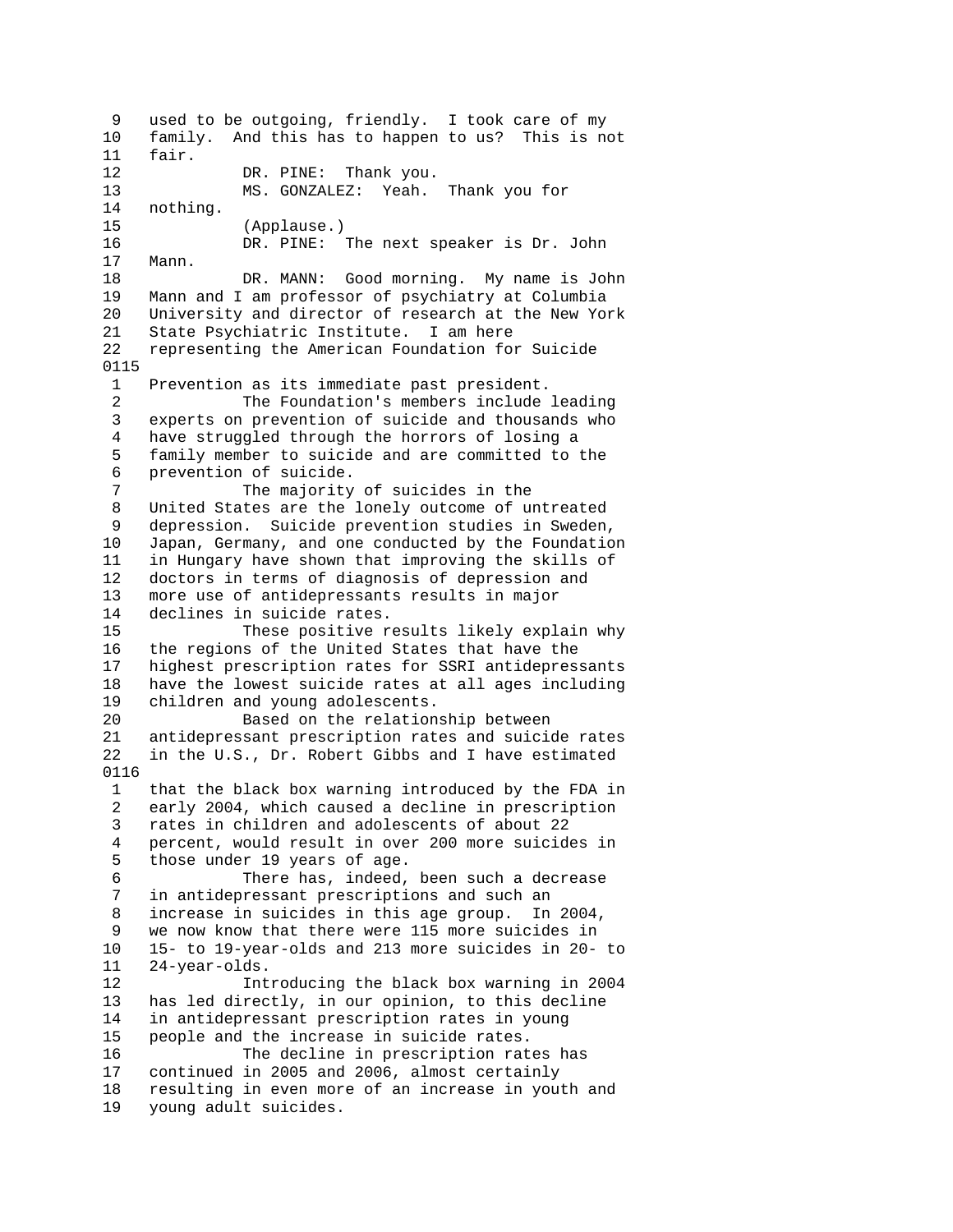9 used to be outgoing, friendly. I took care of my
10 family. And this has to happen to us? This is not
11 fair.
12 DR. PINE: Thank you.
13 MS. GONZALEZ: Yeah. Thank you for
14 nothing.
15 (Applause.)
16 DR. PINE: The next speaker is Dr. John
17 Mann.
18 DR. MANN: Good morning. My name is John
19 Mann and I am professor of psychiatry at Columbia
20 University and director of research at the New York
21 State Psychiatric Institute. I am here
22 representing the American Foundation for Suicide

0115

1 Prevention as its immediate past president.
2 The Foundation's members include leading
3 experts on prevention of suicide and thousands who
4 have struggled through the horrors of losing a
5 family member to suicide and are committed to the
6 prevention of suicide.
7 The majority of suicides in the
8 United States are the lonely outcome of untreated
9 depression. Suicide prevention studies in Sweden,
10 Japan, Germany, and one conducted by the Foundation
11 in Hungary have shown that improving the skills of
12 doctors in terms of diagnosis of depression and
13 more use of antidepressants results in major
14 declines in suicide rates.
15 These positive results likely explain why
16 the regions of the United States that have the
17 highest prescription rates for SSRI antidepressants
18 have the lowest suicide rates at all ages including
19 children and young adolescents.
20 Based on the relationship between
21 antidepressant prescription rates and suicide rates
22 in the U.S., Dr. Robert Gibbs and I have estimated

0116

1 that the black box warning introduced by the FDA in
2 early 2004, which caused a decline in prescription
3 rates in children and adolescents of about 22
4 percent, would result in over 200 more suicides in
5 those under 19 years of age.
6 There has, indeed, been such a decrease
7 in antidepressant prescriptions and such an
8 increase in suicides in this age group. In 2004,
9 we now know that there were 115 more suicides in
10 15- to 19-year-olds and 213 more suicides in 20- to
11 24-year-olds.
12 Introducing the black box warning in 2004
13 has led directly, in our opinion, to this decline
14 in antidepressant prescription rates in young
15 people and the increase in suicide rates.
16 The decline in prescription rates has
17 continued in 2005 and 2006, almost certainly
18 resulting in even more of an increase in youth and
19 young adult suicides.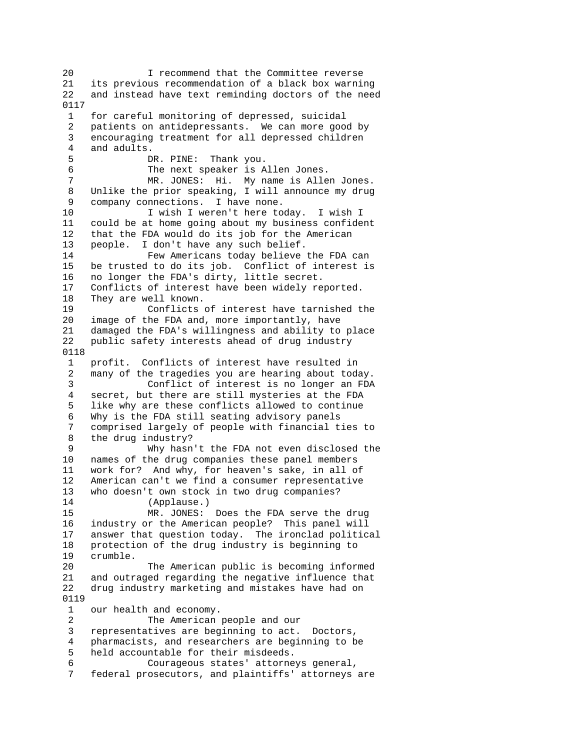20 I recommend that the Committee reverse
21 its previous recommendation of a black box warning
22 and instead have text reminding doctors of the need
0117
1 for careful monitoring of depressed, suicidal
2 patients on antidepressants. We can more good by
3 encouraging treatment for all depressed children
4 and adults.
5 DR. PINE: Thank you.
6 The next speaker is Allen Jones.
7 MR. JONES: Hi. My name is Allen Jones.
8 Unlike the prior speaking, I will announce my drug
9 company connections. I have none.
10 I wish I weren't here today. I wish I
11 could be at home going about my business confident
12 that the FDA would do its job for the American
13 people. I don't have any such belief.
14 Few Americans today believe the FDA can
15 be trusted to do its job. Conflict of interest is
16 no longer the FDA's dirty, little secret.
17 Conflicts of interest have been widely reported.
18 They are well known.
19 Conflicts of interest have tarnished the
20 image of the FDA and, more importantly, have
21 damaged the FDA's willingness and ability to place
22 public safety interests ahead of drug industry
0118
1 profit. Conflicts of interest have resulted in
2 many of the tragedies you are hearing about today.
3 Conflict of interest is no longer an FDA
4 secret, but there are still mysteries at the FDA
5 like why are these conflicts allowed to continue
6 Why is the FDA still seating advisory panels
7 comprised largely of people with financial ties to
8 the drug industry?
9 Why hasn't the FDA not even disclosed the
10 names of the drug companies these panel members
11 work for? And why, for heaven's sake, in all of
12 American can't we find a consumer representative
13 who doesn't own stock in two drug companies?
14 (Applause.)
15 MR. JONES: Does the FDA serve the drug
16 industry or the American people? This panel will
17 answer that question today. The ironclad political
18 protection of the drug industry is beginning to
19 crumble.
20 The American public is becoming informed
21 and outraged regarding the negative influence that
22 drug industry marketing and mistakes have had on
0119
1 our health and economy.
2 The American people and our
3 representatives are beginning to act. Doctors,
4 pharmacists, and researchers are beginning to be
5 held accountable for their misdeeds.
6 Courageous states' attorneys general,
7 federal prosecutors, and plaintiffs' attorneys are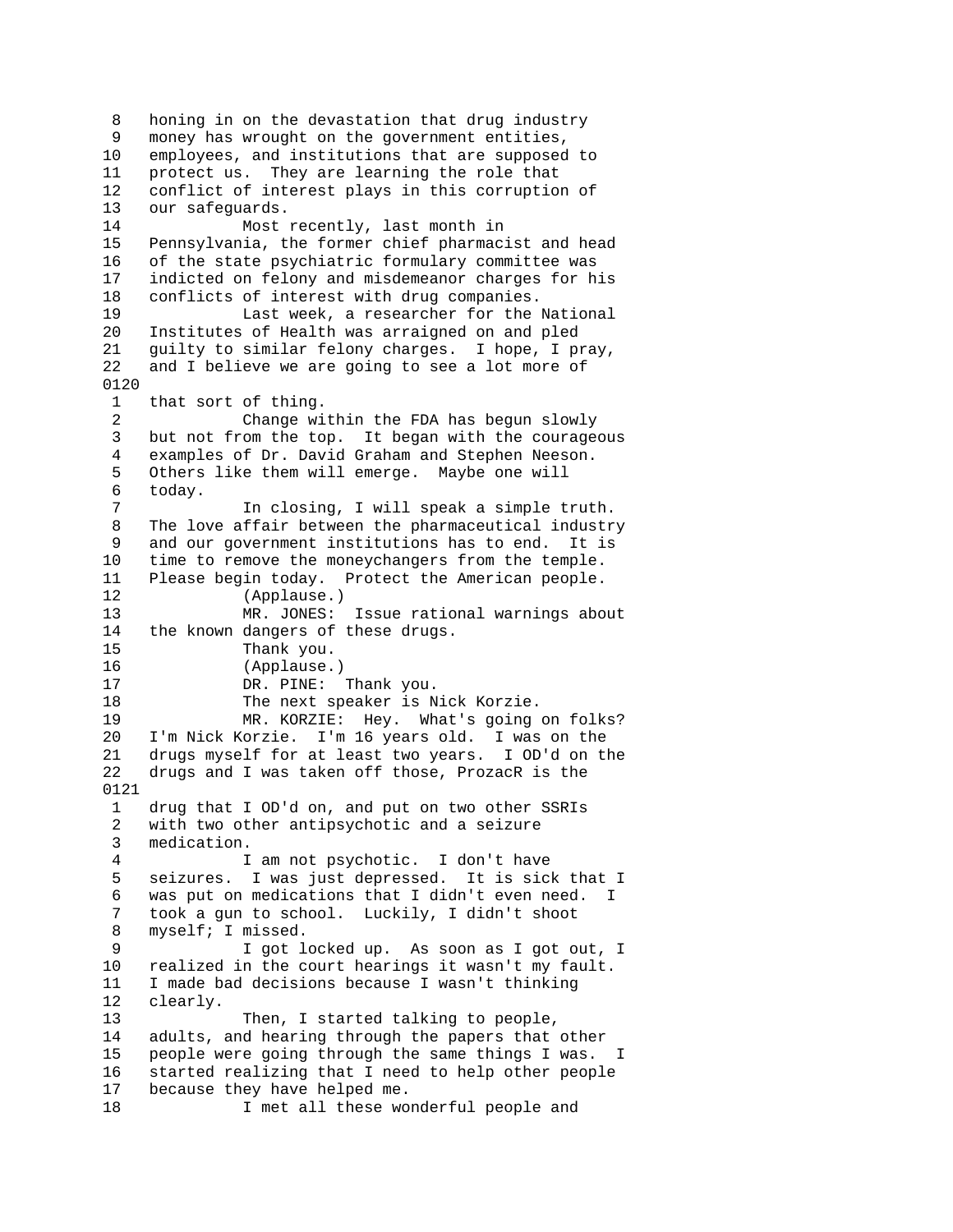8 honing in on the devastation that drug industry
9 money has wrought on the government entities,
10 employees, and institutions that are supposed to
11 protect us. They are learning the role that
12 conflict of interest plays in this corruption of
13 our safeguards.
14 Most recently, last month in
15 Pennsylvania, the former chief pharmacist and head
16 of the state psychiatric formulary committee was
17 indicted on felony and misdemeanor charges for his
18 conflicts of interest with drug companies.
19 Last week, a researcher for the National
20 Institutes of Health was arraigned on and pled
21 guilty to similar felony charges. I hope, I pray,
22 and I believe we are going to see a lot more of

0120

1 that sort of thing.
2 Change within the FDA has begun slowly
3 but not from the top. It began with the courageous
4 examples of Dr. David Graham and Stephen Neeson.
5 Others like them will emerge. Maybe one will
6 today.
7 In closing, I will speak a simple truth.
8 The love affair between the pharmaceutical industry
9 and our government institutions has to end. It is
10 time to remove the moneychangers from the temple.
11 Please begin today. Protect the American people.
12 (Applause.)
13 MR. JONES: Issue rational warnings about
14 the known dangers of these drugs.
15 Thank you.
16 (Applause.)
17 DR. PINE: Thank you.
18 The next speaker is Nick Korzie.
19 MR. KORZIE: Hey. What's going on folks?
20 I'm Nick Korzie. I'm 16 years old. I was on the
21 drugs myself for at least two years. I OD'd on the
22 drugs and I was taken off those, ProzacR is the

0121

1 drug that I OD'd on, and put on two other SSRIs
2 with two other antipsychotic and a seizure
3 medication.
4 I am not psychotic. I don't have
5 seizures. I was just depressed. It is sick that I
6 was put on medications that I didn't even need. I
7 took a gun to school. Luckily, I didn't shoot
8 myself; I missed.
9 I got locked up. As soon as I got out, I
10 realized in the court hearings it wasn't my fault.
11 I made bad decisions because I wasn't thinking
12 clearly.
13 Then, I started talking to people,
14 adults, and hearing through the papers that other
15 people were going through the same things I was. I
16 started realizing that I need to help other people
17 because they have helped me.
18 I met all these wonderful people and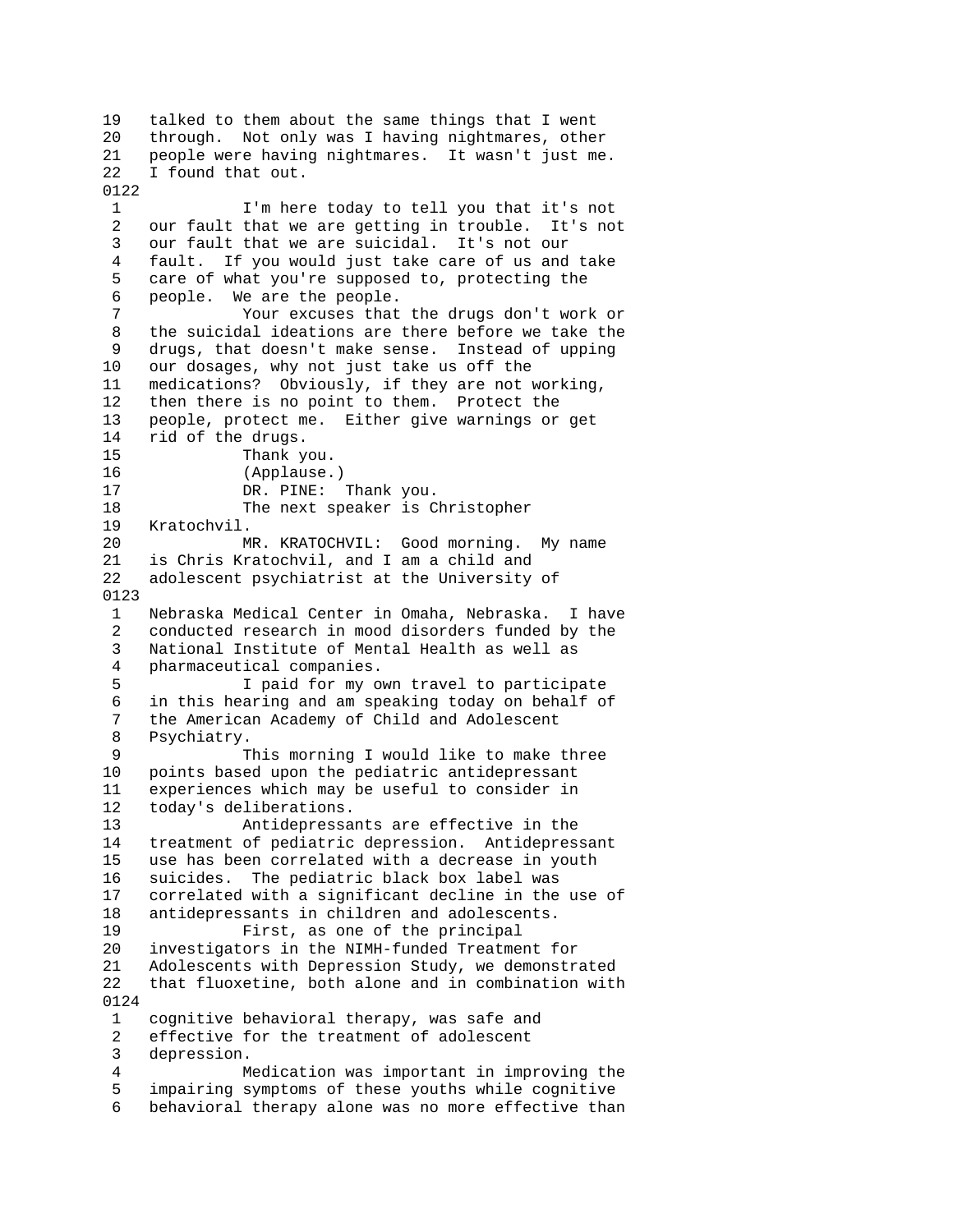19 talked to them about the same things that I went
20 through. Not only was I having nightmares, other
21 people were having nightmares. It wasn't just me.
22 I found that out.

0122

1 I'm here today to tell you that it's not
2 our fault that we are getting in trouble. It's not
3 our fault that we are suicidal. It's not our
4 fault. If you would just take care of us and take
5 care of what you're supposed to, protecting the
6 people. We are the people.
7 Your excuses that the drugs don't work or
8 the suicidal ideations are there before we take the
9 drugs, that doesn't make sense. Instead of upping
10 our dosages, why not just take us off the
11 medications? Obviously, if they are not working,
12 then there is no point to them. Protect the
13 people, protect me. Either give warnings or get
14 rid of the drugs.
15 Thank you.
16 (Applause.)
17 DR. PINE: Thank you.
18 The next speaker is Christopher
19 Kratochvil.
20 MR. KRATOCHVIL: Good morning. My name
21 is Chris Kratochvil, and I am a child and
22 adolescent psychiatrist at the University of

0123

1 Nebraska Medical Center in Omaha, Nebraska. I have
2 conducted research in mood disorders funded by the
3 National Institute of Mental Health as well as
4 pharmaceutical companies.
5 I paid for my own travel to participate
6 in this hearing and am speaking today on behalf of
7 the American Academy of Child and Adolescent
8 Psychiatry.
9 This morning I would like to make three
10 points based upon the pediatric antidepressant
11 experiences which may be useful to consider in
12 today's deliberations.
13 Antidepressants are effective in the
14 treatment of pediatric depression. Antidepressant
15 use has been correlated with a decrease in youth
16 suicides. The pediatric black box label was
17 correlated with a significant decline in the use of
18 antidepressants in children and adolescents.
19 First, as one of the principal
20 investigators in the NIMH-funded Treatment for
21 Adolescents with Depression Study, we demonstrated
22 that fluoxetine, both alone and in combination with

0124

1 cognitive behavioral therapy, was safe and
2 effective for the treatment of adolescent
3 depression.
4 Medication was important in improving the
5 impairing symptoms of these youths while cognitive
6 behavioral therapy alone was no more effective than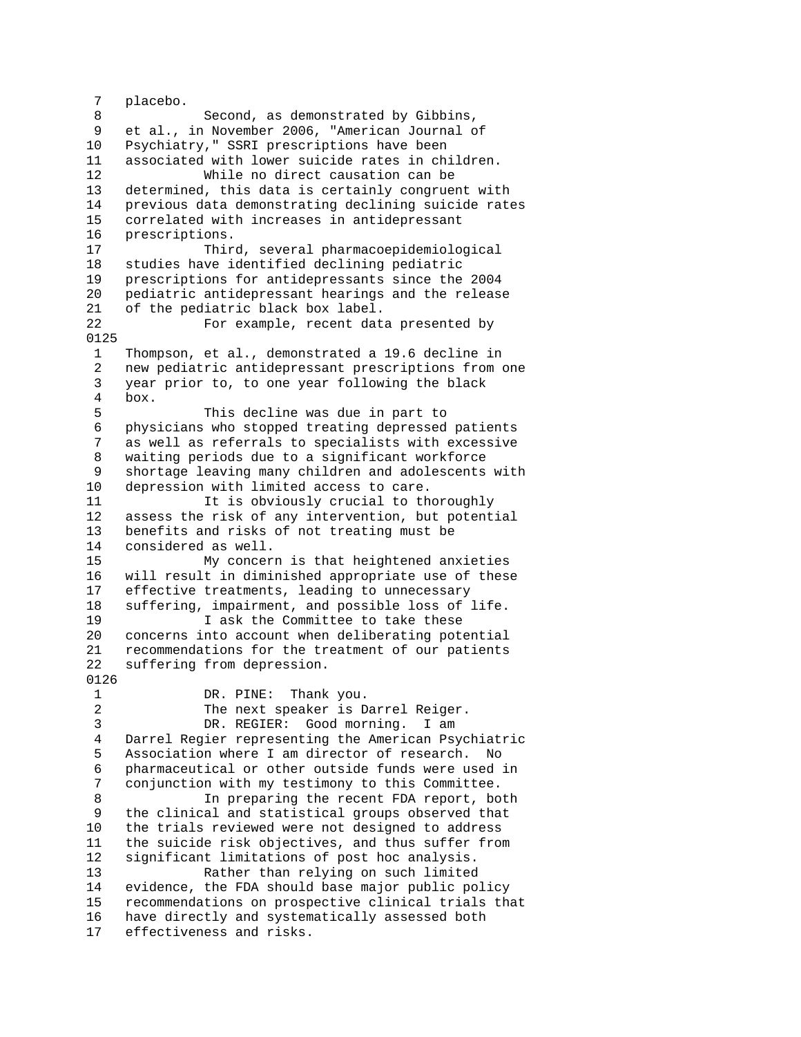7 placebo.
8 Second, as demonstrated by Gibbins,
9 et al., in November 2006, "American Journal of
10 Psychiatry," SSRI prescriptions have been
11 associated with lower suicide rates in children.
12 While no direct causation can be
13 determined, this data is certainly congruent with
14 previous data demonstrating declining suicide rates
15 correlated with increases in antidepressant
16 prescriptions.
17 Third, several pharmacoepidemiological
18 studies have identified declining pediatric
19 prescriptions for antidepressants since the 2004
20 pediatric antidepressant hearings and the release
21 of the pediatric black box label.
22 For example, recent data presented by

0125

1 Thompson, et al., demonstrated a 19.6 decline in
2 new pediatric antidepressant prescriptions from one
3 year prior to, to one year following the black
4 box.
5 This decline was due in part to
6 physicians who stopped treating depressed patients
7 as well as referrals to specialists with excessive
8 waiting periods due to a significant workforce
9 shortage leaving many children and adolescents with
10 depression with limited access to care.
11 It is obviously crucial to thoroughly
12 assess the risk of any intervention, but potential
13 benefits and risks of not treating must be
14 considered as well.
15 My concern is that heightened anxieties
16 will result in diminished appropriate use of these
17 effective treatments, leading to unnecessary
18 suffering, impairment, and possible loss of life.
19 I ask the Committee to take these
20 concerns into account when deliberating potential
21 recommendations for the treatment of our patients
22 suffering from depression.

0126

1 DR. PINE: Thank you.
2 The next speaker is Darrel Reiger.
3 DR. REGIER: Good morning. I am
4 Darrel Regier representing the American Psychiatric
5 Association where I am director of research. No
6 pharmaceutical or other outside funds were used in
7 conjunction with my testimony to this Committee.
8 In preparing the recent FDA report, both
9 the clinical and statistical groups observed that
10 the trials reviewed were not designed to address
11 the suicide risk objectives, and thus suffer from
12 significant limitations of post hoc analysis.
13 Rather than relying on such limited
14 evidence, the FDA should base major public policy
15 recommendations on prospective clinical trials that
16 have directly and systematically assessed both
17 effectiveness and risks.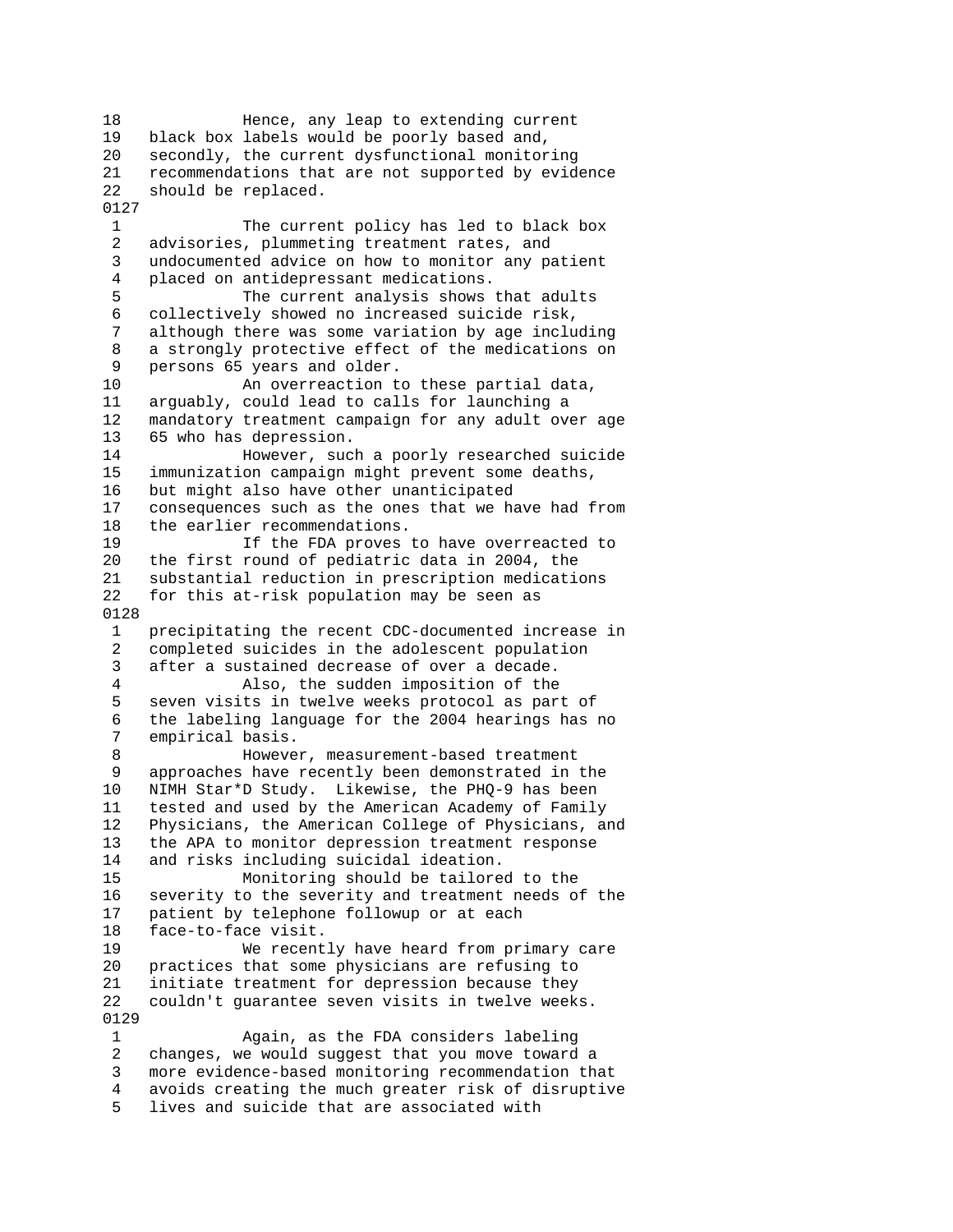18            Hence, any leap to extending current
19   black box labels would be poorly based and,
20   secondly, the current dysfunctional monitoring
21   recommendations that are not supported by evidence
22   should be replaced.
0127
 1            The current policy has led to black box
 2   advisories, plummeting treatment rates, and
 3   undocumented advice on how to monitor any patient
 4   placed on antidepressant medications.
 5            The current analysis shows that adults
 6   collectively showed no increased suicide risk,
 7   although there was some variation by age including
 8   a strongly protective effect of the medications on
 9   persons 65 years and older.
10            An overreaction to these partial data,
11   arguably, could lead to calls for launching a
12   mandatory treatment campaign for any adult over age
13   65 who has depression.
14            However, such a poorly researched suicide
15   immunization campaign might prevent some deaths,
16   but might also have other unanticipated
17   consequences such as the ones that we have had from
18   the earlier recommendations.
19            If the FDA proves to have overreacted to
20   the first round of pediatric data in 2004, the
21   substantial reduction in prescription medications
22   for this at-risk population may be seen as
0128
 1   precipitating the recent CDC-documented increase in
 2   completed suicides in the adolescent population
 3   after a sustained decrease of over a decade.
 4            Also, the sudden imposition of the
 5   seven visits in twelve weeks protocol as part of
 6   the labeling language for the 2004 hearings has no
 7   empirical basis.
 8            However, measurement-based treatment
 9   approaches have recently been demonstrated in the
10   NIMH Star*D Study.  Likewise, the PHQ-9 has been
11   tested and used by the American Academy of Family
12   Physicians, the American College of Physicians, and
13   the APA to monitor depression treatment response
14   and risks including suicidal ideation.
15            Monitoring should be tailored to the
16   severity to the severity and treatment needs of the
17   patient by telephone followup or at each
18   face-to-face visit.
19            We recently have heard from primary care
20   practices that some physicians are refusing to
21   initiate treatment for depression because they
22   couldn't guarantee seven visits in twelve weeks.
0129
 1            Again, as the FDA considers labeling
 2   changes, we would suggest that you move toward a
 3   more evidence-based monitoring recommendation that
 4   avoids creating the much greater risk of disruptive
 5   lives and suicide that are associated with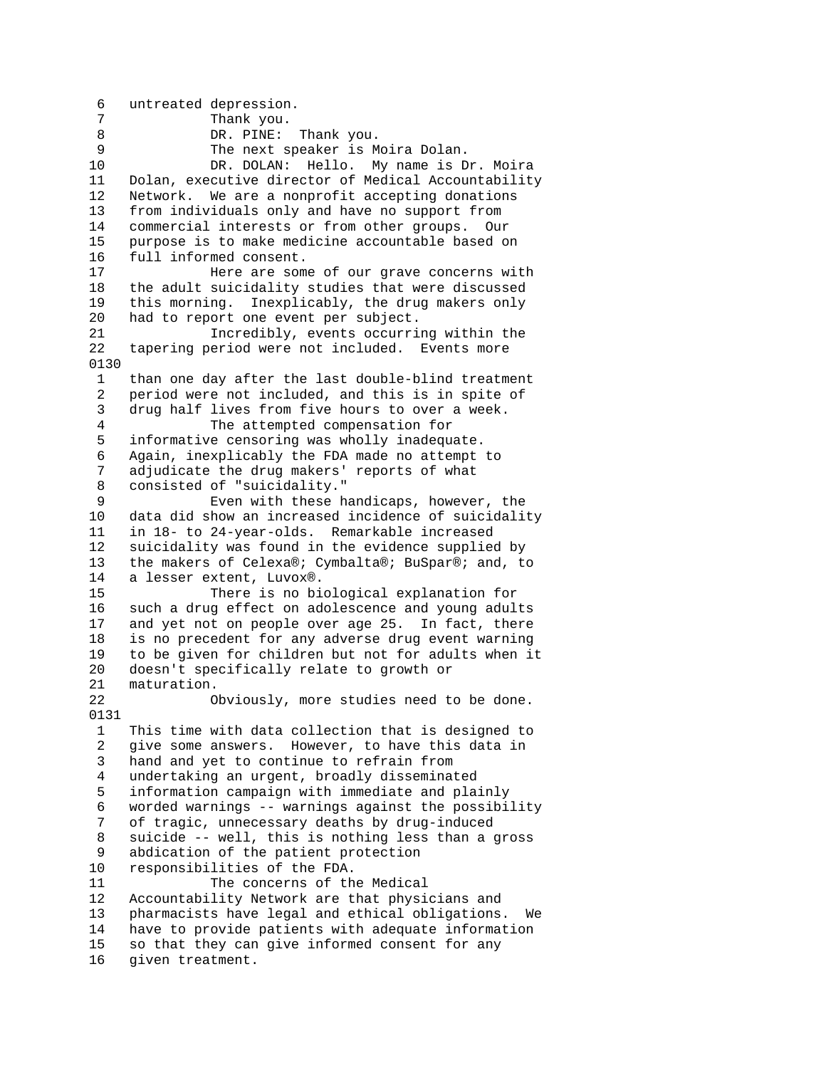6 untreated depression.
7 Thank you.
8 DR. PINE: Thank you.
9 The next speaker is Moira Dolan.
10 DR. DOLAN: Hello. My name is Dr. Moira
11 Dolan, executive director of Medical Accountability
12 Network. We are a nonprofit accepting donations
13 from individuals only and have no support from
14 commercial interests or from other groups. Our
15 purpose is to make medicine accountable based on
16 full informed consent.
17 Here are some of our grave concerns with
18 the adult suicidality studies that were discussed
19 this morning. Inexplicably, the drug makers only
20 had to report one event per subject.
21 Incredibly, events occurring within the
22 tapering period were not included. Events more

0130

1 than one day after the last double-blind treatment
2 period were not included, and this is in spite of
3 drug half lives from five hours to over a week.
4 The attempted compensation for
5 informative censoring was wholly inadequate.
6 Again, inexplicably the FDA made no attempt to
7 adjudicate the drug makers' reports of what
8 consisted of "suicidality."
9 Even with these handicaps, however, the
10 data did show an increased incidence of suicidality
11 in 18- to 24-year-olds. Remarkable increased
12 suicidality was found in the evidence supplied by
13 the makers of Celexa®; Cymbalta®; BuSpar®; and, to
14 a lesser extent, Luvox®.
15 There is no biological explanation for
16 such a drug effect on adolescence and young adults
17 and yet not on people over age 25. In fact, there
18 is no precedent for any adverse drug event warning
19 to be given for children but not for adults when it
20 doesn't specifically relate to growth or
21 maturation.
22 Obviously, more studies need to be done.

0131

1 This time with data collection that is designed to
2 give some answers. However, to have this data in
3 hand and yet to continue to refrain from
4 undertaking an urgent, broadly disseminated
5 information campaign with immediate and plainly
6 worded warnings -- warnings against the possibility
7 of tragic, unnecessary deaths by drug-induced
8 suicide -- well, this is nothing less than a gross
9 abdication of the patient protection
10 responsibilities of the FDA.
11 The concerns of the Medical
12 Accountability Network are that physicians and
13 pharmacists have legal and ethical obligations. We
14 have to provide patients with adequate information
15 so that they can give informed consent for any
16 given treatment.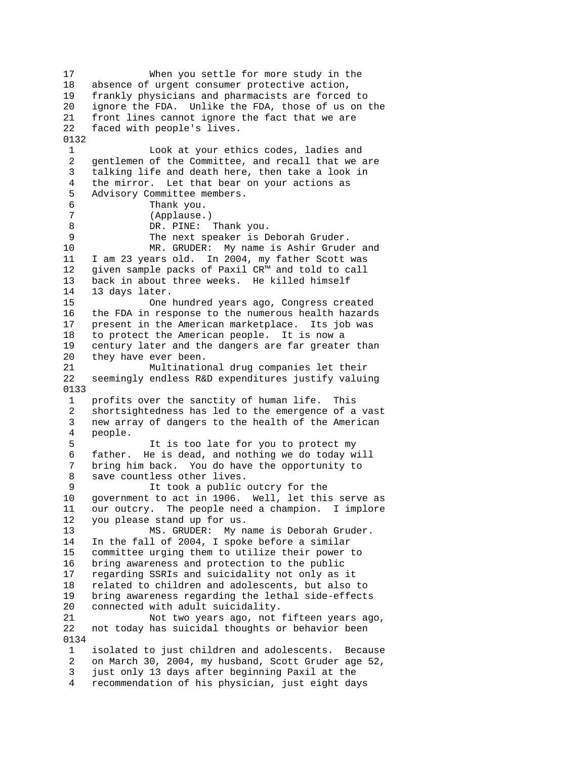17 When you settle for more study in the
18 absence of urgent consumer protective action,
19 frankly physicians and pharmacists are forced to
20 ignore the FDA. Unlike the FDA, those of us on the
21 front lines cannot ignore the fact that we are
22 faced with people's lives.

0132

1 Look at your ethics codes, ladies and
2 gentlemen of the Committee, and recall that we are
3 talking life and death here, then take a look in
4 the mirror. Let that bear on your actions as
5 Advisory Committee members.
6 Thank you.
7 (Applause.)
8 DR. PINE: Thank you.
9 The next speaker is Deborah Gruder.
10 MR. GRUDER: My name is Ashir Gruder and
11 I am 23 years old. In 2004, my father Scott was
12 given sample packs of Paxil CR™ and told to call
13 back in about three weeks. He killed himself
14 13 days later.
15 One hundred years ago, Congress created
16 the FDA in response to the numerous health hazards
17 present in the American marketplace. Its job was
18 to protect the American people. It is now a
19 century later and the dangers are far greater than
20 they have ever been.
21 Multinational drug companies let their
22 seemingly endless R&D expenditures justify valuing

0133

1 profits over the sanctity of human life. This
2 shortsightedness has led to the emergence of a vast
3 new array of dangers to the health of the American
4 people.
5 It is too late for you to protect my
6 father. He is dead, and nothing we do today will
7 bring him back. You do have the opportunity to
8 save countless other lives.
9 It took a public outcry for the
10 government to act in 1906. Well, let this serve as
11 our outcry. The people need a champion. I implore
12 you please stand up for us.
13 MS. GRUDER: My name is Deborah Gruder.
14 In the fall of 2004, I spoke before a similar
15 committee urging them to utilize their power to
16 bring awareness and protection to the public
17 regarding SSRIs and suicidality not only as it
18 related to children and adolescents, but also to
19 bring awareness regarding the lethal side-effects
20 connected with adult suicidality.
21 Not two years ago, not fifteen years ago,
22 not today has suicidal thoughts or behavior been

0134

1 isolated to just children and adolescents. Because
2 on March 30, 2004, my husband, Scott Gruder age 52,
3 just only 13 days after beginning Paxil at the
4 recommendation of his physician, just eight days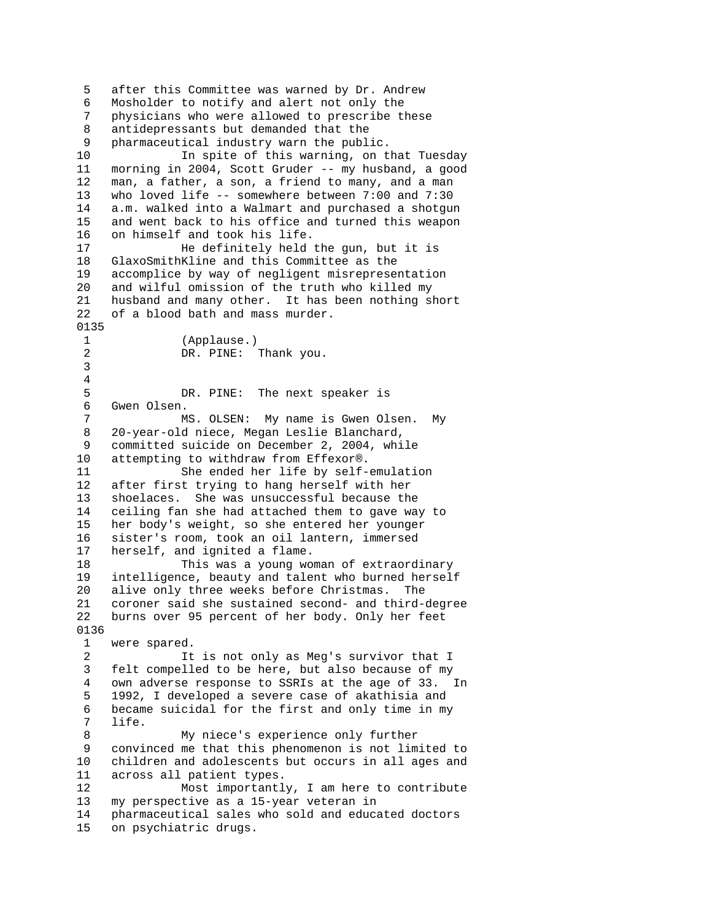5   after this Committee was warned by Dr. Andrew
6   Mosholder to notify and alert not only the
7   physicians who were allowed to prescribe these
8   antidepressants but demanded that the
9   pharmaceutical industry warn the public.
10            In spite of this warning, on that Tuesday
11  morning in 2004, Scott Gruder -- my husband, a good
12  man, a father, a son, a friend to many, and a man
13  who loved life -- somewhere between 7:00 and 7:30
14  a.m. walked into a Walmart and purchased a shotgun
15  and went back to his office and turned this weapon
16  on himself and took his life.
17            He definitely held the gun, but it is
18  GlaxoSmithKline and this Committee as the
19  accomplice by way of negligent misrepresentation
20  and wilful omission of the truth who killed my
21  husband and many other.  It has been nothing short
22  of a blood bath and mass murder.

0135

1             (Applause.)
2             DR. PINE:  Thank you.
3
4
5             DR. PINE:  The next speaker is
6   Gwen Olsen.
7             MS. OLSEN:  My name is Gwen Olsen.  My
8   20-year-old niece, Megan Leslie Blanchard,
9   committed suicide on December 2, 2004, while
10  attempting to withdraw from Effexor®.
11            She ended her life by self-emulation
12  after first trying to hang herself with her
13  shoelaces.  She was unsuccessful because the
14  ceiling fan she had attached them to gave way to
15  her body's weight, so she entered her younger
16  sister's room, took an oil lantern, immersed
17  herself, and ignited a flame.
18            This was a young woman of extraordinary
19  intelligence, beauty and talent who burned herself
20  alive only three weeks before Christmas.  The
21  coroner said she sustained second- and third-degree
22  burns over 95 percent of her body. Only her feet

0136

1   were spared.
2             It is not only as Meg's survivor that I
3   felt compelled to be here, but also because of my
4   own adverse response to SSRIs at the age of 33.  In
5   1992, I developed a severe case of akathisia and
6   became suicidal for the first and only time in my
7   life.
8             My niece's experience only further
9   convinced me that this phenomenon is not limited to
10  children and adolescents but occurs in all ages and
11  across all patient types.
12            Most importantly, I am here to contribute
13  my perspective as a 15-year veteran in
14  pharmaceutical sales who sold and educated doctors
15  on psychiatric drugs.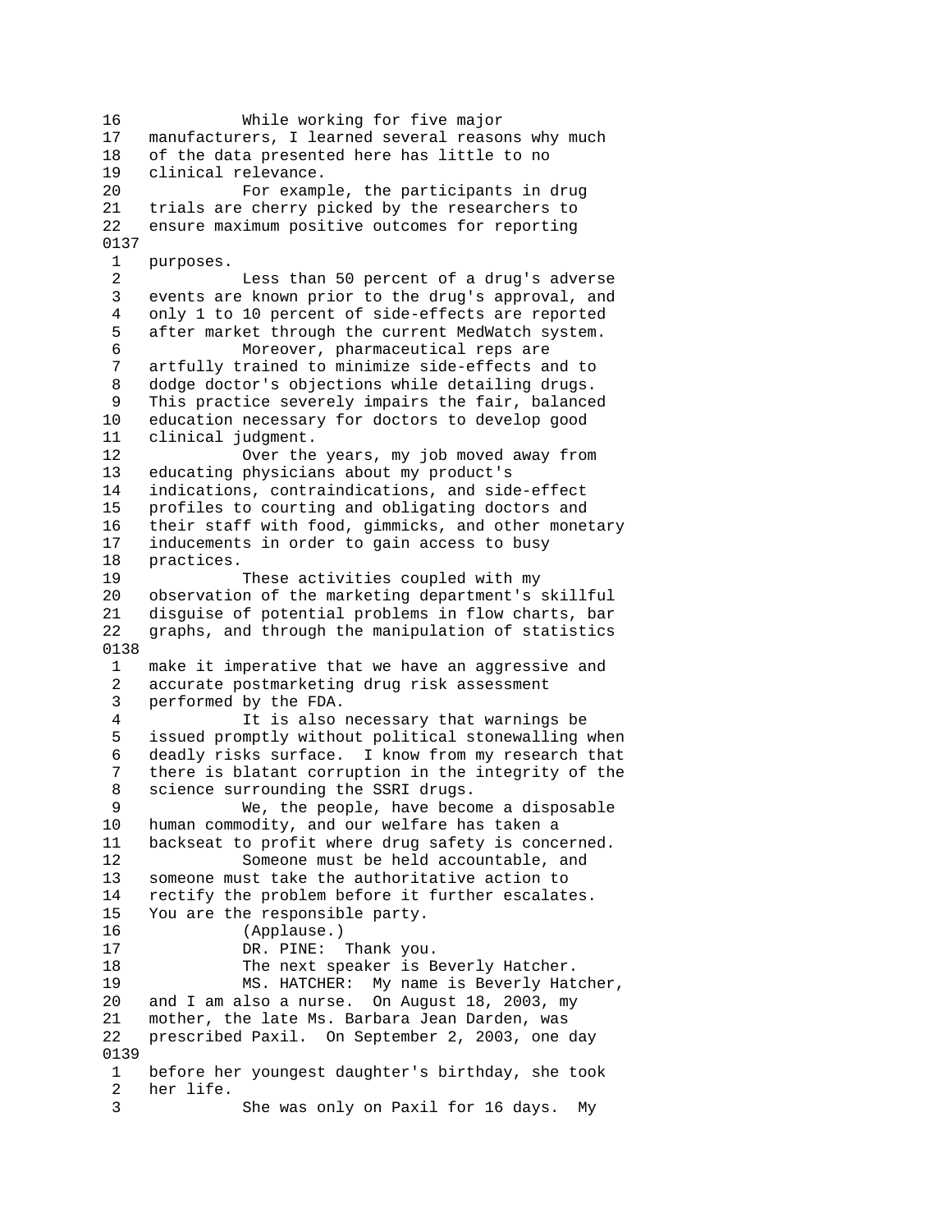While working for five major manufacturers, I learned several reasons why much of the data presented here has little to no clinical relevance.

For example, the participants in drug trials are cherry picked by the researchers to ensure maximum positive outcomes for reporting purposes.

Less than 50 percent of a drug's adverse events are known prior to the drug's approval, and only 1 to 10 percent of side-effects are reported after market through the current MedWatch system.

Moreover, pharmaceutical reps are artfully trained to minimize side-effects and to dodge doctor's objections while detailing drugs. This practice severely impairs the fair, balanced education necessary for doctors to develop good clinical judgment.

Over the years, my job moved away from educating physicians about my product's indications, contraindications, and side-effect profiles to courting and obligating doctors and their staff with food, gimmicks, and other monetary inducements in order to gain access to busy practices.

These activities coupled with my observation of the marketing department's skillful disguise of potential problems in flow charts, bar graphs, and through the manipulation of statistics make it imperative that we have an aggressive and accurate postmarketing drug risk assessment performed by the FDA.

It is also necessary that warnings be issued promptly without political stonewalling when deadly risks surface. I know from my research that there is blatant corruption in the integrity of the science surrounding the SSRI drugs.

We, the people, have become a disposable human commodity, and our welfare has taken a backseat to profit where drug safety is concerned.

Someone must be held accountable, and someone must take the authoritative action to rectify the problem before it further escalates. You are the responsible party.

(Applause.)

DR. PINE: Thank you.

The next speaker is Beverly Hatcher.

MS. HATCHER: My name is Beverly Hatcher, and I am also a nurse. On August 18, 2003, my mother, the late Ms. Barbara Jean Darden, was prescribed Paxil. On September 2, 2003, one day before her youngest daughter's birthday, she took her life.

She was only on Paxil for 16 days. My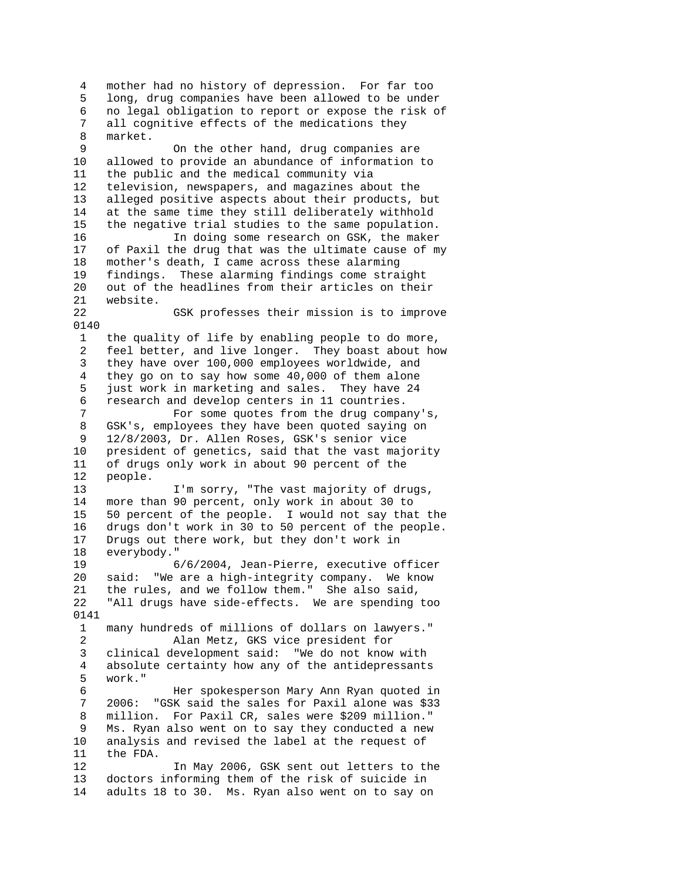4   mother had no history of depression.  For far too
5   long, drug companies have been allowed to be under
6   no legal obligation to report or expose the risk of
7   all cognitive effects of the medications they
8   market.
9             On the other hand, drug companies are
10   allowed to provide an abundance of information to
11   the public and the medical community via
12   television, newspapers, and magazines about the
13   alleged positive aspects about their products, but
14   at the same time they still deliberately withhold
15   the negative trial studies to the same population.
16             In doing some research on GSK, the maker
17   of Paxil the drug that was the ultimate cause of my
18   mother's death, I came across these alarming
19   findings.  These alarming findings come straight
20   out of the headlines from their articles on their
21   website.
22             GSK professes their mission is to improve

0140

1   the quality of life by enabling people to do more,
2   feel better, and live longer.  They boast about how
3   they have over 100,000 employees worldwide, and
4   they go on to say how some 40,000 of them alone
5   just work in marketing and sales.  They have 24
6   research and develop centers in 11 countries.
7             For some quotes from the drug company's,
8   GSK's, employees they have been quoted saying on
9   12/8/2003, Dr. Allen Roses, GSK's senior vice
10   president of genetics, said that the vast majority
11   of drugs only work in about 90 percent of the
12   people.
13             I'm sorry, "The vast majority of drugs,
14   more than 90 percent, only work in about 30 to
15   50 percent of the people.  I would not say that the
16   drugs don't work in 30 to 50 percent of the people.
17   Drugs out there work, but they don't work in
18   everybody."
19             6/6/2004, Jean-Pierre, executive officer
20   said:  "We are a high-integrity company.  We know
21   the rules, and we follow them."  She also said,
22   "All drugs have side-effects.  We are spending too

0141

1   many hundreds of millions of dollars on lawyers."
2             Alan Metz, GKS vice president for
3   clinical development said:  "We do not know with
4   absolute certainty how any of the antidepressants
5   work."
6             Her spokesperson Mary Ann Ryan quoted in
7   2006:  "GSK said the sales for Paxil alone was $33
8   million.  For Paxil CR, sales were $209 million."
9   Ms. Ryan also went on to say they conducted a new
10   analysis and revised the label at the request of
11   the FDA.
12             In May 2006, GSK sent out letters to the
13   doctors informing them of the risk of suicide in
14   adults 18 to 30.  Ms. Ryan also went on to say on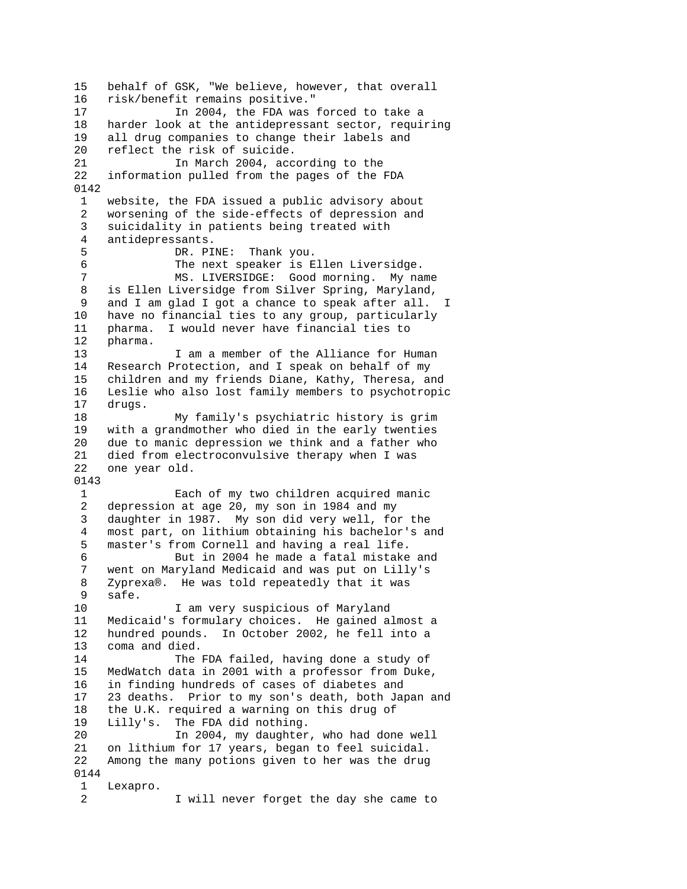15 behalf of GSK, "We believe, however, that overall
16 risk/benefit remains positive."
17 In 2004, the FDA was forced to take a
18 harder look at the antidepressant sector, requiring
19 all drug companies to change their labels and
20 reflect the risk of suicide.
21 In March 2004, according to the
22 information pulled from the pages of the FDA
0142
1 website, the FDA issued a public advisory about
2 worsening of the side-effects of depression and
3 suicidality in patients being treated with
4 antidepressants.
5 DR. PINE: Thank you.
6 The next speaker is Ellen Liversidge.
7 MS. LIVERSIDGE: Good morning. My name
8 is Ellen Liversidge from Silver Spring, Maryland,
9 and I am glad I got a chance to speak after all. I
10 have no financial ties to any group, particularly
11 pharma. I would never have financial ties to
12 pharma.
13 I am a member of the Alliance for Human
14 Research Protection, and I speak on behalf of my
15 children and my friends Diane, Kathy, Theresa, and
16 Leslie who also lost family members to psychotropic
17 drugs.
18 My family's psychiatric history is grim
19 with a grandmother who died in the early twenties
20 due to manic depression we think and a father who
21 died from electroconvulsive therapy when I was
22 one year old.
0143
1 Each of my two children acquired manic
2 depression at age 20, my son in 1984 and my
3 daughter in 1987. My son did very well, for the
4 most part, on lithium obtaining his bachelor's and
5 master's from Cornell and having a real life.
6 But in 2004 he made a fatal mistake and
7 went on Maryland Medicaid and was put on Lilly's
8 Zyprexa®. He was told repeatedly that it was
9 safe.
10 I am very suspicious of Maryland
11 Medicaid's formulary choices. He gained almost a
12 hundred pounds. In October 2002, he fell into a
13 coma and died.
14 The FDA failed, having done a study of
15 MedWatch data in 2001 with a professor from Duke,
16 in finding hundreds of cases of diabetes and
17 23 deaths. Prior to my son's death, both Japan and
18 the U.K. required a warning on this drug of
19 Lilly's. The FDA did nothing.
20 In 2004, my daughter, who had done well
21 on lithium for 17 years, began to feel suicidal.
22 Among the many potions given to her was the drug
0144
1 Lexapro.
2 I will never forget the day she came to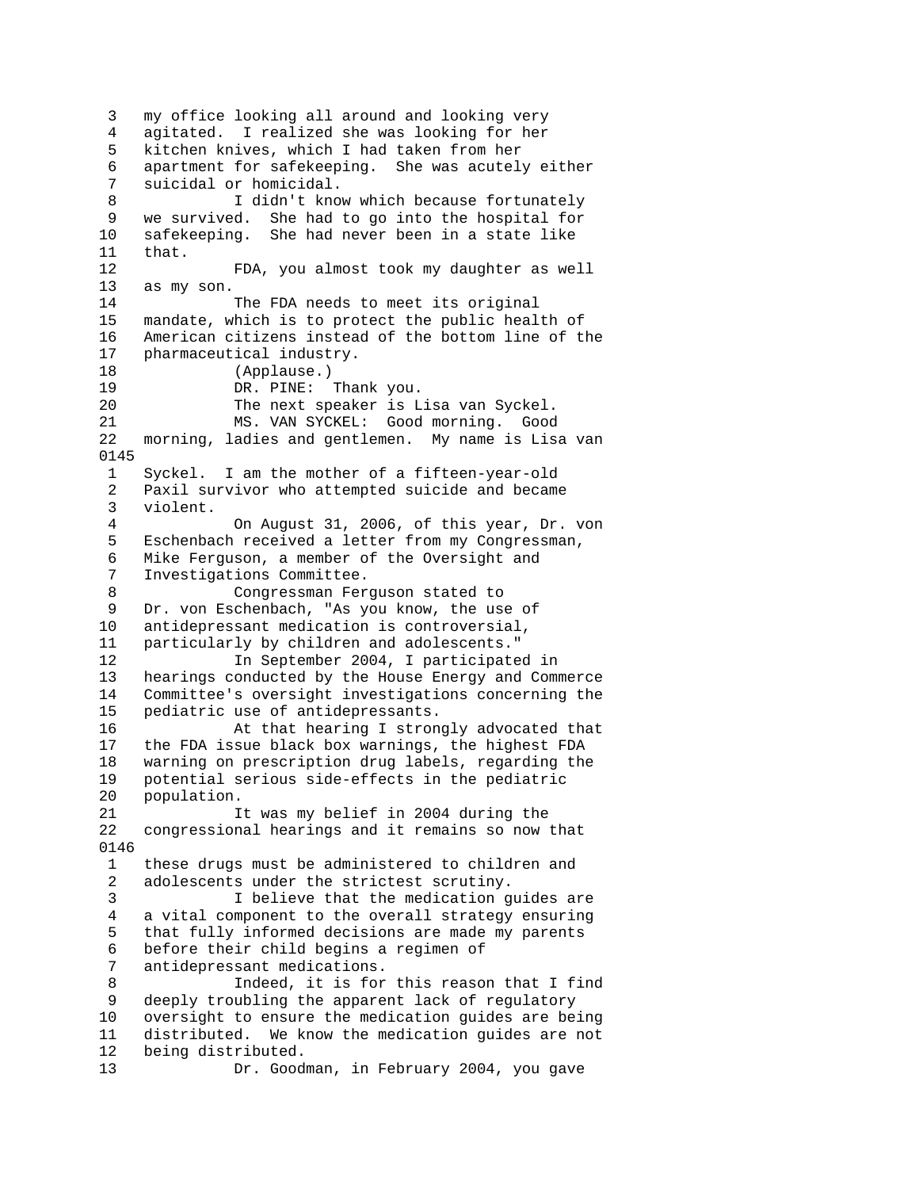3 my office looking all around and looking very
4 agitated. I realized she was looking for her
5 kitchen knives, which I had taken from her
6 apartment for safekeeping. She was acutely either
7 suicidal or homicidal.
8 I didn't know which because fortunately
9 we survived. She had to go into the hospital for
10 safekeeping. She had never been in a state like
11 that.
12 FDA, you almost took my daughter as well
13 as my son.
14 The FDA needs to meet its original
15 mandate, which is to protect the public health of
16 American citizens instead of the bottom line of the
17 pharmaceutical industry.
18 (Applause.)
19 DR. PINE: Thank you.
20 The next speaker is Lisa van Syckel.
21 MS. VAN SYCKEL: Good morning. Good
22 morning, ladies and gentlemen. My name is Lisa van

0145

1 Syckel. I am the mother of a fifteen-year-old
2 Paxil survivor who attempted suicide and became
3 violent.
4 On August 31, 2006, of this year, Dr. von
5 Eschenbach received a letter from my Congressman,
6 Mike Ferguson, a member of the Oversight and
7 Investigations Committee.
8 Congressman Ferguson stated to
9 Dr. von Eschenbach, "As you know, the use of
10 antidepressant medication is controversial,
11 particularly by children and adolescents."
12 In September 2004, I participated in
13 hearings conducted by the House Energy and Commerce
14 Committee's oversight investigations concerning the
15 pediatric use of antidepressants.
16 At that hearing I strongly advocated that
17 the FDA issue black box warnings, the highest FDA
18 warning on prescription drug labels, regarding the
19 potential serious side-effects in the pediatric
20 population.
21 It was my belief in 2004 during the
22 congressional hearings and it remains so now that

0146

1 these drugs must be administered to children and
2 adolescents under the strictest scrutiny.
3 I believe that the medication guides are
4 a vital component to the overall strategy ensuring
5 that fully informed decisions are made my parents
6 before their child begins a regimen of
7 antidepressant medications.
8 Indeed, it is for this reason that I find
9 deeply troubling the apparent lack of regulatory
10 oversight to ensure the medication guides are being
11 distributed. We know the medication guides are not
12 being distributed.
13 Dr. Goodman, in February 2004, you gave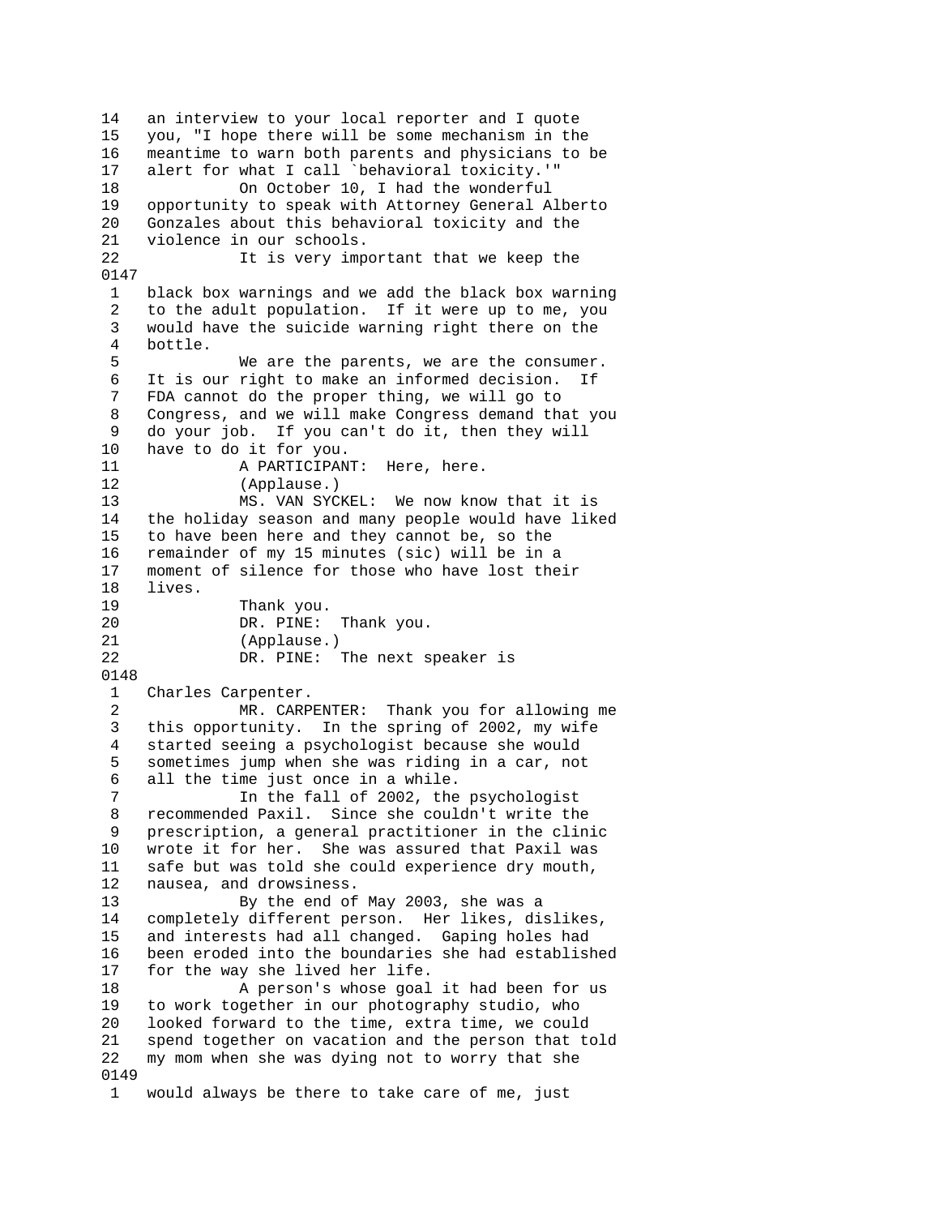14   an interview to your local reporter and I quote
15   you, "I hope there will be some mechanism in the
16   meantime to warn both parents and physicians to be
17   alert for what I call `behavioral toxicity.'"
18             On October 10, I had the wonderful
19   opportunity to speak with Attorney General Alberto
20   Gonzales about this behavioral toxicity and the
21   violence in our schools.
22             It is very important that we keep the
0147
 1   black box warnings and we add the black box warning
 2   to the adult population.  If it were up to me, you
 3   would have the suicide warning right there on the
 4   bottle.
 5             We are the parents, we are the consumer.
 6   It is our right to make an informed decision.  If
 7   FDA cannot do the proper thing, we will go to
 8   Congress, and we will make Congress demand that you
 9   do your job.  If you can't do it, then they will
10   have to do it for you.
11             A PARTICIPANT:  Here, here.
12             (Applause.)
13             MS. VAN SYCKEL:  We now know that it is
14   the holiday season and many people would have liked
15   to have been here and they cannot be, so the
16   remainder of my 15 minutes (sic) will be in a
17   moment of silence for those who have lost their
18   lives.
19             Thank you.
20             DR. PINE:  Thank you.
21             (Applause.)
22             DR. PINE:  The next speaker is
0148
 1   Charles Carpenter.
 2             MR. CARPENTER:  Thank you for allowing me
 3   this opportunity.  In the spring of 2002, my wife
 4   started seeing a psychologist because she would
 5   sometimes jump when she was riding in a car, not
 6   all the time just once in a while.
 7             In the fall of 2002, the psychologist
 8   recommended Paxil.  Since she couldn't write the
 9   prescription, a general practitioner in the clinic
10   wrote it for her.  She was assured that Paxil was
11   safe but was told she could experience dry mouth,
12   nausea, and drowsiness.
13             By the end of May 2003, she was a
14   completely different person.  Her likes, dislikes,
15   and interests had all changed.  Gaping holes had
16   been eroded into the boundaries she had established
17   for the way she lived her life.
18             A person's whose goal it had been for us
19   to work together in our photography studio, who
20   looked forward to the time, extra time, we could
21   spend together on vacation and the person that told
22   my mom when she was dying not to worry that she
0149
 1   would always be there to take care of me, just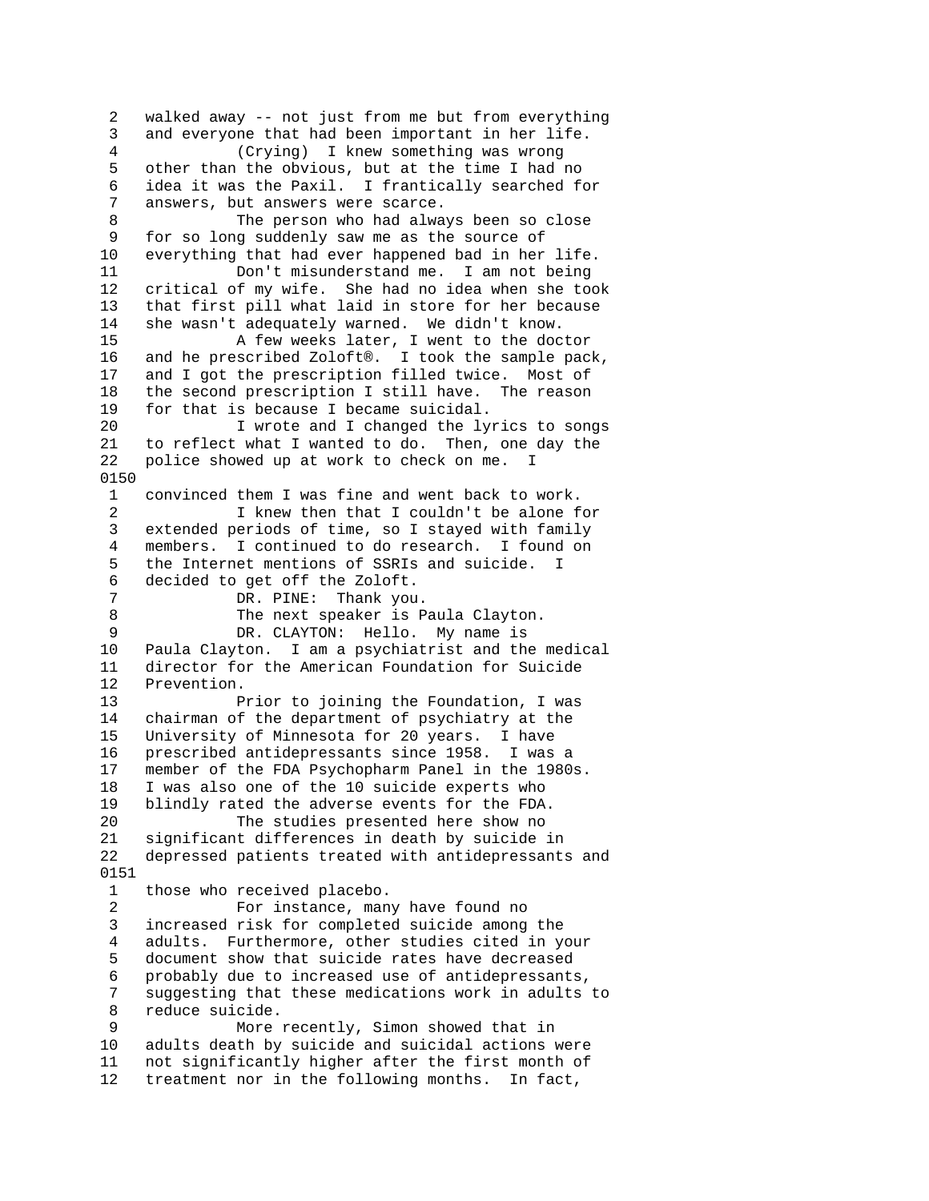walked away -- not just from me but from everything and everyone that had been important in her life.

(Crying) I knew something was wrong other than the obvious, but at the time I had no idea it was the Paxil. I frantically searched for answers, but answers were scarce.

The person who had always been so close for so long suddenly saw me as the source of everything that had ever happened bad in her life.

Don't misunderstand me. I am not being critical of my wife. She had no idea when she took that first pill what laid in store for her because she wasn't adequately warned. We didn't know.

A few weeks later, I went to the doctor and he prescribed Zoloft®. I took the sample pack, and I got the prescription filled twice. Most of the second prescription I still have. The reason for that is because I became suicidal.

I wrote and I changed the lyrics to songs to reflect what I wanted to do. Then, one day the police showed up at work to check on me. I convinced them I was fine and went back to work.

I knew then that I couldn't be alone for extended periods of time, so I stayed with family members. I continued to do research. I found on the Internet mentions of SSRIs and suicide. I decided to get off the Zoloft.

DR. PINE: Thank you.

The next speaker is Paula Clayton.

DR. CLAYTON: Hello. My name is Paula Clayton. I am a psychiatrist and the medical director for the American Foundation for Suicide Prevention.

Prior to joining the Foundation, I was chairman of the department of psychiatry at the University of Minnesota for 20 years. I have prescribed antidepressants since 1958. I was a member of the FDA Psychopharm Panel in the 1980s. I was also one of the 10 suicide experts who blindly rated the adverse events for the FDA.

The studies presented here show no significant differences in death by suicide in depressed patients treated with antidepressants and those who received placebo.

For instance, many have found no increased risk for completed suicide among the adults. Furthermore, other studies cited in your document show that suicide rates have decreased probably due to increased use of antidepressants, suggesting that these medications work in adults to reduce suicide.

More recently, Simon showed that in adults death by suicide and suicidal actions were not significantly higher after the first month of treatment nor in the following months. In fact,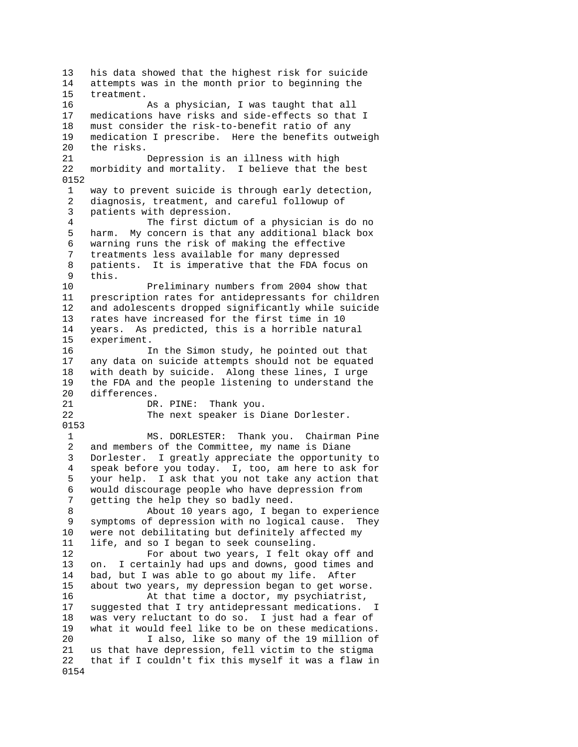his data showed that the highest risk for suicide attempts was in the month prior to beginning the treatment.

As a physician, I was taught that all medications have risks and side-effects so that I must consider the risk-to-benefit ratio of any medication I prescribe. Here the benefits outweigh the risks.

Depression is an illness with high morbidity and mortality. I believe that the best way to prevent suicide is through early detection, diagnosis, treatment, and careful followup of patients with depression.

The first dictum of a physician is do no harm. My concern is that any additional black box warning runs the risk of making the effective treatments less available for many depressed patients. It is imperative that the FDA focus on this.

Preliminary numbers from 2004 show that prescription rates for antidepressants for children and adolescents dropped significantly while suicide rates have increased for the first time in 10 years. As predicted, this is a horrible natural experiment.

In the Simon study, he pointed out that any data on suicide attempts should not be equated with death by suicide. Along these lines, I urge the FDA and the people listening to understand the differences.

DR. PINE: Thank you.

The next speaker is Diane Dorlester.

MS. DORLESTER: Thank you. Chairman Pine and members of the Committee, my name is Diane Dorlester. I greatly appreciate the opportunity to speak before you today. I, too, am here to ask for your help. I ask that you not take any action that would discourage people who have depression from getting the help they so badly need.

About 10 years ago, I began to experience symptoms of depression with no logical cause. They were not debilitating but definitely affected my life, and so I began to seek counseling.

For about two years, I felt okay off and on. I certainly had ups and downs, good times and bad, but I was able to go about my life. After about two years, my depression began to get worse.

At that time a doctor, my psychiatrist, suggested that I try antidepressant medications. I was very reluctant to do so. I just had a fear of what it would feel like to be on these medications.

I also, like so many of the 19 million of us that have depression, fell victim to the stigma that if I couldn't fix this myself it was a flaw in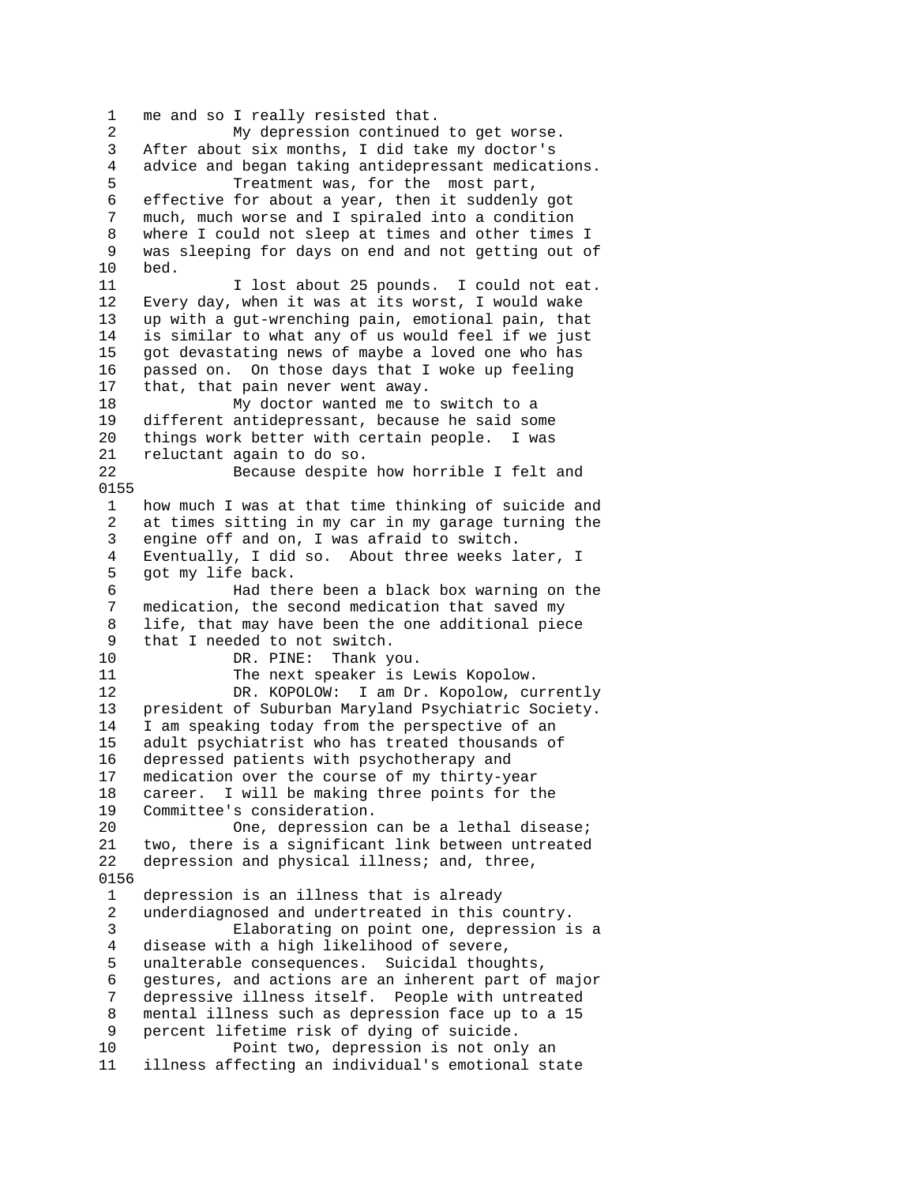me and so I really resisted that.

My depression continued to get worse. After about six months, I did take my doctor's advice and began taking antidepressant medications.

Treatment was, for the most part, effective for about a year, then it suddenly got much, much worse and I spiraled into a condition where I could not sleep at times and other times I was sleeping for days on end and not getting out of bed.

I lost about 25 pounds. I could not eat. Every day, when it was at its worst, I would wake up with a gut-wrenching pain, emotional pain, that is similar to what any of us would feel if we just got devastating news of maybe a loved one who has passed on. On those days that I woke up feeling that, that pain never went away.

My doctor wanted me to switch to a different antidepressant, because he said some things work better with certain people. I was reluctant again to do so.

Because despite how horrible I felt and how much I was at that time thinking of suicide and at times sitting in my car in my garage turning the engine off and on, I was afraid to switch. Eventually, I did so. About three weeks later, I got my life back.

Had there been a black box warning on the medication, the second medication that saved my life, that may have been the one additional piece that I needed to not switch.

DR. PINE: Thank you.

The next speaker is Lewis Kopolow.

DR. KOPOLOW: I am Dr. Kopolow, currently president of Suburban Maryland Psychiatric Society. I am speaking today from the perspective of an adult psychiatrist who has treated thousands of depressed patients with psychotherapy and medication over the course of my thirty-year career. I will be making three points for the Committee's consideration.

One, depression can be a lethal disease; two, there is a significant link between untreated depression and physical illness; and, three, depression is an illness that is already underdiagnosed and undertreated in this country.

Elaborating on point one, depression is a disease with a high likelihood of severe, unalterable consequences. Suicidal thoughts, gestures, and actions are an inherent part of major depressive illness itself. People with untreated mental illness such as depression face up to a 15 percent lifetime risk of dying of suicide.

Point two, depression is not only an illness affecting an individual's emotional state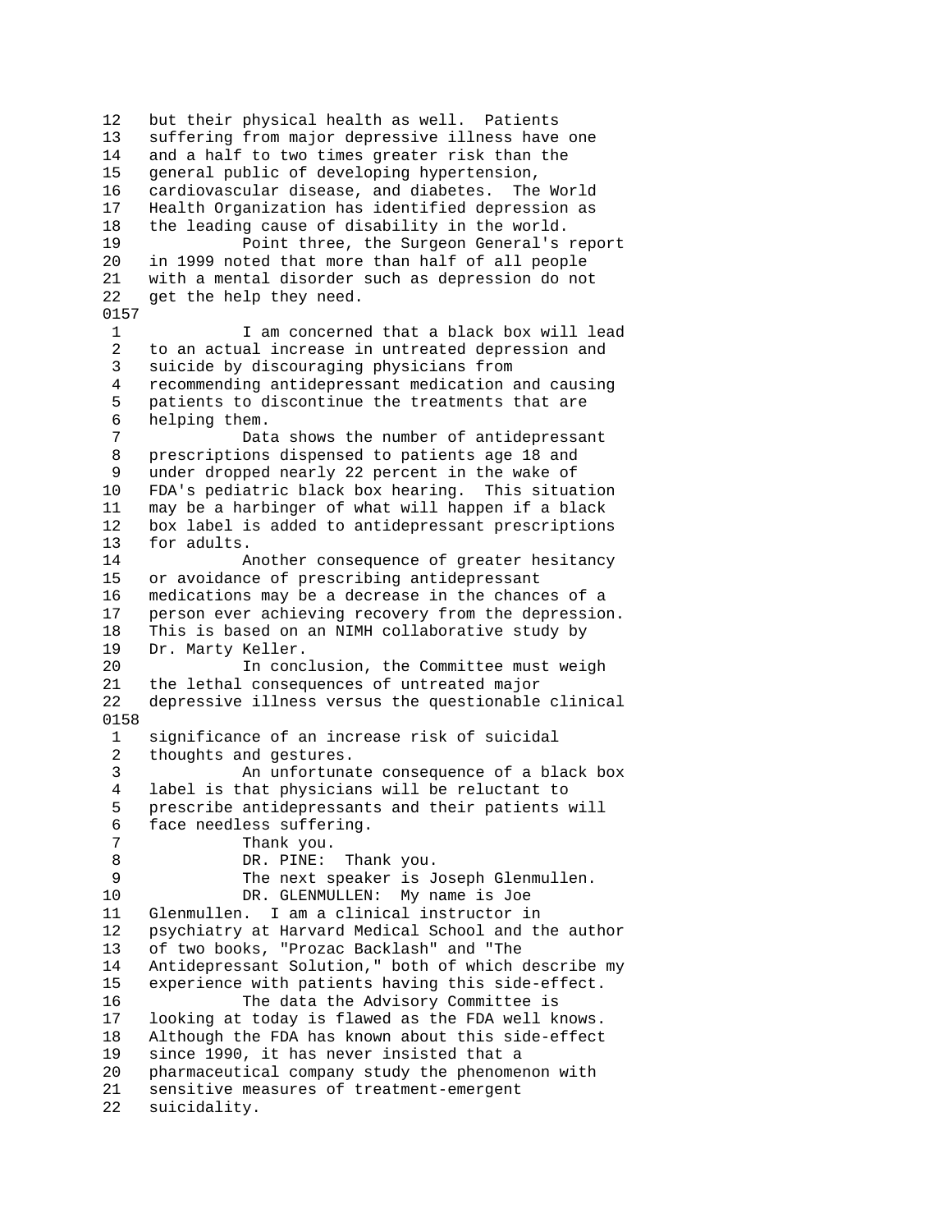12   but their physical health as well.  Patients
13   suffering from major depressive illness have one
14   and a half to two times greater risk than the
15   general public of developing hypertension,
16   cardiovascular disease, and diabetes.  The World
17   Health Organization has identified depression as
18   the leading cause of disability in the world.
19             Point three, the Surgeon General's report
20   in 1999 noted that more than half of all people
21   with a mental disorder such as depression do not
22   get the help they need.

0157

1             I am concerned that a black box will lead
2   to an actual increase in untreated depression and
3   suicide by discouraging physicians from
4   recommending antidepressant medication and causing
5   patients to discontinue the treatments that are
6   helping them.
7             Data shows the number of antidepressant
8   prescriptions dispensed to patients age 18 and
9   under dropped nearly 22 percent in the wake of
10   FDA's pediatric black box hearing.  This situation
11   may be a harbinger of what will happen if a black
12   box label is added to antidepressant prescriptions
13   for adults.
14             Another consequence of greater hesitancy
15   or avoidance of prescribing antidepressant
16   medications may be a decrease in the chances of a
17   person ever achieving recovery from the depression.
18   This is based on an NIMH collaborative study by
19   Dr. Marty Keller.
20             In conclusion, the Committee must weigh
21   the lethal consequences of untreated major
22   depressive illness versus the questionable clinical

0158

1   significance of an increase risk of suicidal
2   thoughts and gestures.
3             An unfortunate consequence of a black box
4   label is that physicians will be reluctant to
5   prescribe antidepressants and their patients will
6   face needless suffering.
7             Thank you.
8             DR. PINE:  Thank you.
9             The next speaker is Joseph Glenmullen.
10            DR. GLENMULLEN:  My name is Joe
11   Glenmullen.  I am a clinical instructor in
12   psychiatry at Harvard Medical School and the author
13   of two books, "Prozac Backlash" and "The
14   Antidepressant Solution," both of which describe my
15   experience with patients having this side-effect.
16             The data the Advisory Committee is
17   looking at today is flawed as the FDA well knows.
18   Although the FDA has known about this side-effect
19   since 1990, it has never insisted that a
20   pharmaceutical company study the phenomenon with
21   sensitive measures of treatment-emergent
22   suicidality.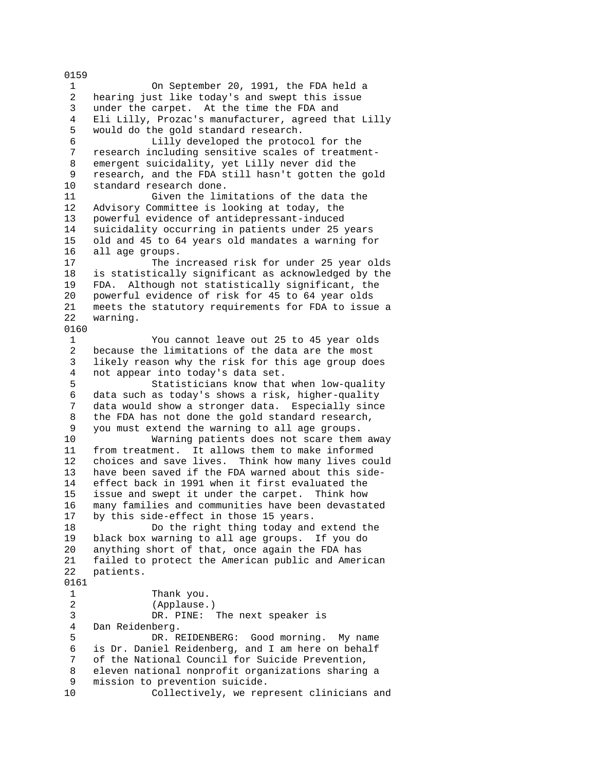0159

1 On September 20, 1991, the FDA held a
2 hearing just like today's and swept this issue
3 under the carpet. At the time the FDA and
4 Eli Lilly, Prozac's manufacturer, agreed that Lilly
5 would do the gold standard research.
6 Lilly developed the protocol for the
7 research including sensitive scales of treatment-
8 emergent suicidality, yet Lilly never did the
9 research, and the FDA still hasn't gotten the gold
10 standard research done.
11 Given the limitations of the data the
12 Advisory Committee is looking at today, the
13 powerful evidence of antidepressant-induced
14 suicidality occurring in patients under 25 years
15 old and 45 to 64 years old mandates a warning for
16 all age groups.
17 The increased risk for under 25 year olds
18 is statistically significant as acknowledged by the
19 FDA. Although not statistically significant, the
20 powerful evidence of risk for 45 to 64 year olds
21 meets the statutory requirements for FDA to issue a
22 warning.

0160

1 You cannot leave out 25 to 45 year olds
2 because the limitations of the data are the most
3 likely reason why the risk for this age group does
4 not appear into today's data set.
5 Statisticians know that when low-quality
6 data such as today's shows a risk, higher-quality
7 data would show a stronger data. Especially since
8 the FDA has not done the gold standard research,
9 you must extend the warning to all age groups.
10 Warning patients does not scare them away
11 from treatment. It allows them to make informed
12 choices and save lives. Think how many lives could
13 have been saved if the FDA warned about this side-
14 effect back in 1991 when it first evaluated the
15 issue and swept it under the carpet. Think how
16 many families and communities have been devastated
17 by this side-effect in those 15 years.
18 Do the right thing today and extend the
19 black box warning to all age groups. If you do
20 anything short of that, once again the FDA has
21 failed to protect the American public and American
22 patients.

0161

1 Thank you.
2 (Applause.)
3 DR. PINE: The next speaker is
4 Dan Reidenberg.
5 DR. REIDENBERG: Good morning. My name
6 is Dr. Daniel Reidenberg, and I am here on behalf
7 of the National Council for Suicide Prevention,
8 eleven national nonprofit organizations sharing a
9 mission to prevention suicide.
10 Collectively, we represent clinicians and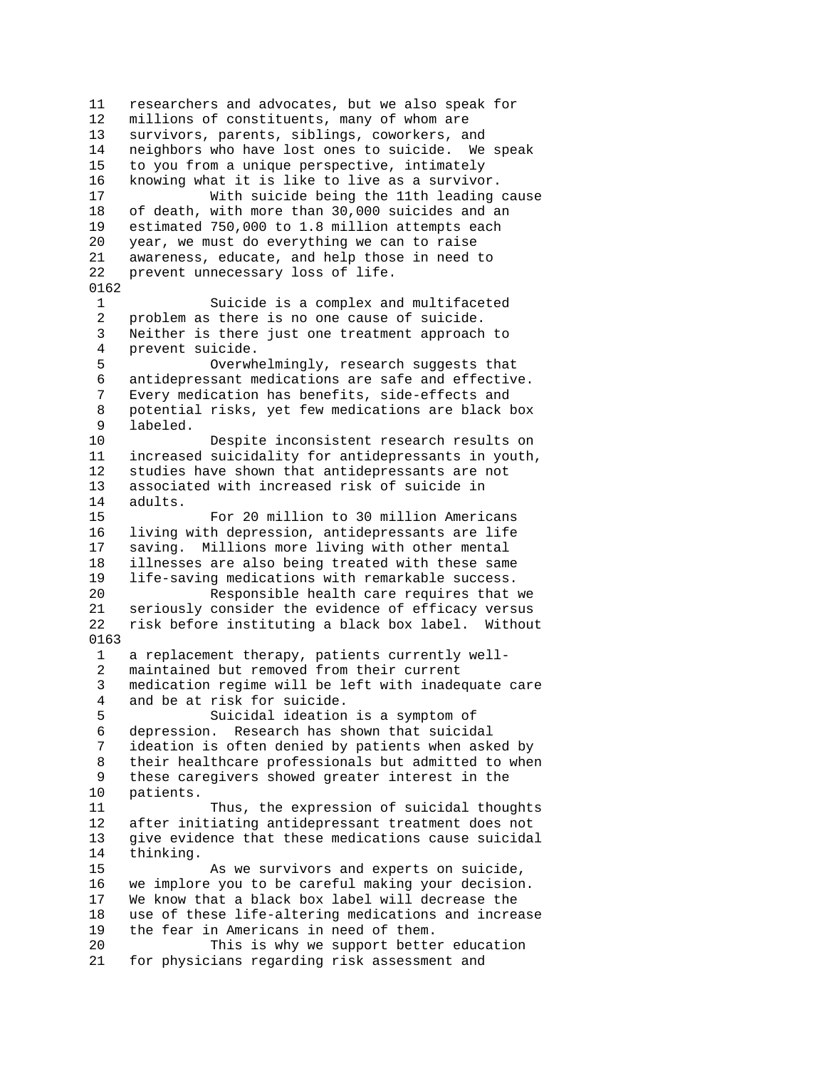researchers and advocates, but we also speak for millions of constituents, many of whom are survivors, parents, siblings, coworkers, and neighbors who have lost ones to suicide. We speak to you from a unique perspective, intimately knowing what it is like to live as a survivor.

With suicide being the 11th leading cause of death, with more than 30,000 suicides and an estimated 750,000 to 1.8 million attempts each year, we must do everything we can to raise awareness, educate, and help those in need to prevent unnecessary loss of life.

Suicide is a complex and multifaceted problem as there is no one cause of suicide. Neither is there just one treatment approach to prevent suicide.

Overwhelmingly, research suggests that antidepressant medications are safe and effective. Every medication has benefits, side-effects and potential risks, yet few medications are black box labeled.

Despite inconsistent research results on increased suicidality for antidepressants in youth, studies have shown that antidepressants are not associated with increased risk of suicide in adults.

For 20 million to 30 million Americans living with depression, antidepressants are life saving. Millions more living with other mental illnesses are also being treated with these same life-saving medications with remarkable success.

Responsible health care requires that we seriously consider the evidence of efficacy versus risk before instituting a black box label. Without a replacement therapy, patients currently well-maintained but removed from their current medication regime will be left with inadequate care and be at risk for suicide.

Suicidal ideation is a symptom of depression. Research has shown that suicidal ideation is often denied by patients when asked by their healthcare professionals but admitted to when these caregivers showed greater interest in the patients.

Thus, the expression of suicidal thoughts after initiating antidepressant treatment does not give evidence that these medications cause suicidal thinking.

As we survivors and experts on suicide, we implore you to be careful making your decision. We know that a black box label will decrease the use of these life-altering medications and increase the fear in Americans in need of them.

This is why we support better education for physicians regarding risk assessment and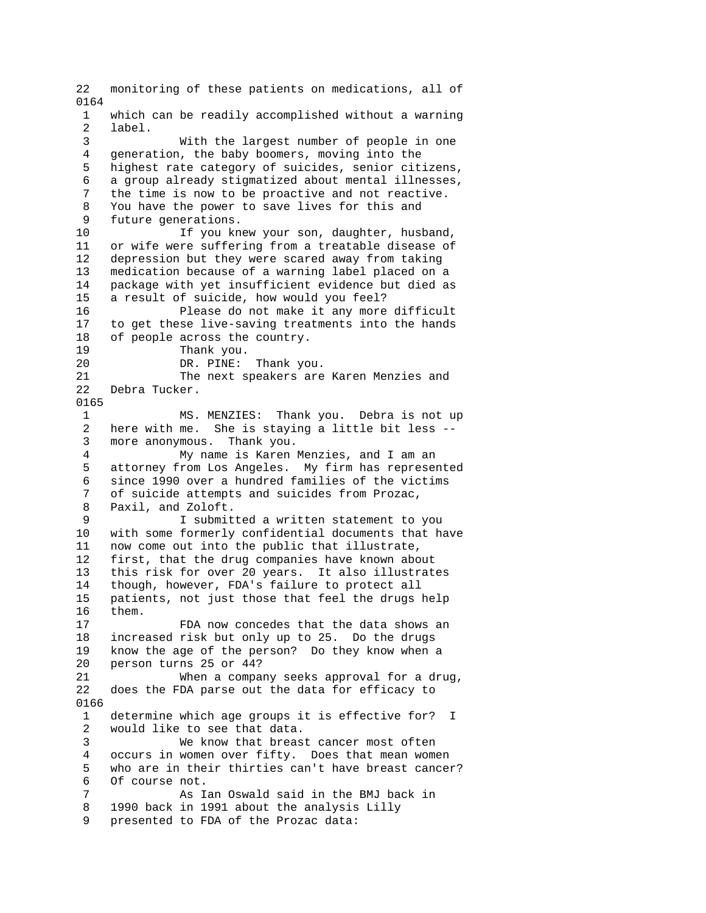22 monitoring of these patients on medications, all of
0164
1 which can be readily accomplished without a warning
2 label.
3 With the largest number of people in one
4 generation, the baby boomers, moving into the
5 highest rate category of suicides, senior citizens,
6 a group already stigmatized about mental illnesses,
7 the time is now to be proactive and not reactive.
8 You have the power to save lives for this and
9 future generations.
10 If you knew your son, daughter, husband,
11 or wife were suffering from a treatable disease of
12 depression but they were scared away from taking
13 medication because of a warning label placed on a
14 package with yet insufficient evidence but died as
15 a result of suicide, how would you feel?
16 Please do not make it any more difficult
17 to get these live-saving treatments into the hands
18 of people across the country.
19 Thank you.
20 DR. PINE: Thank you.
21 The next speakers are Karen Menzies and
22 Debra Tucker.
0165
1 MS. MENZIES: Thank you. Debra is not up
2 here with me. She is staying a little bit less --
3 more anonymous. Thank you.
4 My name is Karen Menzies, and I am an
5 attorney from Los Angeles. My firm has represented
6 since 1990 over a hundred families of the victims
7 of suicide attempts and suicides from Prozac,
8 Paxil, and Zoloft.
9 I submitted a written statement to you
10 with some formerly confidential documents that have
11 now come out into the public that illustrate,
12 first, that the drug companies have known about
13 this risk for over 20 years. It also illustrates
14 though, however, FDA's failure to protect all
15 patients, not just those that feel the drugs help
16 them.
17 FDA now concedes that the data shows an
18 increased risk but only up to 25. Do the drugs
19 know the age of the person? Do they know when a
20 person turns 25 or 44?
21 When a company seeks approval for a drug,
22 does the FDA parse out the data for efficacy to
0166
1 determine which age groups it is effective for? I
2 would like to see that data.
3 We know that breast cancer most often
4 occurs in women over fifty. Does that mean women
5 who are in their thirties can't have breast cancer?
6 Of course not.
7 As Ian Oswald said in the BMJ back in
8 1990 back in 1991 about the analysis Lilly
9 presented to FDA of the Prozac data: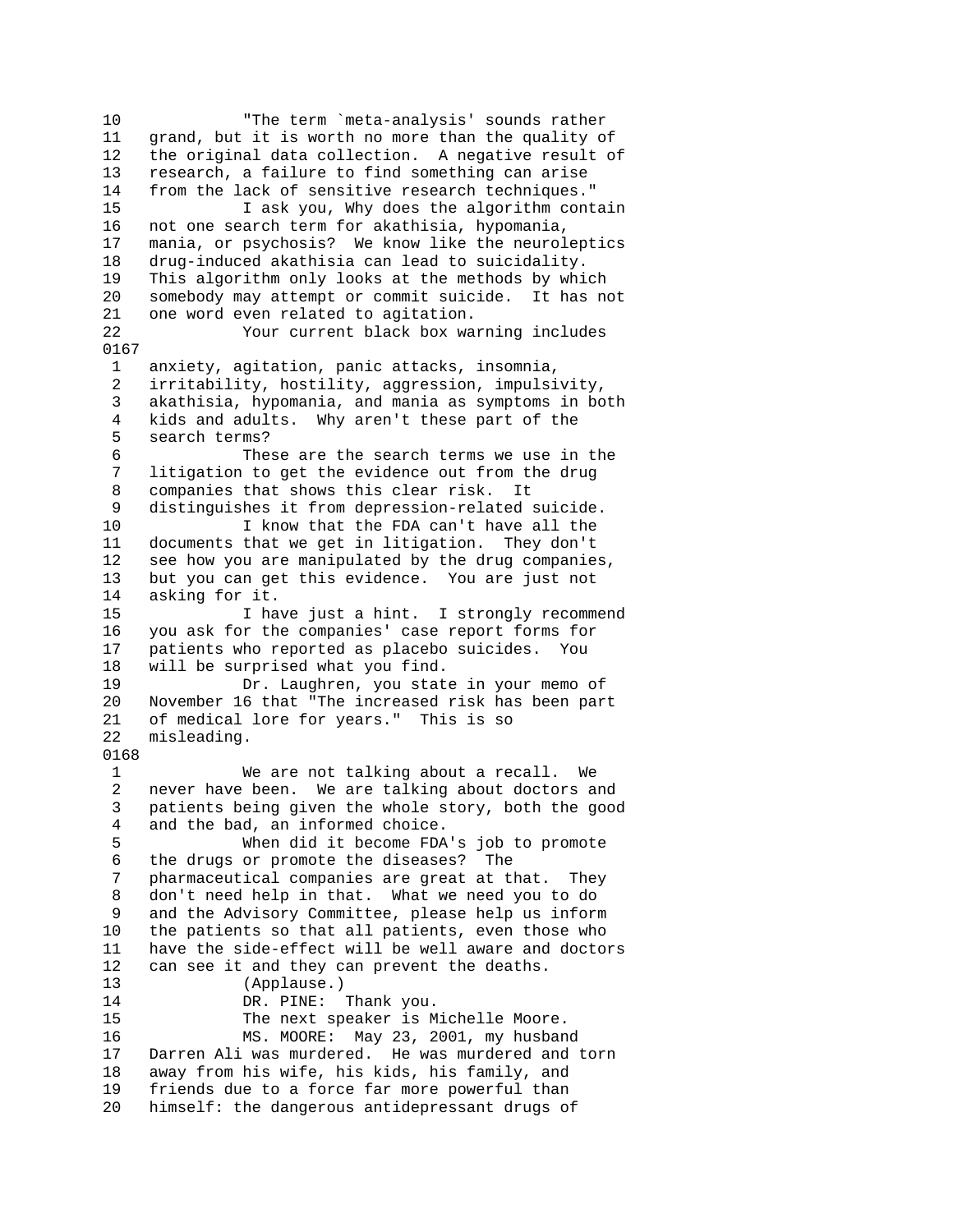10 "The term `meta-analysis' sounds rather
11 grand, but it is worth no more than the quality of
12 the original data collection. A negative result of
13 research, a failure to find something can arise
14 from the lack of sensitive research techniques."
15 I ask you, Why does the algorithm contain
16 not one search term for akathisia, hypomania,
17 mania, or psychosis? We know like the neuroleptics
18 drug-induced akathisia can lead to suicidality.
19 This algorithm only looks at the methods by which
20 somebody may attempt or commit suicide. It has not
21 one word even related to agitation.
22 Your current black box warning includes

0167

1 anxiety, agitation, panic attacks, insomnia,
2 irritability, hostility, aggression, impulsivity,
3 akathisia, hypomania, and mania as symptoms in both
4 kids and adults. Why aren't these part of the
5 search terms?
6 These are the search terms we use in the
7 litigation to get the evidence out from the drug
8 companies that shows this clear risk. It
9 distinguishes it from depression-related suicide.
10 I know that the FDA can't have all the
11 documents that we get in litigation. They don't
12 see how you are manipulated by the drug companies,
13 but you can get this evidence. You are just not
14 asking for it.
15 I have just a hint. I strongly recommend
16 you ask for the companies' case report forms for
17 patients who reported as placebo suicides. You
18 will be surprised what you find.
19 Dr. Laughren, you state in your memo of
20 November 16 that "The increased risk has been part
21 of medical lore for years." This is so
22 misleading.

0168

1 We are not talking about a recall. We
2 never have been. We are talking about doctors and
3 patients being given the whole story, both the good
4 and the bad, an informed choice.
5 When did it become FDA's job to promote
6 the drugs or promote the diseases? The
7 pharmaceutical companies are great at that. They
8 don't need help in that. What we need you to do
9 and the Advisory Committee, please help us inform
10 the patients so that all patients, even those who
11 have the side-effect will be well aware and doctors
12 can see it and they can prevent the deaths.
13 (Applause.)
14 DR. PINE: Thank you.
15 The next speaker is Michelle Moore.
16 MS. MOORE: May 23, 2001, my husband
17 Darren Ali was murdered. He was murdered and torn
18 away from his wife, his kids, his family, and
19 friends due to a force far more powerful than
20 himself: the dangerous antidepressant drugs of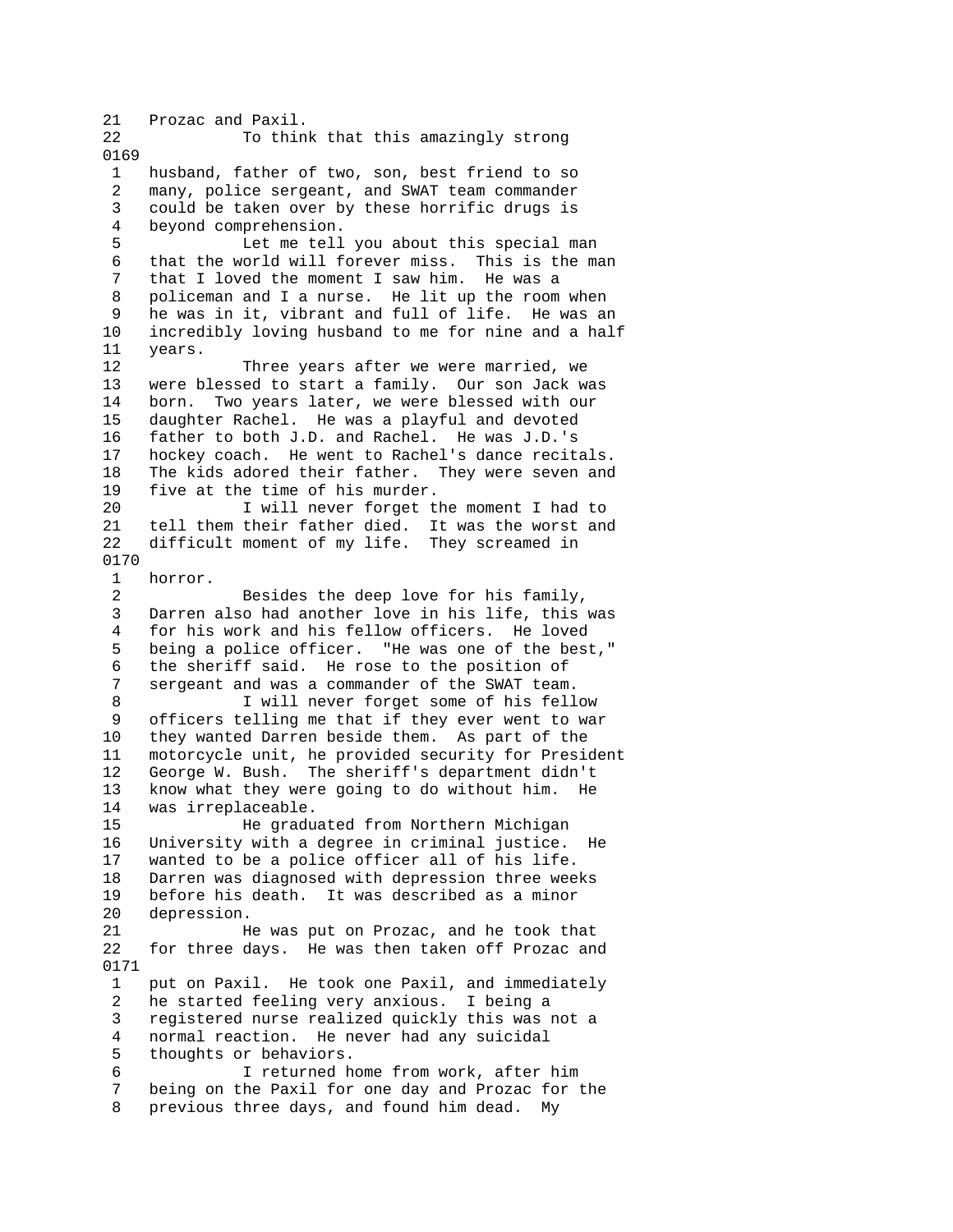21 Prozac and Paxil.

22 To think that this amazingly strong

0169

1 husband, father of two, son, best friend to so
2 many, police sergeant, and SWAT team commander
3 could be taken over by these horrific drugs is
4 beyond comprehension.

5 Let me tell you about this special man
6 that the world will forever miss. This is the man
7 that I loved the moment I saw him. He was a
8 policeman and I a nurse. He lit up the room when
9 he was in it, vibrant and full of life. He was an
10 incredibly loving husband to me for nine and a half
11 years.

12 Three years after we were married, we
13 were blessed to start a family. Our son Jack was
14 born. Two years later, we were blessed with our
15 daughter Rachel. He was a playful and devoted
16 father to both J.D. and Rachel. He was J.D.'s
17 hockey coach. He went to Rachel's dance recitals.
18 The kids adored their father. They were seven and
19 five at the time of his murder.

20 I will never forget the moment I had to
21 tell them their father died. It was the worst and
22 difficult moment of my life. They screamed in

0170

1 horror.

2 Besides the deep love for his family,
3 Darren also had another love in his life, this was
4 for his work and his fellow officers. He loved
5 being a police officer. "He was one of the best,"
6 the sheriff said. He rose to the position of
7 sergeant and was a commander of the SWAT team.

8 I will never forget some of his fellow
9 officers telling me that if they ever went to war
10 they wanted Darren beside them. As part of the
11 motorcycle unit, he provided security for President
12 George W. Bush. The sheriff's department didn't
13 know what they were going to do without him. He
14 was irreplaceable.

15 He graduated from Northern Michigan
16 University with a degree in criminal justice. He
17 wanted to be a police officer all of his life.
18 Darren was diagnosed with depression three weeks
19 before his death. It was described as a minor
20 depression.

21 He was put on Prozac, and he took that
22 for three days. He was then taken off Prozac and

0171

1 put on Paxil. He took one Paxil, and immediately
2 he started feeling very anxious. I being a
3 registered nurse realized quickly this was not a
4 normal reaction. He never had any suicidal
5 thoughts or behaviors.

6 I returned home from work, after him
7 being on the Paxil for one day and Prozac for the
8 previous three days, and found him dead. My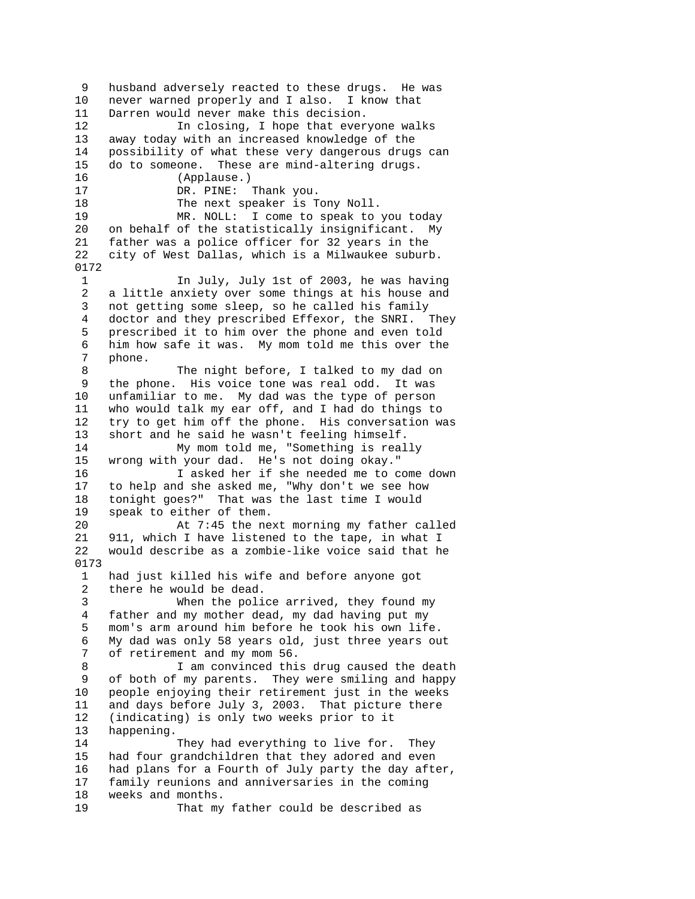9 husband adversely reacted to these drugs. He was
10 never warned properly and I also. I know that
11 Darren would never make this decision.
12 In closing, I hope that everyone walks
13 away today with an increased knowledge of the
14 possibility of what these very dangerous drugs can
15 do to someone. These are mind-altering drugs.
16 (Applause.)
17 DR. PINE: Thank you.
18 The next speaker is Tony Noll.
19 MR. NOLL: I come to speak to you today
20 on behalf of the statistically insignificant. My
21 father was a police officer for 32 years in the
22 city of West Dallas, which is a Milwaukee suburb.

0172

1 In July, July 1st of 2003, he was having
2 a little anxiety over some things at his house and
3 not getting some sleep, so he called his family
4 doctor and they prescribed Effexor, the SNRI. They
5 prescribed it to him over the phone and even told
6 him how safe it was. My mom told me this over the
7 phone.
8 The night before, I talked to my dad on
9 the phone. His voice tone was real odd. It was
10 unfamiliar to me. My dad was the type of person
11 who would talk my ear off, and I had do things to
12 try to get him off the phone. His conversation was
13 short and he said he wasn't feeling himself.
14 My mom told me, "Something is really
15 wrong with your dad. He's not doing okay."
16 I asked her if she needed me to come down
17 to help and she asked me, "Why don't we see how
18 tonight goes?" That was the last time I would
19 speak to either of them.
20 At 7:45 the next morning my father called
21 911, which I have listened to the tape, in what I
22 would describe as a zombie-like voice said that he

0173

1 had just killed his wife and before anyone got
2 there he would be dead.
3 When the police arrived, they found my
4 father and my mother dead, my dad having put my
5 mom's arm around him before he took his own life.
6 My dad was only 58 years old, just three years out
7 of retirement and my mom 56.
8 I am convinced this drug caused the death
9 of both of my parents. They were smiling and happy
10 people enjoying their retirement just in the weeks
11 and days before July 3, 2003. That picture there
12 (indicating) is only two weeks prior to it
13 happening.
14 They had everything to live for. They
15 had four grandchildren that they adored and even
16 had plans for a Fourth of July party the day after,
17 family reunions and anniversaries in the coming
18 weeks and months.
19 That my father could be described as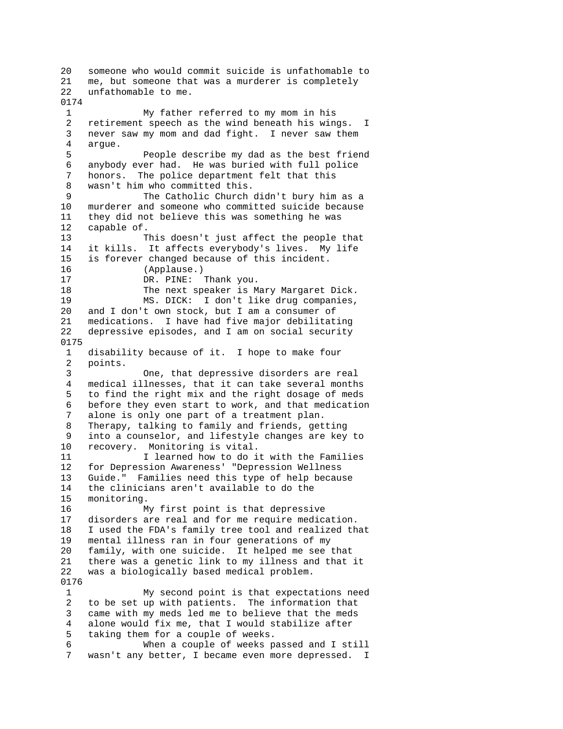20 someone who would commit suicide is unfathomable to
21 me, but someone that was a murderer is completely
22 unfathomable to me.

0174

1 My father referred to my mom in his
2 retirement speech as the wind beneath his wings. I
3 never saw my mom and dad fight. I never saw them
4 argue.
5 People describe my dad as the best friend
6 anybody ever had. He was buried with full police
7 honors. The police department felt that this
8 wasn't him who committed this.
9 The Catholic Church didn't bury him as a
10 murderer and someone who committed suicide because
11 they did not believe this was something he was
12 capable of.
13 This doesn't just affect the people that
14 it kills. It affects everybody's lives. My life
15 is forever changed because of this incident.
16 (Applause.)
17 DR. PINE: Thank you.
18 The next speaker is Mary Margaret Dick.
19 MS. DICK: I don't like drug companies,
20 and I don't own stock, but I am a consumer of
21 medications. I have had five major debilitating
22 depressive episodes, and I am on social security

0175

1 disability because of it. I hope to make four
2 points.
3 One, that depressive disorders are real
4 medical illnesses, that it can take several months
5 to find the right mix and the right dosage of meds
6 before they even start to work, and that medication
7 alone is only one part of a treatment plan.
8 Therapy, talking to family and friends, getting
9 into a counselor, and lifestyle changes are key to
10 recovery. Monitoring is vital.
11 I learned how to do it with the Families
12 for Depression Awareness' "Depression Wellness
13 Guide." Families need this type of help because
14 the clinicians aren't available to do the
15 monitoring.
16 My first point is that depressive
17 disorders are real and for me require medication.
18 I used the FDA's family tree tool and realized that
19 mental illness ran in four generations of my
20 family, with one suicide. It helped me see that
21 there was a genetic link to my illness and that it
22 was a biologically based medical problem.

0176

1 My second point is that expectations need
2 to be set up with patients. The information that
3 came with my meds led me to believe that the meds
4 alone would fix me, that I would stabilize after
5 taking them for a couple of weeks.
6 When a couple of weeks passed and I still
7 wasn't any better, I became even more depressed. I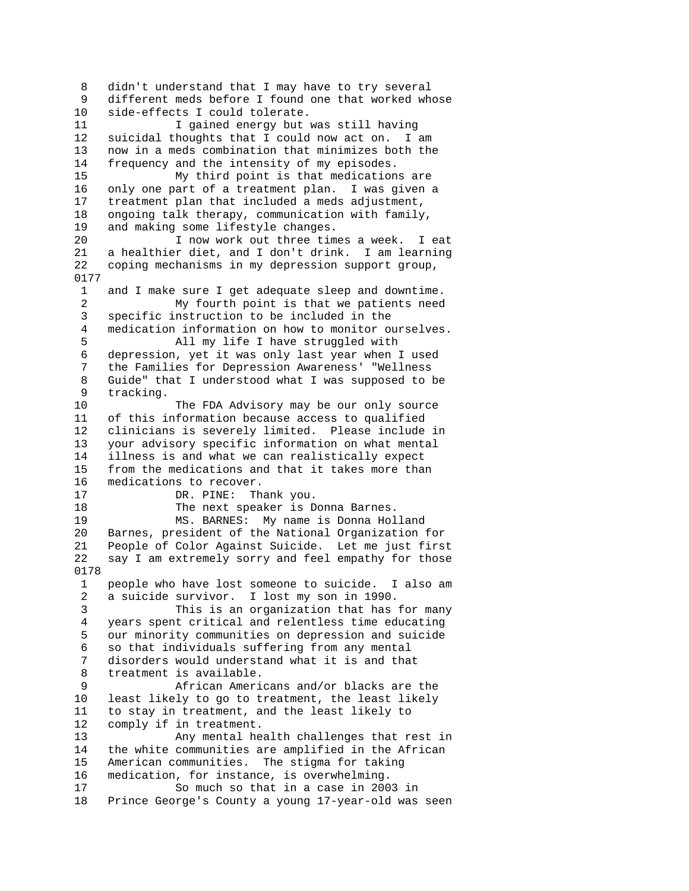8   didn't understand that I may have to try several
 9   different meds before I found one that worked whose
10   side-effects I could tolerate.
11             I gained energy but was still having
12   suicidal thoughts that I could now act on.  I am
13   now in a meds combination that minimizes both the
14   frequency and the intensity of my episodes.
15             My third point is that medications are
16   only one part of a treatment plan.  I was given a
17   treatment plan that included a meds adjustment,
18   ongoing talk therapy, communication with family,
19   and making some lifestyle changes.
20             I now work out three times a week.  I eat
21   a healthier diet, and I don't drink.  I am learning
22   coping mechanisms in my depression support group,
0177
 1   and I make sure I get adequate sleep and downtime.
 2             My fourth point is that we patients need
 3   specific instruction to be included in the
 4   medication information on how to monitor ourselves.
 5             All my life I have struggled with
 6   depression, yet it was only last year when I used
 7   the Families for Depression Awareness' "Wellness
 8   Guide" that I understood what I was supposed to be
 9   tracking.
10             The FDA Advisory may be our only source
11   of this information because access to qualified
12   clinicians is severely limited.  Please include in
13   your advisory specific information on what mental
14   illness is and what we can realistically expect
15   from the medications and that it takes more than
16   medications to recover.
17             DR. PINE:  Thank you.
18             The next speaker is Donna Barnes.
19             MS. BARNES:  My name is Donna Holland
20   Barnes, president of the National Organization for
21   People of Color Against Suicide.  Let me just first
22   say I am extremely sorry and feel empathy for those
0178
 1   people who have lost someone to suicide.  I also am
 2   a suicide survivor.  I lost my son in 1990.
 3             This is an organization that has for many
 4   years spent critical and relentless time educating
 5   our minority communities on depression and suicide
 6   so that individuals suffering from any mental
 7   disorders would understand what it is and that
 8   treatment is available.
 9             African Americans and/or blacks are the
10   least likely to go to treatment, the least likely
11   to stay in treatment, and the least likely to
12   comply if in treatment.
13             Any mental health challenges that rest in
14   the white communities are amplified in the African
15   American communities.  The stigma for taking
16   medication, for instance, is overwhelming.
17             So much so that in a case in 2003 in
18   Prince George's County a young 17-year-old was seen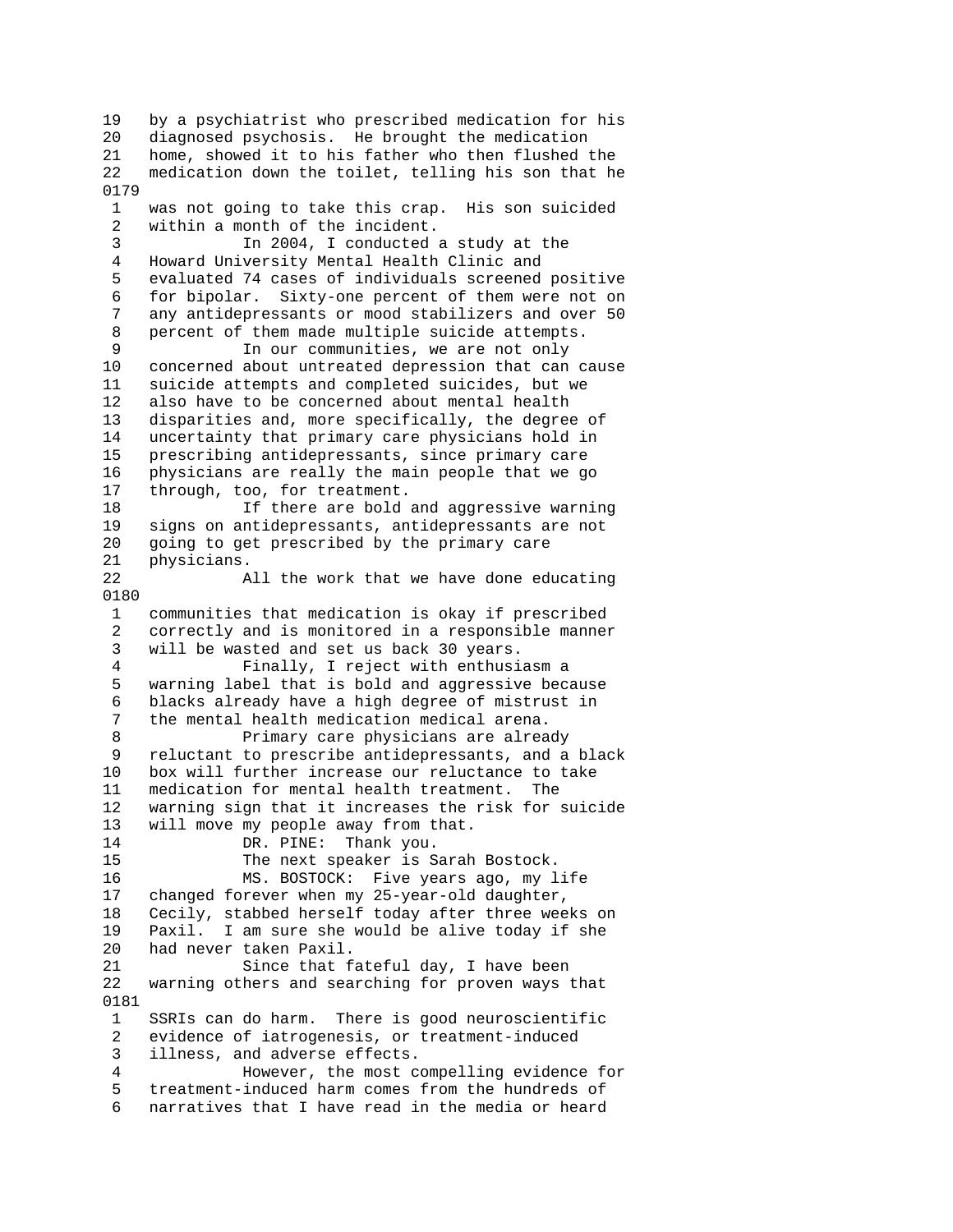19   by a psychiatrist who prescribed medication for his
20   diagnosed psychosis.  He brought the medication
21   home, showed it to his father who then flushed the
22   medication down the toilet, telling his son that he
0179
 1   was not going to take this crap.  His son suicided
 2   within a month of the incident.
 3             In 2004, I conducted a study at the
 4   Howard University Mental Health Clinic and
 5   evaluated 74 cases of individuals screened positive
 6   for bipolar.  Sixty-one percent of them were not on
 7   any antidepressants or mood stabilizers and over 50
 8   percent of them made multiple suicide attempts.
 9             In our communities, we are not only
10   concerned about untreated depression that can cause
11   suicide attempts and completed suicides, but we
12   also have to be concerned about mental health
13   disparities and, more specifically, the degree of
14   uncertainty that primary care physicians hold in
15   prescribing antidepressants, since primary care
16   physicians are really the main people that we go
17   through, too, for treatment.
18             If there are bold and aggressive warning
19   signs on antidepressants, antidepressants are not
20   going to get prescribed by the primary care
21   physicians.
22             All the work that we have done educating
0180
 1   communities that medication is okay if prescribed
 2   correctly and is monitored in a responsible manner
 3   will be wasted and set us back 30 years.
 4             Finally, I reject with enthusiasm a
 5   warning label that is bold and aggressive because
 6   blacks already have a high degree of mistrust in
 7   the mental health medication medical arena.
 8             Primary care physicians are already
 9   reluctant to prescribe antidepressants, and a black
10   box will further increase our reluctance to take
11   medication for mental health treatment.  The
12   warning sign that it increases the risk for suicide
13   will move my people away from that.
14             DR. PINE:  Thank you.
15             The next speaker is Sarah Bostock.
16             MS. BOSTOCK:  Five years ago, my life
17   changed forever when my 25-year-old daughter,
18   Cecily, stabbed herself today after three weeks on
19   Paxil.  I am sure she would be alive today if she
20   had never taken Paxil.
21             Since that fateful day, I have been
22   warning others and searching for proven ways that
0181
 1   SSRIs can do harm.  There is good neuroscientific
 2   evidence of iatrogenesis, or treatment-induced
 3   illness, and adverse effects.
 4             However, the most compelling evidence for
 5   treatment-induced harm comes from the hundreds of
 6   narratives that I have read in the media or heard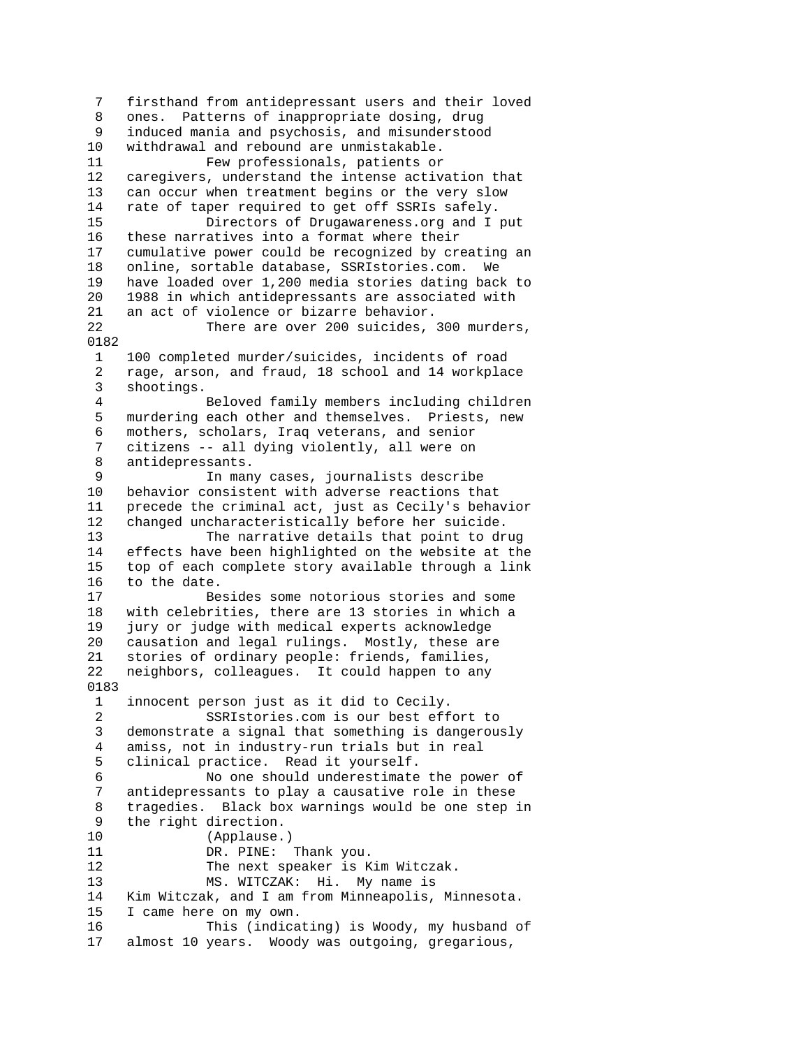7 firsthand from antidepressant users and their loved
8 ones. Patterns of inappropriate dosing, drug
9 induced mania and psychosis, and misunderstood
10 withdrawal and rebound are unmistakable.
11 Few professionals, patients or
12 caregivers, understand the intense activation that
13 can occur when treatment begins or the very slow
14 rate of taper required to get off SSRIs safely.
15 Directors of Drugawareness.org and I put
16 these narratives into a format where their
17 cumulative power could be recognized by creating an
18 online, sortable database, SSRIstories.com. We
19 have loaded over 1,200 media stories dating back to
20 1988 in which antidepressants are associated with
21 an act of violence or bizarre behavior.
22 There are over 200 suicides, 300 murders,

0182

1 100 completed murder/suicides, incidents of road
2 rage, arson, and fraud, 18 school and 14 workplace
3 shootings.
4 Beloved family members including children
5 murdering each other and themselves. Priests, new
6 mothers, scholars, Iraq veterans, and senior
7 citizens -- all dying violently, all were on
8 antidepressants.
9 In many cases, journalists describe
10 behavior consistent with adverse reactions that
11 precede the criminal act, just as Cecily's behavior
12 changed uncharacteristically before her suicide.
13 The narrative details that point to drug
14 effects have been highlighted on the website at the
15 top of each complete story available through a link
16 to the date.
17 Besides some notorious stories and some
18 with celebrities, there are 13 stories in which a
19 jury or judge with medical experts acknowledge
20 causation and legal rulings. Mostly, these are
21 stories of ordinary people: friends, families,
22 neighbors, colleagues. It could happen to any

0183

1 innocent person just as it did to Cecily.
2 SSRIstories.com is our best effort to
3 demonstrate a signal that something is dangerously
4 amiss, not in industry-run trials but in real
5 clinical practice. Read it yourself.
6 No one should underestimate the power of
7 antidepressants to play a causative role in these
8 tragedies. Black box warnings would be one step in
9 the right direction.
10 (Applause.)
11 DR. PINE: Thank you.
12 The next speaker is Kim Witczak.
13 MS. WITCZAK: Hi. My name is
14 Kim Witczak, and I am from Minneapolis, Minnesota.
15 I came here on my own.
16 This (indicating) is Woody, my husband of
17 almost 10 years. Woody was outgoing, gregarious,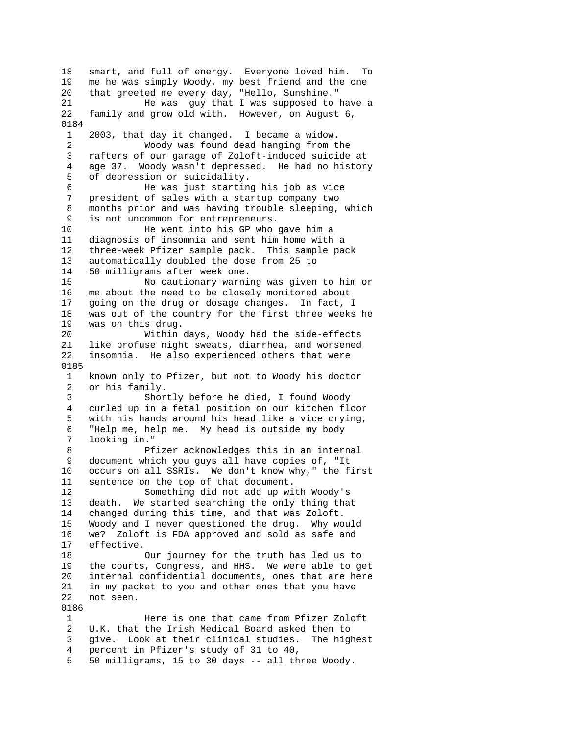18 smart, and full of energy. Everyone loved him. To
19 me he was simply Woody, my best friend and the one
20 that greeted me every day, "Hello, Sunshine."
21 He was guy that I was supposed to have a
22 family and grow old with. However, on August 6,

0184

1 2003, that day it changed. I became a widow.
2 Woody was found dead hanging from the
3 rafters of our garage of Zoloft-induced suicide at
4 age 37. Woody wasn't depressed. He had no history
5 of depression or suicidality.
6 He was just starting his job as vice
7 president of sales with a startup company two
8 months prior and was having trouble sleeping, which
9 is not uncommon for entrepreneurs.
10 He went into his GP who gave him a
11 diagnosis of insomnia and sent him home with a
12 three-week Pfizer sample pack. This sample pack
13 automatically doubled the dose from 25 to
14 50 milligrams after week one.
15 No cautionary warning was given to him or
16 me about the need to be closely monitored about
17 going on the drug or dosage changes. In fact, I
18 was out of the country for the first three weeks he
19 was on this drug.
20 Within days, Woody had the side-effects
21 like profuse night sweats, diarrhea, and worsened
22 insomnia. He also experienced others that were

0185

1 known only to Pfizer, but not to Woody his doctor
2 or his family.
3 Shortly before he died, I found Woody
4 curled up in a fetal position on our kitchen floor
5 with his hands around his head like a vice crying,
6 "Help me, help me. My head is outside my body
7 looking in."
8 Pfizer acknowledges this in an internal
9 document which you guys all have copies of, "It
10 occurs on all SSRIs. We don't know why," the first
11 sentence on the top of that document.
12 Something did not add up with Woody's
13 death. We started searching the only thing that
14 changed during this time, and that was Zoloft.
15 Woody and I never questioned the drug. Why would
16 we? Zoloft is FDA approved and sold as safe and
17 effective.
18 Our journey for the truth has led us to
19 the courts, Congress, and HHS. We were able to get
20 internal confidential documents, ones that are here
21 in my packet to you and other ones that you have
22 not seen.

0186

1 Here is one that came from Pfizer Zoloft
2 U.K. that the Irish Medical Board asked them to
3 give. Look at their clinical studies. The highest
4 percent in Pfizer's study of 31 to 40,
5 50 milligrams, 15 to 30 days -- all three Woody.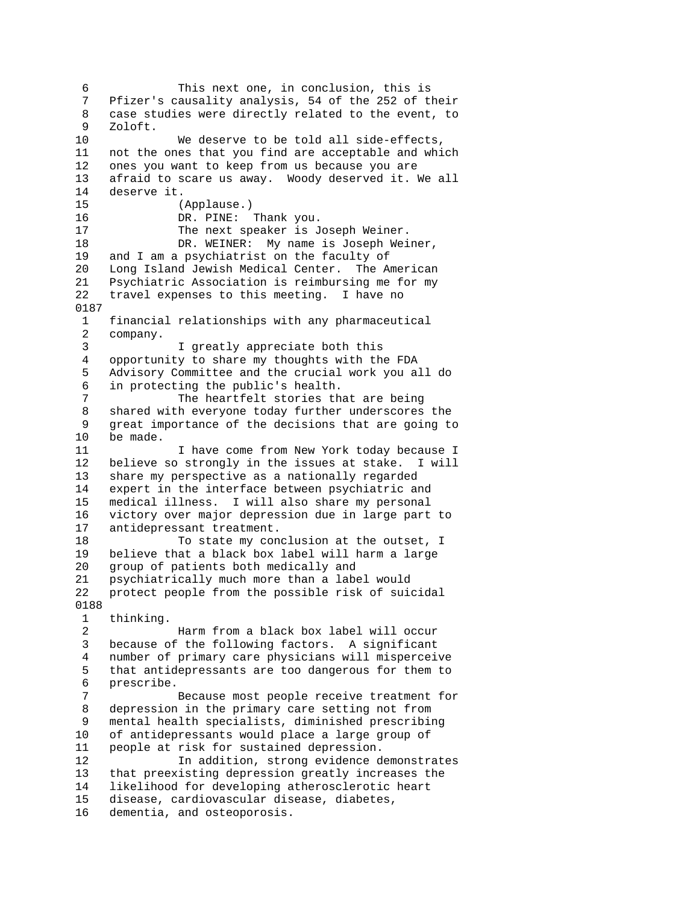6            This next one, in conclusion, this is
 7   Pfizer's causality analysis, 54 of the 252 of their
 8   case studies were directly related to the event, to
 9   Zoloft.
10            We deserve to be told all side-effects,
11   not the ones that you find are acceptable and which
12   ones you want to keep from us because you are
13   afraid to scare us away.  Woody deserved it. We all
14   deserve it.
15            (Applause.)
16            DR. PINE:  Thank you.
17            The next speaker is Joseph Weiner.
18            DR. WEINER:  My name is Joseph Weiner,
19   and I am a psychiatrist on the faculty of
20   Long Island Jewish Medical Center.  The American
21   Psychiatric Association is reimbursing me for my
22   travel expenses to this meeting.  I have no
0187
 1   financial relationships with any pharmaceutical
 2   company.
 3            I greatly appreciate both this
 4   opportunity to share my thoughts with the FDA
 5   Advisory Committee and the crucial work you all do
 6   in protecting the public's health.
 7            The heartfelt stories that are being
 8   shared with everyone today further underscores the
 9   great importance of the decisions that are going to
10   be made.
11            I have come from New York today because I
12   believe so strongly in the issues at stake.  I will
13   share my perspective as a nationally regarded
14   expert in the interface between psychiatric and
15   medical illness.  I will also share my personal
16   victory over major depression due in large part to
17   antidepressant treatment.
18            To state my conclusion at the outset, I
19   believe that a black box label will harm a large
20   group of patients both medically and
21   psychiatrically much more than a label would
22   protect people from the possible risk of suicidal
0188
 1   thinking.
 2            Harm from a black box label will occur
 3   because of the following factors.  A significant
 4   number of primary care physicians will misperceive
 5   that antidepressants are too dangerous for them to
 6   prescribe.
 7            Because most people receive treatment for
 8   depression in the primary care setting not from
 9   mental health specialists, diminished prescribing
10   of antidepressants would place a large group of
11   people at risk for sustained depression.
12            In addition, strong evidence demonstrates
13   that preexisting depression greatly increases the
14   likelihood for developing atherosclerotic heart
15   disease, cardiovascular disease, diabetes,
16   dementia, and osteoporosis.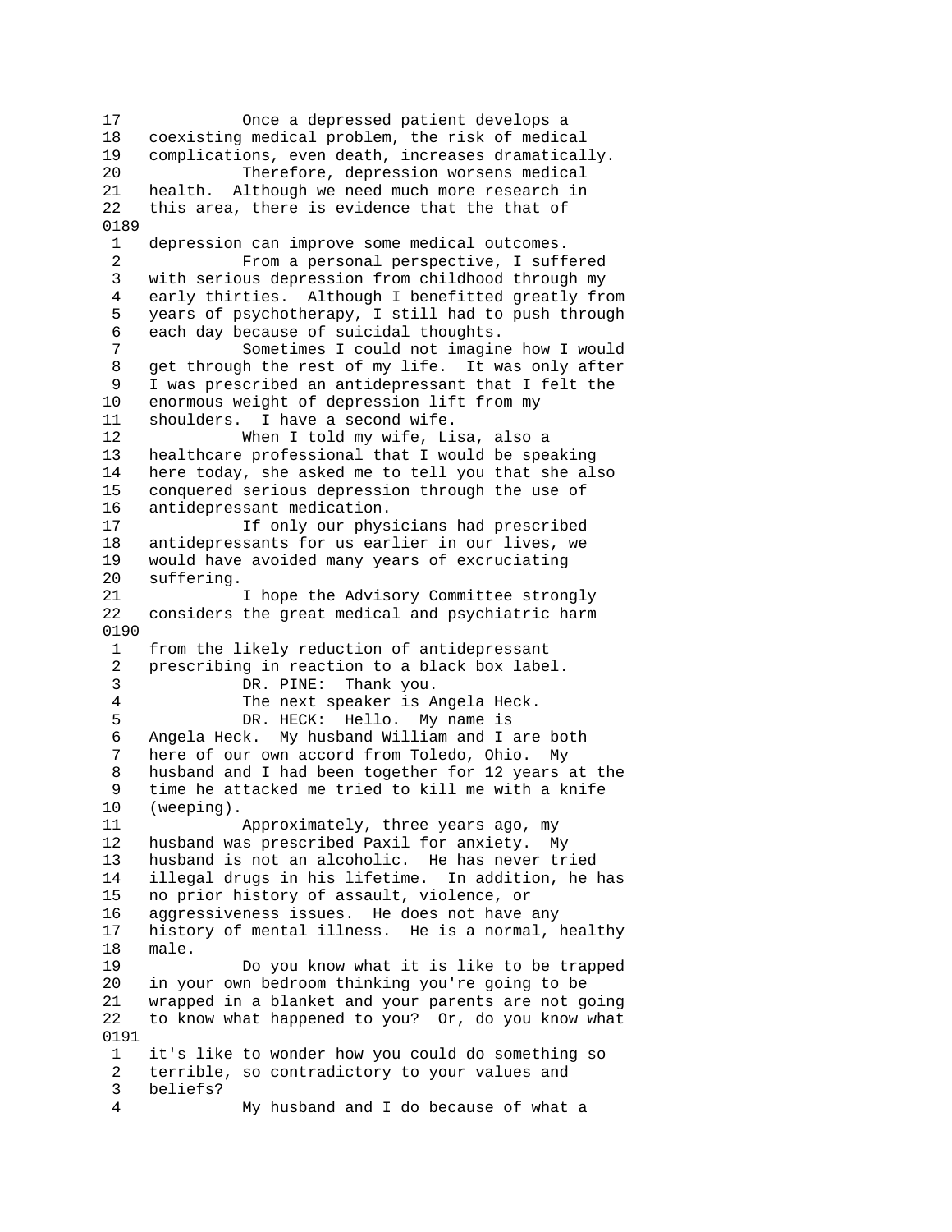17 Once a depressed patient develops a
18 coexisting medical problem, the risk of medical
19 complications, even death, increases dramatically.
20 Therefore, depression worsens medical
21 health. Although we need much more research in
22 this area, there is evidence that the that of

0189

1 depression can improve some medical outcomes.
2 From a personal perspective, I suffered
3 with serious depression from childhood through my
4 early thirties. Although I benefitted greatly from
5 years of psychotherapy, I still had to push through
6 each day because of suicidal thoughts.
7 Sometimes I could not imagine how I would
8 get through the rest of my life. It was only after
9 I was prescribed an antidepressant that I felt the
10 enormous weight of depression lift from my
11 shoulders. I have a second wife.
12 When I told my wife, Lisa, also a
13 healthcare professional that I would be speaking
14 here today, she asked me to tell you that she also
15 conquered serious depression through the use of
16 antidepressant medication.
17 If only our physicians had prescribed
18 antidepressants for us earlier in our lives, we
19 would have avoided many years of excruciating
20 suffering.
21 I hope the Advisory Committee strongly
22 considers the great medical and psychiatric harm

0190

1 from the likely reduction of antidepressant
2 prescribing in reaction to a black box label.
3 DR. PINE: Thank you.
4 The next speaker is Angela Heck.
5 DR. HECK: Hello. My name is
6 Angela Heck. My husband William and I are both
7 here of our own accord from Toledo, Ohio. My
8 husband and I had been together for 12 years at the
9 time he attacked me tried to kill me with a knife
10 (weeping).
11 Approximately, three years ago, my
12 husband was prescribed Paxil for anxiety. My
13 husband is not an alcoholic. He has never tried
14 illegal drugs in his lifetime. In addition, he has
15 no prior history of assault, violence, or
16 aggressiveness issues. He does not have any
17 history of mental illness. He is a normal, healthy
18 male.
19 Do you know what it is like to be trapped
20 in your own bedroom thinking you're going to be
21 wrapped in a blanket and your parents are not going
22 to know what happened to you? Or, do you know what

0191

1 it's like to wonder how you could do something so
2 terrible, so contradictory to your values and
3 beliefs?
4 My husband and I do because of what a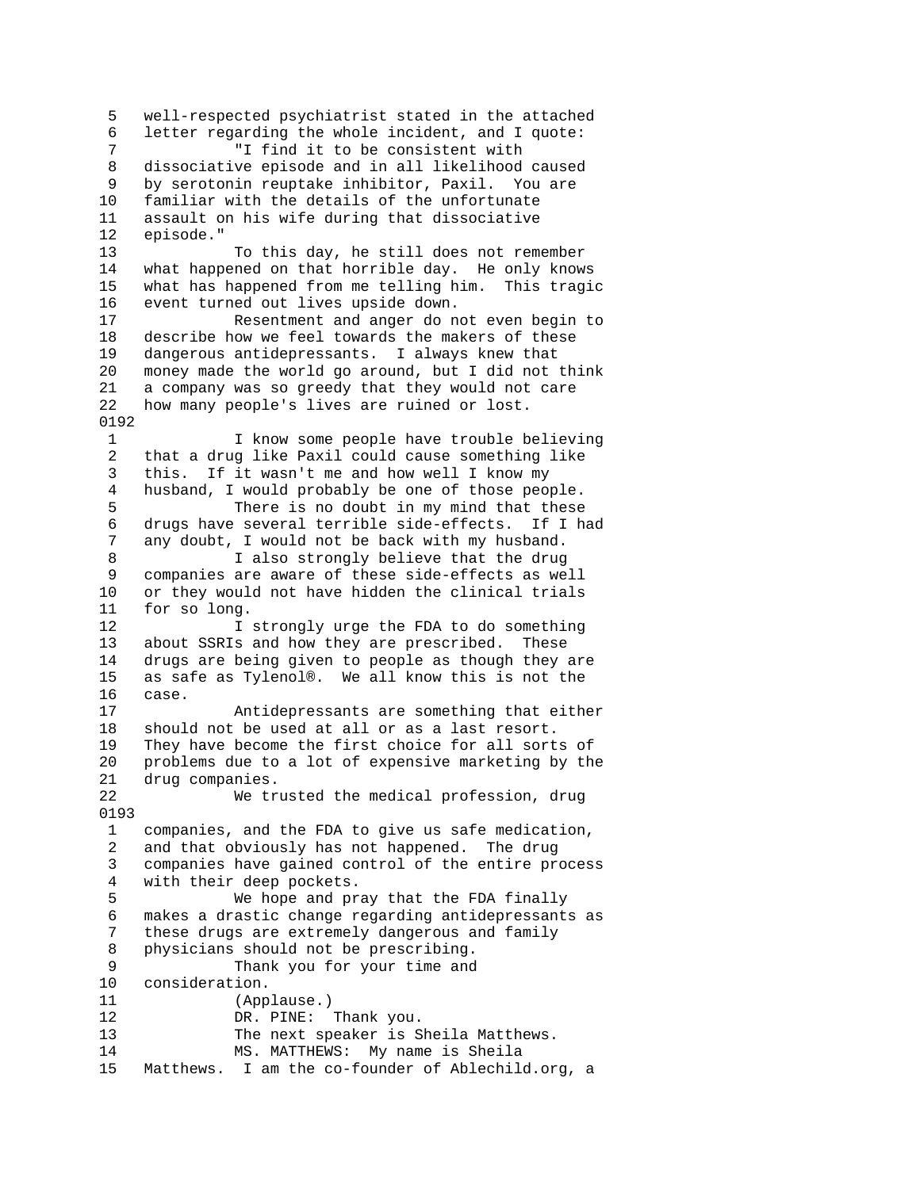well-respected psychiatrist stated in the attached letter regarding the whole incident, and I quote:

"I find it to be consistent with dissociative episode and in all likelihood caused by serotonin reuptake inhibitor, Paxil. You are familiar with the details of the unfortunate assault on his wife during that dissociative episode."

To this day, he still does not remember what happened on that horrible day. He only knows what has happened from me telling him. This tragic event turned out lives upside down.

Resentment and anger do not even begin to describe how we feel towards the makers of these dangerous antidepressants. I always knew that money made the world go around, but I did not think a company was so greedy that they would not care how many people's lives are ruined or lost.

0192

I know some people have trouble believing that a drug like Paxil could cause something like this. If it wasn't me and how well I know my husband, I would probably be one of those people.

There is no doubt in my mind that these drugs have several terrible side-effects. If I had any doubt, I would not be back with my husband.

I also strongly believe that the drug companies are aware of these side-effects as well or they would not have hidden the clinical trials for so long.

I strongly urge the FDA to do something about SSRIs and how they are prescribed. These drugs are being given to people as though they are as safe as Tylenol®. We all know this is not the case.

Antidepressants are something that either should not be used at all or as a last resort. They have become the first choice for all sorts of problems due to a lot of expensive marketing by the drug companies.

We trusted the medical profession, drug

0193

companies, and the FDA to give us safe medication, and that obviously has not happened. The drug companies have gained control of the entire process with their deep pockets.

We hope and pray that the FDA finally makes a drastic change regarding antidepressants as these drugs are extremely dangerous and family physicians should not be prescribing.

Thank you for your time and consideration.

(Applause.)

DR. PINE: Thank you.

The next speaker is Sheila Matthews.

MS. MATTHEWS: My name is Sheila Matthews. I am the co-founder of Ablechild.org, a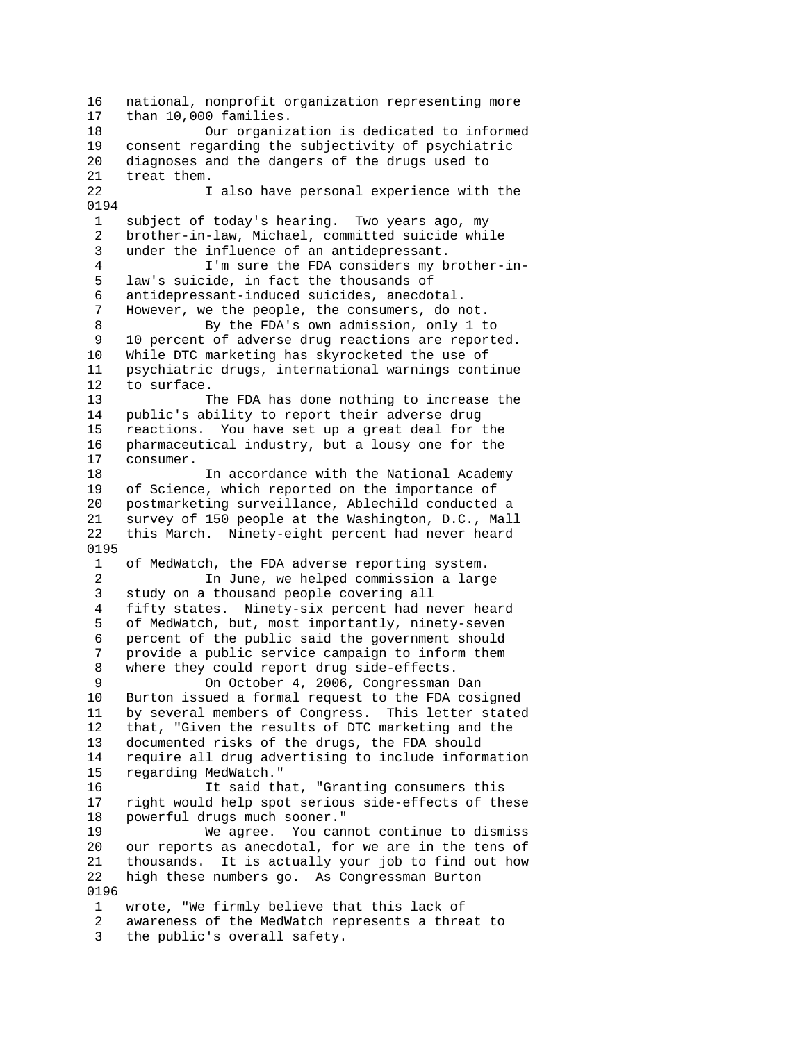16   national, nonprofit organization representing more
17   than 10,000 families.
18             Our organization is dedicated to informed
19   consent regarding the subjectivity of psychiatric
20   diagnoses and the dangers of the drugs used to
21   treat them.
22             I also have personal experience with the
0194
 1   subject of today's hearing.  Two years ago, my
 2   brother-in-law, Michael, committed suicide while
 3   under the influence of an antidepressant.
 4             I'm sure the FDA considers my brother-in-
 5   law's suicide, in fact the thousands of
 6   antidepressant-induced suicides, anecdotal.
 7   However, we the people, the consumers, do not.
 8             By the FDA's own admission, only 1 to
 9   10 percent of adverse drug reactions are reported.
10   While DTC marketing has skyrocketed the use of
11   psychiatric drugs, international warnings continue
12   to surface.
13             The FDA has done nothing to increase the
14   public's ability to report their adverse drug
15   reactions.  You have set up a great deal for the
16   pharmaceutical industry, but a lousy one for the
17   consumer.
18             In accordance with the National Academy
19   of Science, which reported on the importance of
20   postmarketing surveillance, Ablechild conducted a
21   survey of 150 people at the Washington, D.C., Mall
22   this March.  Ninety-eight percent had never heard
0195
 1   of MedWatch, the FDA adverse reporting system.
 2             In June, we helped commission a large
 3   study on a thousand people covering all
 4   fifty states.  Ninety-six percent had never heard
 5   of MedWatch, but, most importantly, ninety-seven
 6   percent of the public said the government should
 7   provide a public service campaign to inform them
 8   where they could report drug side-effects.
 9             On October 4, 2006, Congressman Dan
10   Burton issued a formal request to the FDA cosigned
11   by several members of Congress.  This letter stated
12   that, "Given the results of DTC marketing and the
13   documented risks of the drugs, the FDA should
14   require all drug advertising to include information
15   regarding MedWatch."
16             It said that, "Granting consumers this
17   right would help spot serious side-effects of these
18   powerful drugs much sooner."
19             We agree.  You cannot continue to dismiss
20   our reports as anecdotal, for we are in the tens of
21   thousands.  It is actually your job to find out how
22   high these numbers go.  As Congressman Burton
0196
 1   wrote, "We firmly believe that this lack of
 2   awareness of the MedWatch represents a threat to
 3   the public's overall safety.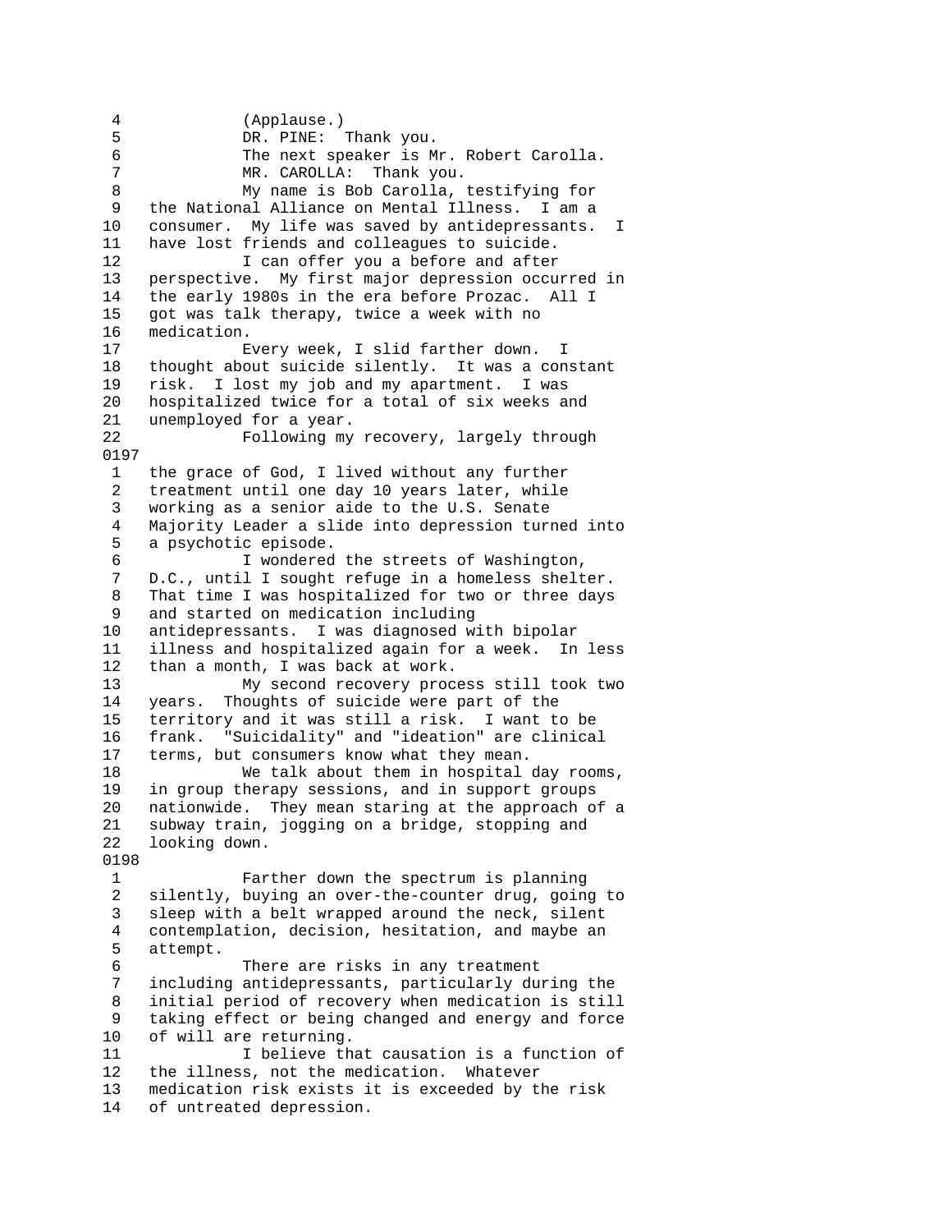4 (Applause.)
5 DR. PINE: Thank you.
6 The next speaker is Mr. Robert Carolla.
7 MR. CAROLLA: Thank you.
8 My name is Bob Carolla, testifying for
9 the National Alliance on Mental Illness. I am a
10 consumer. My life was saved by antidepressants. I
11 have lost friends and colleagues to suicide.
12 I can offer you a before and after
13 perspective. My first major depression occurred in
14 the early 1980s in the era before Prozac. All I
15 got was talk therapy, twice a week with no
16 medication.
17 Every week, I slid farther down. I
18 thought about suicide silently. It was a constant
19 risk. I lost my job and my apartment. I was
20 hospitalized twice for a total of six weeks and
21 unemployed for a year.
22 Following my recovery, largely through

0197

1 the grace of God, I lived without any further
2 treatment until one day 10 years later, while
3 working as a senior aide to the U.S. Senate
4 Majority Leader a slide into depression turned into
5 a psychotic episode.
6 I wondered the streets of Washington,
7 D.C., until I sought refuge in a homeless shelter.
8 That time I was hospitalized for two or three days
9 and started on medication including
10 antidepressants. I was diagnosed with bipolar
11 illness and hospitalized again for a week. In less
12 than a month, I was back at work.
13 My second recovery process still took two
14 years. Thoughts of suicide were part of the
15 territory and it was still a risk. I want to be
16 frank. "Suicidality" and "ideation" are clinical
17 terms, but consumers know what they mean.
18 We talk about them in hospital day rooms,
19 in group therapy sessions, and in support groups
20 nationwide. They mean staring at the approach of a
21 subway train, jogging on a bridge, stopping and
22 looking down.

0198

1 Farther down the spectrum is planning
2 silently, buying an over-the-counter drug, going to
3 sleep with a belt wrapped around the neck, silent
4 contemplation, decision, hesitation, and maybe an
5 attempt.
6 There are risks in any treatment
7 including antidepressants, particularly during the
8 initial period of recovery when medication is still
9 taking effect or being changed and energy and force
10 of will are returning.
11 I believe that causation is a function of
12 the illness, not the medication. Whatever
13 medication risk exists it is exceeded by the risk
14 of untreated depression.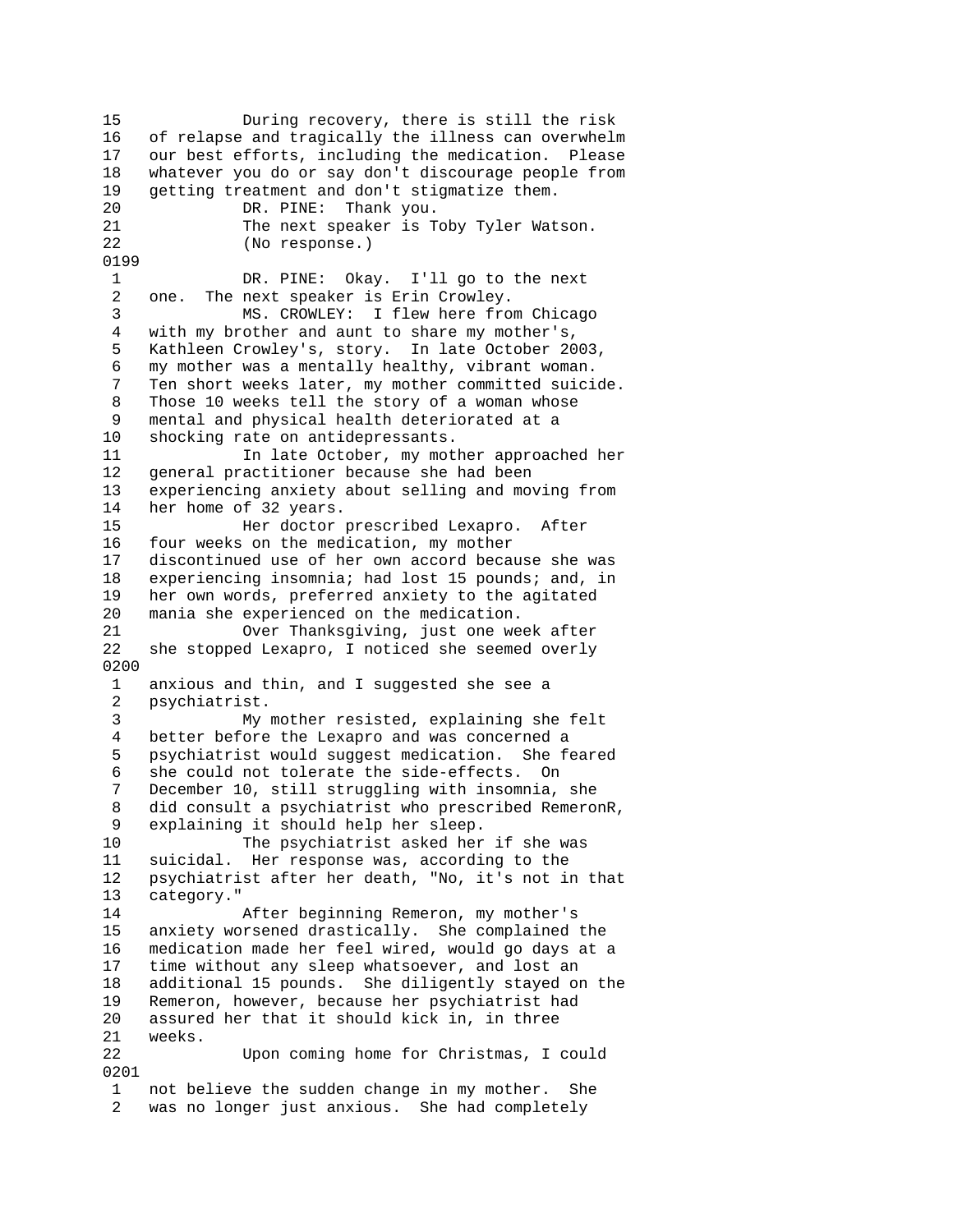15 During recovery, there is still the risk
16 of relapse and tragically the illness can overwhelm
17 our best efforts, including the medication. Please
18 whatever you do or say don't discourage people from
19 getting treatment and don't stigmatize them.
20 DR. PINE: Thank you.
21 The next speaker is Toby Tyler Watson.
22 (No response.)

0199

1 DR. PINE: Okay. I'll go to the next
2 one. The next speaker is Erin Crowley.
3 MS. CROWLEY: I flew here from Chicago
4 with my brother and aunt to share my mother's,
5 Kathleen Crowley's, story. In late October 2003,
6 my mother was a mentally healthy, vibrant woman.
7 Ten short weeks later, my mother committed suicide.
8 Those 10 weeks tell the story of a woman whose
9 mental and physical health deteriorated at a
10 shocking rate on antidepressants.
11 In late October, my mother approached her
12 general practitioner because she had been
13 experiencing anxiety about selling and moving from
14 her home of 32 years.
15 Her doctor prescribed Lexapro. After
16 four weeks on the medication, my mother
17 discontinued use of her own accord because she was
18 experiencing insomnia; had lost 15 pounds; and, in
19 her own words, preferred anxiety to the agitated
20 mania she experienced on the medication.
21 Over Thanksgiving, just one week after
22 she stopped Lexapro, I noticed she seemed overly

0200

1 anxious and thin, and I suggested she see a
2 psychiatrist.
3 My mother resisted, explaining she felt
4 better before the Lexapro and was concerned a
5 psychiatrist would suggest medication. She feared
6 she could not tolerate the side-effects. On
7 December 10, still struggling with insomnia, she
8 did consult a psychiatrist who prescribed RemeronR,
9 explaining it should help her sleep.
10 The psychiatrist asked her if she was
11 suicidal. Her response was, according to the
12 psychiatrist after her death, "No, it's not in that
13 category."
14 After beginning Remeron, my mother's
15 anxiety worsened drastically. She complained the
16 medication made her feel wired, would go days at a
17 time without any sleep whatsoever, and lost an
18 additional 15 pounds. She diligently stayed on the
19 Remeron, however, because her psychiatrist had
20 assured her that it should kick in, in three
21 weeks.
22 Upon coming home for Christmas, I could

0201

1 not believe the sudden change in my mother. She
2 was no longer just anxious. She had completely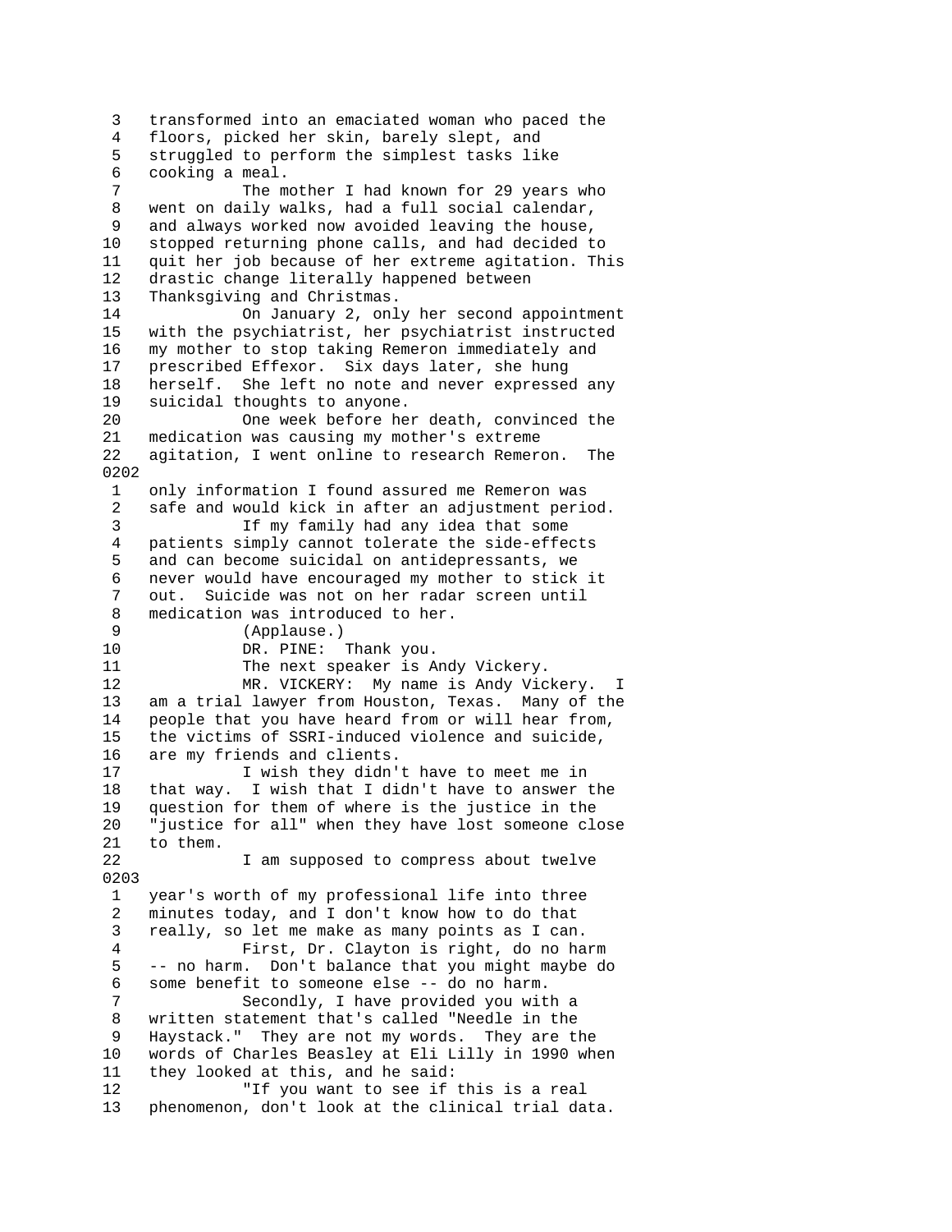3 transformed into an emaciated woman who paced the
4 floors, picked her skin, barely slept, and
5 struggled to perform the simplest tasks like
6 cooking a meal.
7 The mother I had known for 29 years who
8 went on daily walks, had a full social calendar,
9 and always worked now avoided leaving the house,
10 stopped returning phone calls, and had decided to
11 quit her job because of her extreme agitation. This
12 drastic change literally happened between
13 Thanksgiving and Christmas.
14 On January 2, only her second appointment
15 with the psychiatrist, her psychiatrist instructed
16 my mother to stop taking Remeron immediately and
17 prescribed Effexor. Six days later, she hung
18 herself. She left no note and never expressed any
19 suicidal thoughts to anyone.
20 One week before her death, convinced the
21 medication was causing my mother's extreme
22 agitation, I went online to research Remeron. The
0202
1 only information I found assured me Remeron was
2 safe and would kick in after an adjustment period.
3 If my family had any idea that some
4 patients simply cannot tolerate the side-effects
5 and can become suicidal on antidepressants, we
6 never would have encouraged my mother to stick it
7 out. Suicide was not on her radar screen until
8 medication was introduced to her.
9 (Applause.)
10 DR. PINE: Thank you.
11 The next speaker is Andy Vickery.
12 MR. VICKERY: My name is Andy Vickery. I
13 am a trial lawyer from Houston, Texas. Many of the
14 people that you have heard from or will hear from,
15 the victims of SSRI-induced violence and suicide,
16 are my friends and clients.
17 I wish they didn't have to meet me in
18 that way. I wish that I didn't have to answer the
19 question for them of where is the justice in the
20 "justice for all" when they have lost someone close
21 to them.
22 I am supposed to compress about twelve
0203
1 year's worth of my professional life into three
2 minutes today, and I don't know how to do that
3 really, so let me make as many points as I can.
4 First, Dr. Clayton is right, do no harm
5 -- no harm. Don't balance that you might maybe do
6 some benefit to someone else -- do no harm.
7 Secondly, I have provided you with a
8 written statement that's called "Needle in the
9 Haystack." They are not my words. They are the
10 words of Charles Beasley at Eli Lilly in 1990 when
11 they looked at this, and he said:
12 "If you want to see if this is a real
13 phenomenon, don't look at the clinical trial data.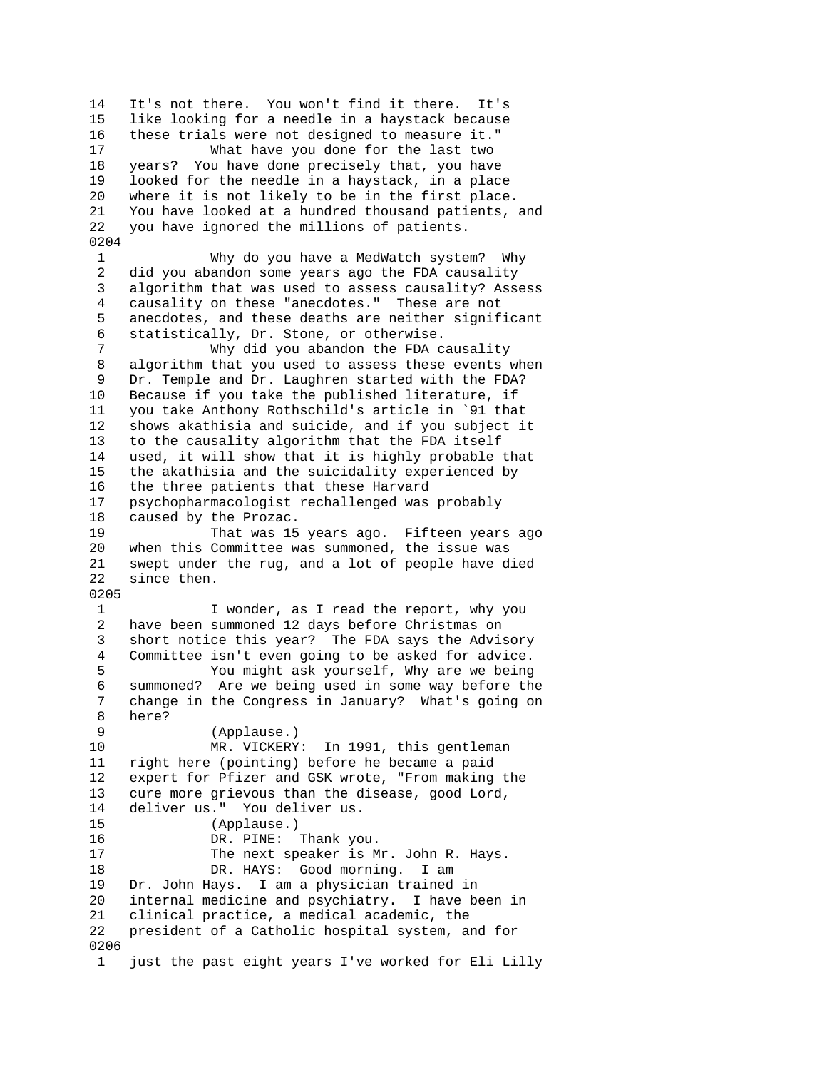14 It's not there. You won't find it there. It's
15 like looking for a needle in a haystack because
16 these trials were not designed to measure it."
17 What have you done for the last two
18 years? You have done precisely that, you have
19 looked for the needle in a haystack, in a place
20 where it is not likely to be in the first place.
21 You have looked at a hundred thousand patients, and
22 you have ignored the millions of patients.

0204

1 Why do you have a MedWatch system? Why
2 did you abandon some years ago the FDA causality
3 algorithm that was used to assess causality? Assess
4 causality on these "anecdotes." These are not
5 anecdotes, and these deaths are neither significant
6 statistically, Dr. Stone, or otherwise.
7 Why did you abandon the FDA causality
8 algorithm that you used to assess these events when
9 Dr. Temple and Dr. Laughren started with the FDA?
10 Because if you take the published literature, if
11 you take Anthony Rothschild's article in `91 that
12 shows akathisia and suicide, and if you subject it
13 to the causality algorithm that the FDA itself
14 used, it will show that it is highly probable that
15 the akathisia and the suicidality experienced by
16 the three patients that these Harvard
17 psychopharmacologist rechallenged was probably
18 caused by the Prozac.
19 That was 15 years ago. Fifteen years ago
20 when this Committee was summoned, the issue was
21 swept under the rug, and a lot of people have died
22 since then.

0205

1 I wonder, as I read the report, why you
2 have been summoned 12 days before Christmas on
3 short notice this year? The FDA says the Advisory
4 Committee isn't even going to be asked for advice.
5 You might ask yourself, Why are we being
6 summoned? Are we being used in some way before the
7 change in the Congress in January? What's going on
8 here?
9 (Applause.)
10 MR. VICKERY: In 1991, this gentleman
11 right here (pointing) before he became a paid
12 expert for Pfizer and GSK wrote, "From making the
13 cure more grievous than the disease, good Lord,
14 deliver us." You deliver us.
15 (Applause.)
16 DR. PINE: Thank you.
17 The next speaker is Mr. John R. Hays.
18 DR. HAYS: Good morning. I am
19 Dr. John Hays. I am a physician trained in
20 internal medicine and psychiatry. I have been in
21 clinical practice, a medical academic, the
22 president of a Catholic hospital system, and for

0206

1 just the past eight years I've worked for Eli Lilly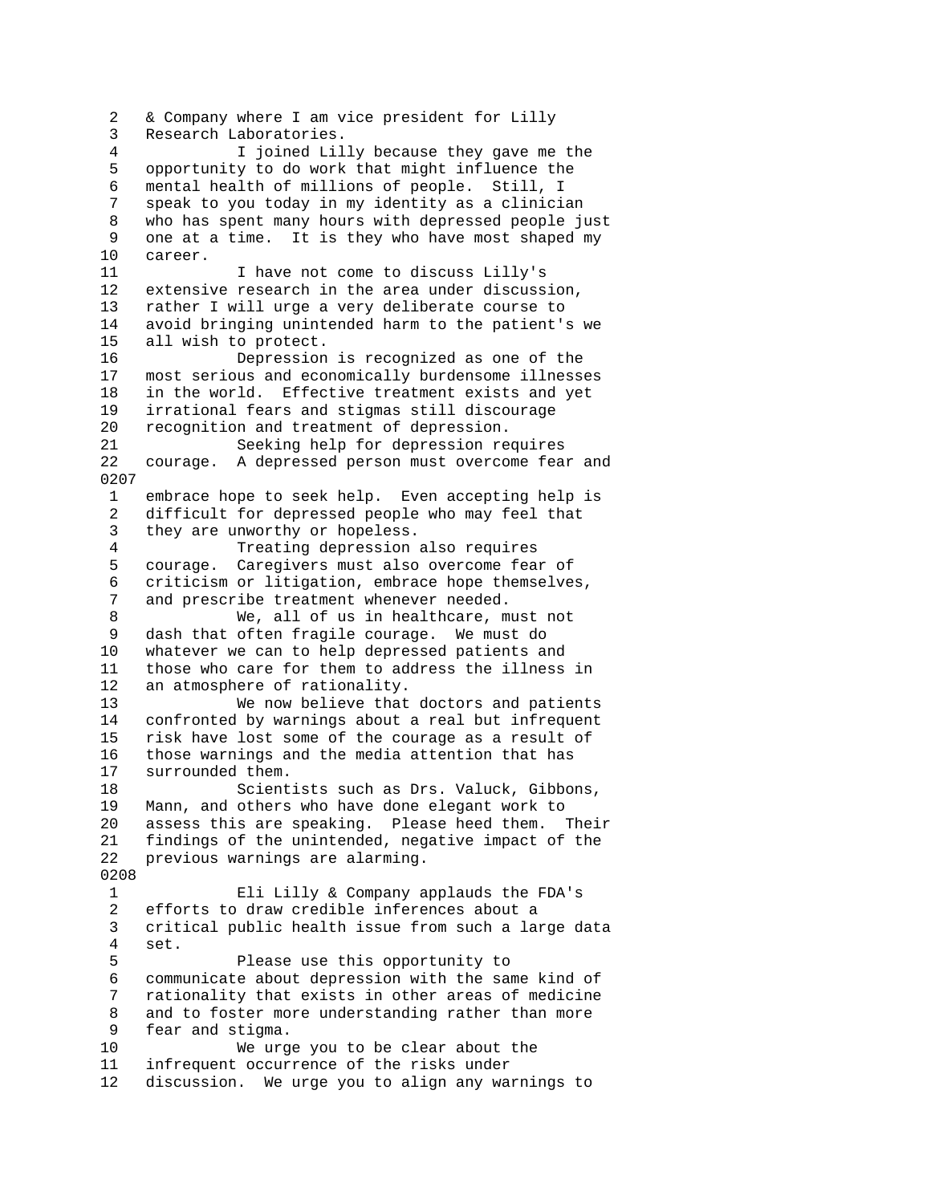& Company where I am vice president for Lilly Research Laboratories.

I joined Lilly because they gave me the opportunity to do work that might influence the mental health of millions of people. Still, I speak to you today in my identity as a clinician who has spent many hours with depressed people just one at a time. It is they who have most shaped my career.

I have not come to discuss Lilly's extensive research in the area under discussion, rather I will urge a very deliberate course to avoid bringing unintended harm to the patient's we all wish to protect.

Depression is recognized as one of the most serious and economically burdensome illnesses in the world. Effective treatment exists and yet irrational fears and stigmas still discourage recognition and treatment of depression.

Seeking help for depression requires courage. A depressed person must overcome fear and

0207

embrace hope to seek help. Even accepting help is difficult for depressed people who may feel that they are unworthy or hopeless.

Treating depression also requires courage. Caregivers must also overcome fear of criticism or litigation, embrace hope themselves, and prescribe treatment whenever needed.

We, all of us in healthcare, must not dash that often fragile courage. We must do whatever we can to help depressed patients and those who care for them to address the illness in an atmosphere of rationality.

We now believe that doctors and patients confronted by warnings about a real but infrequent risk have lost some of the courage as a result of those warnings and the media attention that has surrounded them.

Scientists such as Drs. Valuck, Gibbons, Mann, and others who have done elegant work to assess this are speaking. Please heed them. Their findings of the unintended, negative impact of the previous warnings are alarming.

0208

Eli Lilly & Company applauds the FDA's efforts to draw credible inferences about a critical public health issue from such a large data set.

Please use this opportunity to communicate about depression with the same kind of rationality that exists in other areas of medicine and to foster more understanding rather than more fear and stigma.

We urge you to be clear about the infrequent occurrence of the risks under discussion. We urge you to align any warnings to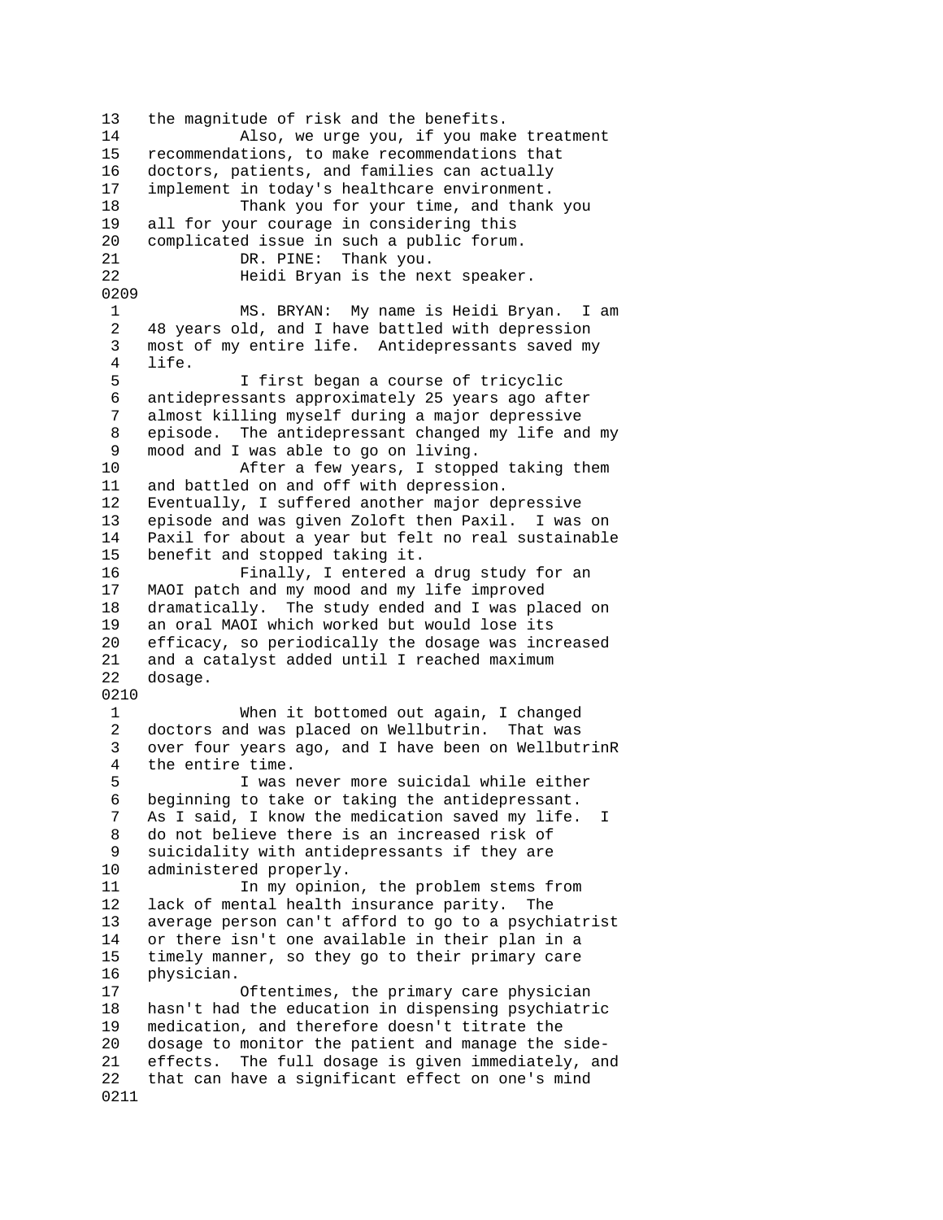13 the magnitude of risk and the benefits.
14 Also, we urge you, if you make treatment
15 recommendations, to make recommendations that
16 doctors, patients, and families can actually
17 implement in today's healthcare environment.
18 Thank you for your time, and thank you
19 all for your courage in considering this
20 complicated issue in such a public forum.
21 DR. PINE: Thank you.
22 Heidi Bryan is the next speaker.
0209
1 MS. BRYAN: My name is Heidi Bryan. I am
2 48 years old, and I have battled with depression
3 most of my entire life. Antidepressants saved my
4 life.
5 I first began a course of tricyclic
6 antidepressants approximately 25 years ago after
7 almost killing myself during a major depressive
8 episode. The antidepressant changed my life and my
9 mood and I was able to go on living.
10 After a few years, I stopped taking them
11 and battled on and off with depression.
12 Eventually, I suffered another major depressive
13 episode and was given Zoloft then Paxil. I was on
14 Paxil for about a year but felt no real sustainable
15 benefit and stopped taking it.
16 Finally, I entered a drug study for an
17 MAOI patch and my mood and my life improved
18 dramatically. The study ended and I was placed on
19 an oral MAOI which worked but would lose its
20 efficacy, so periodically the dosage was increased
21 and a catalyst added until I reached maximum
22 dosage.
0210
1 When it bottomed out again, I changed
2 doctors and was placed on Wellbutrin. That was
3 over four years ago, and I have been on WellbutrinR
4 the entire time.
5 I was never more suicidal while either
6 beginning to take or taking the antidepressant.
7 As I said, I know the medication saved my life. I
8 do not believe there is an increased risk of
9 suicidality with antidepressants if they are
10 administered properly.
11 In my opinion, the problem stems from
12 lack of mental health insurance parity. The
13 average person can't afford to go to a psychiatrist
14 or there isn't one available in their plan in a
15 timely manner, so they go to their primary care
16 physician.
17 Oftentimes, the primary care physician
18 hasn't had the education in dispensing psychiatric
19 medication, and therefore doesn't titrate the
20 dosage to monitor the patient and manage the side-
21 effects. The full dosage is given immediately, and
22 that can have a significant effect on one's mind
0211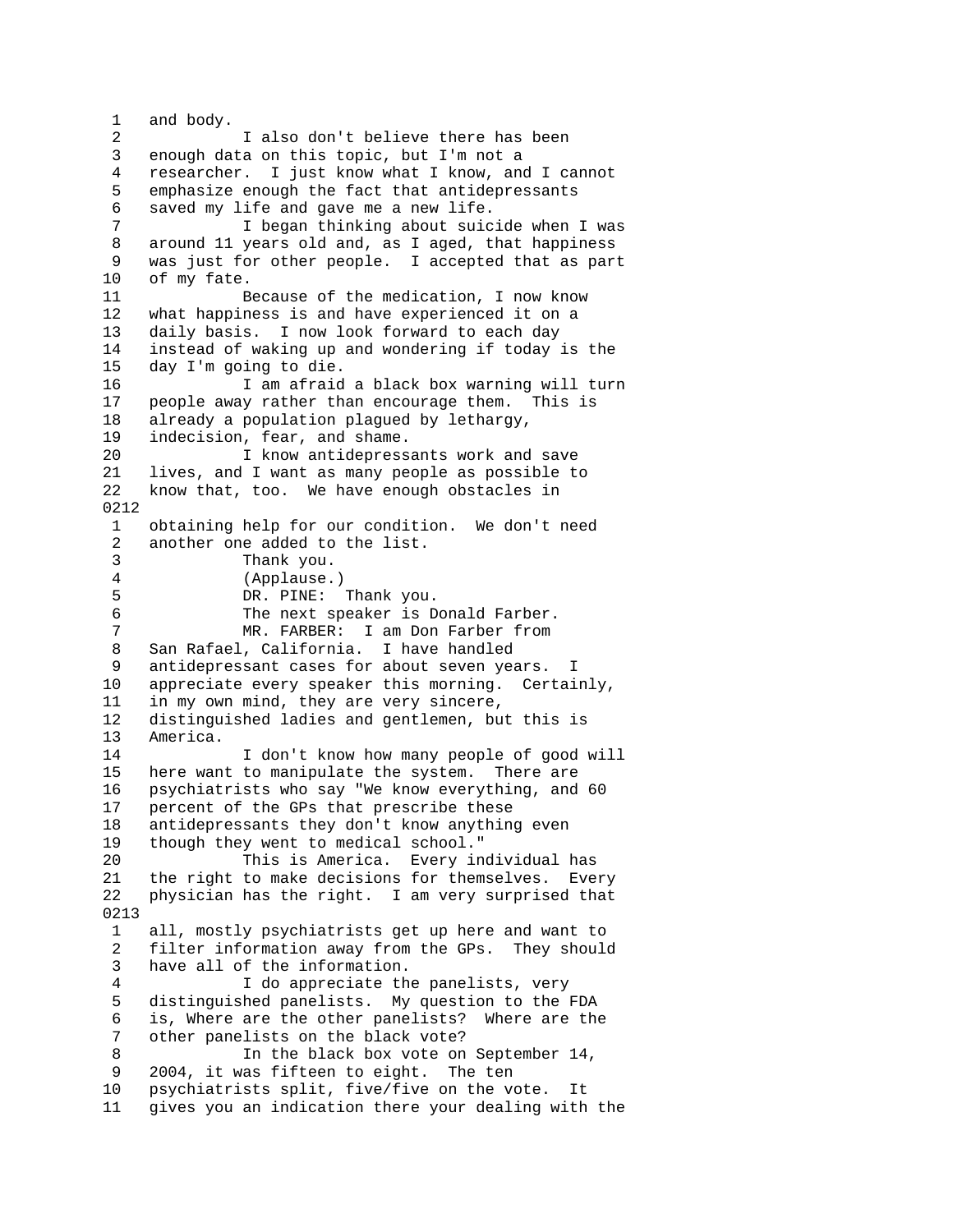and body.

I also don't believe there has been enough data on this topic, but I'm not a researcher. I just know what I know, and I cannot emphasize enough the fact that antidepressants saved my life and gave me a new life.

I began thinking about suicide when I was around 11 years old and, as I aged, that happiness was just for other people. I accepted that as part of my fate.

Because of the medication, I now know what happiness is and have experienced it on a daily basis. I now look forward to each day instead of waking up and wondering if today is the day I'm going to die.

I am afraid a black box warning will turn people away rather than encourage them. This is already a population plagued by lethargy, indecision, fear, and shame.

I know antidepressants work and save lives, and I want as many people as possible to know that, too. We have enough obstacles in

0212

obtaining help for our condition. We don't need another one added to the list.

Thank you.

(Applause.)

DR. PINE: Thank you.

The next speaker is Donald Farber.

MR. FARBER: I am Don Farber from San Rafael, California. I have handled antidepressant cases for about seven years. I appreciate every speaker this morning. Certainly, in my own mind, they are very sincere, distinguished ladies and gentlemen, but this is America.

I don't know how many people of good will here want to manipulate the system. There are psychiatrists who say "We know everything, and 60 percent of the GPs that prescribe these antidepressants they don't know anything even though they went to medical school."

This is America. Every individual has the right to make decisions for themselves. Every physician has the right. I am very surprised that

0213

all, mostly psychiatrists get up here and want to filter information away from the GPs. They should have all of the information.

I do appreciate the panelists, very distinguished panelists. My question to the FDA is, Where are the other panelists? Where are the other panelists on the black vote?

In the black box vote on September 14, 2004, it was fifteen to eight. The ten psychiatrists split, five/five on the vote. It gives you an indication there your dealing with the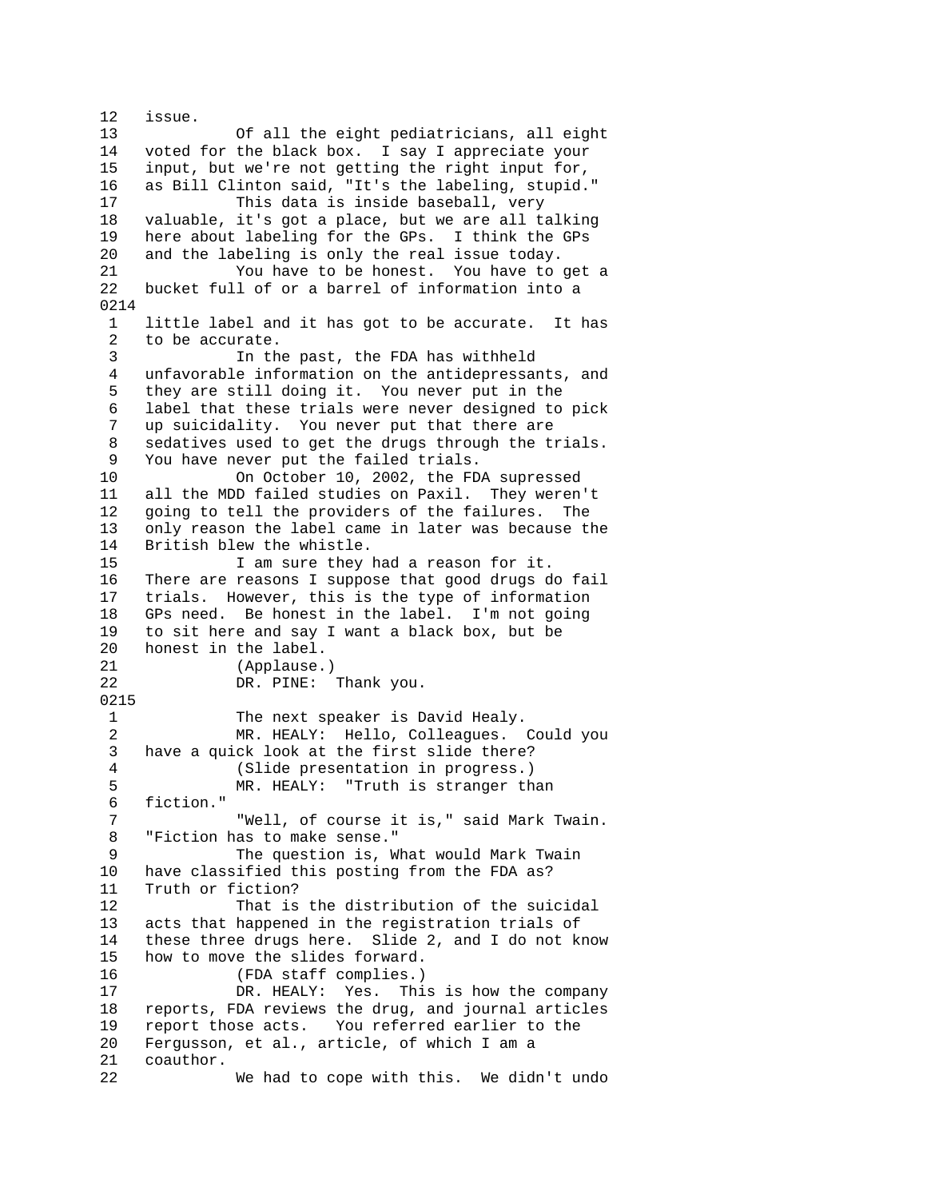12   issue.
13             Of all the eight pediatricians, all eight
14   voted for the black box.  I say I appreciate your
15   input, but we're not getting the right input for,
16   as Bill Clinton said, "It's the labeling, stupid."
17             This data is inside baseball, very
18   valuable, it's got a place, but we are all talking
19   here about labeling for the GPs.  I think the GPs
20   and the labeling is only the real issue today.
21             You have to be honest.  You have to get a
22   bucket full of or a barrel of information into a
0214
 1   little label and it has got to be accurate.  It has
 2   to be accurate.
 3             In the past, the FDA has withheld
 4   unfavorable information on the antidepressants, and
 5   they are still doing it.  You never put in the
 6   label that these trials were never designed to pick
 7   up suicidality.  You never put that there are
 8   sedatives used to get the drugs through the trials.
 9   You have never put the failed trials.
10             On October 10, 2002, the FDA supressed
11   all the MDD failed studies on Paxil.  They weren't
12   going to tell the providers of the failures.  The
13   only reason the label came in later was because the
14   British blew the whistle.
15             I am sure they had a reason for it.
16   There are reasons I suppose that good drugs do fail
17   trials.  However, this is the type of information
18   GPs need.  Be honest in the label.  I'm not going
19   to sit here and say I want a black box, but be
20   honest in the label.
21             (Applause.)
22             DR. PINE:  Thank you.
0215
 1             The next speaker is David Healy.
 2             MR. HEALY:  Hello, Colleagues.  Could you
 3   have a quick look at the first slide there?
 4             (Slide presentation in progress.)
 5             MR. HEALY:  "Truth is stranger than
 6   fiction."
 7             "Well, of course it is," said Mark Twain.
 8   "Fiction has to make sense."
 9             The question is, What would Mark Twain
10   have classified this posting from the FDA as?
11   Truth or fiction?
12             That is the distribution of the suicidal
13   acts that happened in the registration trials of
14   these three drugs here.  Slide 2, and I do not know
15   how to move the slides forward.
16             (FDA staff complies.)
17             DR. HEALY:  Yes.  This is how the company
18   reports, FDA reviews the drug, and journal articles
19   report those acts.   You referred earlier to the
20   Fergusson, et al., article, of which I am a
21   coauthor.
22             We had to cope with this.  We didn't undo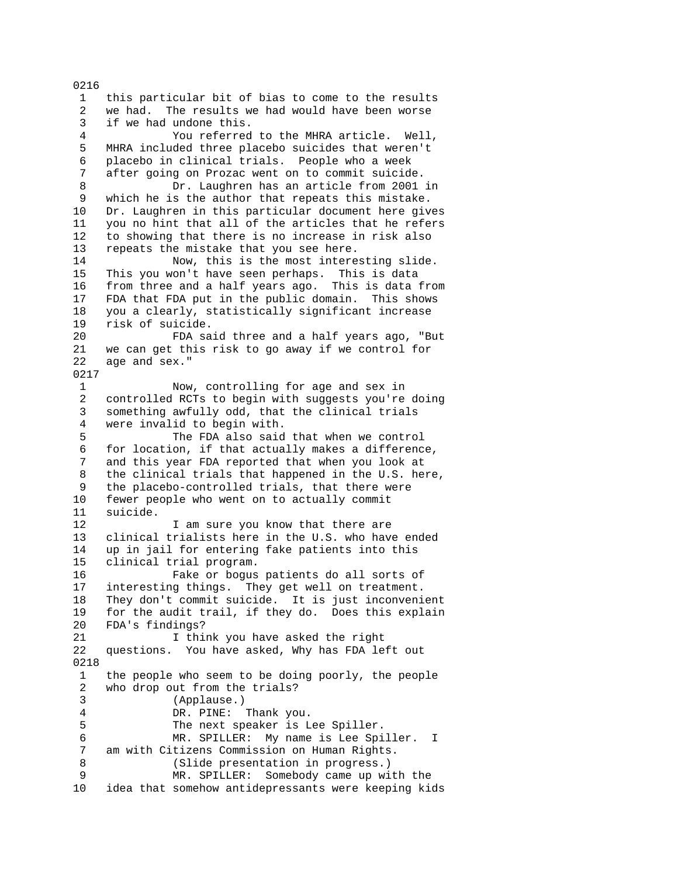0216

1 this particular bit of bias to come to the results
2 we had. The results we had would have been worse
3 if we had undone this.
4 You referred to the MHRA article. Well,
5 MHRA included three placebo suicides that weren't
6 placebo in clinical trials. People who a week
7 after going on Prozac went on to commit suicide.
8 Dr. Laughren has an article from 2001 in
9 which he is the author that repeats this mistake.
10 Dr. Laughren in this particular document here gives
11 you no hint that all of the articles that he refers
12 to showing that there is no increase in risk also
13 repeats the mistake that you see here.
14 Now, this is the most interesting slide.
15 This you won't have seen perhaps. This is data
16 from three and a half years ago. This is data from
17 FDA that FDA put in the public domain. This shows
18 you a clearly, statistically significant increase
19 risk of suicide.
20 FDA said three and a half years ago, "But
21 we can get this risk to go away if we control for
22 age and sex."

0217

1 Now, controlling for age and sex in
2 controlled RCTs to begin with suggests you're doing
3 something awfully odd, that the clinical trials
4 were invalid to begin with.
5 The FDA also said that when we control
6 for location, if that actually makes a difference,
7 and this year FDA reported that when you look at
8 the clinical trials that happened in the U.S. here,
9 the placebo-controlled trials, that there were
10 fewer people who went on to actually commit
11 suicide.
12 I am sure you know that there are
13 clinical trialists here in the U.S. who have ended
14 up in jail for entering fake patients into this
15 clinical trial program.
16 Fake or bogus patients do all sorts of
17 interesting things. They get well on treatment.
18 They don't commit suicide. It is just inconvenient
19 for the audit trail, if they do. Does this explain
20 FDA's findings?
21 I think you have asked the right
22 questions. You have asked, Why has FDA left out

0218

1 the people who seem to be doing poorly, the people
2 who drop out from the trials?
3 (Applause.)
4 DR. PINE: Thank you.
5 The next speaker is Lee Spiller.
6 MR. SPILLER: My name is Lee Spiller. I
7 am with Citizens Commission on Human Rights.
8 (Slide presentation in progress.)
9 MR. SPILLER: Somebody came up with the
10 idea that somehow antidepressants were keeping kids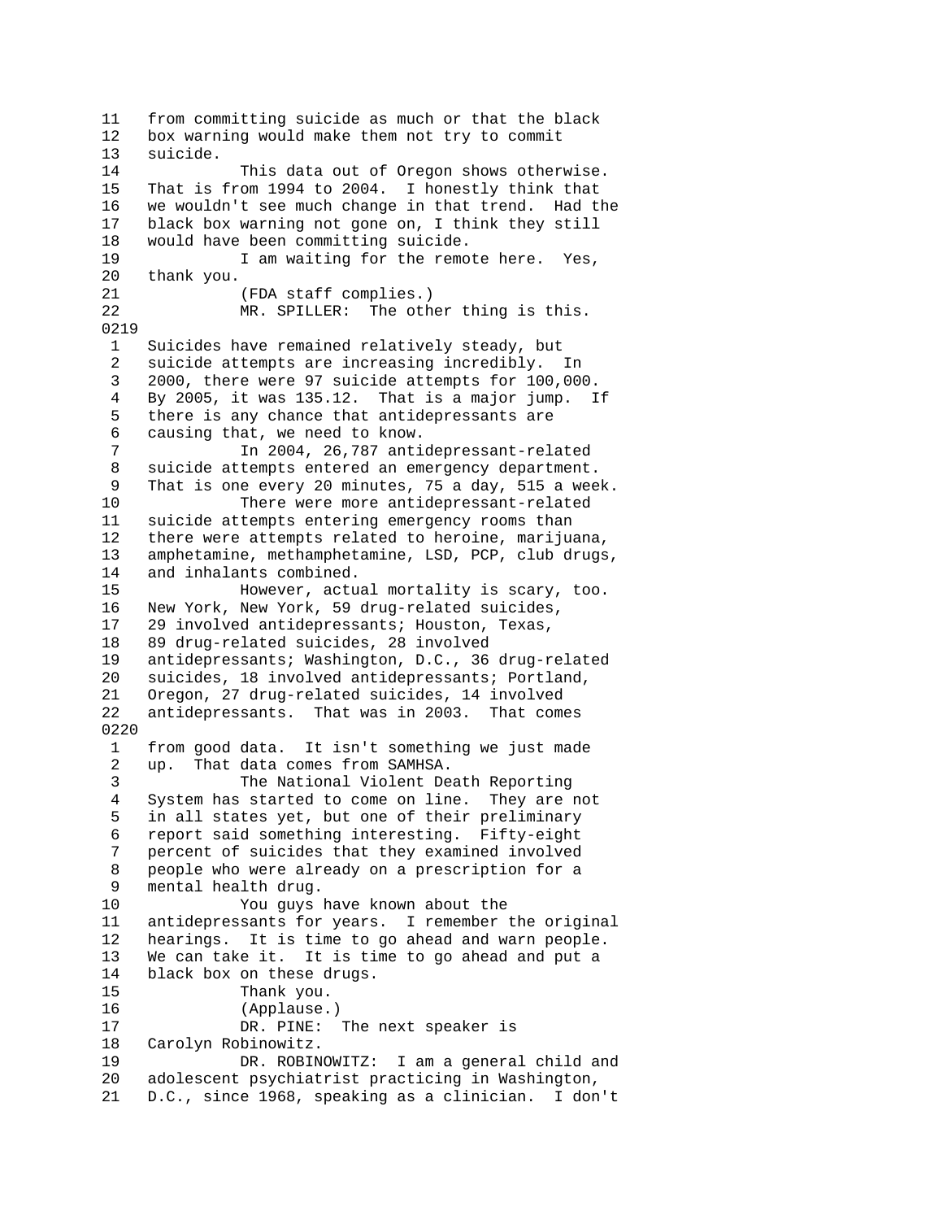11 from committing suicide as much or that the black
12 box warning would make them not try to commit
13 suicide.
14 This data out of Oregon shows otherwise.
15 That is from 1994 to 2004. I honestly think that
16 we wouldn't see much change in that trend. Had the
17 black box warning not gone on, I think they still
18 would have been committing suicide.
19 I am waiting for the remote here. Yes,
20 thank you.
21 (FDA staff complies.)
22 MR. SPILLER: The other thing is this.

0219

1 Suicides have remained relatively steady, but
2 suicide attempts are increasing incredibly. In
3 2000, there were 97 suicide attempts for 100,000.
4 By 2005, it was 135.12. That is a major jump. If
5 there is any chance that antidepressants are
6 causing that, we need to know.
7 In 2004, 26,787 antidepressant-related
8 suicide attempts entered an emergency department.
9 That is one every 20 minutes, 75 a day, 515 a week.
10 There were more antidepressant-related
11 suicide attempts entering emergency rooms than
12 there were attempts related to heroine, marijuana,
13 amphetamine, methamphetamine, LSD, PCP, club drugs,
14 and inhalants combined.
15 However, actual mortality is scary, too.
16 New York, New York, 59 drug-related suicides,
17 29 involved antidepressants; Houston, Texas,
18 89 drug-related suicides, 28 involved
19 antidepressants; Washington, D.C., 36 drug-related
20 suicides, 18 involved antidepressants; Portland,
21 Oregon, 27 drug-related suicides, 14 involved
22 antidepressants. That was in 2003. That comes

0220

1 from good data. It isn't something we just made
2 up. That data comes from SAMHSA.
3 The National Violent Death Reporting
4 System has started to come on line. They are not
5 in all states yet, but one of their preliminary
6 report said something interesting. Fifty-eight
7 percent of suicides that they examined involved
8 people who were already on a prescription for a
9 mental health drug.
10 You guys have known about the
11 antidepressants for years. I remember the original
12 hearings. It is time to go ahead and warn people.
13 We can take it. It is time to go ahead and put a
14 black box on these drugs.
15 Thank you.
16 (Applause.)
17 DR. PINE: The next speaker is
18 Carolyn Robinowitz.
19 DR. ROBINOWITZ: I am a general child and
20 adolescent psychiatrist practicing in Washington,
21 D.C., since 1968, speaking as a clinician. I don't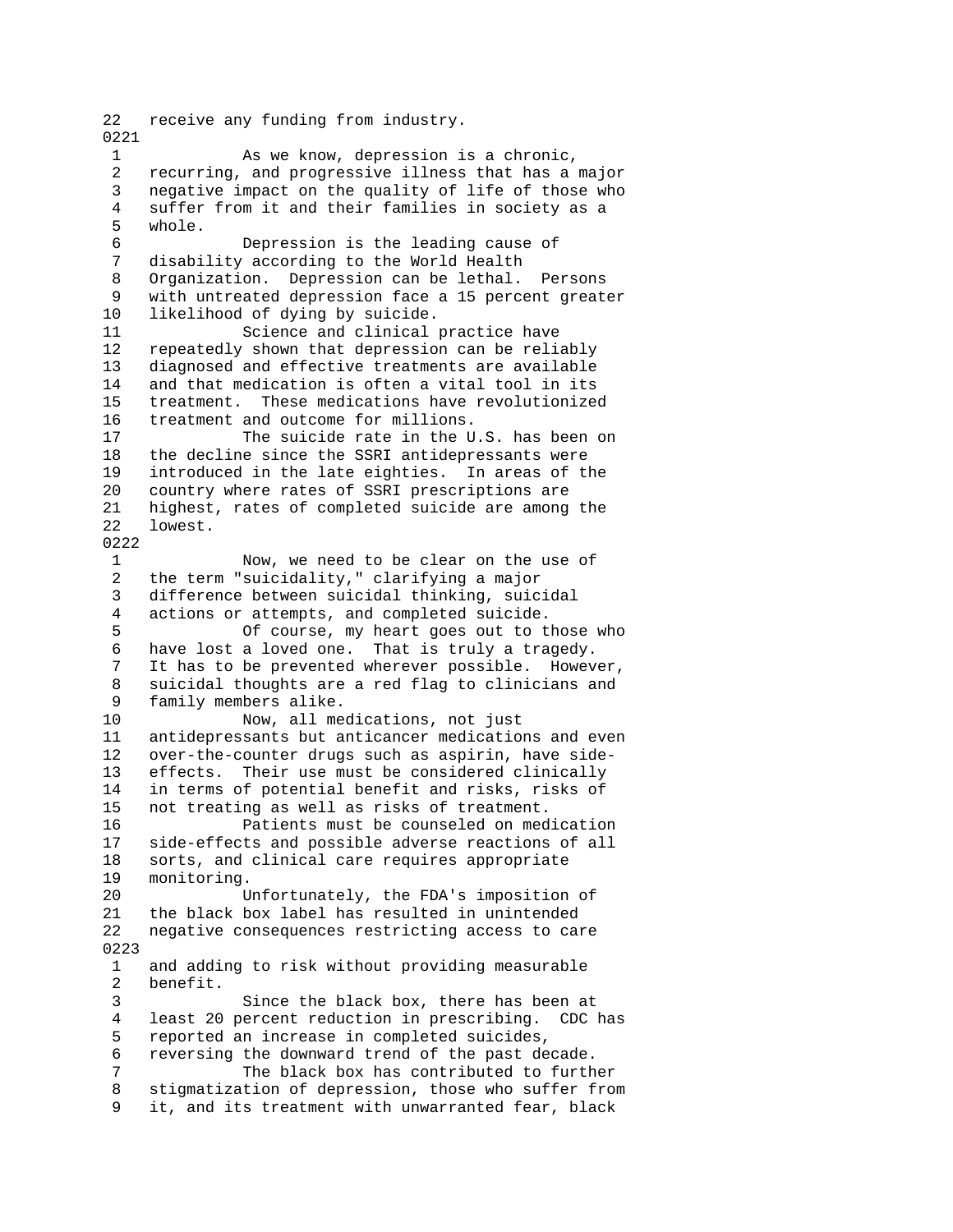22   receive any funding from industry.
0221
 1             As we know, depression is a chronic,
 2   recurring, and progressive illness that has a major
 3   negative impact on the quality of life of those who
 4   suffer from it and their families in society as a
 5   whole.
 6             Depression is the leading cause of
 7   disability according to the World Health
 8   Organization.  Depression can be lethal.  Persons
 9   with untreated depression face a 15 percent greater
10   likelihood of dying by suicide.
11             Science and clinical practice have
12   repeatedly shown that depression can be reliably
13   diagnosed and effective treatments are available
14   and that medication is often a vital tool in its
15   treatment.  These medications have revolutionized
16   treatment and outcome for millions.
17             The suicide rate in the U.S. has been on
18   the decline since the SSRI antidepressants were
19   introduced in the late eighties.  In areas of the
20   country where rates of SSRI prescriptions are
21   highest, rates of completed suicide are among the
22   lowest.
0222
 1             Now, we need to be clear on the use of
 2   the term "suicidality," clarifying a major
 3   difference between suicidal thinking, suicidal
 4   actions or attempts, and completed suicide.
 5             Of course, my heart goes out to those who
 6   have lost a loved one.  That is truly a tragedy.
 7   It has to be prevented wherever possible.  However,
 8   suicidal thoughts are a red flag to clinicians and
 9   family members alike.
10             Now, all medications, not just
11   antidepressants but anticancer medications and even
12   over-the-counter drugs such as aspirin, have side-
13   effects.  Their use must be considered clinically
14   in terms of potential benefit and risks, risks of
15   not treating as well as risks of treatment.
16             Patients must be counseled on medication
17   side-effects and possible adverse reactions of all
18   sorts, and clinical care requires appropriate
19   monitoring.
20             Unfortunately, the FDA's imposition of
21   the black box label has resulted in unintended
22   negative consequences restricting access to care
0223
 1   and adding to risk without providing measurable
 2   benefit.
 3             Since the black box, there has been at
 4   least 20 percent reduction in prescribing.  CDC has
 5   reported an increase in completed suicides,
 6   reversing the downward trend of the past decade.
 7             The black box has contributed to further
 8   stigmatization of depression, those who suffer from
 9   it, and its treatment with unwarranted fear, black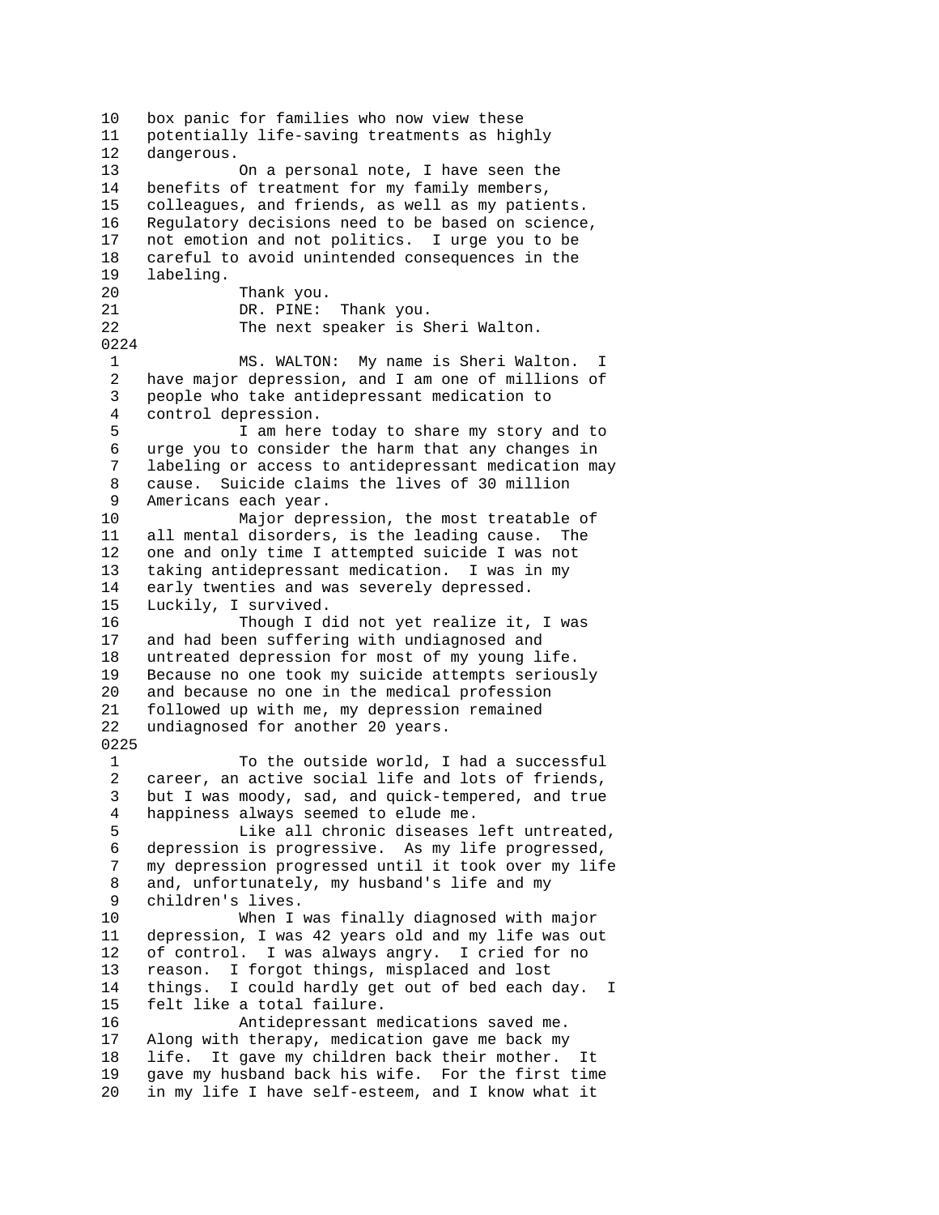box panic for families who now view these potentially life-saving treatments as highly dangerous.

On a personal note, I have seen the benefits of treatment for my family members, colleagues, and friends, as well as my patients. Regulatory decisions need to be based on science, not emotion and not politics. I urge you to be careful to avoid unintended consequences in the labeling.

Thank you.

DR. PINE: Thank you.

The next speaker is Sheri Walton.

MS. WALTON: My name is Sheri Walton. I have major depression, and I am one of millions of people who take antidepressant medication to control depression.

I am here today to share my story and to urge you to consider the harm that any changes in labeling or access to antidepressant medication may cause. Suicide claims the lives of 30 million Americans each year.

Major depression, the most treatable of all mental disorders, is the leading cause. The one and only time I attempted suicide I was not taking antidepressant medication. I was in my early twenties and was severely depressed. Luckily, I survived.

Though I did not yet realize it, I was and had been suffering with undiagnosed and untreated depression for most of my young life. Because no one took my suicide attempts seriously and because no one in the medical profession followed up with me, my depression remained undiagnosed for another 20 years.

To the outside world, I had a successful career, an active social life and lots of friends, but I was moody, sad, and quick-tempered, and true happiness always seemed to elude me.

Like all chronic diseases left untreated, depression is progressive. As my life progressed, my depression progressed until it took over my life and, unfortunately, my husband's life and my children's lives.

When I was finally diagnosed with major depression, I was 42 years old and my life was out of control. I was always angry. I cried for no reason. I forgot things, misplaced and lost things. I could hardly get out of bed each day. I felt like a total failure.

Antidepressant medications saved me. Along with therapy, medication gave me back my life. It gave my children back their mother. It gave my husband back his wife. For the first time in my life I have self-esteem, and I know what it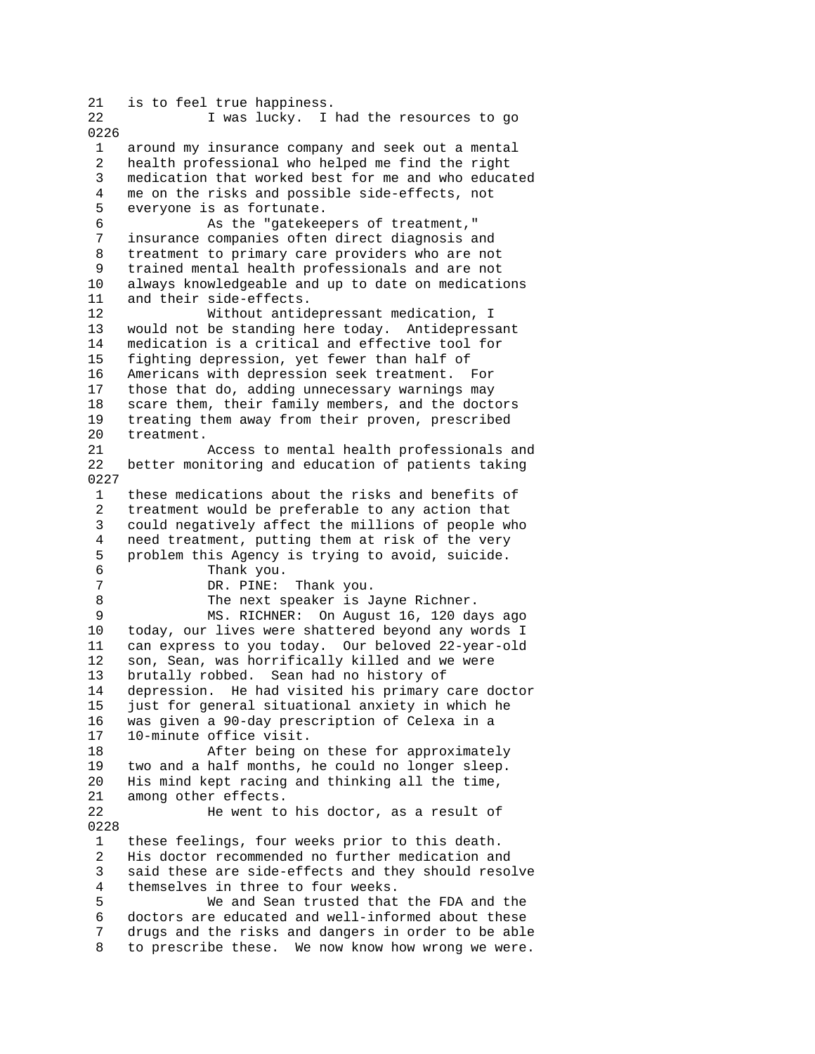is to feel true happiness.

I was lucky. I had the resources to go around my insurance company and seek out a mental health professional who helped me find the right medication that worked best for me and who educated me on the risks and possible side-effects, not everyone is as fortunate.

As the "gatekeepers of treatment," insurance companies often direct diagnosis and treatment to primary care providers who are not trained mental health professionals and are not always knowledgeable and up to date on medications and their side-effects.

Without antidepressant medication, I would not be standing here today. Antidepressant medication is a critical and effective tool for fighting depression, yet fewer than half of Americans with depression seek treatment. For those that do, adding unnecessary warnings may scare them, their family members, and the doctors treating them away from their proven, prescribed treatment.

Access to mental health professionals and better monitoring and education of patients taking these medications about the risks and benefits of treatment would be preferable to any action that could negatively affect the millions of people who need treatment, putting them at risk of the very problem this Agency is trying to avoid, suicide.

Thank you.

DR. PINE: Thank you.

The next speaker is Jayne Richner.

MS. RICHNER: On August 16, 120 days ago today, our lives were shattered beyond any words I can express to you today. Our beloved 22-year-old son, Sean, was horrifically killed and we were brutally robbed. Sean had no history of depression. He had visited his primary care doctor just for general situational anxiety in which he was given a 90-day prescription of Celexa in a 10-minute office visit.

After being on these for approximately two and a half months, he could no longer sleep. His mind kept racing and thinking all the time, among other effects.

He went to his doctor, as a result of these feelings, four weeks prior to this death. His doctor recommended no further medication and said these are side-effects and they should resolve themselves in three to four weeks.

We and Sean trusted that the FDA and the doctors are educated and well-informed about these drugs and the risks and dangers in order to be able to prescribe these. We now know how wrong we were.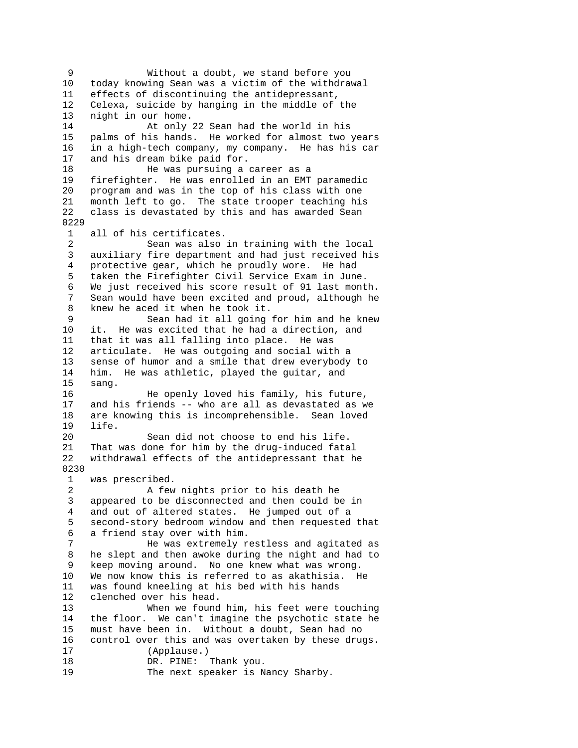9 Without a doubt, we stand before you
10 today knowing Sean was a victim of the withdrawal
11 effects of discontinuing the antidepressant,
12 Celexa, suicide by hanging in the middle of the
13 night in our home.
14 At only 22 Sean had the world in his
15 palms of his hands. He worked for almost two years
16 in a high-tech company, my company. He has his car
17 and his dream bike paid for.
18 He was pursuing a career as a
19 firefighter. He was enrolled in an EMT paramedic
20 program and was in the top of his class with one
21 month left to go. The state trooper teaching his
22 class is devastated by this and has awarded Sean

0229

1 all of his certificates.
2 Sean was also in training with the local
3 auxiliary fire department and had just received his
4 protective gear, which he proudly wore. He had
5 taken the Firefighter Civil Service Exam in June.
6 We just received his score result of 91 last month.
7 Sean would have been excited and proud, although he
8 knew he aced it when he took it.
9 Sean had it all going for him and he knew
10 it. He was excited that he had a direction, and
11 that it was all falling into place. He was
12 articulate. He was outgoing and social with a
13 sense of humor and a smile that drew everybody to
14 him. He was athletic, played the guitar, and
15 sang.
16 He openly loved his family, his future,
17 and his friends -- who are all as devastated as we
18 are knowing this is incomprehensible. Sean loved
19 life.
20 Sean did not choose to end his life.
21 That was done for him by the drug-induced fatal
22 withdrawal effects of the antidepressant that he

0230

1 was prescribed.
2 A few nights prior to his death he
3 appeared to be disconnected and then could be in
4 and out of altered states. He jumped out of a
5 second-story bedroom window and then requested that
6 a friend stay over with him.
7 He was extremely restless and agitated as
8 he slept and then awoke during the night and had to
9 keep moving around. No one knew what was wrong.
10 We now know this is referred to as akathisia. He
11 was found kneeling at his bed with his hands
12 clenched over his head.
13 When we found him, his feet were touching
14 the floor. We can't imagine the psychotic state he
15 must have been in. Without a doubt, Sean had no
16 control over this and was overtaken by these drugs.
17 (Applause.)
18 DR. PINE: Thank you.
19 The next speaker is Nancy Sharby.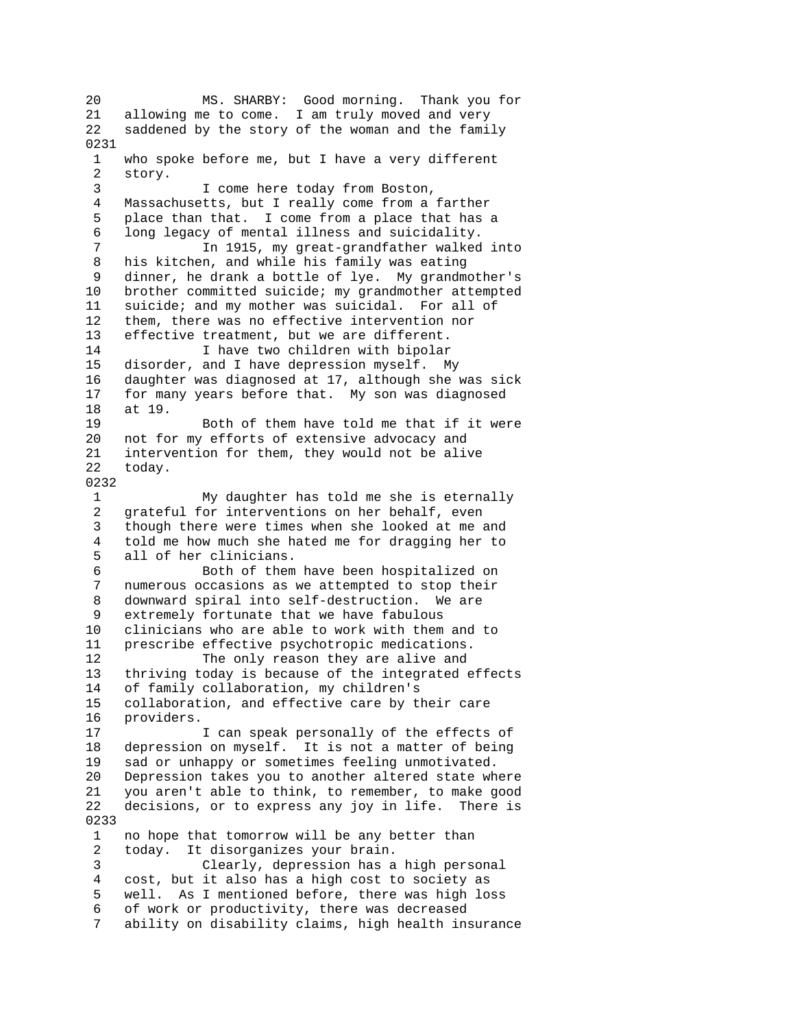```
20            MS. SHARBY:  Good morning.  Thank you for
21   allowing me to come.  I am truly moved and very
22   saddened by the story of the woman and the family
0231
 1   who spoke before me, but I have a very different
 2   story.
 3             I come here today from Boston,
 4   Massachusetts, but I really come from a farther
 5   place than that.  I come from a place that has a
 6   long legacy of mental illness and suicidality.
 7             In 1915, my great-grandfather walked into
 8   his kitchen, and while his family was eating
 9   dinner, he drank a bottle of lye.  My grandmother's
10   brother committed suicide; my grandmother attempted
11   suicide; and my mother was suicidal.  For all of
12   them, there was no effective intervention nor
13   effective treatment, but we are different.
14             I have two children with bipolar
15   disorder, and I have depression myself.  My
16   daughter was diagnosed at 17, although she was sick
17   for many years before that.  My son was diagnosed
18   at 19.
19             Both of them have told me that if it were
20   not for my efforts of extensive advocacy and
21   intervention for them, they would not be alive
22   today.
0232
 1             My daughter has told me she is eternally
 2   grateful for interventions on her behalf, even
 3   though there were times when she looked at me and
 4   told me how much she hated me for dragging her to
 5   all of her clinicians.
 6             Both of them have been hospitalized on
 7   numerous occasions as we attempted to stop their
 8   downward spiral into self-destruction.  We are
 9   extremely fortunate that we have fabulous
10   clinicians who are able to work with them and to
11   prescribe effective psychotropic medications.
12             The only reason they are alive and
13   thriving today is because of the integrated effects
14   of family collaboration, my children's
15   collaboration, and effective care by their care
16   providers.
17             I can speak personally of the effects of
18   depression on myself.  It is not a matter of being
19   sad or unhappy or sometimes feeling unmotivated.
20   Depression takes you to another altered state where
21   you aren't able to think, to remember, to make good
22   decisions, or to express any joy in life.  There is
0233
 1   no hope that tomorrow will be any better than
 2   today.  It disorganizes your brain.
 3             Clearly, depression has a high personal
 4   cost, but it also has a high cost to society as
 5   well.  As I mentioned before, there was high loss
 6   of work or productivity, there was decreased
 7   ability on disability claims, high health insurance
```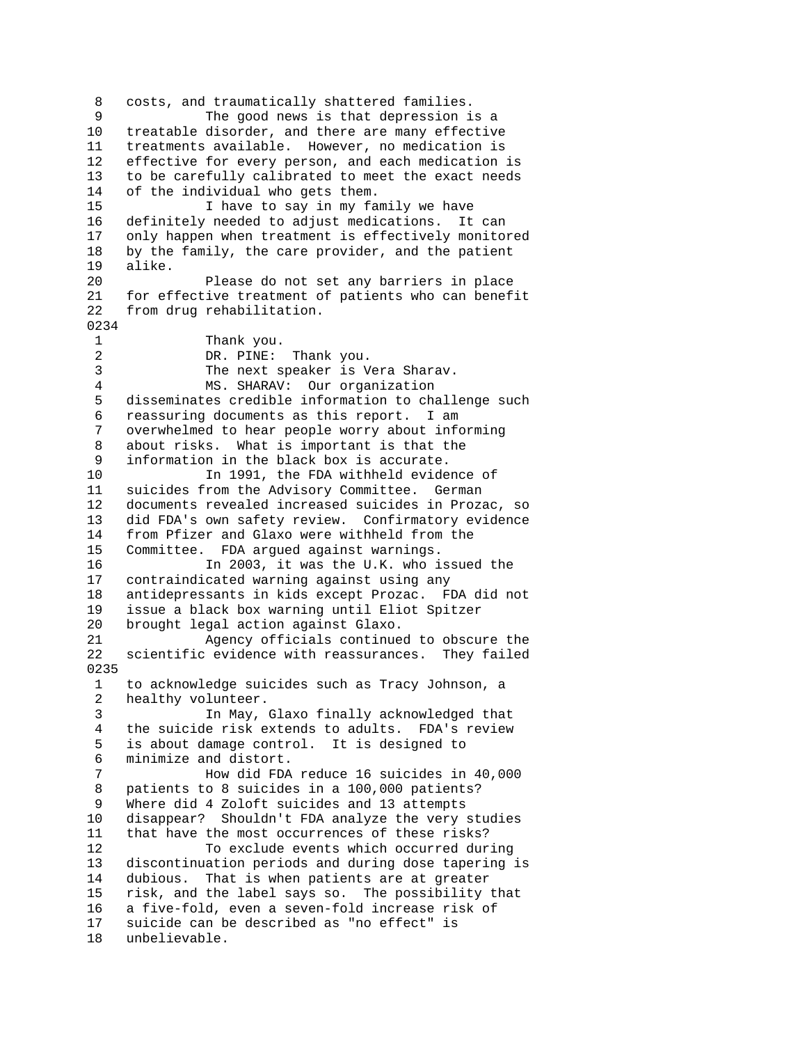8 costs, and traumatically shattered families.
9 The good news is that depression is a
10 treatable disorder, and there are many effective
11 treatments available. However, no medication is
12 effective for every person, and each medication is
13 to be carefully calibrated to meet the exact needs
14 of the individual who gets them.
15 I have to say in my family we have
16 definitely needed to adjust medications. It can
17 only happen when treatment is effectively monitored
18 by the family, the care provider, and the patient
19 alike.
20 Please do not set any barriers in place
21 for effective treatment of patients who can benefit
22 from drug rehabilitation.

0234

1 Thank you.
2 DR. PINE: Thank you.
3 The next speaker is Vera Sharav.
4 MS. SHARAV: Our organization
5 disseminates credible information to challenge such
6 reassuring documents as this report. I am
7 overwhelmed to hear people worry about informing
8 about risks. What is important is that the
9 information in the black box is accurate.
10 In 1991, the FDA withheld evidence of
11 suicides from the Advisory Committee. German
12 documents revealed increased suicides in Prozac, so
13 did FDA's own safety review. Confirmatory evidence
14 from Pfizer and Glaxo were withheld from the
15 Committee. FDA argued against warnings.
16 In 2003, it was the U.K. who issued the
17 contraindicated warning against using any
18 antidepressants in kids except Prozac. FDA did not
19 issue a black box warning until Eliot Spitzer
20 brought legal action against Glaxo.
21 Agency officials continued to obscure the
22 scientific evidence with reassurances. They failed

0235

1 to acknowledge suicides such as Tracy Johnson, a
2 healthy volunteer.
3 In May, Glaxo finally acknowledged that
4 the suicide risk extends to adults. FDA's review
5 is about damage control. It is designed to
6 minimize and distort.
7 How did FDA reduce 16 suicides in 40,000
8 patients to 8 suicides in a 100,000 patients?
9 Where did 4 Zoloft suicides and 13 attempts
10 disappear? Shouldn't FDA analyze the very studies
11 that have the most occurrences of these risks?
12 To exclude events which occurred during
13 discontinuation periods and during dose tapering is
14 dubious. That is when patients are at greater
15 risk, and the label says so. The possibility that
16 a five-fold, even a seven-fold increase risk of
17 suicide can be described as "no effect" is
18 unbelievable.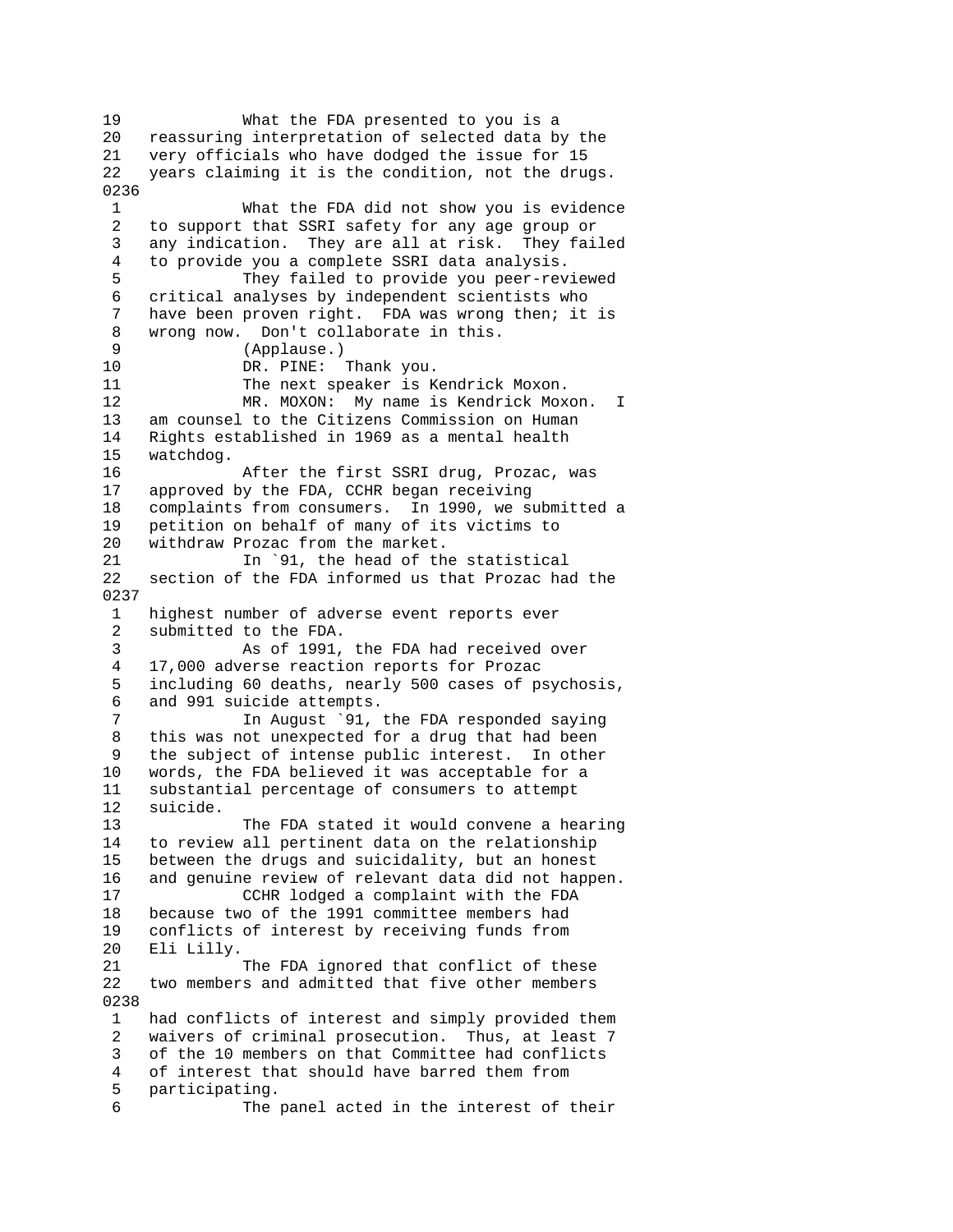19 What the FDA presented to you is a
20 reassuring interpretation of selected data by the
21 very officials who have dodged the issue for 15
22 years claiming it is the condition, not the drugs.
0236
1 What the FDA did not show you is evidence
2 to support that SSRI safety for any age group or
3 any indication. They are all at risk. They failed
4 to provide you a complete SSRI data analysis.
5 They failed to provide you peer-reviewed
6 critical analyses by independent scientists who
7 have been proven right. FDA was wrong then; it is
8 wrong now. Don't collaborate in this.
9 (Applause.)
10 DR. PINE: Thank you.
11 The next speaker is Kendrick Moxon.
12 MR. MOXON: My name is Kendrick Moxon. I
13 am counsel to the Citizens Commission on Human
14 Rights established in 1969 as a mental health
15 watchdog.
16 After the first SSRI drug, Prozac, was
17 approved by the FDA, CCHR began receiving
18 complaints from consumers. In 1990, we submitted a
19 petition on behalf of many of its victims to
20 withdraw Prozac from the market.
21 In `91, the head of the statistical
22 section of the FDA informed us that Prozac had the
0237
1 highest number of adverse event reports ever
2 submitted to the FDA.
3 As of 1991, the FDA had received over
4 17,000 adverse reaction reports for Prozac
5 including 60 deaths, nearly 500 cases of psychosis,
6 and 991 suicide attempts.
7 In August `91, the FDA responded saying
8 this was not unexpected for a drug that had been
9 the subject of intense public interest. In other
10 words, the FDA believed it was acceptable for a
11 substantial percentage of consumers to attempt
12 suicide.
13 The FDA stated it would convene a hearing
14 to review all pertinent data on the relationship
15 between the drugs and suicidality, but an honest
16 and genuine review of relevant data did not happen.
17 CCHR lodged a complaint with the FDA
18 because two of the 1991 committee members had
19 conflicts of interest by receiving funds from
20 Eli Lilly.
21 The FDA ignored that conflict of these
22 two members and admitted that five other members
0238
1 had conflicts of interest and simply provided them
2 waivers of criminal prosecution. Thus, at least 7
3 of the 10 members on that Committee had conflicts
4 of interest that should have barred them from
5 participating.
6 The panel acted in the interest of their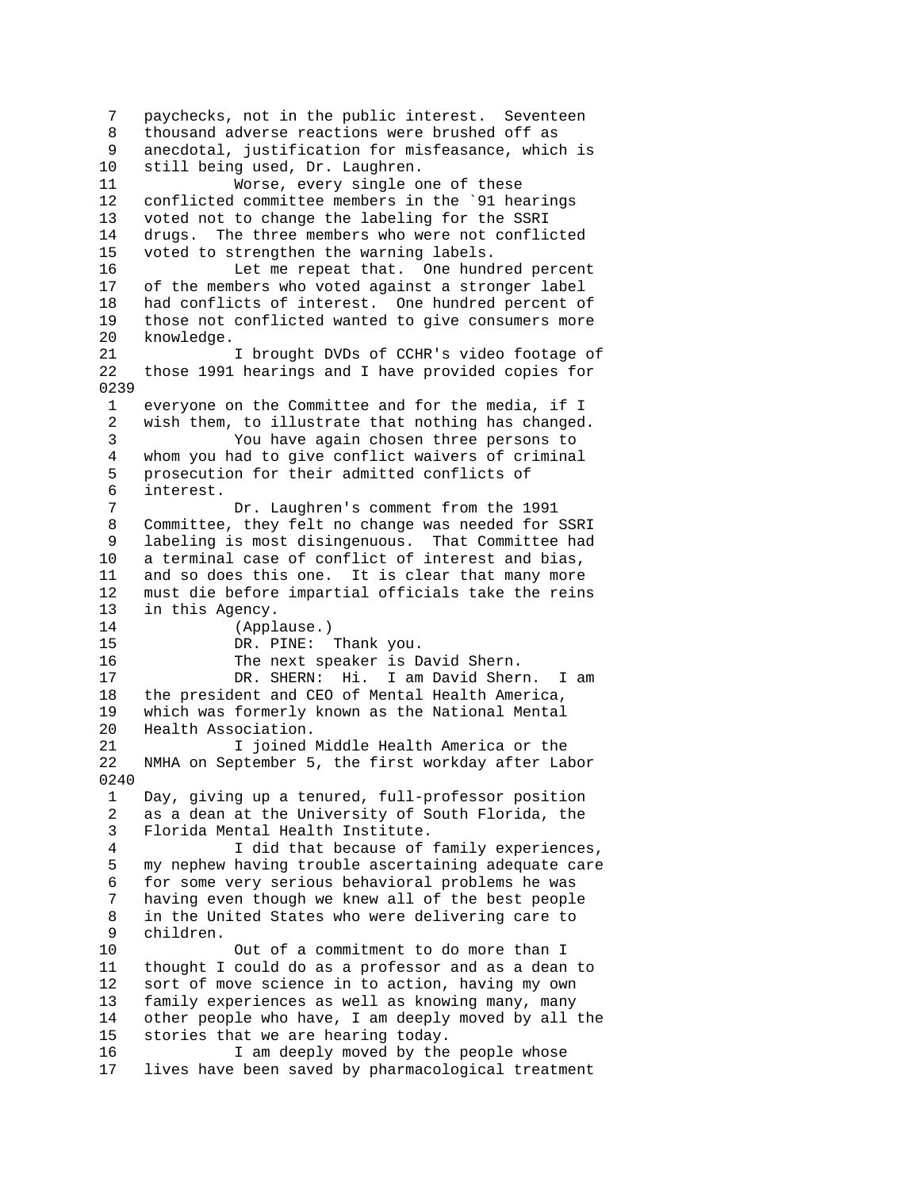7 paychecks, not in the public interest. Seventeen
8 thousand adverse reactions were brushed off as
9 anecdotal, justification for misfeasance, which is
10 still being used, Dr. Laughren.
11 Worse, every single one of these
12 conflicted committee members in the `91 hearings
13 voted not to change the labeling for the SSRI
14 drugs. The three members who were not conflicted
15 voted to strengthen the warning labels.
16 Let me repeat that. One hundred percent
17 of the members who voted against a stronger label
18 had conflicts of interest. One hundred percent of
19 those not conflicted wanted to give consumers more
20 knowledge.
21 I brought DVDs of CCHR's video footage of
22 those 1991 hearings and I have provided copies for
0239
1 everyone on the Committee and for the media, if I
2 wish them, to illustrate that nothing has changed.
3 You have again chosen three persons to
4 whom you had to give conflict waivers of criminal
5 prosecution for their admitted conflicts of
6 interest.
7 Dr. Laughren's comment from the 1991
8 Committee, they felt no change was needed for SSRI
9 labeling is most disingenuous. That Committee had
10 a terminal case of conflict of interest and bias,
11 and so does this one. It is clear that many more
12 must die before impartial officials take the reins
13 in this Agency.
14 (Applause.)
15 DR. PINE: Thank you.
16 The next speaker is David Shern.
17 DR. SHERN: Hi. I am David Shern. I am
18 the president and CEO of Mental Health America,
19 which was formerly known as the National Mental
20 Health Association.
21 I joined Middle Health America or the
22 NMHA on September 5, the first workday after Labor
0240
1 Day, giving up a tenured, full-professor position
2 as a dean at the University of South Florida, the
3 Florida Mental Health Institute.
4 I did that because of family experiences,
5 my nephew having trouble ascertaining adequate care
6 for some very serious behavioral problems he was
7 having even though we knew all of the best people
8 in the United States who were delivering care to
9 children.
10 Out of a commitment to do more than I
11 thought I could do as a professor and as a dean to
12 sort of move science in to action, having my own
13 family experiences as well as knowing many, many
14 other people who have, I am deeply moved by all the
15 stories that we are hearing today.
16 I am deeply moved by the people whose
17 lives have been saved by pharmacological treatment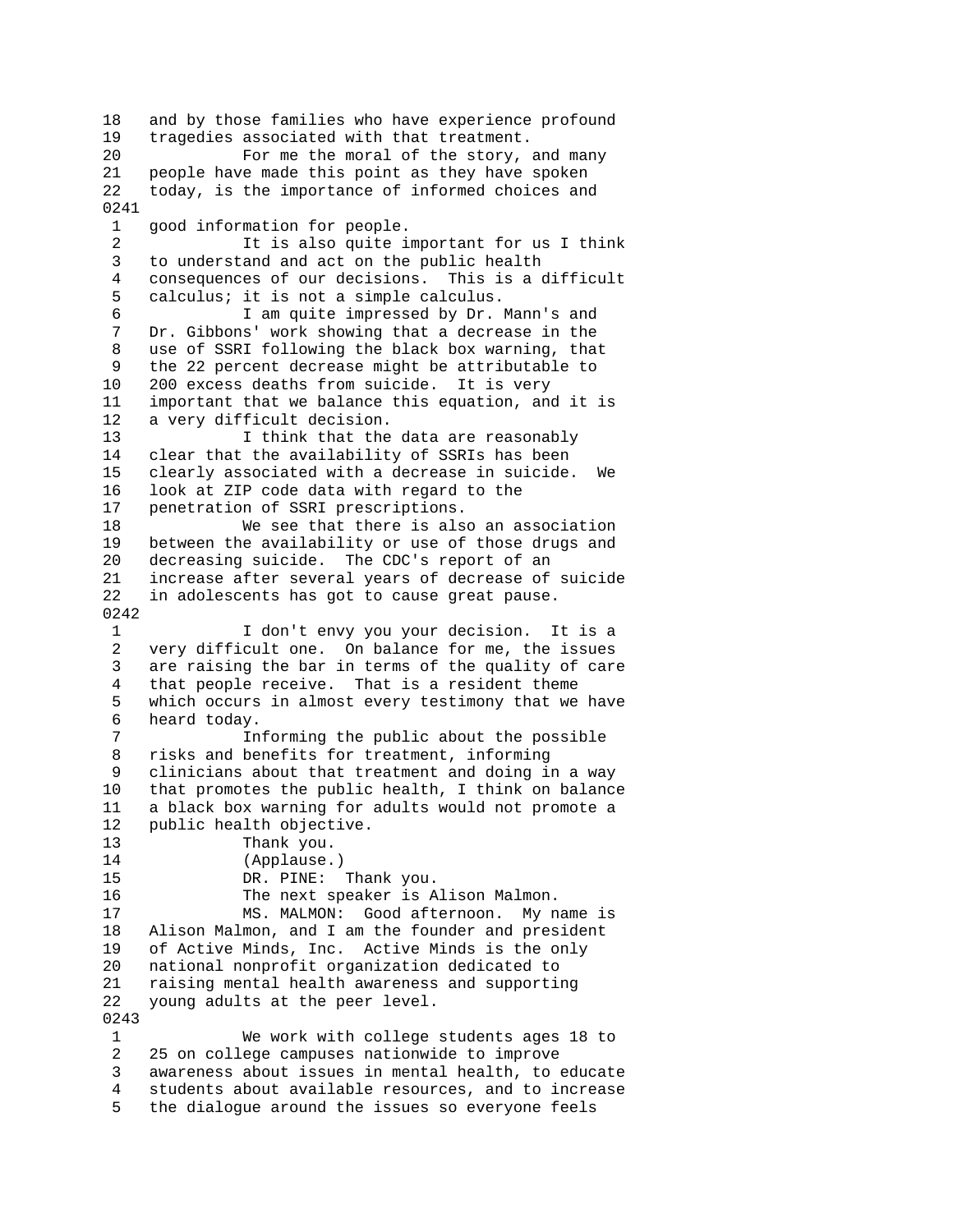18   and by those families who have experience profound
19   tragedies associated with that treatment.
20             For me the moral of the story, and many
21   people have made this point as they have spoken
22   today, is the importance of informed choices and
0241
 1   good information for people.
 2             It is also quite important for us I think
 3   to understand and act on the public health
 4   consequences of our decisions.  This is a difficult
 5   calculus; it is not a simple calculus.
 6             I am quite impressed by Dr. Mann's and
 7   Dr. Gibbons' work showing that a decrease in the
 8   use of SSRI following the black box warning, that
 9   the 22 percent decrease might be attributable to
10   200 excess deaths from suicide.  It is very
11   important that we balance this equation, and it is
12   a very difficult decision.
13             I think that the data are reasonably
14   clear that the availability of SSRIs has been
15   clearly associated with a decrease in suicide.  We
16   look at ZIP code data with regard to the
17   penetration of SSRI prescriptions.
18             We see that there is also an association
19   between the availability or use of those drugs and
20   decreasing suicide.  The CDC's report of an
21   increase after several years of decrease of suicide
22   in adolescents has got to cause great pause.
0242
 1             I don't envy you your decision.  It is a
 2   very difficult one.  On balance for me, the issues
 3   are raising the bar in terms of the quality of care
 4   that people receive.  That is a resident theme
 5   which occurs in almost every testimony that we have
 6   heard today.
 7             Informing the public about the possible
 8   risks and benefits for treatment, informing
 9   clinicians about that treatment and doing in a way
10   that promotes the public health, I think on balance
11   a black box warning for adults would not promote a
12   public health objective.
13             Thank you.
14             (Applause.)
15             DR. PINE:  Thank you.
16             The next speaker is Alison Malmon.
17             MS. MALMON:  Good afternoon.  My name is
18   Alison Malmon, and I am the founder and president
19   of Active Minds, Inc.  Active Minds is the only
20   national nonprofit organization dedicated to
21   raising mental health awareness and supporting
22   young adults at the peer level.
0243
 1             We work with college students ages 18 to
 2   25 on college campuses nationwide to improve
 3   awareness about issues in mental health, to educate
 4   students about available resources, and to increase
 5   the dialogue around the issues so everyone feels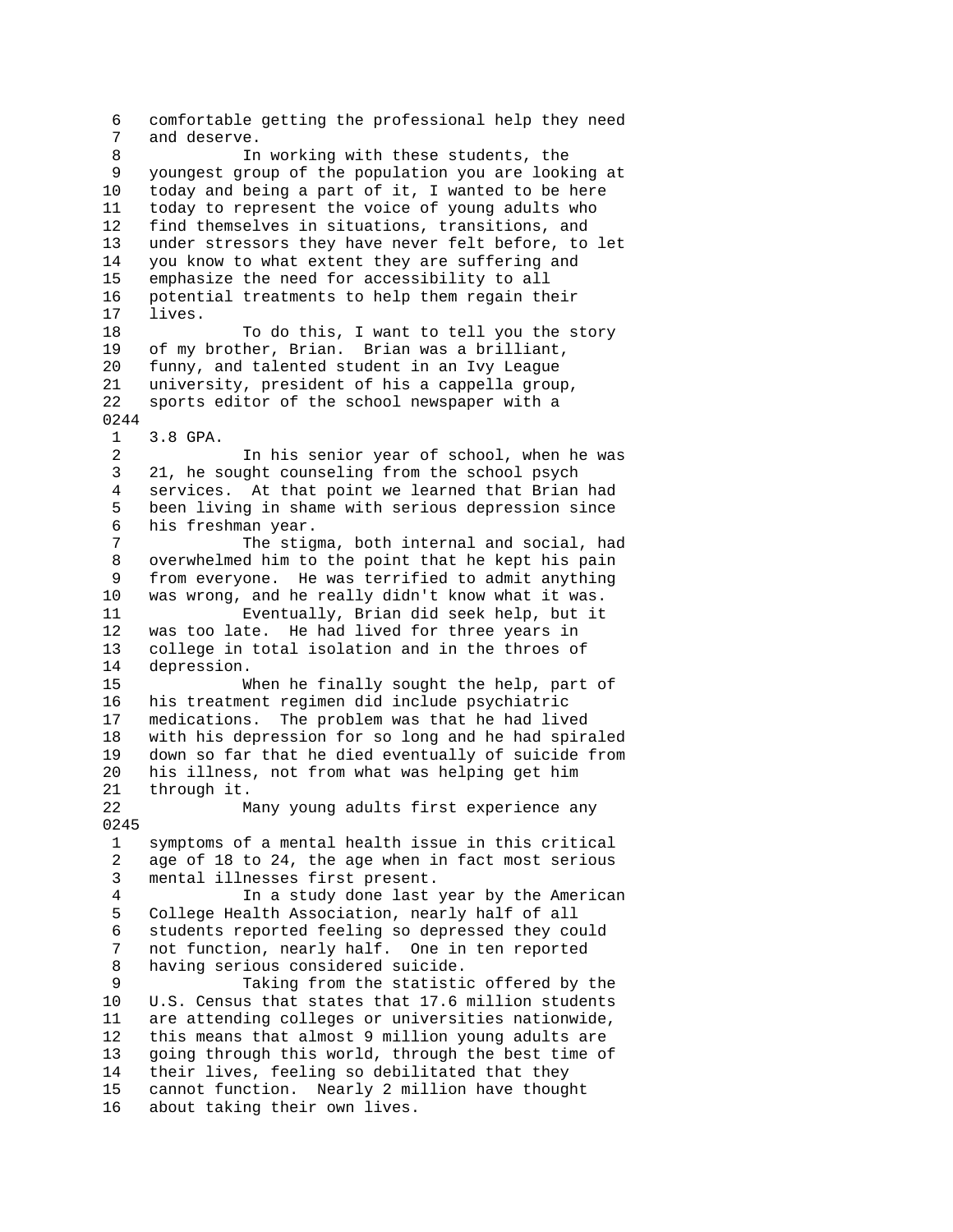6 comfortable getting the professional help they need
7 and deserve.
8 In working with these students, the
9 youngest group of the population you are looking at
10 today and being a part of it, I wanted to be here
11 today to represent the voice of young adults who
12 find themselves in situations, transitions, and
13 under stressors they have never felt before, to let
14 you know to what extent they are suffering and
15 emphasize the need for accessibility to all
16 potential treatments to help them regain their
17 lives.
18 To do this, I want to tell you the story
19 of my brother, Brian. Brian was a brilliant,
20 funny, and talented student in an Ivy League
21 university, president of his a cappella group,
22 sports editor of the school newspaper with a
0244
1 3.8 GPA.
2 In his senior year of school, when he was
3 21, he sought counseling from the school psych
4 services. At that point we learned that Brian had
5 been living in shame with serious depression since
6 his freshman year.
7 The stigma, both internal and social, had
8 overwhelmed him to the point that he kept his pain
9 from everyone. He was terrified to admit anything
10 was wrong, and he really didn't know what it was.
11 Eventually, Brian did seek help, but it
12 was too late. He had lived for three years in
13 college in total isolation and in the throes of
14 depression.
15 When he finally sought the help, part of
16 his treatment regimen did include psychiatric
17 medications. The problem was that he had lived
18 with his depression for so long and he had spiraled
19 down so far that he died eventually of suicide from
20 his illness, not from what was helping get him
21 through it.
22 Many young adults first experience any
0245
1 symptoms of a mental health issue in this critical
2 age of 18 to 24, the age when in fact most serious
3 mental illnesses first present.
4 In a study done last year by the American
5 College Health Association, nearly half of all
6 students reported feeling so depressed they could
7 not function, nearly half. One in ten reported
8 having serious considered suicide.
9 Taking from the statistic offered by the
10 U.S. Census that states that 17.6 million students
11 are attending colleges or universities nationwide,
12 this means that almost 9 million young adults are
13 going through this world, through the best time of
14 their lives, feeling so debilitated that they
15 cannot function. Nearly 2 million have thought
16 about taking their own lives.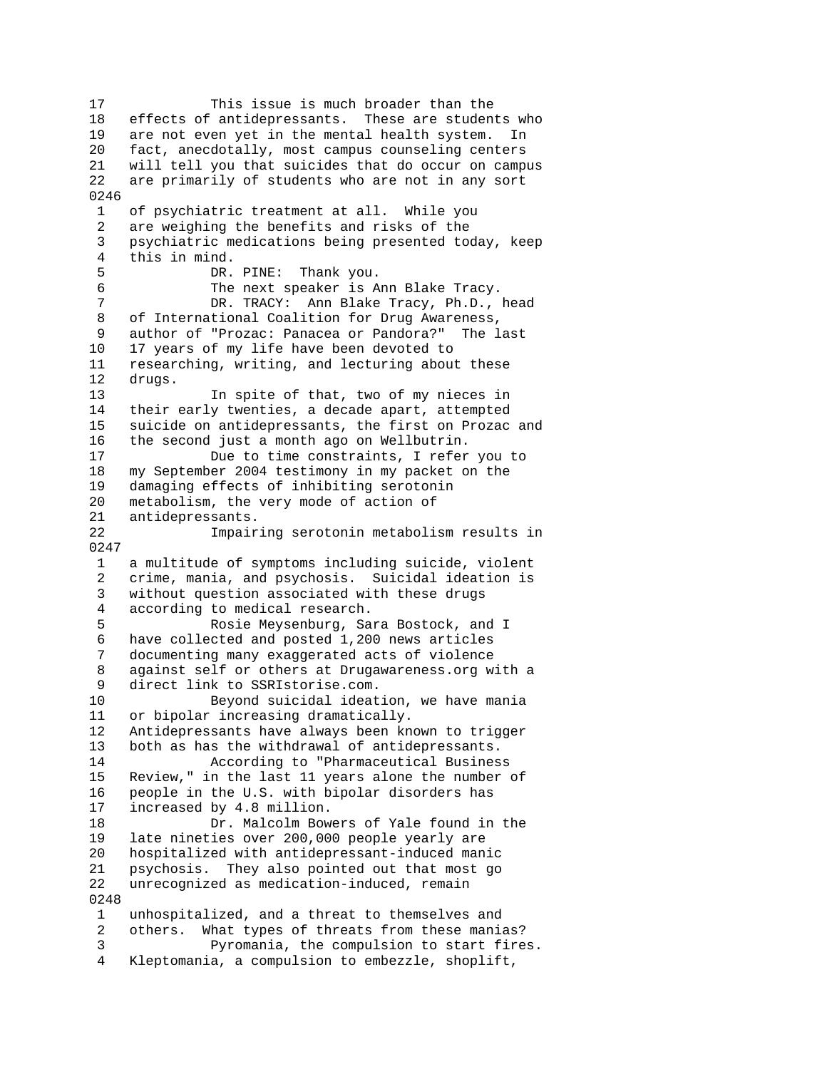17 This issue is much broader than the
18 effects of antidepressants. These are students who
19 are not even yet in the mental health system. In
20 fact, anecdotally, most campus counseling centers
21 will tell you that suicides that do occur on campus
22 are primarily of students who are not in any sort

0246

1 of psychiatric treatment at all. While you
2 are weighing the benefits and risks of the
3 psychiatric medications being presented today, keep
4 this in mind.
5 DR. PINE: Thank you.
6 The next speaker is Ann Blake Tracy.
7 DR. TRACY: Ann Blake Tracy, Ph.D., head
8 of International Coalition for Drug Awareness,
9 author of "Prozac: Panacea or Pandora?" The last
10 17 years of my life have been devoted to
11 researching, writing, and lecturing about these
12 drugs.
13 In spite of that, two of my nieces in
14 their early twenties, a decade apart, attempted
15 suicide on antidepressants, the first on Prozac and
16 the second just a month ago on Wellbutrin.
17 Due to time constraints, I refer you to
18 my September 2004 testimony in my packet on the
19 damaging effects of inhibiting serotonin
20 metabolism, the very mode of action of
21 antidepressants.
22 Impairing serotonin metabolism results in

0247

1 a multitude of symptoms including suicide, violent
2 crime, mania, and psychosis. Suicidal ideation is
3 without question associated with these drugs
4 according to medical research.
5 Rosie Meysenburg, Sara Bostock, and I
6 have collected and posted 1,200 news articles
7 documenting many exaggerated acts of violence
8 against self or others at Drugawareness.org with a
9 direct link to SSRIstorise.com.
10 Beyond suicidal ideation, we have mania
11 or bipolar increasing dramatically.
12 Antidepressants have always been known to trigger
13 both as has the withdrawal of antidepressants.
14 According to "Pharmaceutical Business
15 Review," in the last 11 years alone the number of
16 people in the U.S. with bipolar disorders has
17 increased by 4.8 million.
18 Dr. Malcolm Bowers of Yale found in the
19 late nineties over 200,000 people yearly are
20 hospitalized with antidepressant-induced manic
21 psychosis. They also pointed out that most go
22 unrecognized as medication-induced, remain

0248

1 unhospitalized, and a threat to themselves and
2 others. What types of threats from these manias?
3 Pyromania, the compulsion to start fires.
4 Kleptomania, a compulsion to embezzle, shoplift,